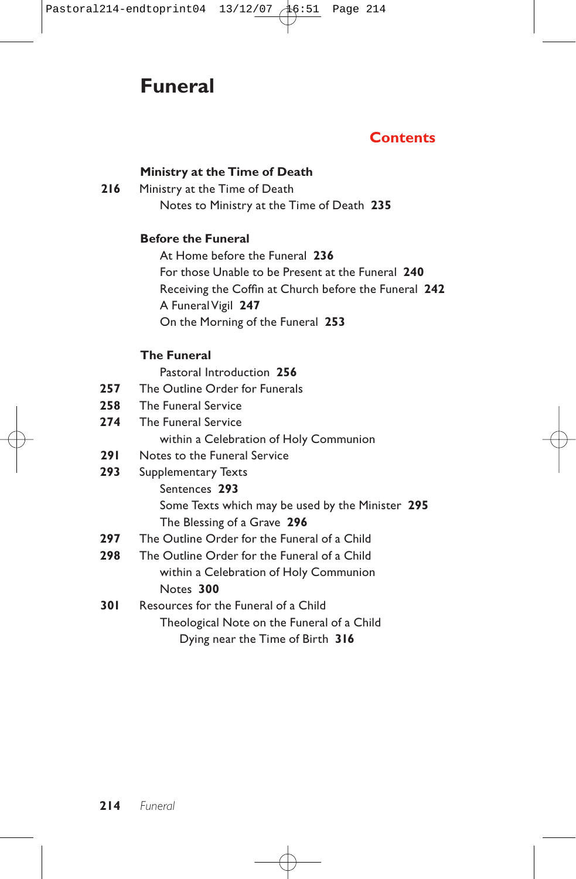# Funeral

## Contents

**Ministry at the Time of Death**

**216** Ministry at the Time of Death
  Notes to Ministry at the Time of Death **235**

**Before the Funeral**

  At Home before the Funeral **236**
  For those Unable to be Present at the Funeral **240**
  Receiving the Coffin at Church before the Funeral **242**
  A Funeral Vigil **247**
  On the Morning of the Funeral **253**

**The Funeral**

  Pastoral Introduction **256**
**257** The Outline Order for Funerals
**258** The Funeral Service
**274** The Funeral Service
  within a Celebration of Holy Communion
**291** Notes to the Funeral Service
**293** Supplementary Texts
  Sentences **293**
  Some Texts which may be used by the Minister **295**
  The Blessing of a Grave **296**
**297** The Outline Order for the Funeral of a Child
**298** The Outline Order for the Funeral of a Child
  within a Celebration of Holy Communion
  Notes **300**
**301** Resources for the Funeral of a Child
  Theological Note on the Funeral of a Child
   Dying near the Time of Birth **316**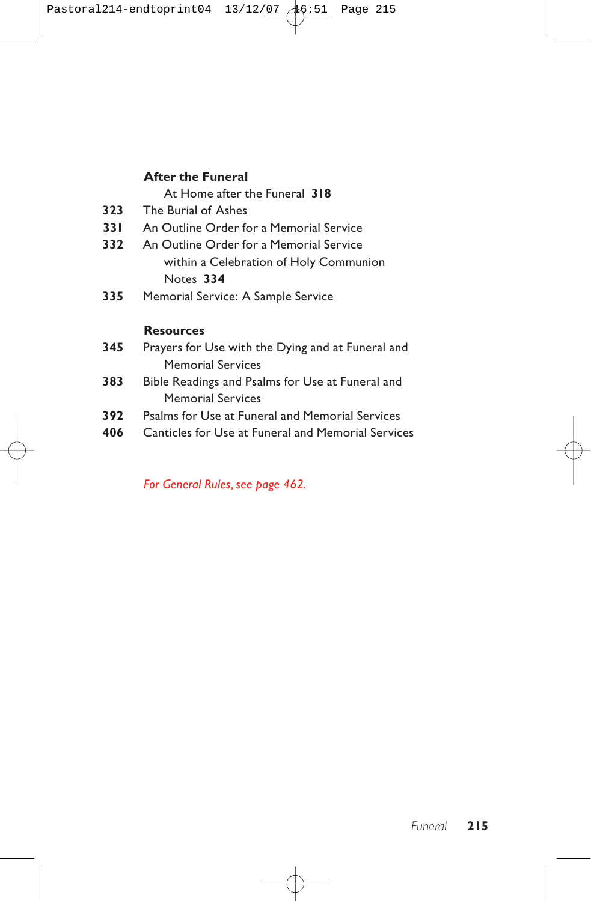**After the Funeral**

At Home after the Funeral **318**

**323** The Burial of Ashes

**331** An Outline Order for a Memorial Service

**332** An Outline Order for a Memorial Service within a Celebration of Holy Communion

Notes **334**

**335** Memorial Service: A Sample Service

**Resources**

**345** Prayers for Use with the Dying and at Funeral and Memorial Services

**383** Bible Readings and Psalms for Use at Funeral and Memorial Services

**392** Psalms for Use at Funeral and Memorial Services

**406** Canticles for Use at Funeral and Memorial Services

*For General Rules, see page 462.*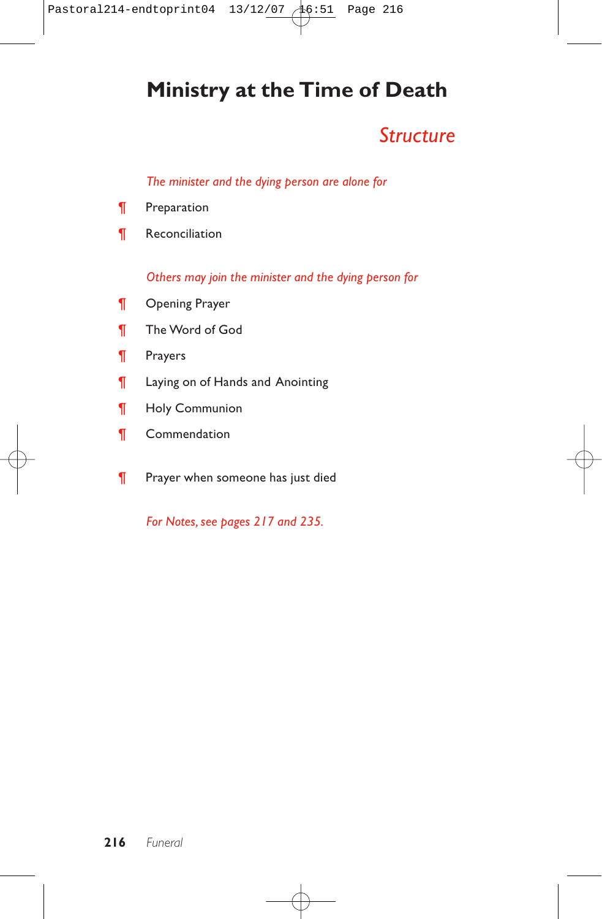# Ministry at the Time of Death

## *Structure*

*The minister and the dying person are alone for*

¶ Preparation

¶ Reconciliation

*Others may join the minister and the dying person for*

¶ Opening Prayer

¶ The Word of God

¶ Prayers

¶ Laying on of Hands and Anointing

¶ Holy Communion

¶ Commendation

¶ Prayer when someone has just died

*For Notes, see pages 217 and 235.*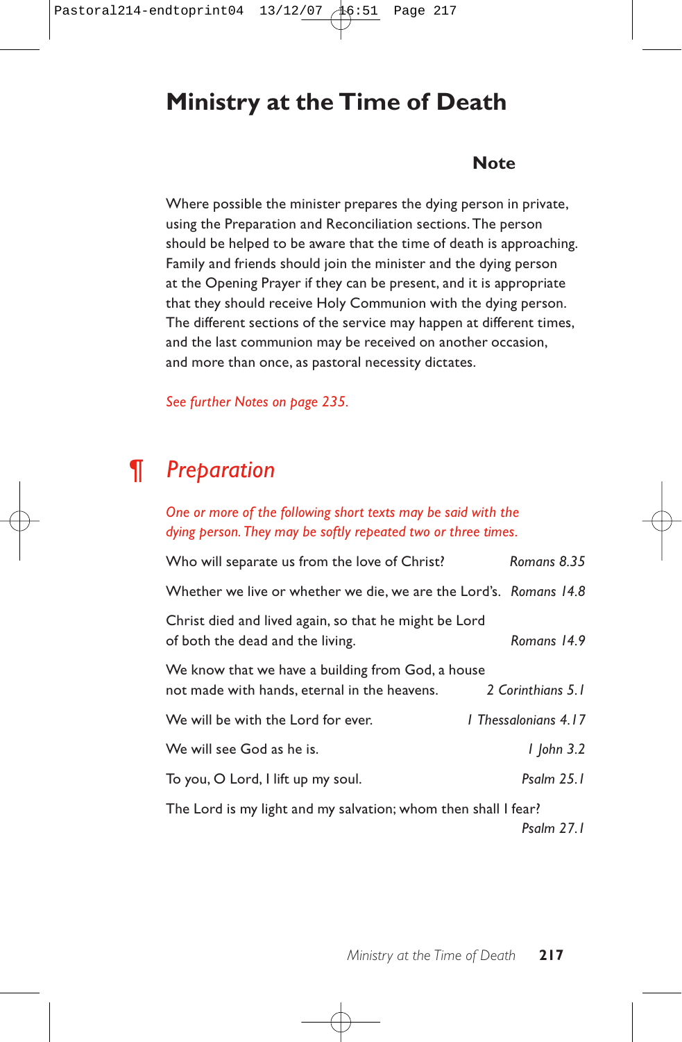# Ministry at the Time of Death

### Note

Where possible the minister prepares the dying person in private, using the Preparation and Reconciliation sections. The person should be helped to be aware that the time of death is approaching. Family and friends should join the minister and the dying person at the Opening Prayer if they can be present, and it is appropriate that they should receive Holy Communion with the dying person. The different sections of the service may happen at different times, and the last communion may be received on another occasion, and more than once, as pastoral necessity dictates.

*See further Notes on page 235.*

## ¶ *Preparation*

*One or more of the following short texts may be said with the dying person. They may be softly repeated two or three times.*

Who will separate us from the love of Christ? *Romans 8.35*

Whether we live or whether we die, we are the Lord's. *Romans 14.8*

Christ died and lived again, so that he might be Lord of both the dead and the living. *Romans 14.9*

We know that we have a building from God, a house not made with hands, eternal in the heavens. *2 Corinthians 5.1*

We will be with the Lord for ever. *1 Thessalonians 4.17*

We will see God as he is. *1 John 3.2*

To you, O Lord, I lift up my soul. *Psalm 25.1*

The Lord is my light and my salvation; whom then shall I fear? *Psalm 27.1*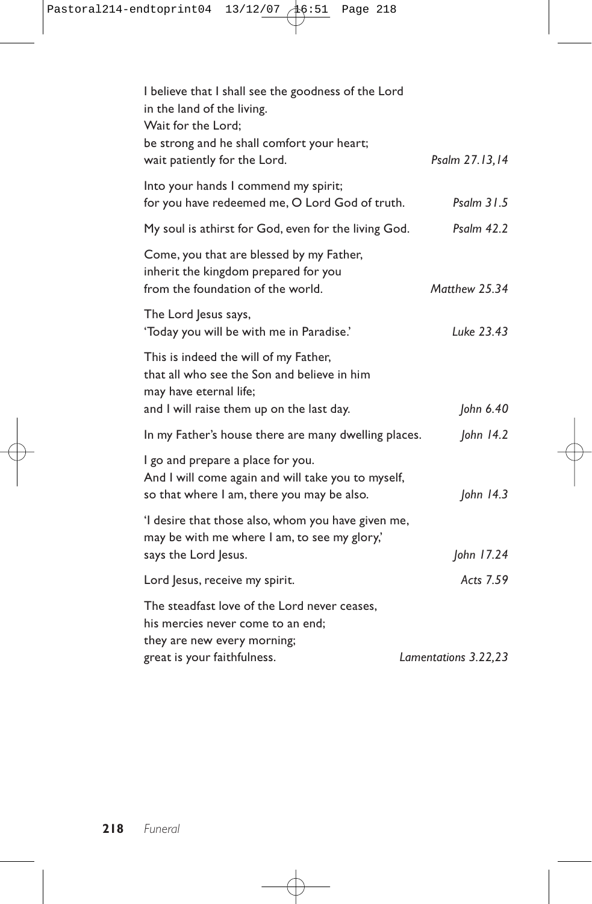I believe that I shall see the goodness of the Lord
in the land of the living.
Wait for the Lord;
be strong and he shall comfort your heart;
wait patiently for the Lord. *Psalm 27.13,14*

Into your hands I commend my spirit;
for you have redeemed me, O Lord God of truth. *Psalm 31.5*

My soul is athirst for God, even for the living God. *Psalm 42.2*

Come, you that are blessed by my Father,
inherit the kingdom prepared for you
from the foundation of the world. *Matthew 25.34*

The Lord Jesus says,
'Today you will be with me in Paradise.' *Luke 23.43*

This is indeed the will of my Father,
that all who see the Son and believe in him
may have eternal life;
and I will raise them up on the last day. *John 6.40*

In my Father's house there are many dwelling places. *John 14.2*

I go and prepare a place for you.
And I will come again and will take you to myself,
so that where I am, there you may be also. *John 14.3*

'I desire that those also, whom you have given me,
may be with me where I am, to see my glory,'
says the Lord Jesus. *John 17.24*

Lord Jesus, receive my spirit. *Acts 7.59*

The steadfast love of the Lord never ceases,
his mercies never come to an end;
they are new every morning;
great is your faithfulness. *Lamentations 3.22,23*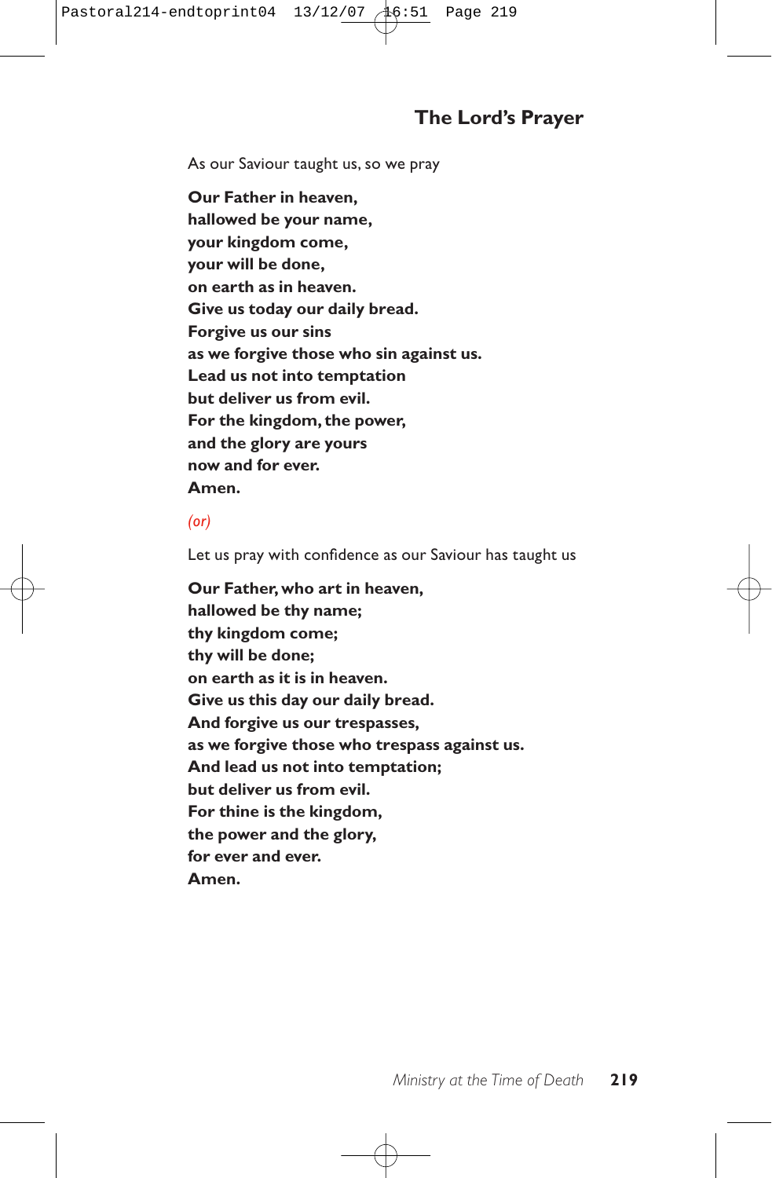## The Lord's Prayer

As our Saviour taught us, so we pray

**Our Father in heaven,**
**hallowed be your name,**
**your kingdom come,**
**your will be done,**
**on earth as in heaven.**
**Give us today our daily bread.**
**Forgive us our sins**
**as we forgive those who sin against us.**
**Lead us not into temptation**
**but deliver us from evil.**
**For the kingdom, the power,**
**and the glory are yours**
**now and for ever.**
**Amen.**

*(or)*

Let us pray with confidence as our Saviour has taught us

**Our Father, who art in heaven,**
**hallowed be thy name;**
**thy kingdom come;**
**thy will be done;**
**on earth as it is in heaven.**
**Give us this day our daily bread.**
**And forgive us our trespasses,**
**as we forgive those who trespass against us.**
**And lead us not into temptation;**
**but deliver us from evil.**
**For thine is the kingdom,**
**the power and the glory,**
**for ever and ever.**
**Amen.**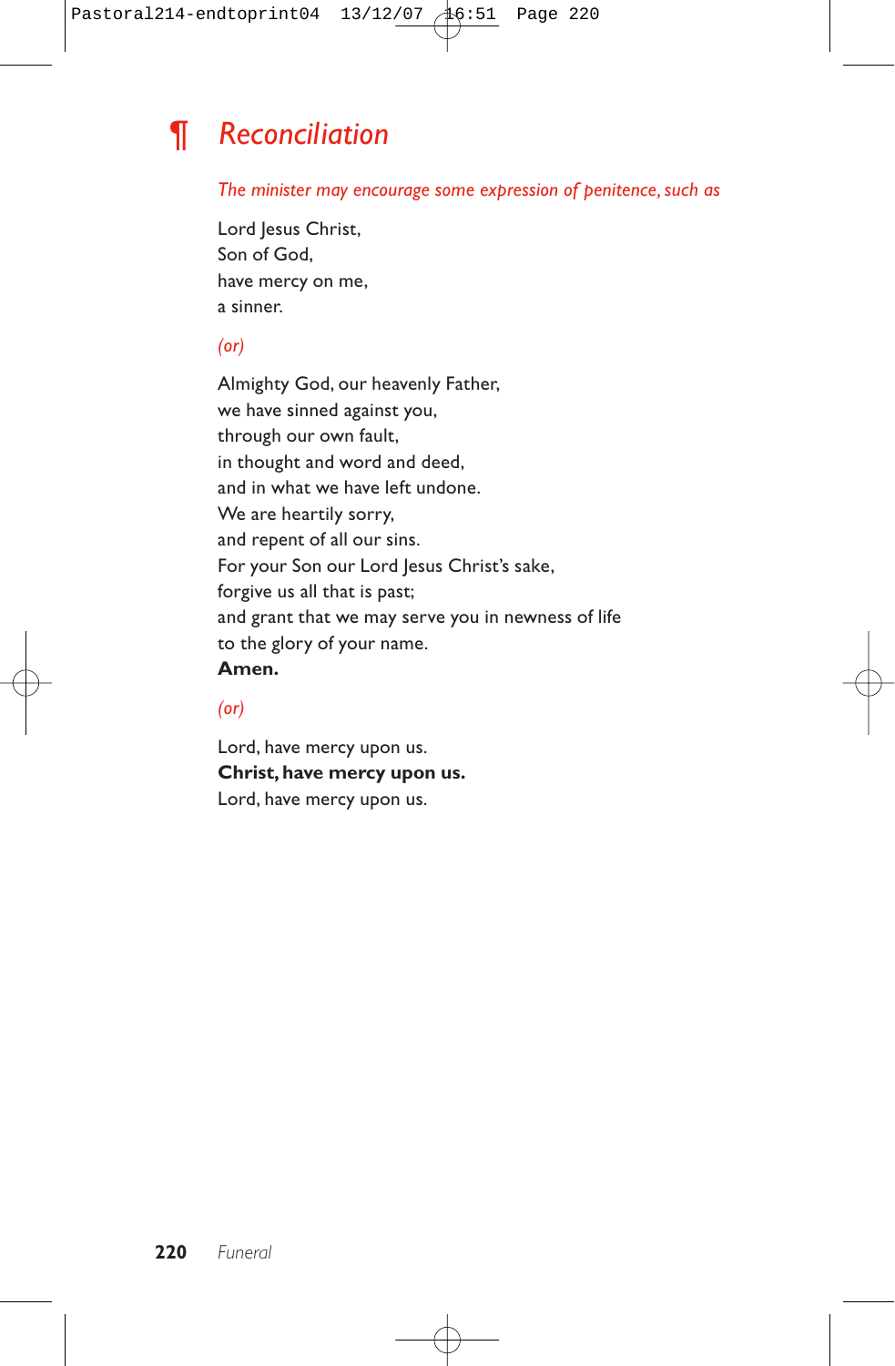## ¶ Reconciliation

*The minister may encourage some expression of penitence, such as*

Lord Jesus Christ,
Son of God,
have mercy on me,
a sinner.

*(or)*

Almighty God, our heavenly Father,
we have sinned against you,
through our own fault,
in thought and word and deed,
and in what we have left undone.
We are heartily sorry,
and repent of all our sins.
For your Son our Lord Jesus Christ's sake,
forgive us all that is past;
and grant that we may serve you in newness of life
to the glory of your name.
**Amen.**

*(or)*

Lord, have mercy upon us.
**Christ, have mercy upon us.**
Lord, have mercy upon us.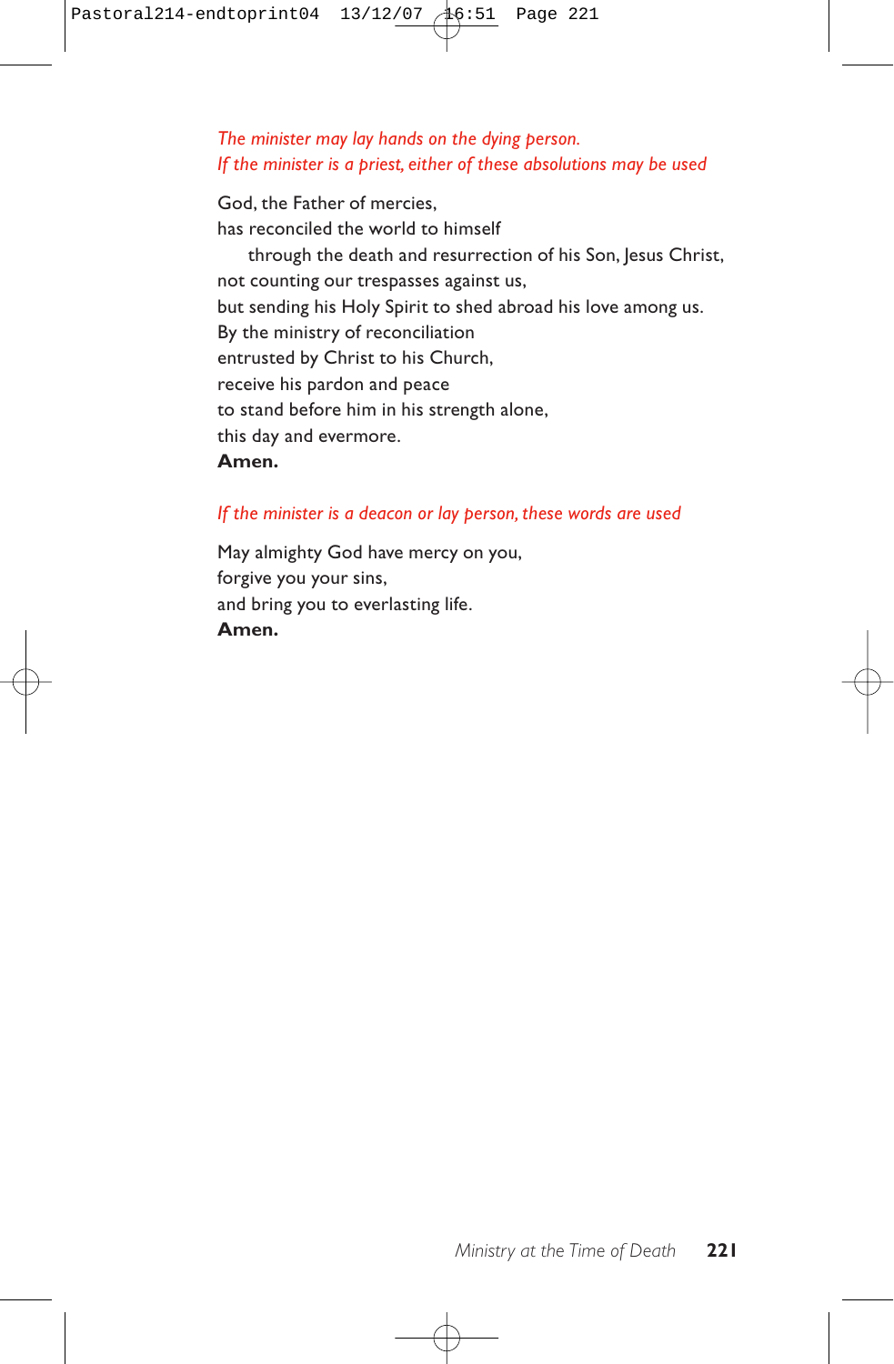*The minister may lay hands on the dying person.*
*If the minister is a priest, either of these absolutions may be used*

God, the Father of mercies,
has reconciled the world to himself
    through the death and resurrection of his Son, Jesus Christ,
not counting our trespasses against us,
but sending his Holy Spirit to shed abroad his love among us.
By the ministry of reconciliation
entrusted by Christ to his Church,
receive his pardon and peace
to stand before him in his strength alone,
this day and evermore.
**Amen.**

*If the minister is a deacon or lay person, these words are used*

May almighty God have mercy on you,
forgive you your sins,
and bring you to everlasting life.
**Amen.**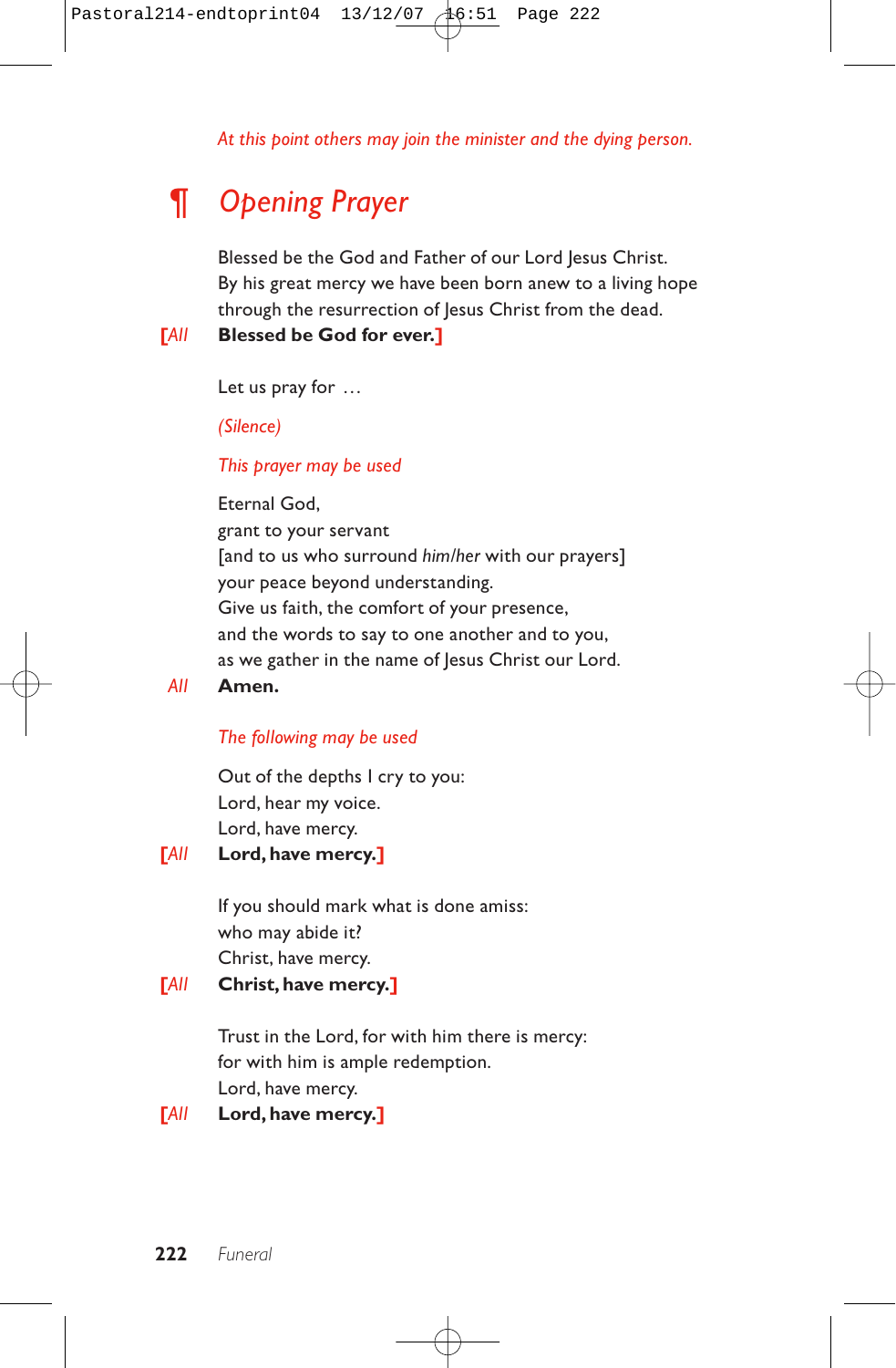*At this point others may join the minister and the dying person.*

## ¶ *Opening Prayer*

Blessed be the God and Father of our Lord Jesus Christ.
By his great mercy we have been born anew to a living hope
through the resurrection of Jesus Christ from the dead.

[*All* **Blessed be God for ever.**]

Let us pray for …

*(Silence)*

*This prayer may be used*

Eternal God,
grant to your servant
[and to us who surround *him/her* with our prayers]
your peace beyond understanding.
Give us faith, the comfort of your presence,
and the words to say to one another and to you,
as we gather in the name of Jesus Christ our Lord.

*All* **Amen.**

*The following may be used*

Out of the depths I cry to you:
Lord, hear my voice.
Lord, have mercy.

[*All* **Lord, have mercy.**]

If you should mark what is done amiss:
who may abide it?
Christ, have mercy.

[*All* **Christ, have mercy.**]

Trust in the Lord, for with him there is mercy:
for with him is ample redemption.
Lord, have mercy.

[*All* **Lord, have mercy.**]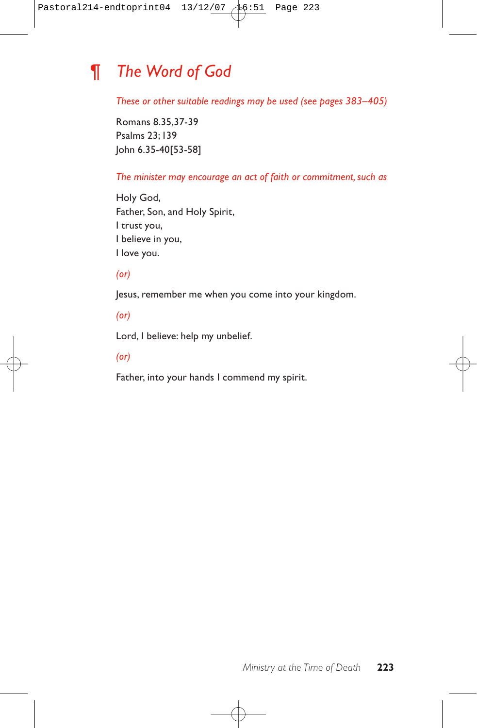## ¶ *The Word of God*

*These or other suitable readings may be used (see pages 383–405)*

Romans 8.35,37-39
Psalms 23; 139
John 6.35-40[53-58]

*The minister may encourage an act of faith or commitment, such as*

Holy God,
Father, Son, and Holy Spirit,
I trust you,
I believe in you,
I love you.

*(or)*

Jesus, remember me when you come into your kingdom.

*(or)*

Lord, I believe: help my unbelief.

*(or)*

Father, into your hands I commend my spirit.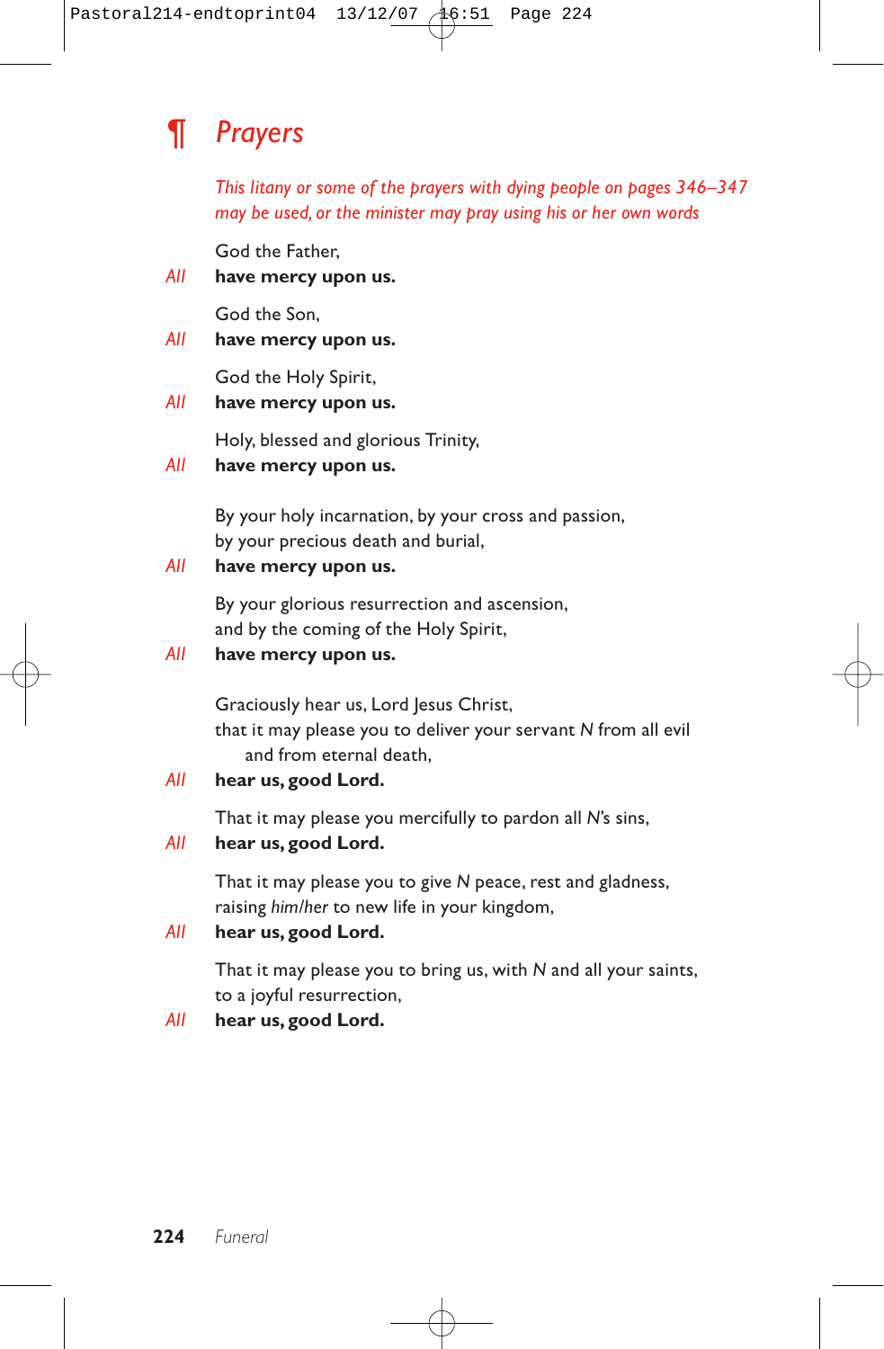## ¶ *Prayers*

*This litany or some of the prayers with dying people on pages 346–347 may be used, or the minister may pray using his or her own words*

God the Father,
*All* **have mercy upon us.**

God the Son,
*All* **have mercy upon us.**

God the Holy Spirit,
*All* **have mercy upon us.**

Holy, blessed and glorious Trinity,
*All* **have mercy upon us.**

By your holy incarnation, by your cross and passion,
by your precious death and burial,
*All* **have mercy upon us.**

By your glorious resurrection and ascension,
and by the coming of the Holy Spirit,
*All* **have mercy upon us.**

Graciously hear us, Lord Jesus Christ,
that it may please you to deliver your servant *N* from all evil
and from eternal death,
*All* **hear us, good Lord.**

That it may please you mercifully to pardon all *N*'s sins,
*All* **hear us, good Lord.**

That it may please you to give *N* peace, rest and gladness,
raising *him/her* to new life in your kingdom,
*All* **hear us, good Lord.**

That it may please you to bring us, with *N* and all your saints,
to a joyful resurrection,
*All* **hear us, good Lord.**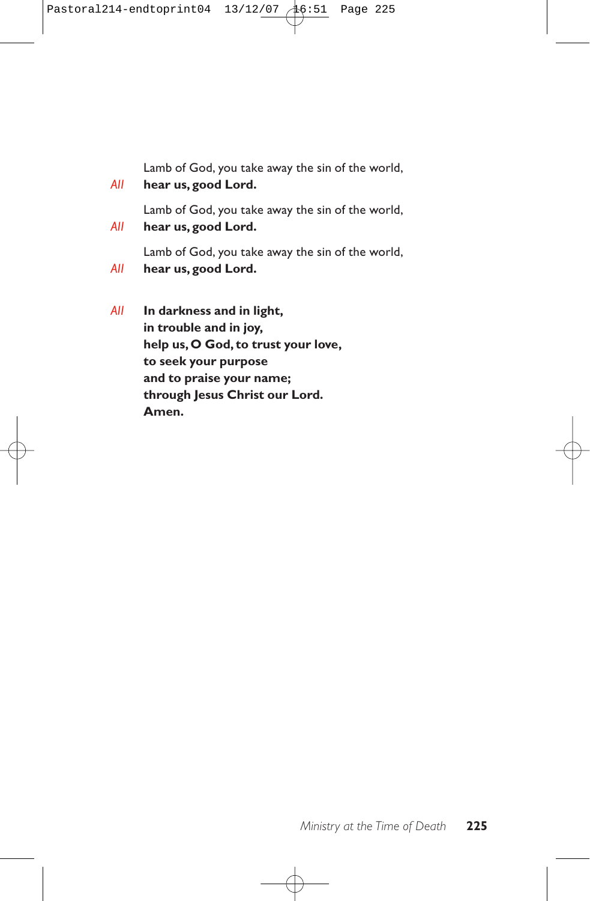Lamb of God, you take away the sin of the world,  
*All* **hear us, good Lord.**

Lamb of God, you take away the sin of the world,  
*All* **hear us, good Lord.**

Lamb of God, you take away the sin of the world,  
*All* **hear us, good Lord.**

*All* **In darkness and in light,**  
**in trouble and in joy,**  
**help us, O God, to trust your love,**  
**to seek your purpose**  
**and to praise your name;**  
**through Jesus Christ our Lord.**  
**Amen.**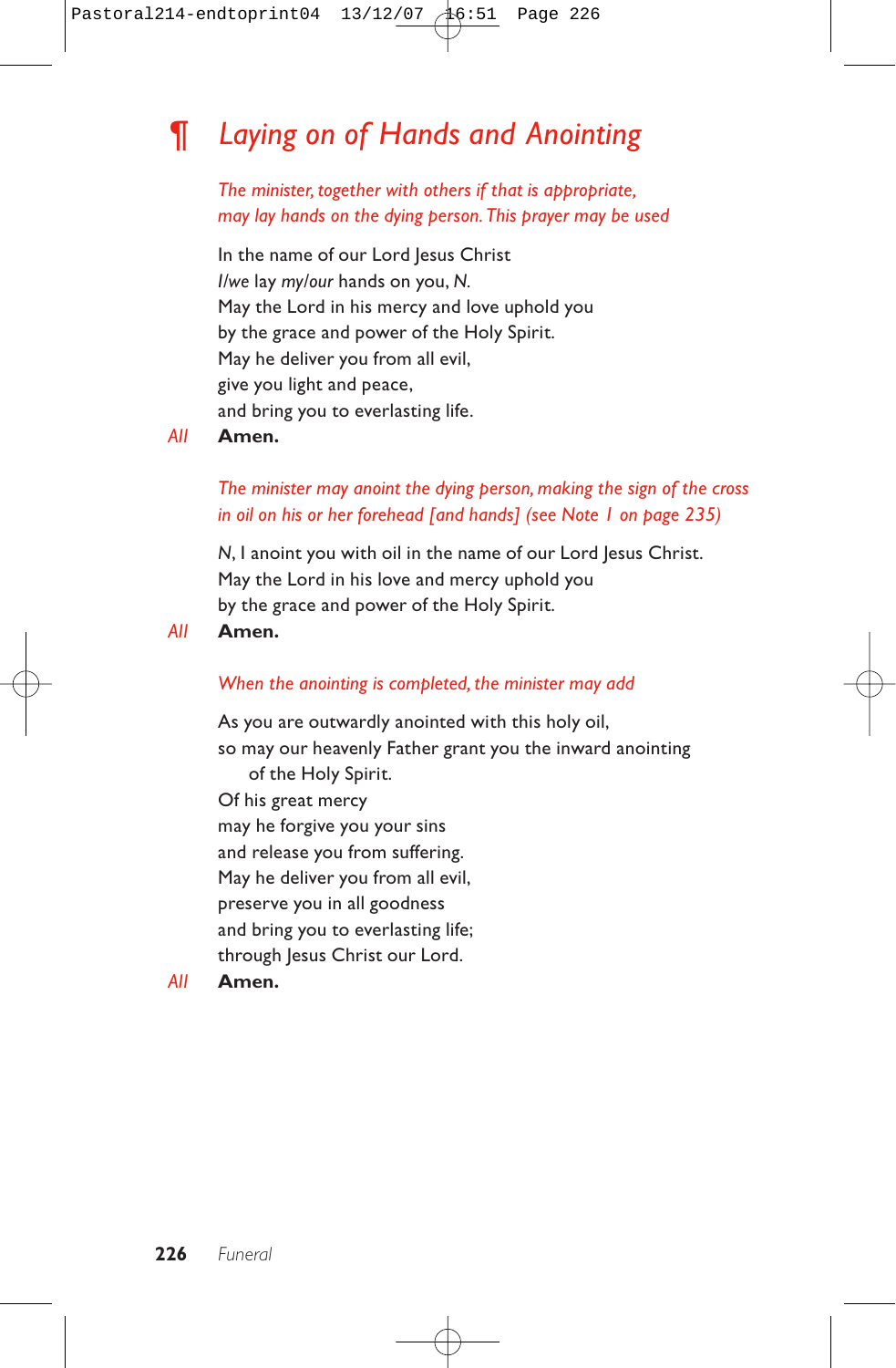## ¶ *Laying on of Hands and Anointing*

*The minister, together with others if that is appropriate, may lay hands on the dying person. This prayer may be used*

In the name of our Lord Jesus Christ
*I/we* lay *my/our* hands on you, *N.*
May the Lord in his mercy and love uphold you
by the grace and power of the Holy Spirit.
May he deliver you from all evil,
give you light and peace,
and bring you to everlasting life.

*All* **Amen.**

*The minister may anoint the dying person, making the sign of the cross in oil on his or her forehead [and hands] (see Note 1 on page 235)*

*N*, I anoint you with oil in the name of our Lord Jesus Christ.
May the Lord in his love and mercy uphold you
by the grace and power of the Holy Spirit.

*All* **Amen.**

*When the anointing is completed, the minister may add*

As you are outwardly anointed with this holy oil,
so may our heavenly Father grant you the inward anointing
of the Holy Spirit.
Of his great mercy
may he forgive you your sins
and release you from suffering.
May he deliver you from all evil,
preserve you in all goodness
and bring you to everlasting life;
through Jesus Christ our Lord.

*All* **Amen.**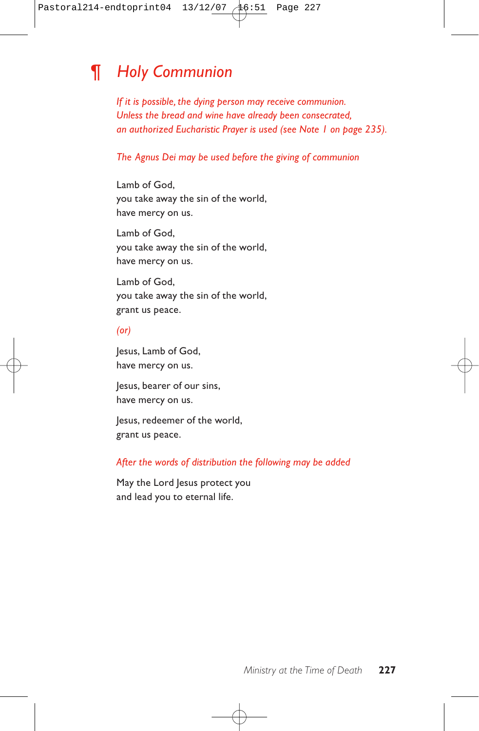## ¶ *Holy Communion*

*If it is possible, the dying person may receive communion. Unless the bread and wine have already been consecrated, an authorized Eucharistic Prayer is used (see Note 1 on page 235).*

*The Agnus Dei may be used before the giving of communion*

Lamb of God,
you take away the sin of the world,
have mercy on us.

Lamb of God,
you take away the sin of the world,
have mercy on us.

Lamb of God,
you take away the sin of the world,
grant us peace.

*(or)*

Jesus, Lamb of God,
have mercy on us.

Jesus, bearer of our sins,
have mercy on us.

Jesus, redeemer of the world,
grant us peace.

*After the words of distribution the following may be added*

May the Lord Jesus protect you
and lead you to eternal life.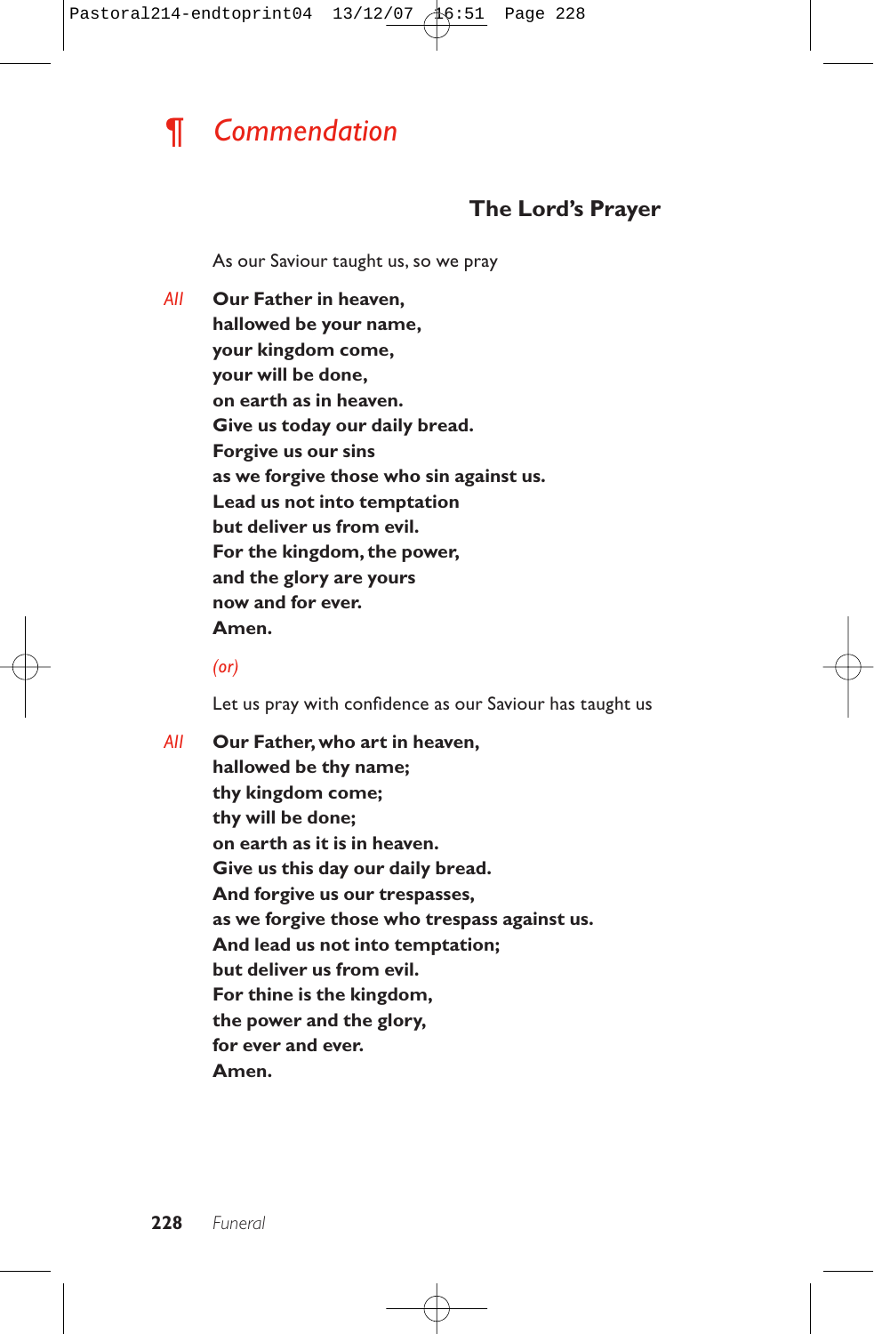# ¶ *Commendation*

### The Lord's Prayer

As our Saviour taught us, so we pray

*All* **Our Father in heaven,**
**hallowed be your name,**
**your kingdom come,**
**your will be done,**
**on earth as in heaven.**
**Give us today our daily bread.**
**Forgive us our sins**
**as we forgive those who sin against us.**
**Lead us not into temptation**
**but deliver us from evil.**
**For the kingdom, the power,**
**and the glory are yours**
**now and for ever.**
**Amen.**

*(or)*

Let us pray with confidence as our Saviour has taught us

*All* **Our Father, who art in heaven,**
**hallowed be thy name;**
**thy kingdom come;**
**thy will be done;**
**on earth as it is in heaven.**
**Give us this day our daily bread.**
**And forgive us our trespasses,**
**as we forgive those who trespass against us.**
**And lead us not into temptation;**
**but deliver us from evil.**
**For thine is the kingdom,**
**the power and the glory,**
**for ever and ever.**
**Amen.**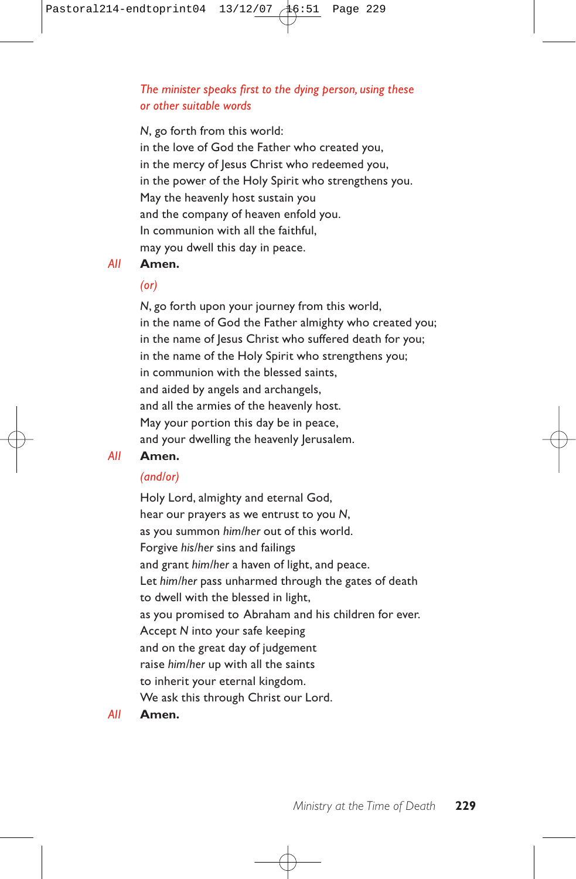*The minister speaks first to the dying person, using these or other suitable words*

*N*, go forth from this world:  
in the love of God the Father who created you,  
in the mercy of Jesus Christ who redeemed you,  
in the power of the Holy Spirit who strengthens you.  
May the heavenly host sustain you  
and the company of heaven enfold you.  
In communion with all the faithful,  
may you dwell this day in peace.

*All* **Amen.**

*(or)*

*N*, go forth upon your journey from this world,  
in the name of God the Father almighty who created you;  
in the name of Jesus Christ who suffered death for you;  
in the name of the Holy Spirit who strengthens you;  
in communion with the blessed saints,  
and aided by angels and archangels,  
and all the armies of the heavenly host.  
May your portion this day be in peace,  
and your dwelling the heavenly Jerusalem.

*All* **Amen.**

*(and/or)*

Holy Lord, almighty and eternal God,  
hear our prayers as we entrust to you *N*,  
as you summon *him/her* out of this world.  
Forgive *his/her* sins and failings  
and grant *him/her* a haven of light, and peace.  
Let *him/her* pass unharmed through the gates of death  
to dwell with the blessed in light,  
as you promised to Abraham and his children for ever.  
Accept *N* into your safe keeping  
and on the great day of judgement  
raise *him/her* up with all the saints  
to inherit your eternal kingdom.  
We ask this through Christ our Lord.

*All* **Amen.**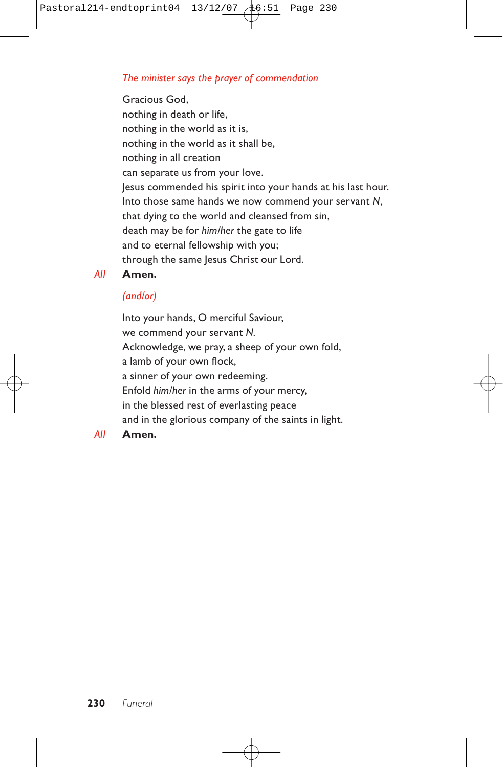*The minister says the prayer of commendation*

Gracious God,
nothing in death or life,
nothing in the world as it is,
nothing in the world as it shall be,
nothing in all creation
can separate us from your love.
Jesus commended his spirit into your hands at his last hour.
Into those same hands we now commend your servant *N*,
that dying to the world and cleansed from sin,
death may be for *him/her* the gate to life
and to eternal fellowship with you;
through the same Jesus Christ our Lord.

*All* **Amen.**

*(and/or)*

Into your hands, O merciful Saviour,
we commend your servant *N*.
Acknowledge, we pray, a sheep of your own fold,
a lamb of your own flock,
a sinner of your own redeeming.
Enfold *him/her* in the arms of your mercy,
in the blessed rest of everlasting peace
and in the glorious company of the saints in light.

*All* **Amen.**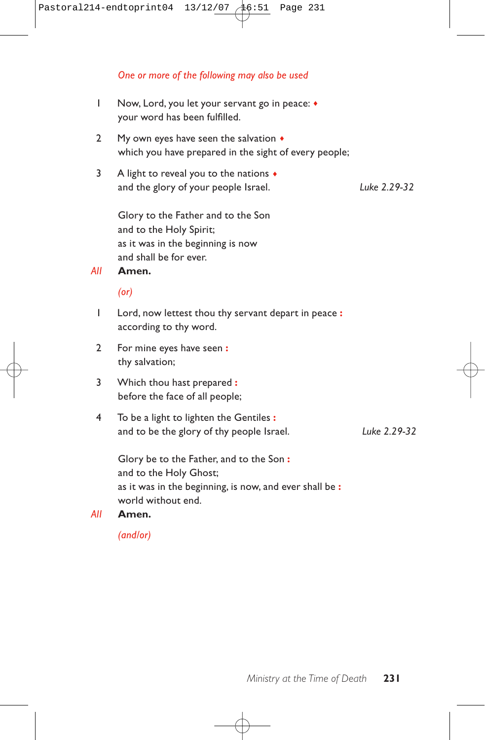*One or more of the following may also be used*

1 Now, Lord, you let your servant go in peace: ♦
your word has been fulfilled.

2 My own eyes have seen the salvation ♦
which you have prepared in the sight of every people;

3 A light to reveal you to the nations ♦
and the glory of your people Israel. *Luke 2.29-32*

Glory to the Father and to the Son
and to the Holy Spirit;
as it was in the beginning is now
and shall be for ever.

*All* **Amen.**

*(or)*

1 Lord, now lettest thou thy servant depart in peace :
according to thy word.

2 For mine eyes have seen :
thy salvation;

3 Which thou hast prepared :
before the face of all people;

4 To be a light to lighten the Gentiles :
and to be the glory of thy people Israel. *Luke 2.29-32*

Glory be to the Father, and to the Son :
and to the Holy Ghost;
as it was in the beginning, is now, and ever shall be :
world without end.

*All* **Amen.**

*(and/or)*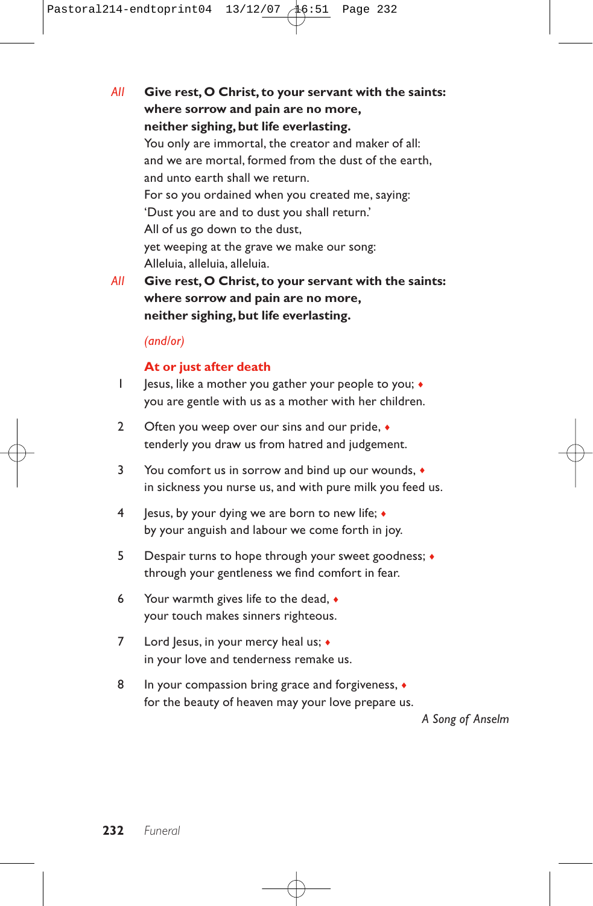*All* **Give rest, O Christ, to your servant with the saints:**
**where sorrow and pain are no more,**
**neither sighing, but life everlasting.**

You only are immortal, the creator and maker of all:
and we are mortal, formed from the dust of the earth,
and unto earth shall we return.
For so you ordained when you created me, saying:
'Dust you are and to dust you shall return.'
All of us go down to the dust,
yet weeping at the grave we make our song:
Alleluia, alleluia, alleluia.

*All* **Give rest, O Christ, to your servant with the saints:**
**where sorrow and pain are no more,**
**neither sighing, but life everlasting.**

*(and/or)*

### At or just after death

1 Jesus, like a mother you gather your people to you; ♦
you are gentle with us as a mother with her children.

2 Often you weep over our sins and our pride, ♦
tenderly you draw us from hatred and judgement.

3 You comfort us in sorrow and bind up our wounds, ♦
in sickness you nurse us, and with pure milk you feed us.

4 Jesus, by your dying we are born to new life; ♦
by your anguish and labour we come forth in joy.

5 Despair turns to hope through your sweet goodness; ♦
through your gentleness we find comfort in fear.

6 Your warmth gives life to the dead, ♦
your touch makes sinners righteous.

7 Lord Jesus, in your mercy heal us; ♦
in your love and tenderness remake us.

8 In your compassion bring grace and forgiveness, ♦
for the beauty of heaven may your love prepare us.

*A Song of Anselm*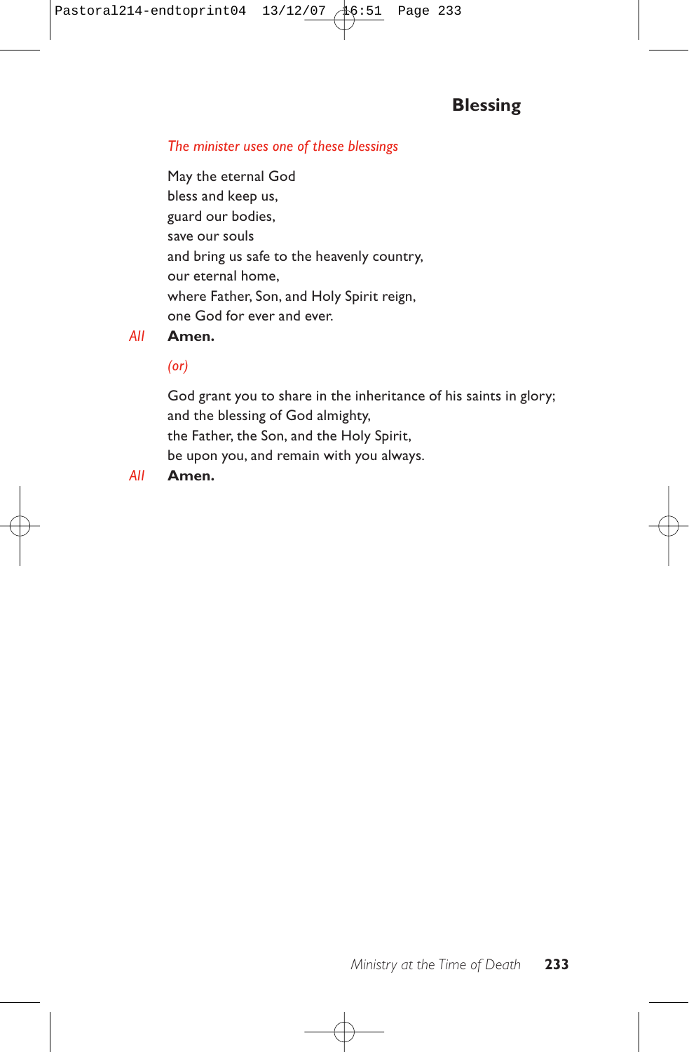## Blessing

*The minister uses one of these blessings*

May the eternal God
bless and keep us,
guard our bodies,
save our souls
and bring us safe to the heavenly country,
our eternal home,
where Father, Son, and Holy Spirit reign,
one God for ever and ever.

*All* **Amen.**

*(or)*

God grant you to share in the inheritance of his saints in glory;
and the blessing of God almighty,
the Father, the Son, and the Holy Spirit,
be upon you, and remain with you always.

*All* **Amen.**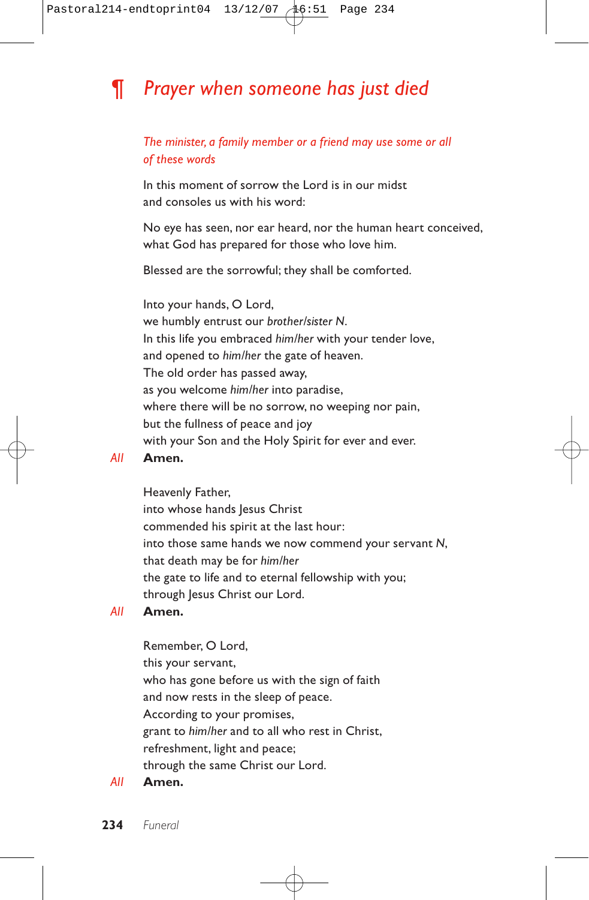# ¶ *Prayer when someone has just died*

*The minister, a family member or a friend may use some or all of these words*

In this moment of sorrow the Lord is in our midst
and consoles us with his word:

No eye has seen, nor ear heard, nor the human heart conceived,
what God has prepared for those who love him.

Blessed are the sorrowful; they shall be comforted.

Into your hands, O Lord,
we humbly entrust our *brother/sister N*.
In this life you embraced *him/her* with your tender love,
and opened to *him/her* the gate of heaven.
The old order has passed away,
as you welcome *him/her* into paradise,
where there will be no sorrow, no weeping nor pain,
but the fullness of peace and joy
with your Son and the Holy Spirit for ever and ever.

*All* **Amen.**

Heavenly Father,
into whose hands Jesus Christ
commended his spirit at the last hour:
into those same hands we now commend your servant *N*,
that death may be for *him/her*
the gate to life and to eternal fellowship with you;
through Jesus Christ our Lord.

*All* **Amen.**

Remember, O Lord,
this your servant,
who has gone before us with the sign of faith
and now rests in the sleep of peace.
According to your promises,
grant to *him/her* and to all who rest in Christ,
refreshment, light and peace;
through the same Christ our Lord.

*All* **Amen.**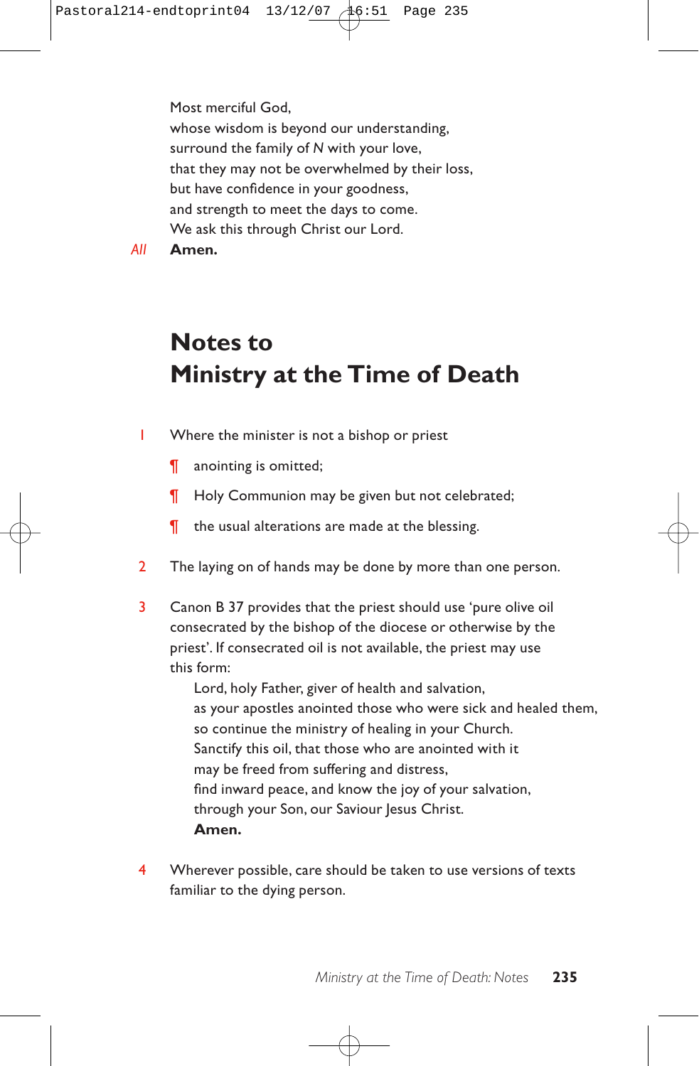Most merciful God,
whose wisdom is beyond our understanding,
surround the family of *N* with your love,
that they may not be overwhelmed by their loss,
but have confidence in your goodness,
and strength to meet the days to come.
We ask this through Christ our Lord.

*All* **Amen.**

# Notes to Ministry at the Time of Death

1 Where the minister is not a bishop or priest

¶ anointing is omitted;

¶ Holy Communion may be given but not celebrated;

¶ the usual alterations are made at the blessing.

2 The laying on of hands may be done by more than one person.

3 Canon B 37 provides that the priest should use 'pure olive oil consecrated by the bishop of the diocese or otherwise by the priest'. If consecrated oil is not available, the priest may use this form:

Lord, holy Father, giver of health and salvation,
as your apostles anointed those who were sick and healed them,
so continue the ministry of healing in your Church.
Sanctify this oil, that those who are anointed with it
may be freed from suffering and distress,
find inward peace, and know the joy of your salvation,
through your Son, our Saviour Jesus Christ.
**Amen.**

4 Wherever possible, care should be taken to use versions of texts familiar to the dying person.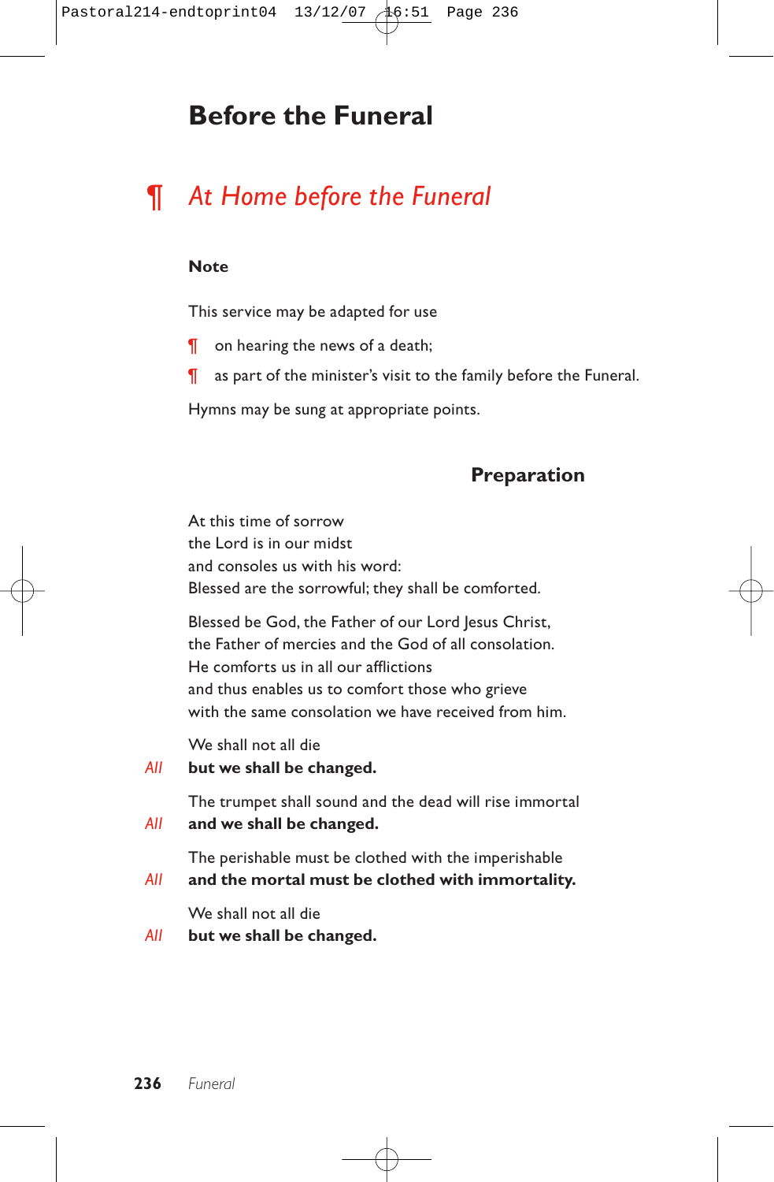# Before the Funeral

## ¶ *At Home before the Funeral*

### Note

This service may be adapted for use

- ¶ on hearing the news of a death;
- ¶ as part of the minister's visit to the family before the Funeral.

Hymns may be sung at appropriate points.

### Preparation

At this time of sorrow
the Lord is in our midst
and consoles us with his word:
Blessed are the sorrowful; they shall be comforted.

Blessed be God, the Father of our Lord Jesus Christ,
the Father of mercies and the God of all consolation.
He comforts us in all our afflictions
and thus enables us to comfort those who grieve
with the same consolation we have received from him.

We shall not all die
*All* **but we shall be changed.**

The trumpet shall sound and the dead will rise immortal
*All* **and we shall be changed.**

The perishable must be clothed with the imperishable
*All* **and the mortal must be clothed with immortality.**

We shall not all die
*All* **but we shall be changed.**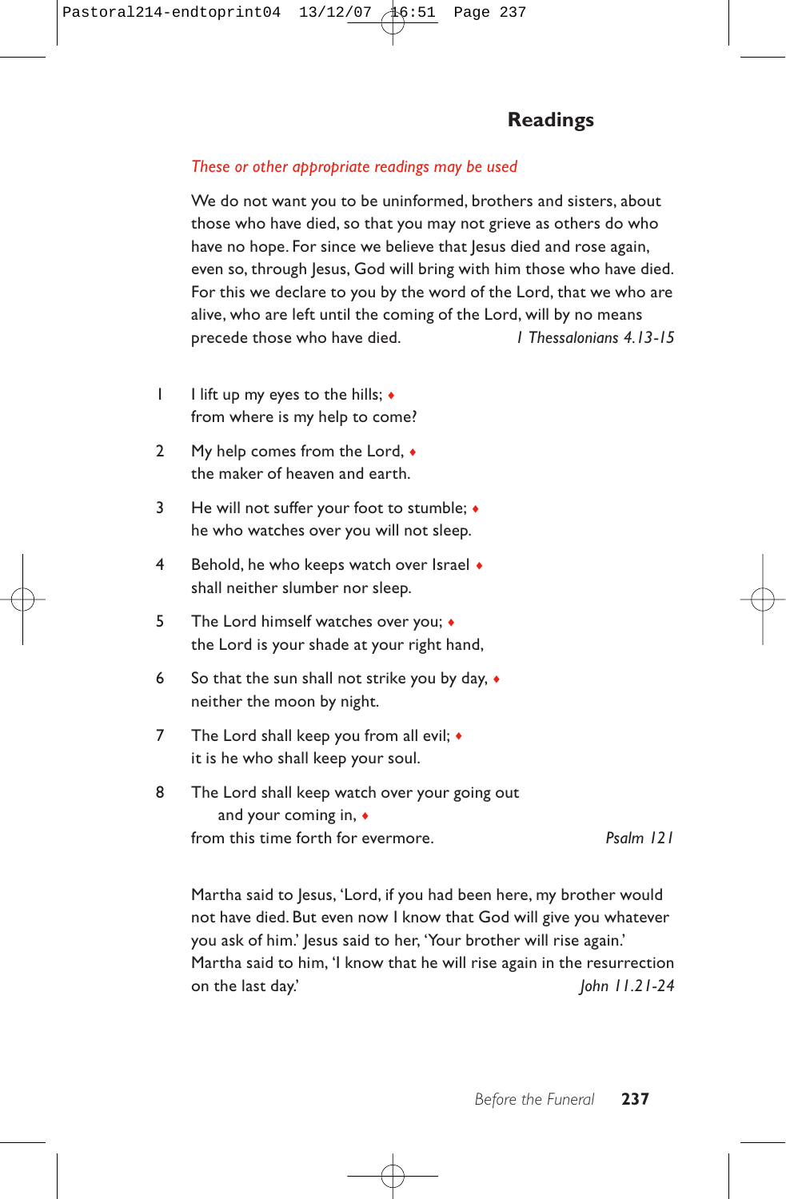## Readings

*These or other appropriate readings may be used*

We do not want you to be uninformed, brothers and sisters, about those who have died, so that you may not grieve as others do who have no hope. For since we believe that Jesus died and rose again, even so, through Jesus, God will bring with him those who have died. For this we declare to you by the word of the Lord, that we who are alive, who are left until the coming of the Lord, will by no means precede those who have died. *1 Thessalonians 4.13-15*

1 I lift up my eyes to the hills; ♦
from where is my help to come?

2 My help comes from the Lord, ♦
the maker of heaven and earth.

3 He will not suffer your foot to stumble; ♦
he who watches over you will not sleep.

4 Behold, he who keeps watch over Israel ♦
shall neither slumber nor sleep.

5 The Lord himself watches over you; ♦
the Lord is your shade at your right hand,

6 So that the sun shall not strike you by day, ♦
neither the moon by night.

7 The Lord shall keep you from all evil; ♦
it is he who shall keep your soul.

8 The Lord shall keep watch over your going out
and your coming in, ♦
from this time forth for evermore. *Psalm 121*

Martha said to Jesus, 'Lord, if you had been here, my brother would not have died. But even now I know that God will give you whatever you ask of him.' Jesus said to her, 'Your brother will rise again.' Martha said to him, 'I know that he will rise again in the resurrection on the last day.' *John 11.21-24*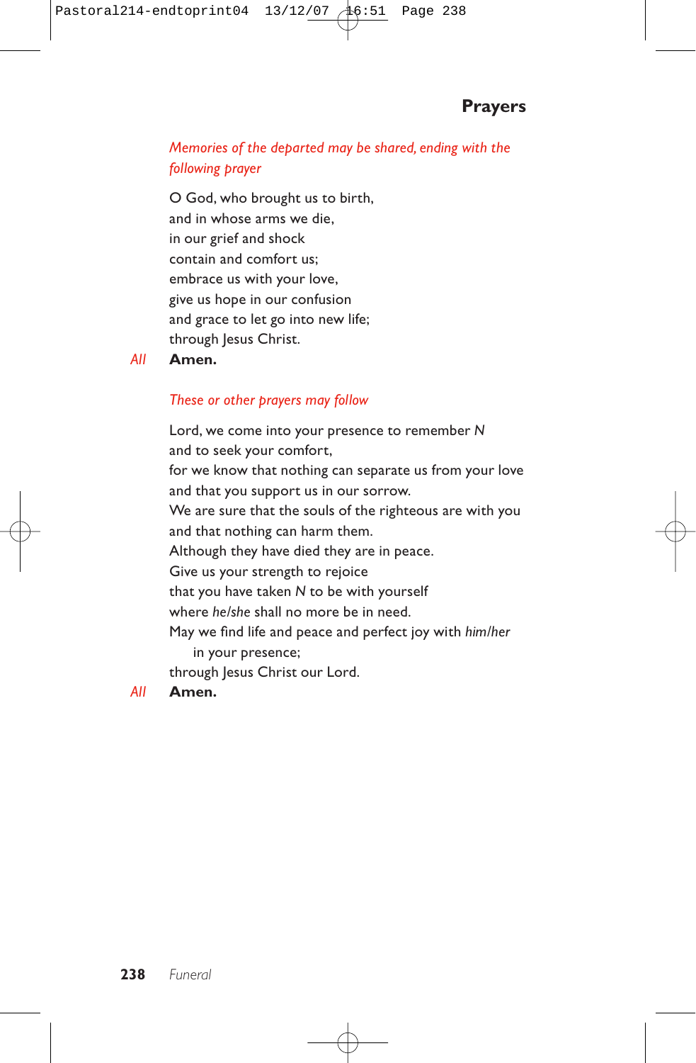## Prayers

*Memories of the departed may be shared, ending with the following prayer*

O God, who brought us to birth,  
and in whose arms we die,  
in our grief and shock  
contain and comfort us;  
embrace us with your love,  
give us hope in our confusion  
and grace to let go into new life;  
through Jesus Christ.

*All* **Amen.**

*These or other prayers may follow*

Lord, we come into your presence to remember *N*  
and to seek your comfort,  
for we know that nothing can separate us from your love  
and that you support us in our sorrow.  
We are sure that the souls of the righteous are with you  
and that nothing can harm them.  
Although they have died they are in peace.  
Give us your strength to rejoice  
that you have taken *N* to be with yourself  
where *he/she* shall no more be in need.  
May we find life and peace and perfect joy with *him/her*  
in your presence;  
through Jesus Christ our Lord.

*All* **Amen.**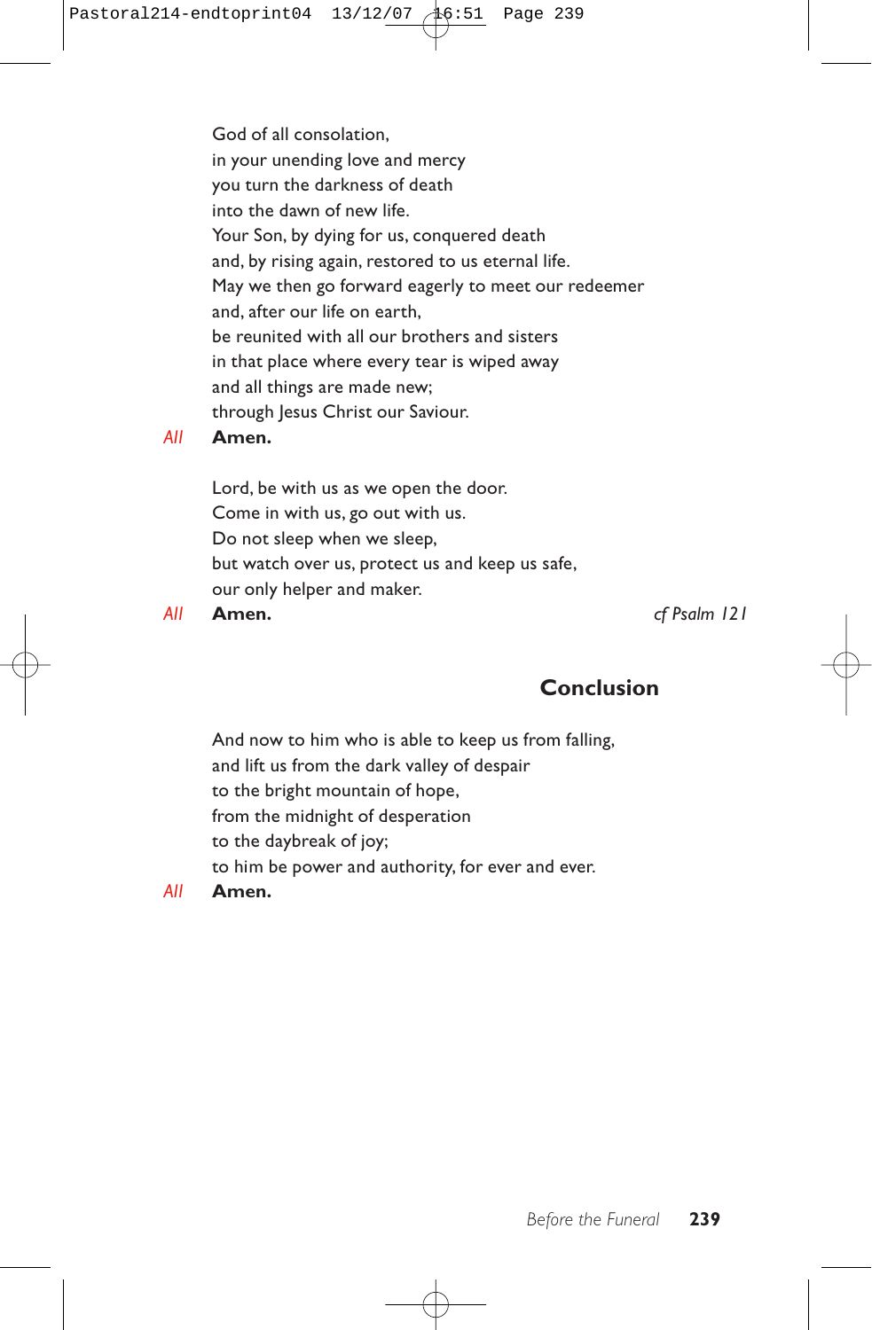God of all consolation,  
in your unending love and mercy  
you turn the darkness of death  
into the dawn of new life.  
Your Son, by dying for us, conquered death  
and, by rising again, restored to us eternal life.  
May we then go forward eagerly to meet our redeemer  
and, after our life on earth,  
be reunited with all our brothers and sisters  
in that place where every tear is wiped away  
and all things are made new;  
through Jesus Christ our Saviour.

*All* **Amen.**

Lord, be with us as we open the door.  
Come in with us, go out with us.  
Do not sleep when we sleep,  
but watch over us, protect us and keep us safe,  
our only helper and maker.

*All* **Amen.** *cf Psalm 121*

## Conclusion

And now to him who is able to keep us from falling,  
and lift us from the dark valley of despair  
to the bright mountain of hope,  
from the midnight of desperation  
to the daybreak of joy;  
to him be power and authority, for ever and ever.

*All* **Amen.**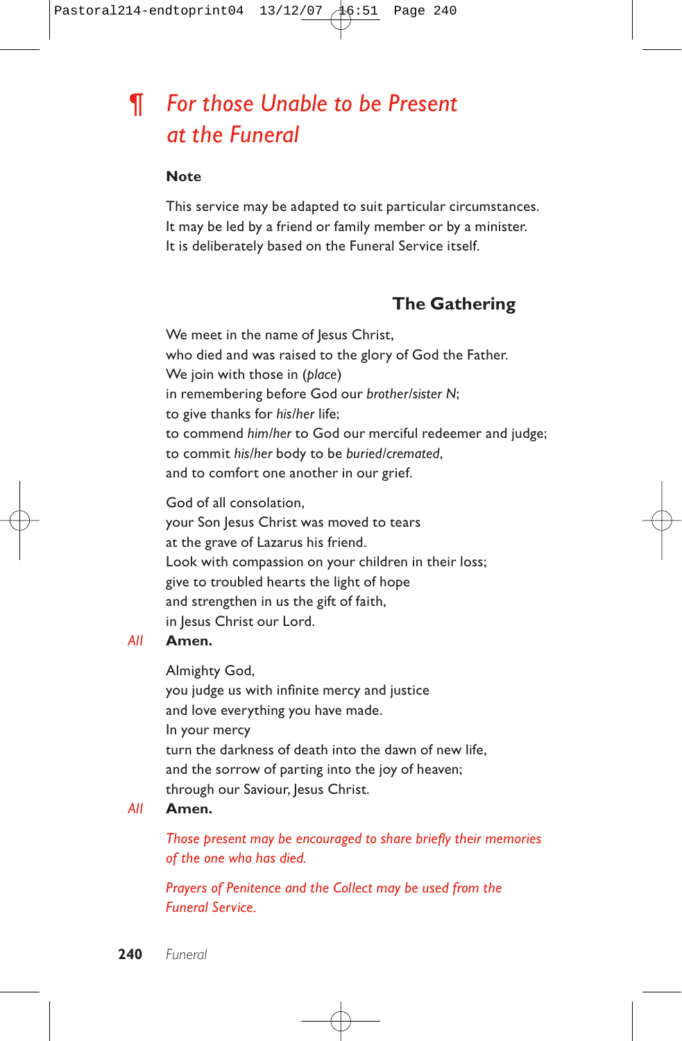# ¶ *For those Unable to be Present at the Funeral*

**Note**

This service may be adapted to suit particular circumstances.
It may be led by a friend or family member or by a minister.
It is deliberately based on the Funeral Service itself.

## The Gathering

We meet in the name of Jesus Christ,
who died and was raised to the glory of God the Father.
We join with those in (*place*)
in remembering before God our *brother/sister N*;
to give thanks for *his/her* life;
to commend *him/her* to God our merciful redeemer and judge;
to commit *his/her* body to be *buried/cremated*,
and to comfort one another in our grief.

God of all consolation,
your Son Jesus Christ was moved to tears
at the grave of Lazarus his friend.
Look with compassion on your children in their loss;
give to troubled hearts the light of hope
and strengthen in us the gift of faith,
in Jesus Christ our Lord.

*All* **Amen.**

Almighty God,
you judge us with infinite mercy and justice
and love everything you have made.
In your mercy
turn the darkness of death into the dawn of new life,
and the sorrow of parting into the joy of heaven;
through our Saviour, Jesus Christ.

*All* **Amen.**

*Those present may be encouraged to share briefly their memories of the one who has died.*

*Prayers of Penitence and the Collect may be used from the Funeral Service.*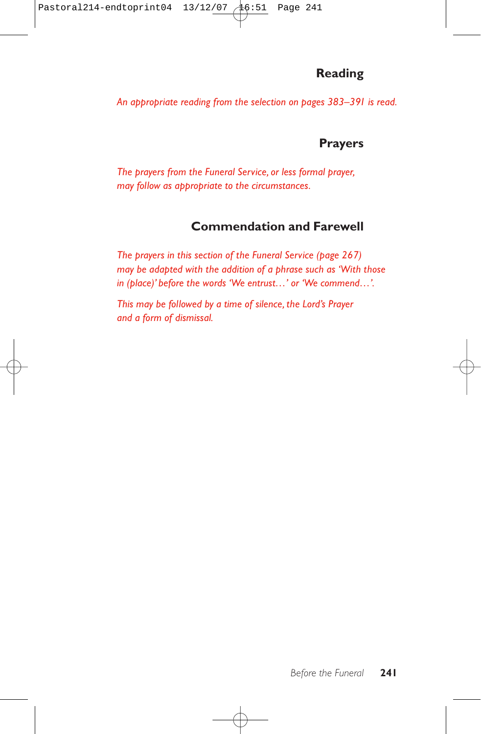## Reading

*An appropriate reading from the selection on pages 383–391 is read.*

## Prayers

*The prayers from the Funeral Service, or less formal prayer, may follow as appropriate to the circumstances.*

## Commendation and Farewell

*The prayers in this section of the Funeral Service (page 267) may be adapted with the addition of a phrase such as 'With those in (place)' before the words 'We entrust…' or 'We commend…'.*

*This may be followed by a time of silence, the Lord's Prayer and a form of dismissal.*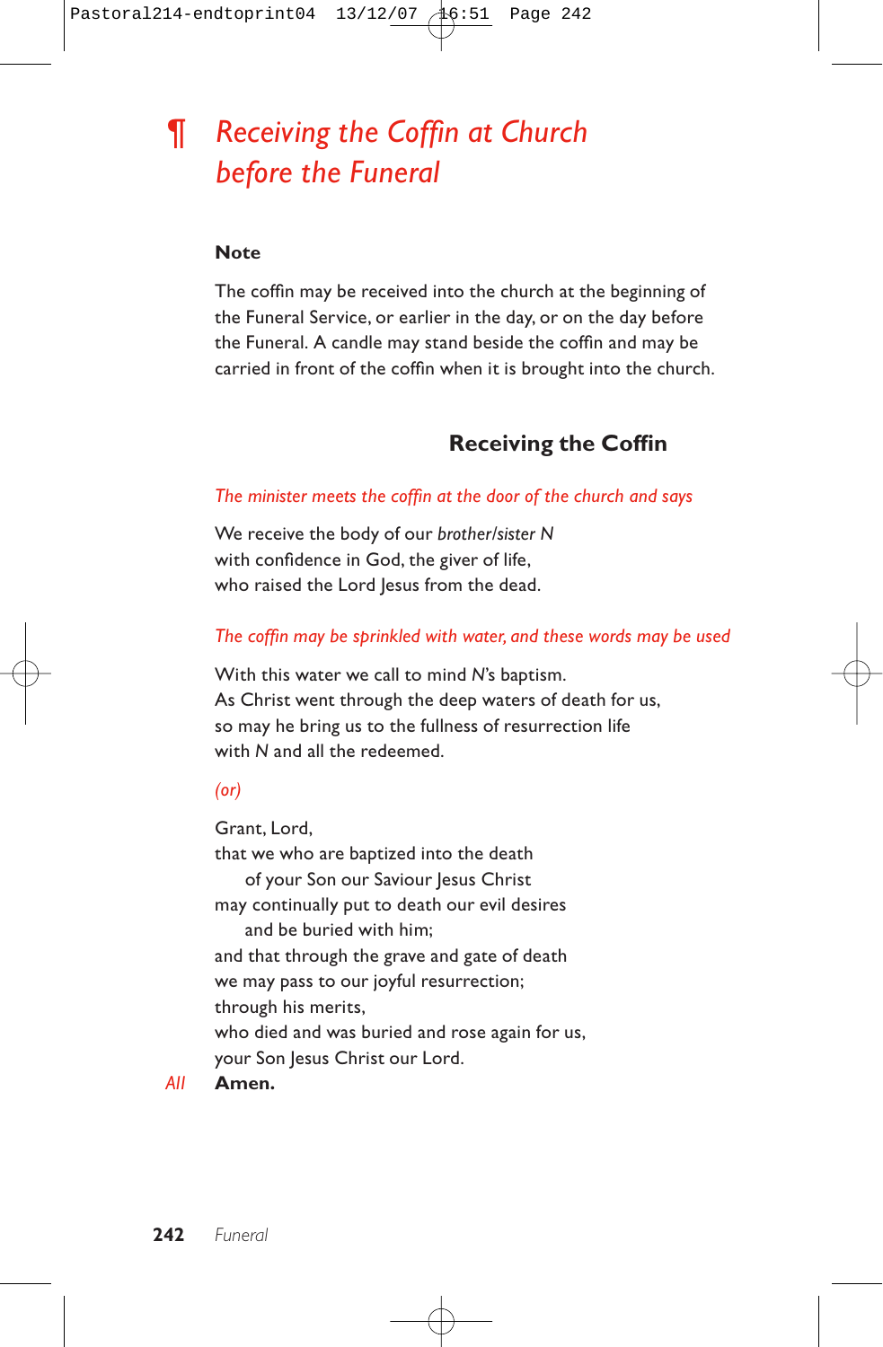# ¶ *Receiving the Coffin at Church before the Funeral*

**Note**

The coffin may be received into the church at the beginning of the Funeral Service, or earlier in the day, or on the day before the Funeral. A candle may stand beside the coffin and may be carried in front of the coffin when it is brought into the church.

## Receiving the Coffin

*The minister meets the coffin at the door of the church and says*

We receive the body of our *brother/sister N*  
with confidence in God, the giver of life,  
who raised the Lord Jesus from the dead.

*The coffin may be sprinkled with water, and these words may be used*

With this water we call to mind *N*'s baptism.  
As Christ went through the deep waters of death for us,  
so may he bring us to the fullness of resurrection life  
with *N* and all the redeemed.

*(or)*

Grant, Lord,  
that we who are baptized into the death  
    of your Son our Saviour Jesus Christ  
may continually put to death our evil desires  
    and be buried with him;  
and that through the grave and gate of death  
we may pass to our joyful resurrection;  
through his merits,  
who died and was buried and rose again for us,  
your Son Jesus Christ our Lord.

*All* **Amen.**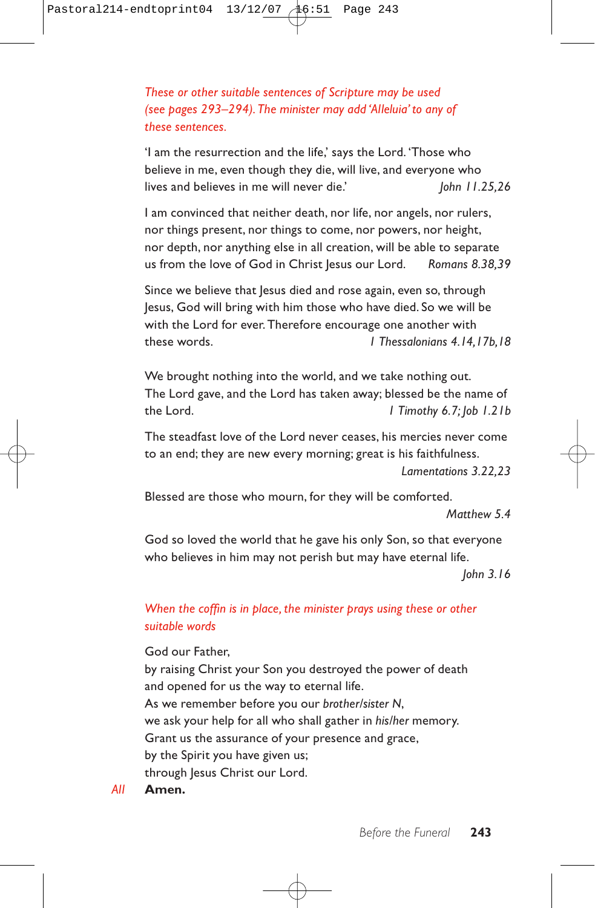*These or other suitable sentences of Scripture may be used (see pages 293–294). The minister may add 'Alleluia' to any of these sentences.*

'I am the resurrection and the life,' says the Lord. 'Those who believe in me, even though they die, will live, and everyone who lives and believes in me will never die.' *John 11.25,26*

I am convinced that neither death, nor life, nor angels, nor rulers, nor things present, nor things to come, nor powers, nor height, nor depth, nor anything else in all creation, will be able to separate us from the love of God in Christ Jesus our Lord. *Romans 8.38,39*

Since we believe that Jesus died and rose again, even so, through Jesus, God will bring with him those who have died. So we will be with the Lord for ever. Therefore encourage one another with these words. *1 Thessalonians 4.14,17b,18*

We brought nothing into the world, and we take nothing out.
The Lord gave, and the Lord has taken away; blessed be the name of the Lord. *1 Timothy 6.7; Job 1.21b*

The steadfast love of the Lord never ceases, his mercies never come to an end; they are new every morning; great is his faithfulness.
*Lamentations 3.22,23*

Blessed are those who mourn, for they will be comforted.
*Matthew 5.4*

God so loved the world that he gave his only Son, so that everyone who believes in him may not perish but may have eternal life.
*John 3.16*

*When the coffin is in place, the minister prays using these or other suitable words*

God our Father,
by raising Christ your Son you destroyed the power of death
and opened for us the way to eternal life.
As we remember before you our *brother/sister N*,
we ask your help for all who shall gather in *his/her* memory.
Grant us the assurance of your presence and grace,
by the Spirit you have given us;
through Jesus Christ our Lord.

*All* **Amen.**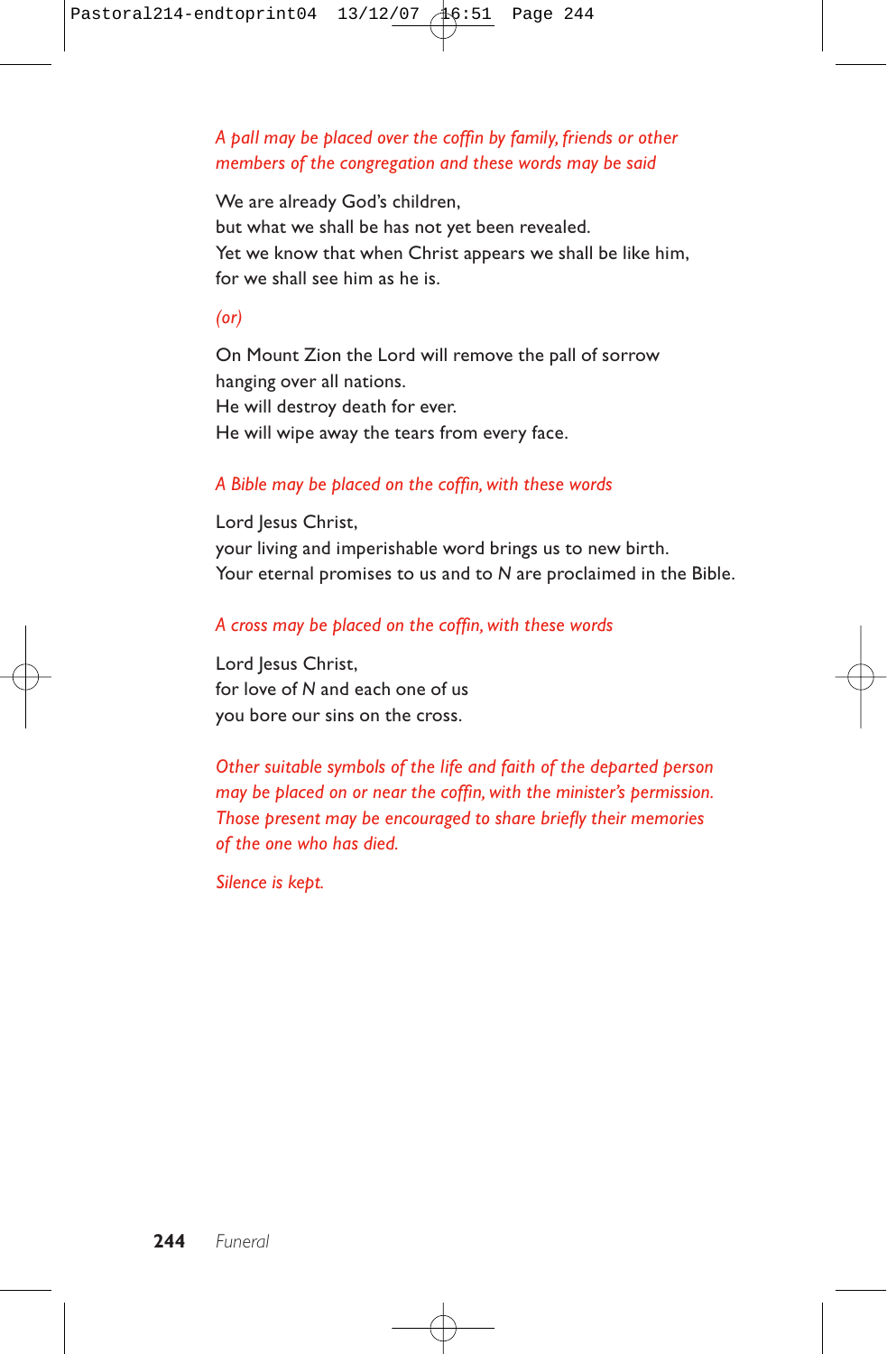*A pall may be placed over the coffin by family, friends or other members of the congregation and these words may be said*

We are already God's children,
but what we shall be has not yet been revealed.
Yet we know that when Christ appears we shall be like him,
for we shall see him as he is.

*(or)*

On Mount Zion the Lord will remove the pall of sorrow
hanging over all nations.
He will destroy death for ever.
He will wipe away the tears from every face.

*A Bible may be placed on the coffin, with these words*

Lord Jesus Christ,
your living and imperishable word brings us to new birth.
Your eternal promises to us and to *N* are proclaimed in the Bible.

*A cross may be placed on the coffin, with these words*

Lord Jesus Christ,
for love of *N* and each one of us
you bore our sins on the cross.

*Other suitable symbols of the life and faith of the departed person may be placed on or near the coffin, with the minister's permission. Those present may be encouraged to share briefly their memories of the one who has died.*

*Silence is kept.*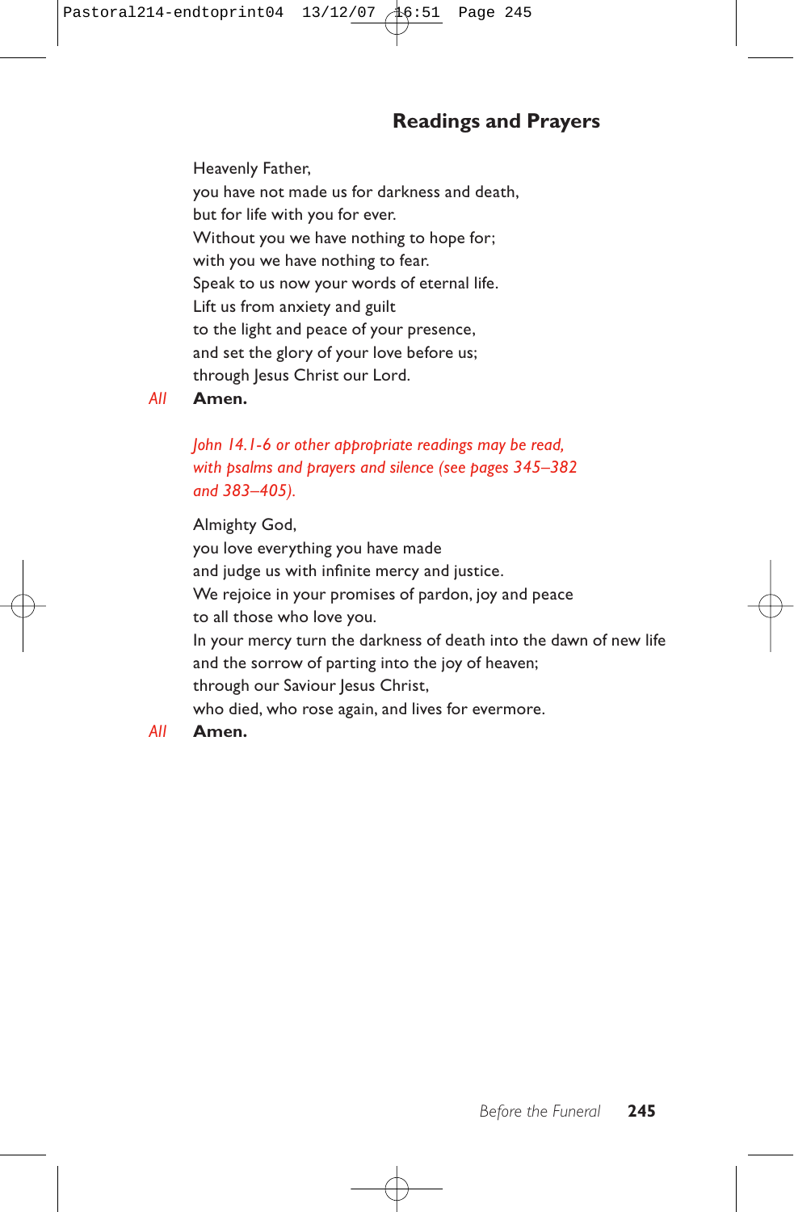## Readings and Prayers

Heavenly Father,
you have not made us for darkness and death,
but for life with you for ever.
Without you we have nothing to hope for;
with you we have nothing to fear.
Speak to us now your words of eternal life.
Lift us from anxiety and guilt
to the light and peace of your presence,
and set the glory of your love before us;
through Jesus Christ our Lord.

*All* **Amen.**

*John 14.1-6 or other appropriate readings may be read, with psalms and prayers and silence (see pages 345–382 and 383–405).*

Almighty God,
you love everything you have made
and judge us with infinite mercy and justice.
We rejoice in your promises of pardon, joy and peace
to all those who love you.
In your mercy turn the darkness of death into the dawn of new life
and the sorrow of parting into the joy of heaven;
through our Saviour Jesus Christ,
who died, who rose again, and lives for evermore.

*All* **Amen.**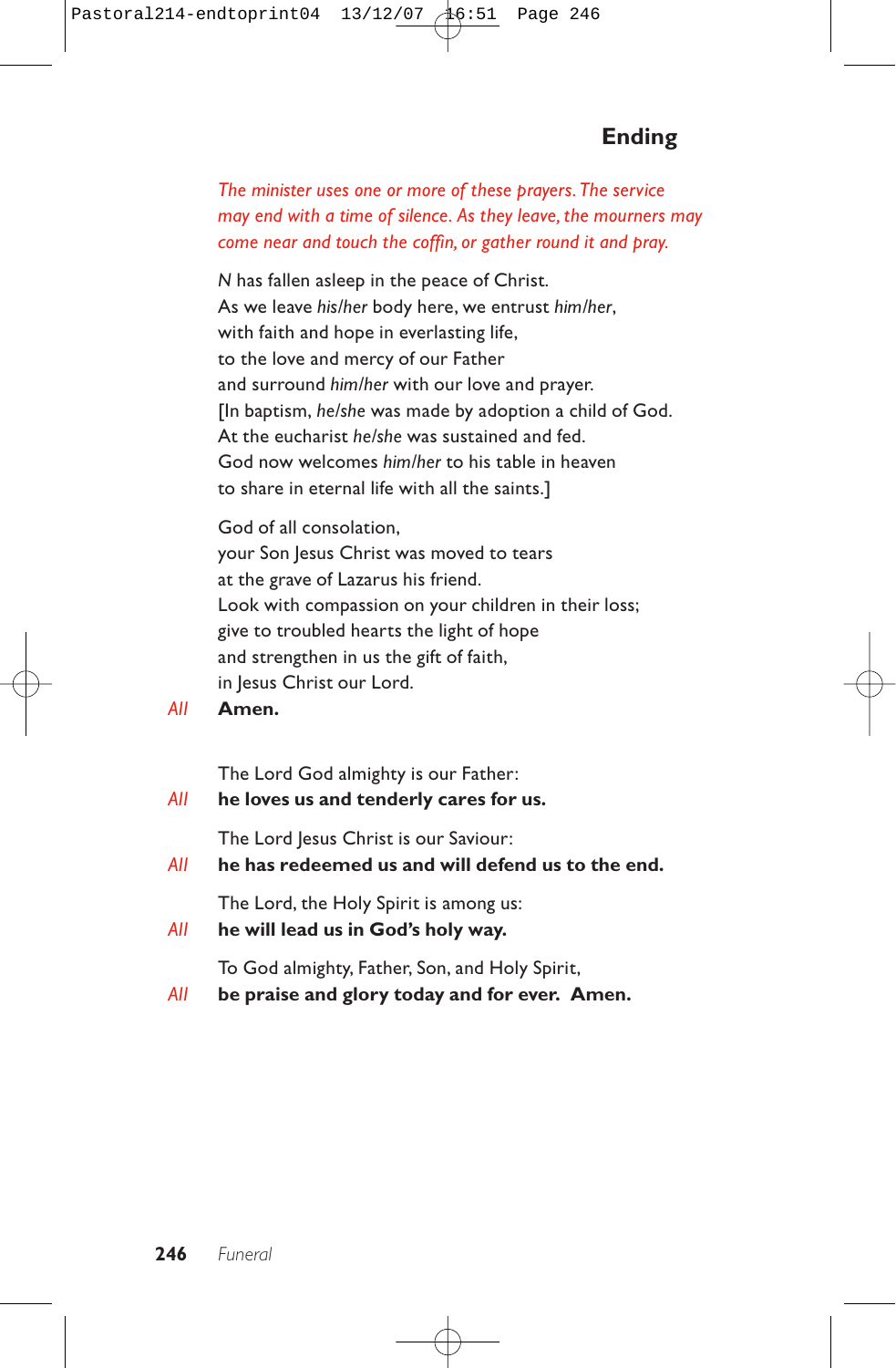## Ending

*The minister uses one or more of these prayers. The service may end with a time of silence. As they leave, the mourners may come near and touch the coffin, or gather round it and pray.*

*N* has fallen asleep in the peace of Christ.
As we leave *his/her* body here, we entrust *him/her*,
with faith and hope in everlasting life,
to the love and mercy of our Father
and surround *him/her* with our love and prayer.
[In baptism, *he/she* was made by adoption a child of God.
At the eucharist *he/she* was sustained and fed.
God now welcomes *him/her* to his table in heaven
to share in eternal life with all the saints.]

God of all consolation,
your Son Jesus Christ was moved to tears
at the grave of Lazarus his friend.
Look with compassion on your children in their loss;
give to troubled hearts the light of hope
and strengthen in us the gift of faith,
in Jesus Christ our Lord.

*All* **Amen.**

The Lord God almighty is our Father:

*All* **he loves us and tenderly cares for us.**

The Lord Jesus Christ is our Saviour:

*All* **he has redeemed us and will defend us to the end.**

The Lord, the Holy Spirit is among us:

*All* **he will lead us in God's holy way.**

To God almighty, Father, Son, and Holy Spirit,

*All* **be praise and glory today and for ever. Amen.**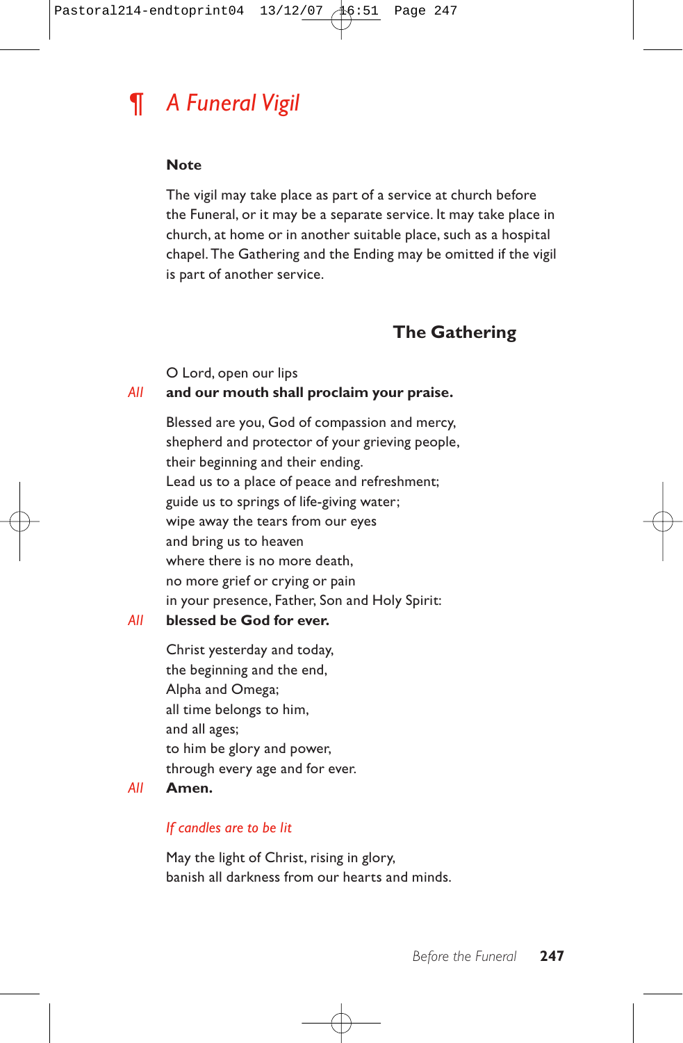# ¶ *A Funeral Vigil*

**Note**

The vigil may take place as part of a service at church before the Funeral, or it may be a separate service. It may take place in church, at home or in another suitable place, such as a hospital chapel. The Gathering and the Ending may be omitted if the vigil is part of another service.

## The Gathering

O Lord, open our lips

*All* **and our mouth shall proclaim your praise.**

Blessed are you, God of compassion and mercy,
shepherd and protector of your grieving people,
their beginning and their ending.
Lead us to a place of peace and refreshment;
guide us to springs of life-giving water;
wipe away the tears from our eyes
and bring us to heaven
where there is no more death,
no more grief or crying or pain
in your presence, Father, Son and Holy Spirit:

*All* **blessed be God for ever.**

Christ yesterday and today,
the beginning and the end,
Alpha and Omega;
all time belongs to him,
and all ages;
to him be glory and power,
through every age and for ever.

*All* **Amen.**

*If candles are to be lit*

May the light of Christ, rising in glory,
banish all darkness from our hearts and minds.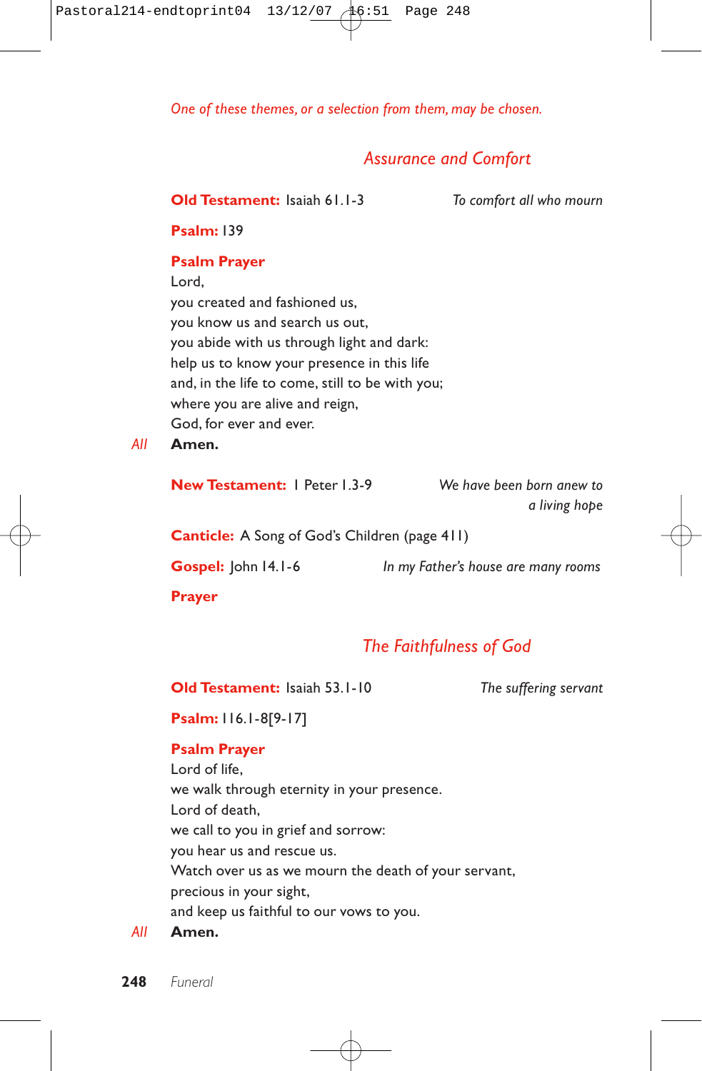*One of these themes, or a selection from them, may be chosen.*

## *Assurance and Comfort*

**Old Testament:** Isaiah 61.1-3 — *To comfort all who mourn*

**Psalm:** 139

**Psalm Prayer**

Lord,
you created and fashioned us,
you know us and search us out,
you abide with us through light and dark:
help us to know your presence in this life
and, in the life to come, still to be with you;
where you are alive and reign,
God, for ever and ever.

*All* **Amen.**

**New Testament:** 1 Peter 1.3-9 — *We have been born anew to a living hope*

**Canticle:** A Song of God's Children (page 411)

**Gospel:** John 14.1-6 — *In my Father's house are many rooms*

**Prayer**

## *The Faithfulness of God*

**Old Testament:** Isaiah 53.1-10 — *The suffering servant*

**Psalm:** 116.1-8[9-17]

**Psalm Prayer**

Lord of life,
we walk through eternity in your presence.
Lord of death,
we call to you in grief and sorrow:
you hear us and rescue us.
Watch over us as we mourn the death of your servant,
precious in your sight,
and keep us faithful to our vows to you.

*All* **Amen.**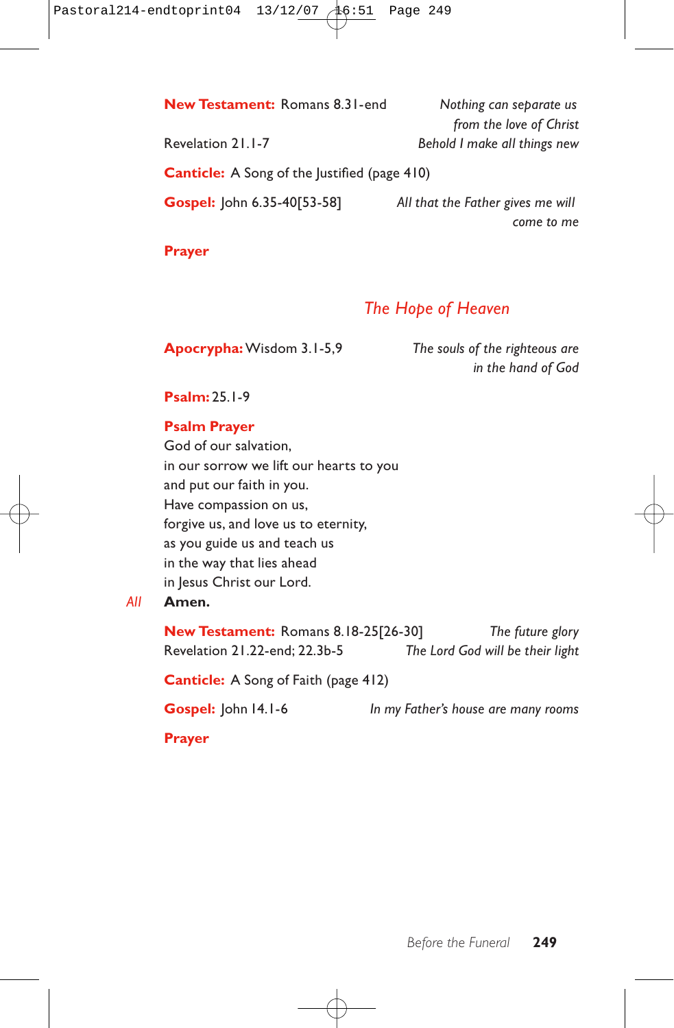**New Testament:** Romans 8.31-end — *Nothing can separate us from the love of Christ*

Revelation 21.1-7 — *Behold I make all things new*

**Canticle:** A Song of the Justified (page 410)

**Gospel:** John 6.35-40[53-58] — *All that the Father gives me will come to me*

**Prayer**

## *The Hope of Heaven*

**Apocrypha:** Wisdom 3.1-5,9 — *The souls of the righteous are in the hand of God*

**Psalm:** 25.1-9

**Psalm Prayer**

God of our salvation,
in our sorrow we lift our hearts to you
and put our faith in you.
Have compassion on us,
forgive us, and love us to eternity,
as you guide us and teach us
in the way that lies ahead
in Jesus Christ our Lord.

*All* **Amen.**

**New Testament:** Romans 8.18-25[26-30] — *The future glory*

Revelation 21.22-end; 22.3b-5 — *The Lord God will be their light*

**Canticle:** A Song of Faith (page 412)

**Gospel:** John 14.1-6 — *In my Father's house are many rooms*

**Prayer**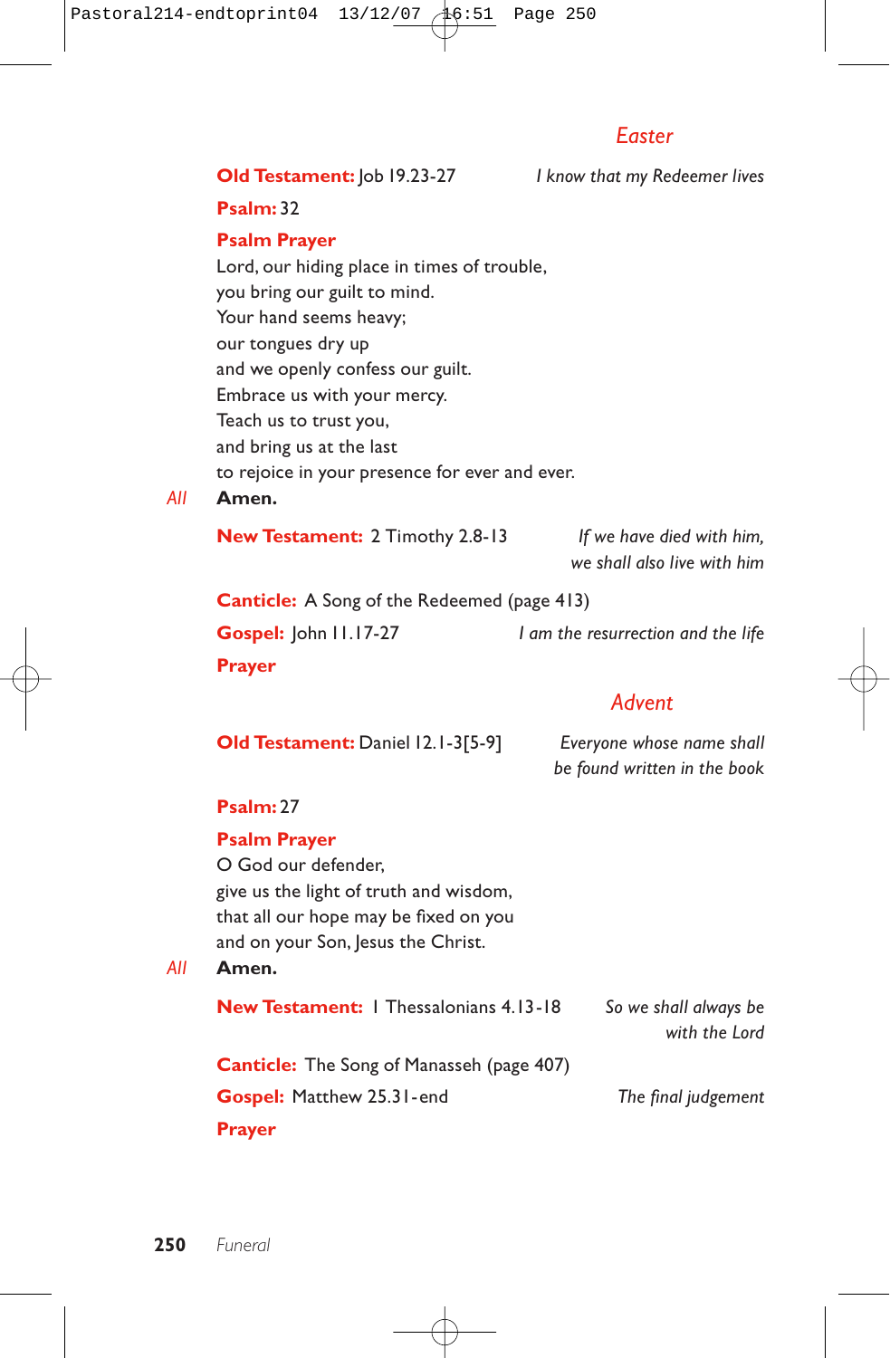## Easter

**Old Testament:** Job 19.23-27 *I know that my Redeemer lives*

**Psalm:** 32

**Psalm Prayer**

Lord, our hiding place in times of trouble,
you bring our guilt to mind.
Your hand seems heavy;
our tongues dry up
and we openly confess our guilt.
Embrace us with your mercy.
Teach us to trust you,
and bring us at the last
to rejoice in your presence for ever and ever.

*All* **Amen.**

**New Testament:** 2 Timothy 2.8-13 *If we have died with him, we shall also live with him*

**Canticle:** A Song of the Redeemed (page 413)

**Gospel:** John 11.17-27 *I am the resurrection and the life*

**Prayer**

## Advent

**Old Testament:** Daniel 12.1-3[5-9] *Everyone whose name shall be found written in the book*

**Psalm:** 27

**Psalm Prayer**

O God our defender,
give us the light of truth and wisdom,
that all our hope may be fixed on you
and on your Son, Jesus the Christ.

*All* **Amen.**

**New Testament:** 1 Thessalonians 4.13-18 *So we shall always be with the Lord*

**Canticle:** The Song of Manasseh (page 407)

**Gospel:** Matthew 25.31-end *The final judgement*

**Prayer**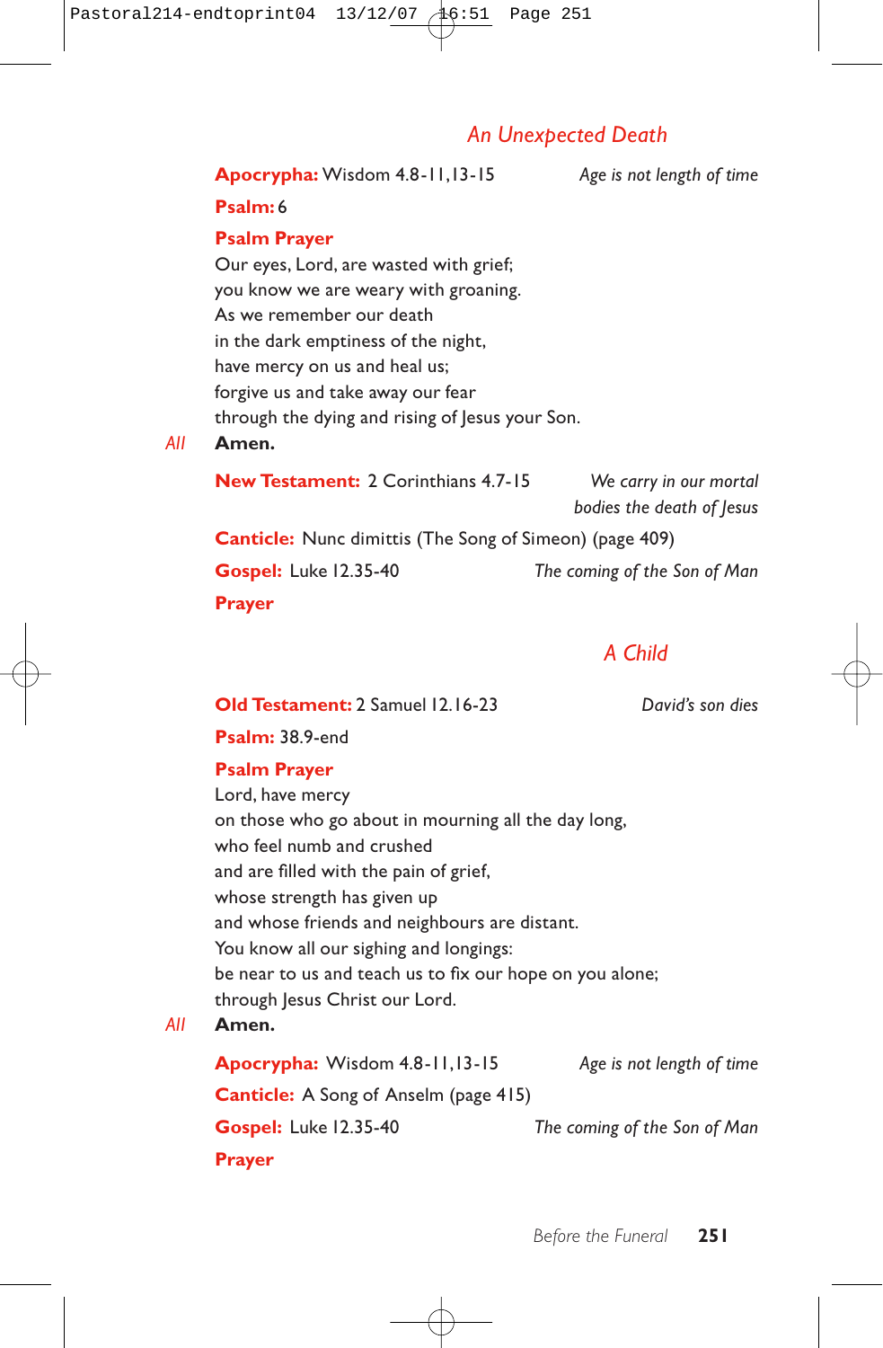## *An Unexpected Death*

**Apocrypha:** Wisdom 4.8-11,13-15 *Age is not length of time*

**Psalm:** 6

**Psalm Prayer**

Our eyes, Lord, are wasted with grief;
you know we are weary with groaning.
As we remember our death
in the dark emptiness of the night,
have mercy on us and heal us;
forgive us and take away our fear
through the dying and rising of Jesus your Son.

*All* **Amen.**

**New Testament:** 2 Corinthians 4.7-15 *We carry in our mortal bodies the death of Jesus*

**Canticle:** Nunc dimittis (The Song of Simeon) (page 409)

**Gospel:** Luke 12.35-40 *The coming of the Son of Man*

**Prayer**

## *A Child*

**Old Testament:** 2 Samuel 12.16-23 *David's son dies*

**Psalm:** 38.9-end

**Psalm Prayer**

Lord, have mercy
on those who go about in mourning all the day long,
who feel numb and crushed
and are filled with the pain of grief,
whose strength has given up
and whose friends and neighbours are distant.
You know all our sighing and longings:
be near to us and teach us to fix our hope on you alone;
through Jesus Christ our Lord.

*All* **Amen.**

**Apocrypha:** Wisdom 4.8-11,13-15 *Age is not length of time*

**Canticle:** A Song of Anselm (page 415)

**Gospel:** Luke 12.35-40 *The coming of the Son of Man*

**Prayer**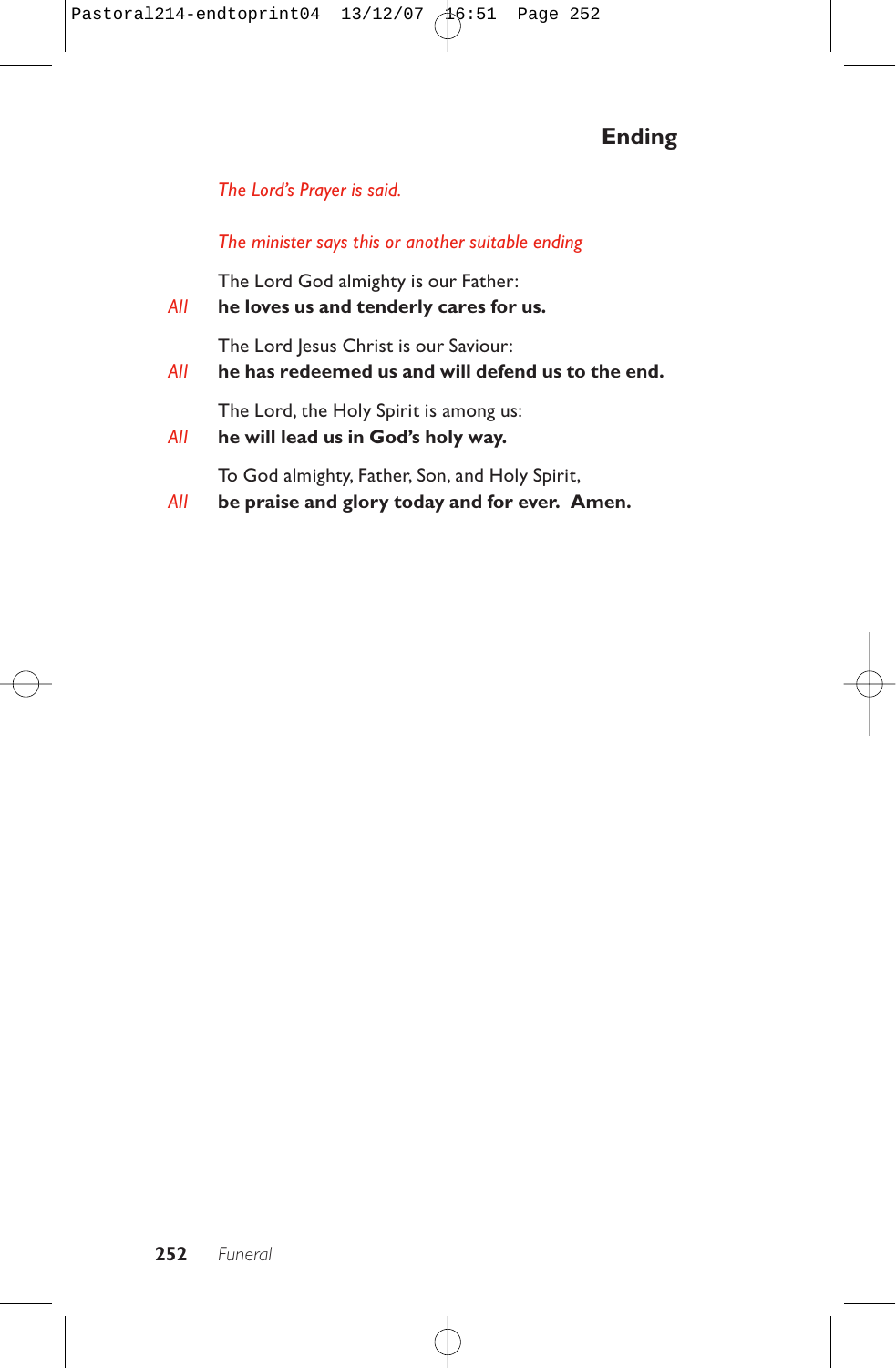## Ending

*The Lord's Prayer is said.*

*The minister says this or another suitable ending*

The Lord God almighty is our Father:

*All* **he loves us and tenderly cares for us.**

The Lord Jesus Christ is our Saviour:

*All* **he has redeemed us and will defend us to the end.**

The Lord, the Holy Spirit is among us:

*All* **he will lead us in God's holy way.**

To God almighty, Father, Son, and Holy Spirit,

*All* **be praise and glory today and for ever. Amen.**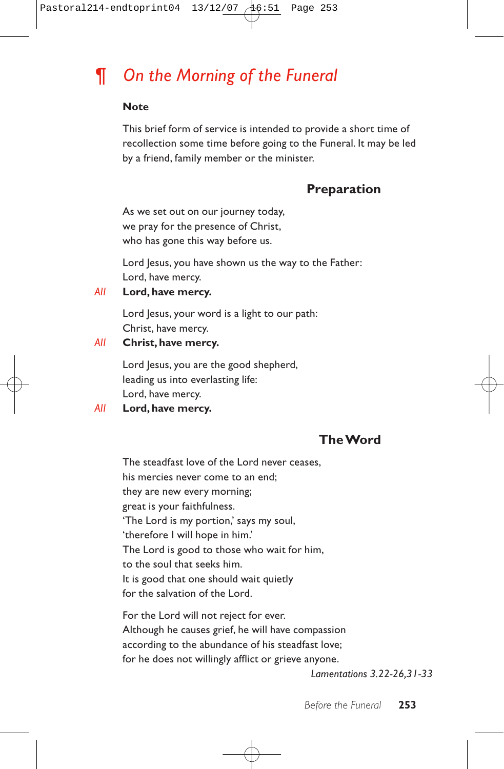# ¶ *On the Morning of the Funeral*

**Note**

This brief form of service is intended to provide a short time of recollection some time before going to the Funeral. It may be led by a friend, family member or the minister.

## Preparation

As we set out on our journey today,
we pray for the presence of Christ,
who has gone this way before us.

Lord Jesus, you have shown us the way to the Father:
Lord, have mercy.

*All* **Lord, have mercy.**

Lord Jesus, your word is a light to our path:
Christ, have mercy.

*All* **Christ, have mercy.**

Lord Jesus, you are the good shepherd,
leading us into everlasting life:
Lord, have mercy.

*All* **Lord, have mercy.**

## The Word

The steadfast love of the Lord never ceases,
his mercies never come to an end;
they are new every morning;
great is your faithfulness.
'The Lord is my portion,' says my soul,
'therefore I will hope in him.'
The Lord is good to those who wait for him,
to the soul that seeks him.
It is good that one should wait quietly
for the salvation of the Lord.

For the Lord will not reject for ever.
Although he causes grief, he will have compassion
according to the abundance of his steadfast love;
for he does not willingly afflict or grieve anyone.

*Lamentations 3.22-26,31-33*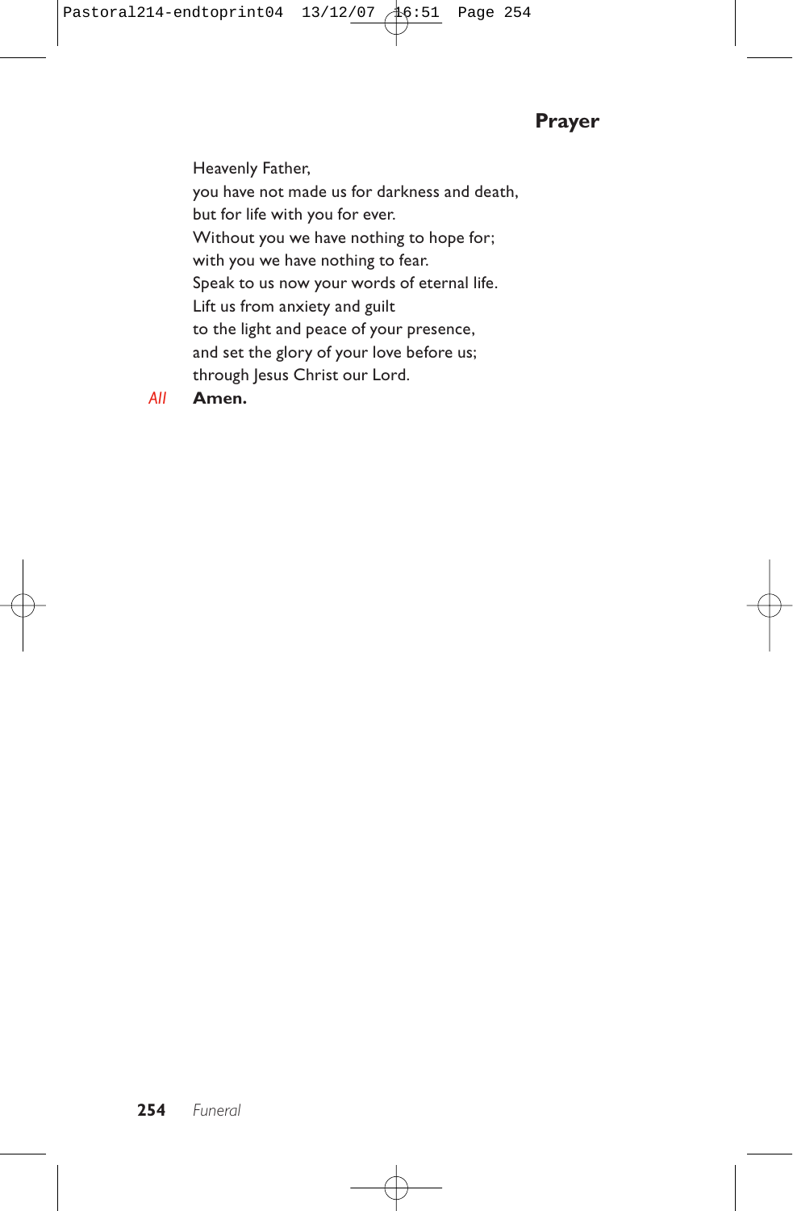## Prayer

Heavenly Father,
you have not made us for darkness and death,
but for life with you for ever.
Without you we have nothing to hope for;
with you we have nothing to fear.
Speak to us now your words of eternal life.
Lift us from anxiety and guilt
to the light and peace of your presence,
and set the glory of your love before us;
through Jesus Christ our Lord.

*All* **Amen.**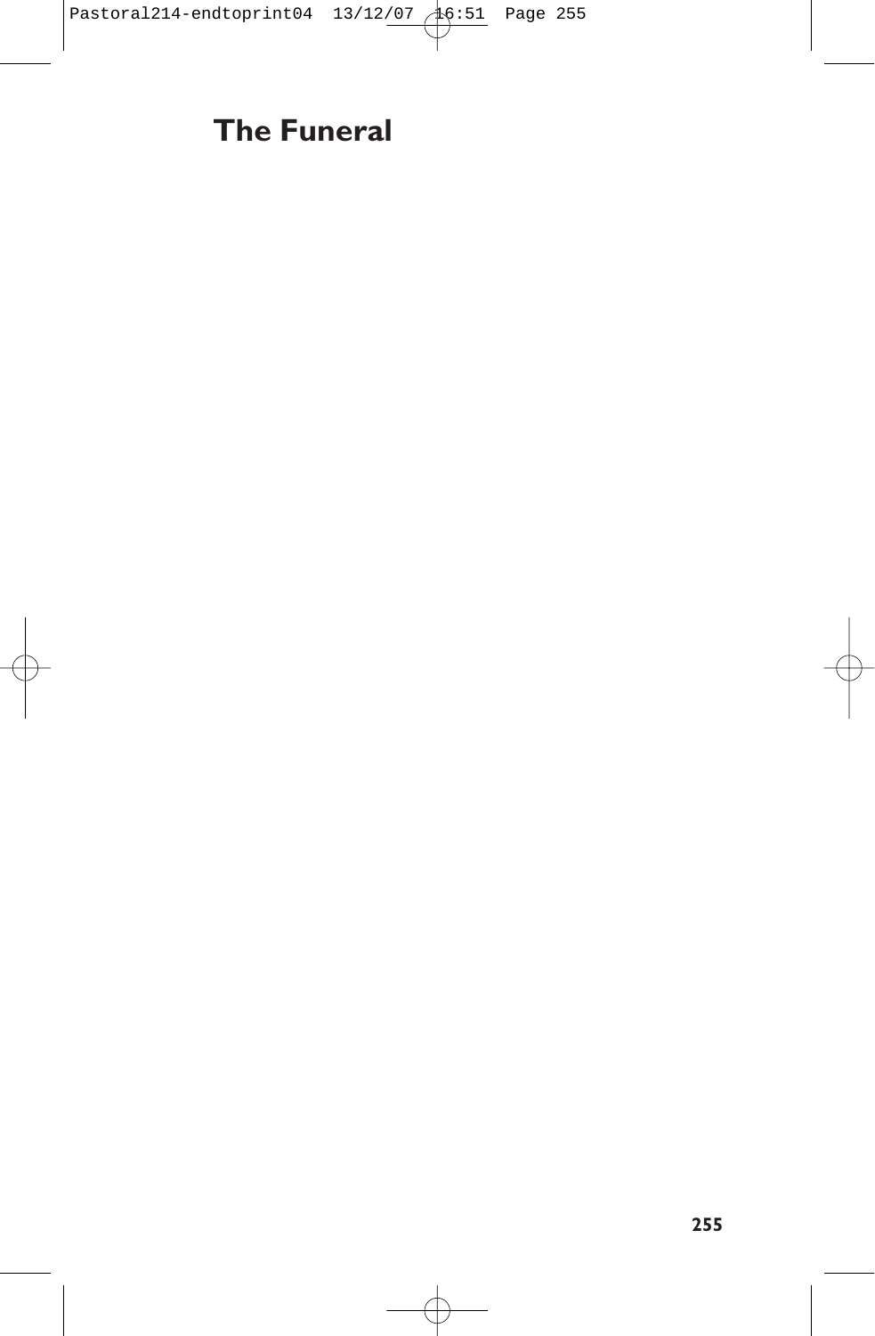# The Funeral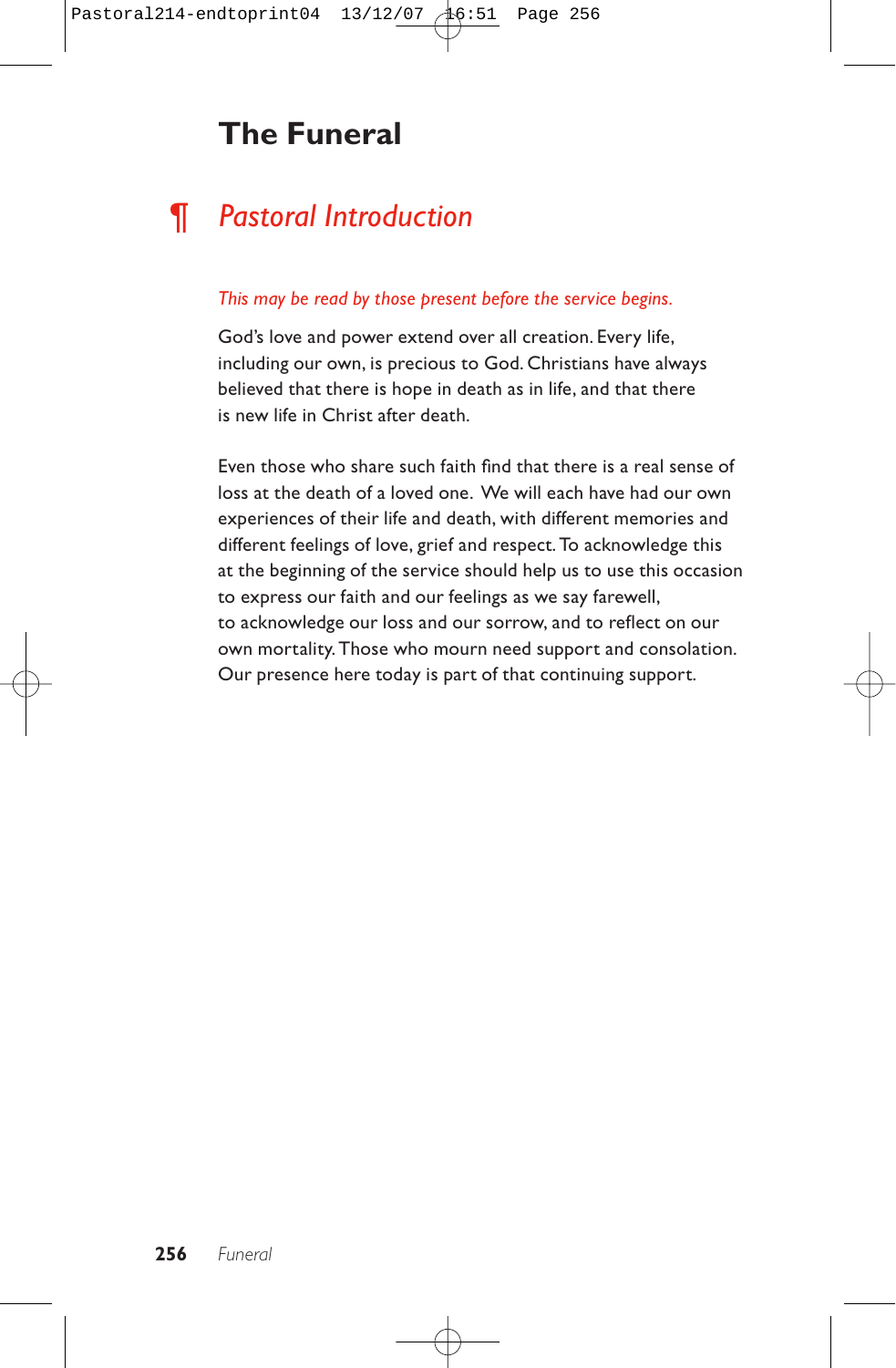# The Funeral

## ¶ *Pastoral Introduction*

*This may be read by those present before the service begins.*

God's love and power extend over all creation. Every life, including our own, is precious to God. Christians have always believed that there is hope in death as in life, and that there is new life in Christ after death.

Even those who share such faith find that there is a real sense of loss at the death of a loved one. We will each have had our own experiences of their life and death, with different memories and different feelings of love, grief and respect. To acknowledge this at the beginning of the service should help us to use this occasion to express our faith and our feelings as we say farewell, to acknowledge our loss and our sorrow, and to reflect on our own mortality. Those who mourn need support and consolation. Our presence here today is part of that continuing support.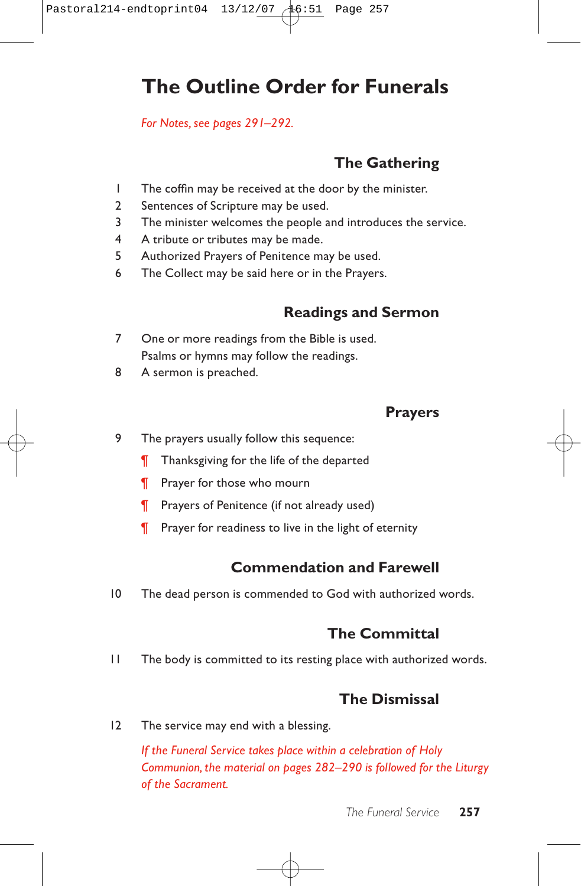# The Outline Order for Funerals

*For Notes, see pages 291–292.*

## The Gathering

1. The coffin may be received at the door by the minister.
2. Sentences of Scripture may be used.
3. The minister welcomes the people and introduces the service.
4. A tribute or tributes may be made.
5. Authorized Prayers of Penitence may be used.
6. The Collect may be said here or in the Prayers.

## Readings and Sermon

7. One or more readings from the Bible is used.
   Psalms or hymns may follow the readings.
8. A sermon is preached.

## Prayers

9. The prayers usually follow this sequence:
   - ¶ Thanksgiving for the life of the departed
   - ¶ Prayer for those who mourn
   - ¶ Prayers of Penitence (if not already used)
   - ¶ Prayer for readiness to live in the light of eternity

## Commendation and Farewell

10. The dead person is commended to God with authorized words.

## The Committal

11. The body is committed to its resting place with authorized words.

## The Dismissal

12. The service may end with a blessing.

    *If the Funeral Service takes place within a celebration of Holy Communion, the material on pages 282–290 is followed for the Liturgy of the Sacrament.*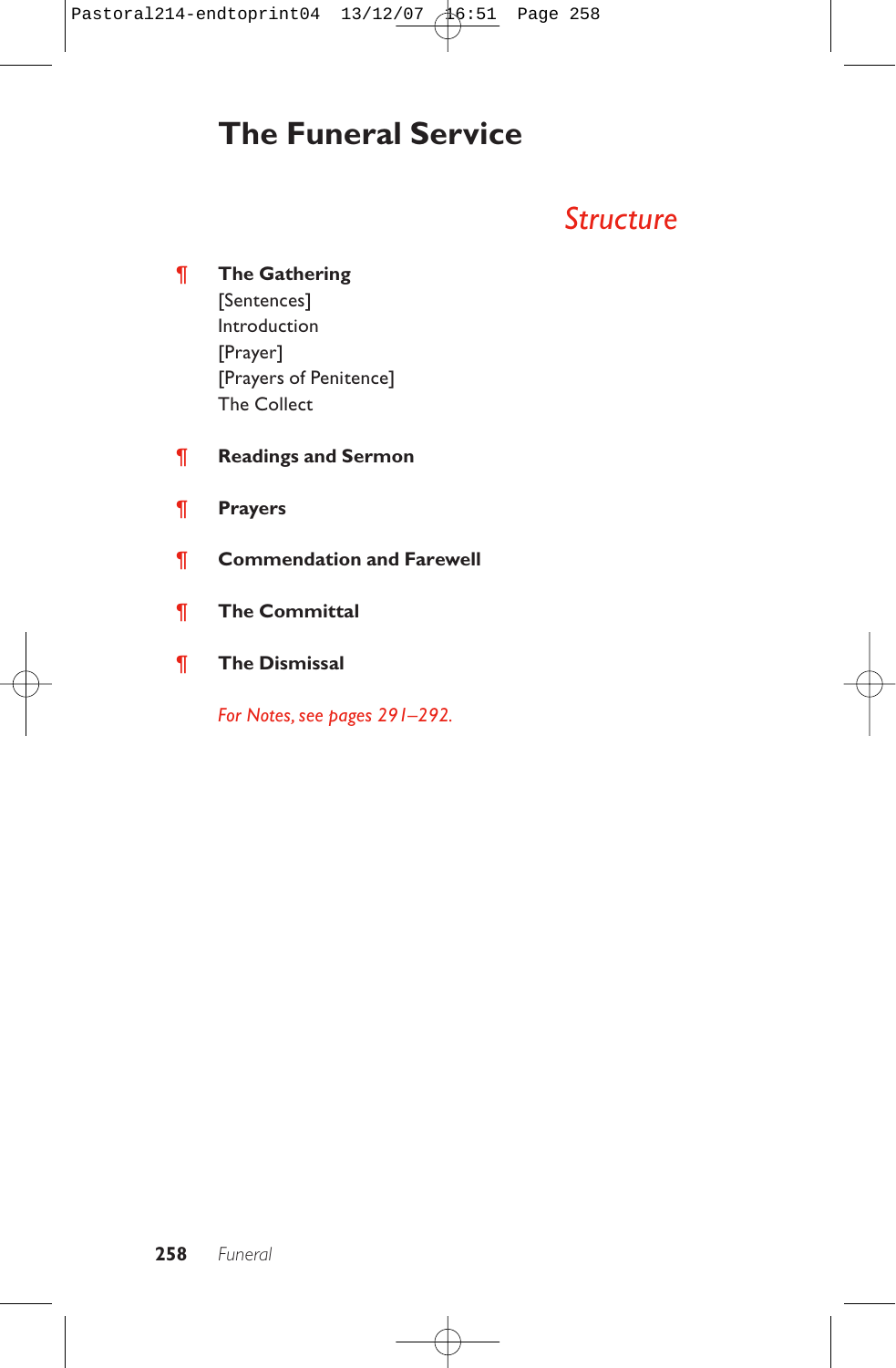# The Funeral Service

## *Structure*

¶ **The Gathering**
[Sentences]
Introduction
[Prayer]
[Prayers of Penitence]
The Collect

¶ **Readings and Sermon**

¶ **Prayers**

¶ **Commendation and Farewell**

¶ **The Committal**

¶ **The Dismissal**

*For Notes, see pages 291–292.*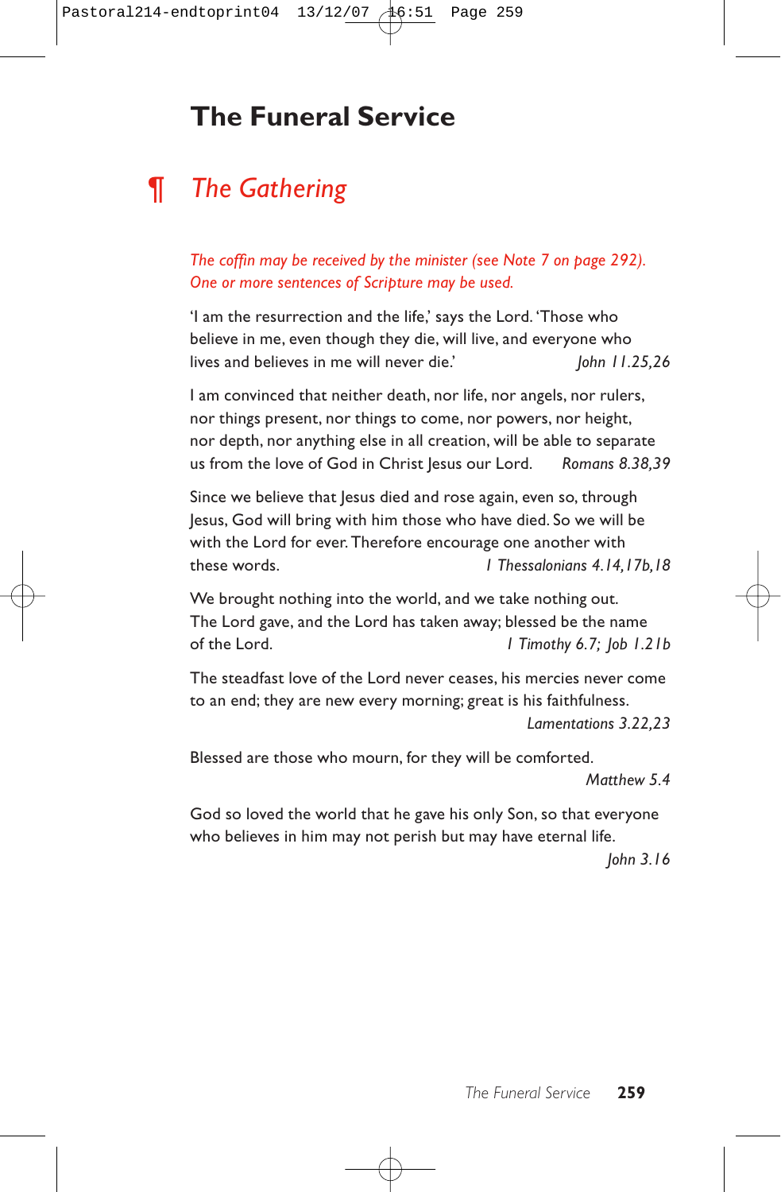# The Funeral Service

## ¶ *The Gathering*

*The coffin may be received by the minister (see Note 7 on page 292). One or more sentences of Scripture may be used.*

'I am the resurrection and the life,' says the Lord. 'Those who believe in me, even though they die, will live, and everyone who lives and believes in me will never die.' *John 11.25,26*

I am convinced that neither death, nor life, nor angels, nor rulers, nor things present, nor things to come, nor powers, nor height, nor depth, nor anything else in all creation, will be able to separate us from the love of God in Christ Jesus our Lord. *Romans 8.38,39*

Since we believe that Jesus died and rose again, even so, through Jesus, God will bring with him those who have died. So we will be with the Lord for ever. Therefore encourage one another with these words. *1 Thessalonians 4.14,17b,18*

We brought nothing into the world, and we take nothing out. The Lord gave, and the Lord has taken away; blessed be the name of the Lord. *1 Timothy 6.7; Job 1.21b*

The steadfast love of the Lord never ceases, his mercies never come to an end; they are new every morning; great is his faithfulness. *Lamentations 3.22,23*

Blessed are those who mourn, for they will be comforted. *Matthew 5.4*

God so loved the world that he gave his only Son, so that everyone who believes in him may not perish but may have eternal life. *John 3.16*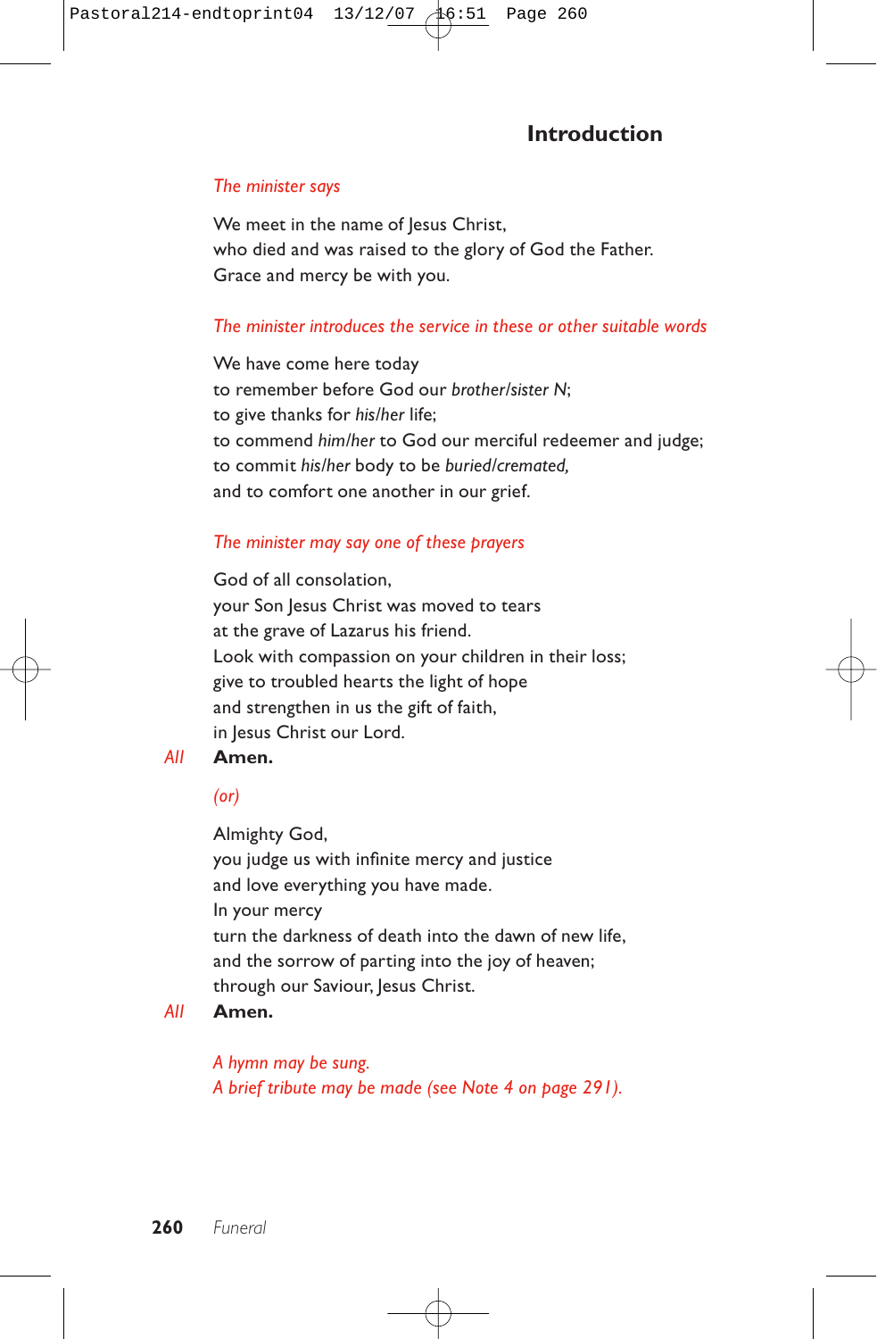## Introduction

*The minister says*

We meet in the name of Jesus Christ,
who died and was raised to the glory of God the Father.
Grace and mercy be with you.

*The minister introduces the service in these or other suitable words*

We have come here today
to remember before God our *brother/sister N*;
to give thanks for *his/her* life;
to commend *him/her* to God our merciful redeemer and judge;
to commit *his/her* body to be *buried/cremated,*
and to comfort one another in our grief.

*The minister may say one of these prayers*

God of all consolation,
your Son Jesus Christ was moved to tears
at the grave of Lazarus his friend.
Look with compassion on your children in their loss;
give to troubled hearts the light of hope
and strengthen in us the gift of faith,
in Jesus Christ our Lord.

*All* **Amen.**

*(or)*

Almighty God,
you judge us with infinite mercy and justice
and love everything you have made.
In your mercy
turn the darkness of death into the dawn of new life,
and the sorrow of parting into the joy of heaven;
through our Saviour, Jesus Christ.

*All* **Amen.**

*A hymn may be sung.*
*A brief tribute may be made (see Note 4 on page 291).*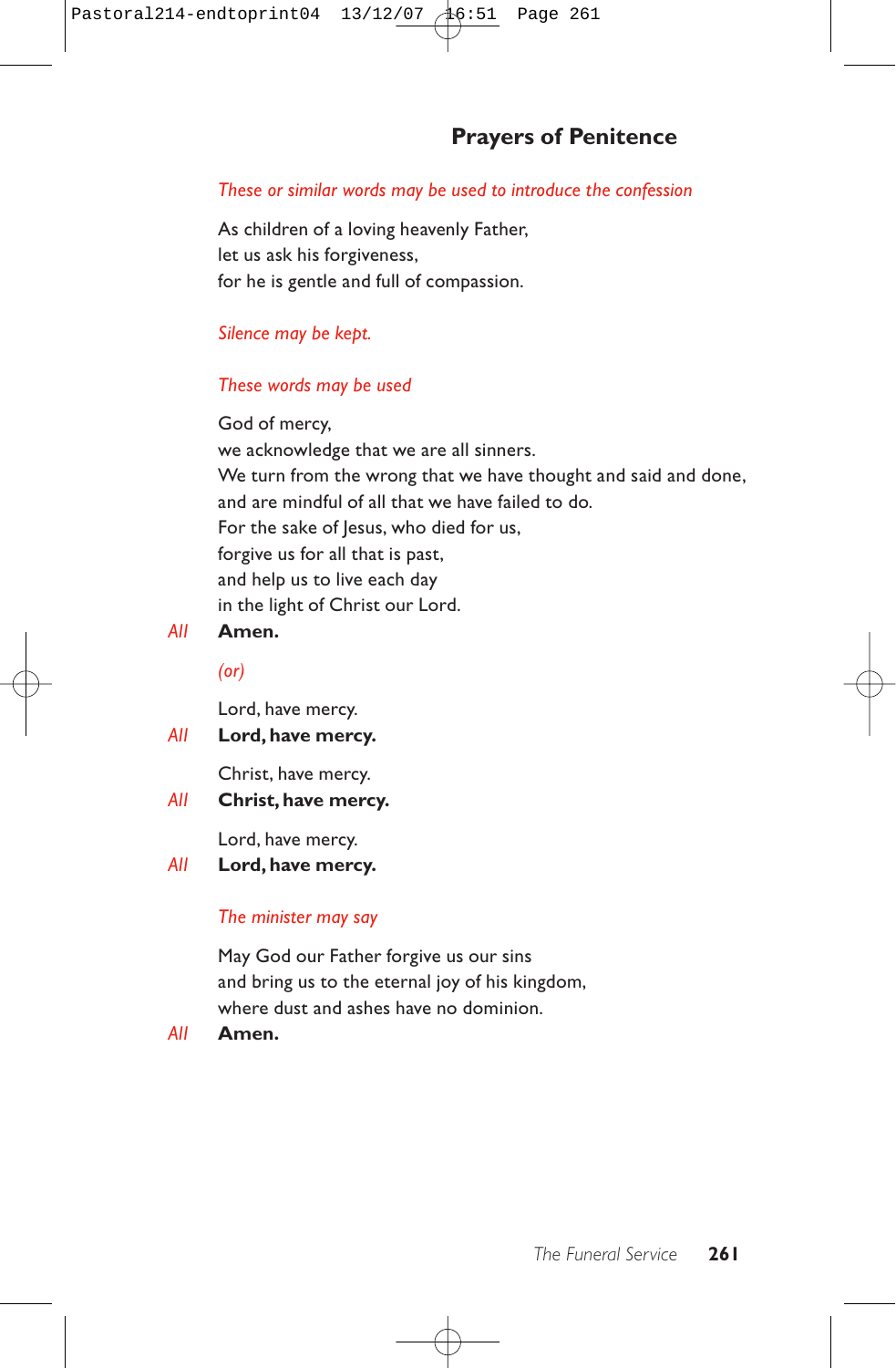## Prayers of Penitence

*These or similar words may be used to introduce the confession*

As children of a loving heavenly Father,
let us ask his forgiveness,
for he is gentle and full of compassion.

*Silence may be kept.*

*These words may be used*

God of mercy,
we acknowledge that we are all sinners.
We turn from the wrong that we have thought and said and done,
and are mindful of all that we have failed to do.
For the sake of Jesus, who died for us,
forgive us for all that is past,
and help us to live each day
in the light of Christ our Lord.

*All* **Amen.**

*(or)*

Lord, have mercy.

*All* **Lord, have mercy.**

Christ, have mercy.

*All* **Christ, have mercy.**

Lord, have mercy.

*All* **Lord, have mercy.**

*The minister may say*

May God our Father forgive us our sins
and bring us to the eternal joy of his kingdom,
where dust and ashes have no dominion.

*All* **Amen.**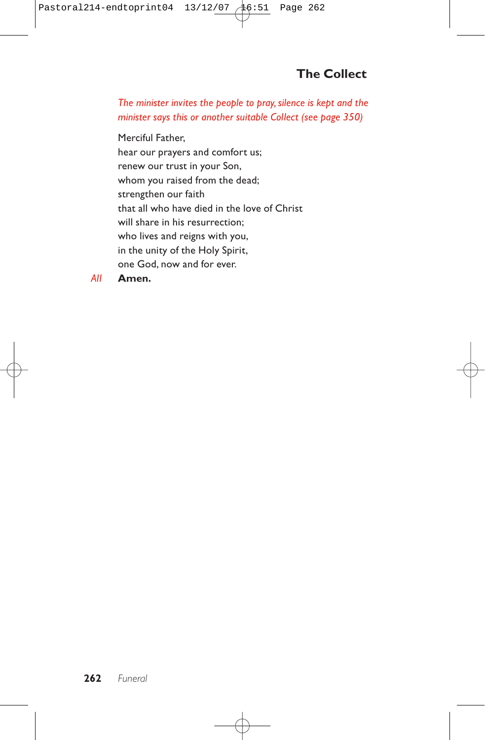## The Collect

*The minister invites the people to pray, silence is kept and the minister says this or another suitable Collect (see page 350)*

Merciful Father,
hear our prayers and comfort us;
renew our trust in your Son,
whom you raised from the dead;
strengthen our faith
that all who have died in the love of Christ
will share in his resurrection;
who lives and reigns with you,
in the unity of the Holy Spirit,
one God, now and for ever.

*All* **Amen.**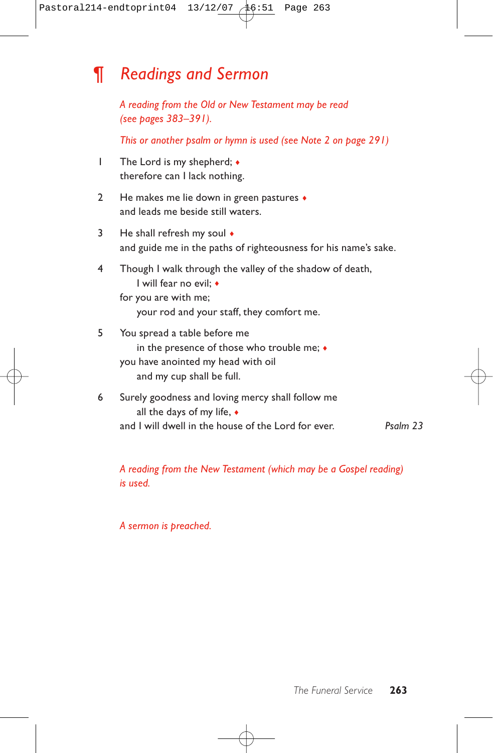## ¶ *Readings and Sermon*

*A reading from the Old or New Testament may be read (see pages 383–391).*

*This or another psalm or hymn is used (see Note 2 on page 291)*

1 The Lord is my shepherd; ♦
therefore can I lack nothing.

2 He makes me lie down in green pastures ♦
and leads me beside still waters.

3 He shall refresh my soul ♦
and guide me in the paths of righteousness for his name's sake.

4 Though I walk through the valley of the shadow of death,
  I will fear no evil; ♦
for you are with me;
  your rod and your staff, they comfort me.

5 You spread a table before me
  in the presence of those who trouble me; ♦
you have anointed my head with oil
  and my cup shall be full.

6 Surely goodness and loving mercy shall follow me
  all the days of my life, ♦
and I will dwell in the house of the Lord for ever. *Psalm 23*

*A reading from the New Testament (which may be a Gospel reading) is used.*

*A sermon is preached.*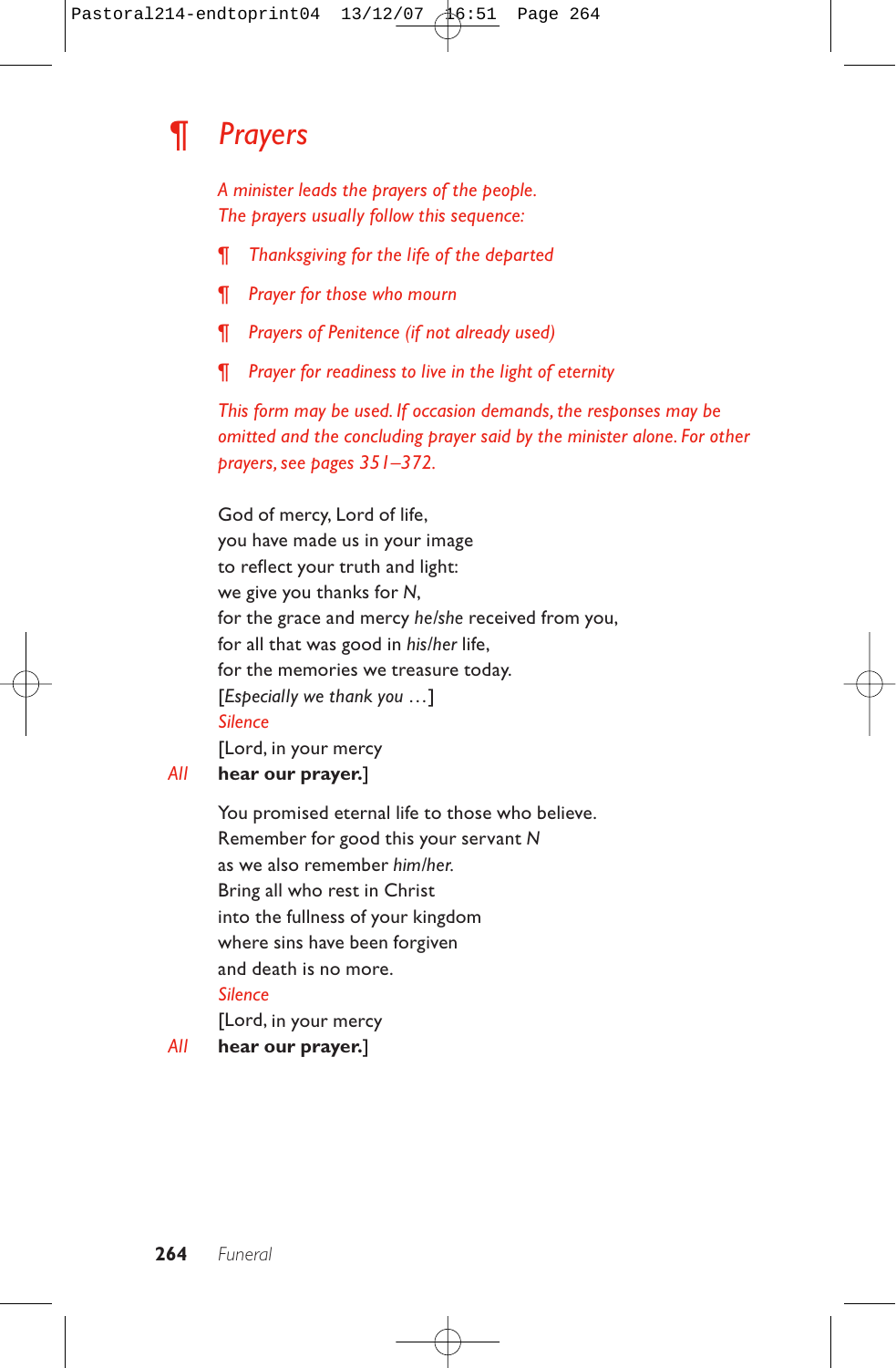## ¶ Prayers

*A minister leads the prayers of the people.*
*The prayers usually follow this sequence:*

- ¶ *Thanksgiving for the life of the departed*
- ¶ *Prayer for those who mourn*
- ¶ *Prayers of Penitence (if not already used)*
- ¶ *Prayer for readiness to live in the light of eternity*

*This form may be used. If occasion demands, the responses may be omitted and the concluding prayer said by the minister alone. For other prayers, see pages 351–372.*

God of mercy, Lord of life,
you have made us in your image
to reflect your truth and light:
we give you thanks for *N*,
for the grace and mercy *he/she* received from you,
for all that was good in *his/her* life,
for the memories we treasure today.
[*Especially we thank you …*]
*Silence*
[Lord, in your mercy
*All* **hear our prayer.**]

You promised eternal life to those who believe.
Remember for good this your servant *N*
as we also remember *him/her.*
Bring all who rest in Christ
into the fullness of your kingdom
where sins have been forgiven
and death is no more.
*Silence*
[Lord, in your mercy
*All* **hear our prayer.**]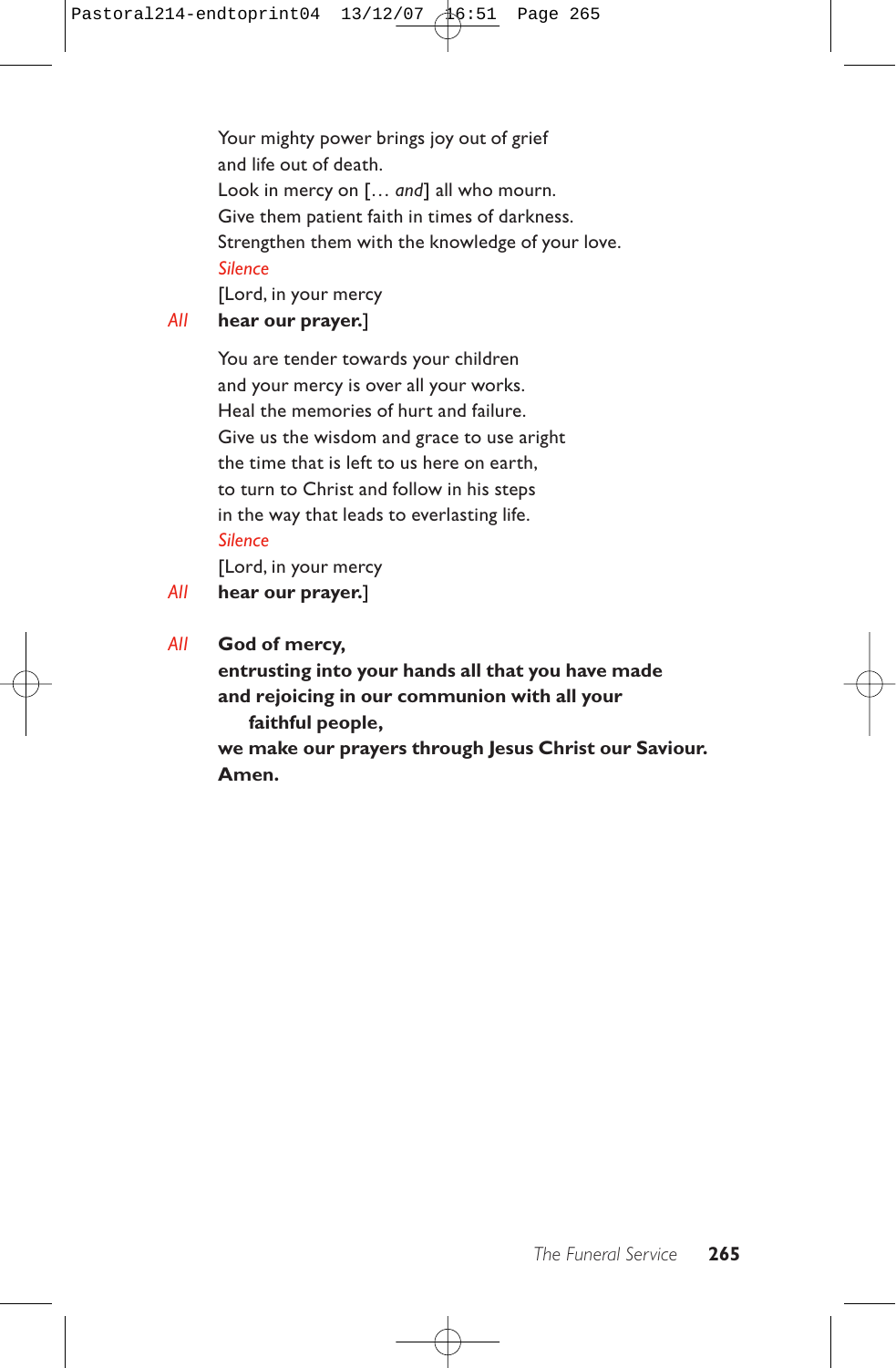Your mighty power brings joy out of grief  
and life out of death.  
Look in mercy on [… *and*] all who mourn.  
Give them patient faith in times of darkness.  
Strengthen them with the knowledge of your love.  
*Silence*  
[Lord, in your mercy  
*All* **hear our prayer.**]

You are tender towards your children  
and your mercy is over all your works.  
Heal the memories of hurt and failure.  
Give us the wisdom and grace to use aright  
the time that is left to us here on earth,  
to turn to Christ and follow in his steps  
in the way that leads to everlasting life.  
*Silence*  
[Lord, in your mercy  
*All* **hear our prayer.**]

*All* **God of mercy,**  
**entrusting into your hands all that you have made**  
**and rejoicing in our communion with all your faithful people,**  
**we make our prayers through Jesus Christ our Saviour.**  
**Amen.**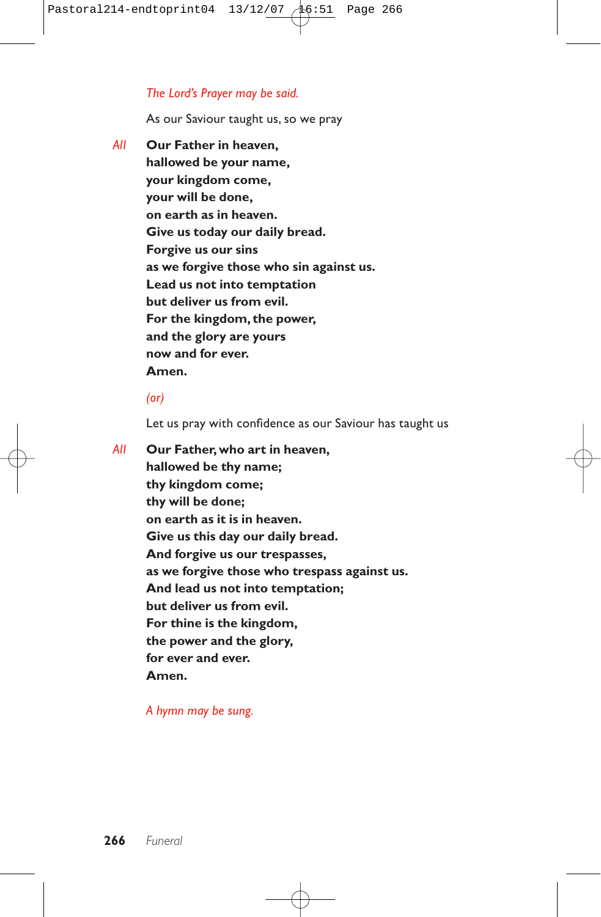*The Lord's Prayer may be said.*

As our Saviour taught us, so we pray

*All* **Our Father in heaven,**
**hallowed be your name,**
**your kingdom come,**
**your will be done,**
**on earth as in heaven.**
**Give us today our daily bread.**
**Forgive us our sins**
**as we forgive those who sin against us.**
**Lead us not into temptation**
**but deliver us from evil.**
**For the kingdom, the power,**
**and the glory are yours**
**now and for ever.**
**Amen.**

*(or)*

Let us pray with confidence as our Saviour has taught us

*All* **Our Father, who art in heaven,**
**hallowed be thy name;**
**thy kingdom come;**
**thy will be done;**
**on earth as it is in heaven.**
**Give us this day our daily bread.**
**And forgive us our trespasses,**
**as we forgive those who trespass against us.**
**And lead us not into temptation;**
**but deliver us from evil.**
**For thine is the kingdom,**
**the power and the glory,**
**for ever and ever.**
**Amen.**

*A hymn may be sung.*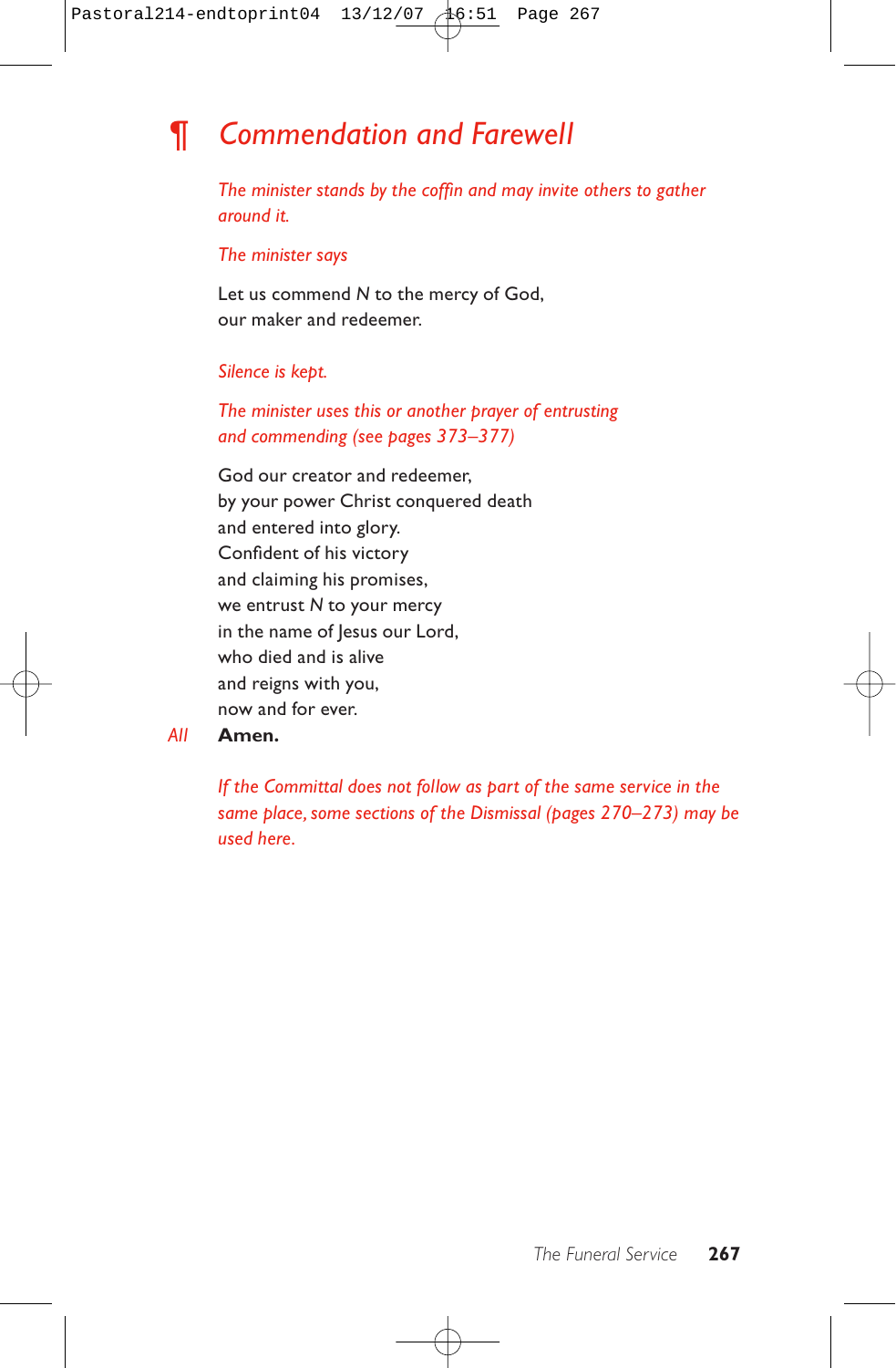## ¶ *Commendation and Farewell*

*The minister stands by the coffin and may invite others to gather around it.*

*The minister says*

Let us commend *N* to the mercy of God,
our maker and redeemer.

*Silence is kept.*

*The minister uses this or another prayer of entrusting and commending (see pages 373–377)*

God our creator and redeemer,
by your power Christ conquered death
and entered into glory.
Confident of his victory
and claiming his promises,
we entrust *N* to your mercy
in the name of Jesus our Lord,
who died and is alive
and reigns with you,
now and for ever.

*All* **Amen.**

*If the Committal does not follow as part of the same service in the same place, some sections of the Dismissal (pages 270–273) may be used here.*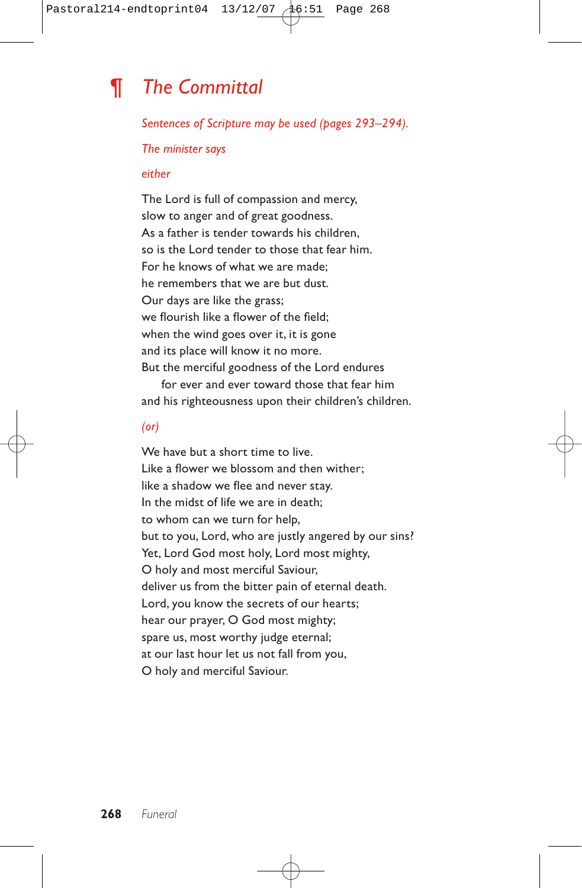## ¶ *The Committal*

*Sentences of Scripture may be used (pages 293–294).*

*The minister says*

*either*

The Lord is full of compassion and mercy,  
slow to anger and of great goodness.  
As a father is tender towards his children,  
so is the Lord tender to those that fear him.  
For he knows of what we are made;  
he remembers that we are but dust.  
Our days are like the grass;  
we flourish like a flower of the field;  
when the wind goes over it, it is gone  
and its place will know it no more.  
But the merciful goodness of the Lord endures  
    for ever and ever toward those that fear him  
and his righteousness upon their children's children.

*(or)*

We have but a short time to live.  
Like a flower we blossom and then wither;  
like a shadow we flee and never stay.  
In the midst of life we are in death;  
to whom can we turn for help,  
but to you, Lord, who are justly angered by our sins?  
Yet, Lord God most holy, Lord most mighty,  
O holy and most merciful Saviour,  
deliver us from the bitter pain of eternal death.  
Lord, you know the secrets of our hearts;  
hear our prayer, O God most mighty;  
spare us, most worthy judge eternal;  
at our last hour let us not fall from you,  
O holy and merciful Saviour.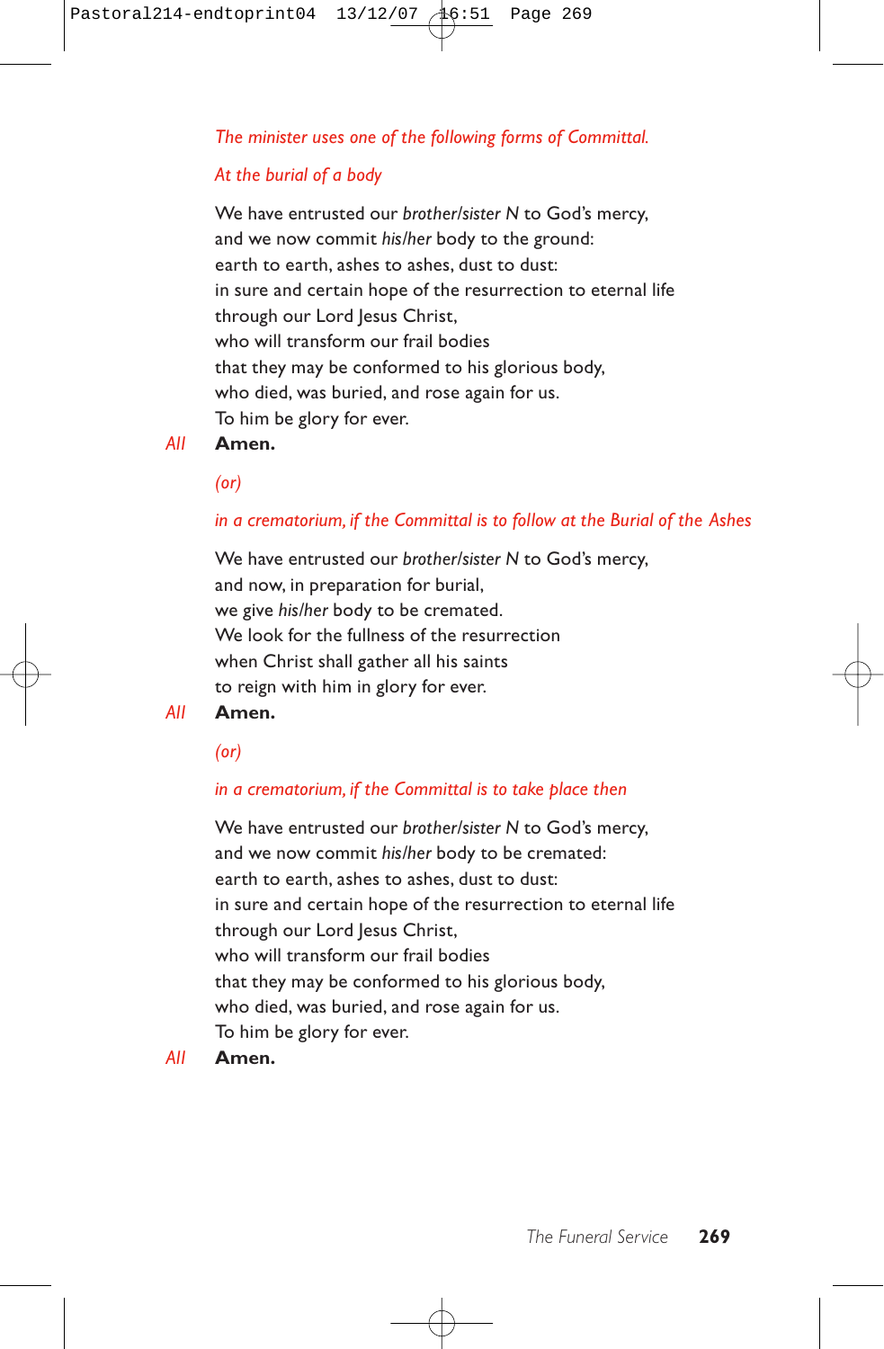*The minister uses one of the following forms of Committal.*

*At the burial of a body*

We have entrusted our *brother/sister N* to God's mercy,
and we now commit *his/her* body to the ground:
earth to earth, ashes to ashes, dust to dust:
in sure and certain hope of the resurrection to eternal life
through our Lord Jesus Christ,
who will transform our frail bodies
that they may be conformed to his glorious body,
who died, was buried, and rose again for us.
To him be glory for ever.

*All* **Amen.**

*(or)*

*in a crematorium, if the Committal is to follow at the Burial of the Ashes*

We have entrusted our *brother/sister N* to God's mercy,
and now, in preparation for burial,
we give *his/her* body to be cremated.
We look for the fullness of the resurrection
when Christ shall gather all his saints
to reign with him in glory for ever.

*All* **Amen.**

*(or)*

*in a crematorium, if the Committal is to take place then*

We have entrusted our *brother/sister N* to God's mercy,
and we now commit *his/her* body to be cremated:
earth to earth, ashes to ashes, dust to dust:
in sure and certain hope of the resurrection to eternal life
through our Lord Jesus Christ,
who will transform our frail bodies
that they may be conformed to his glorious body,
who died, was buried, and rose again for us.
To him be glory for ever.

*All* **Amen.**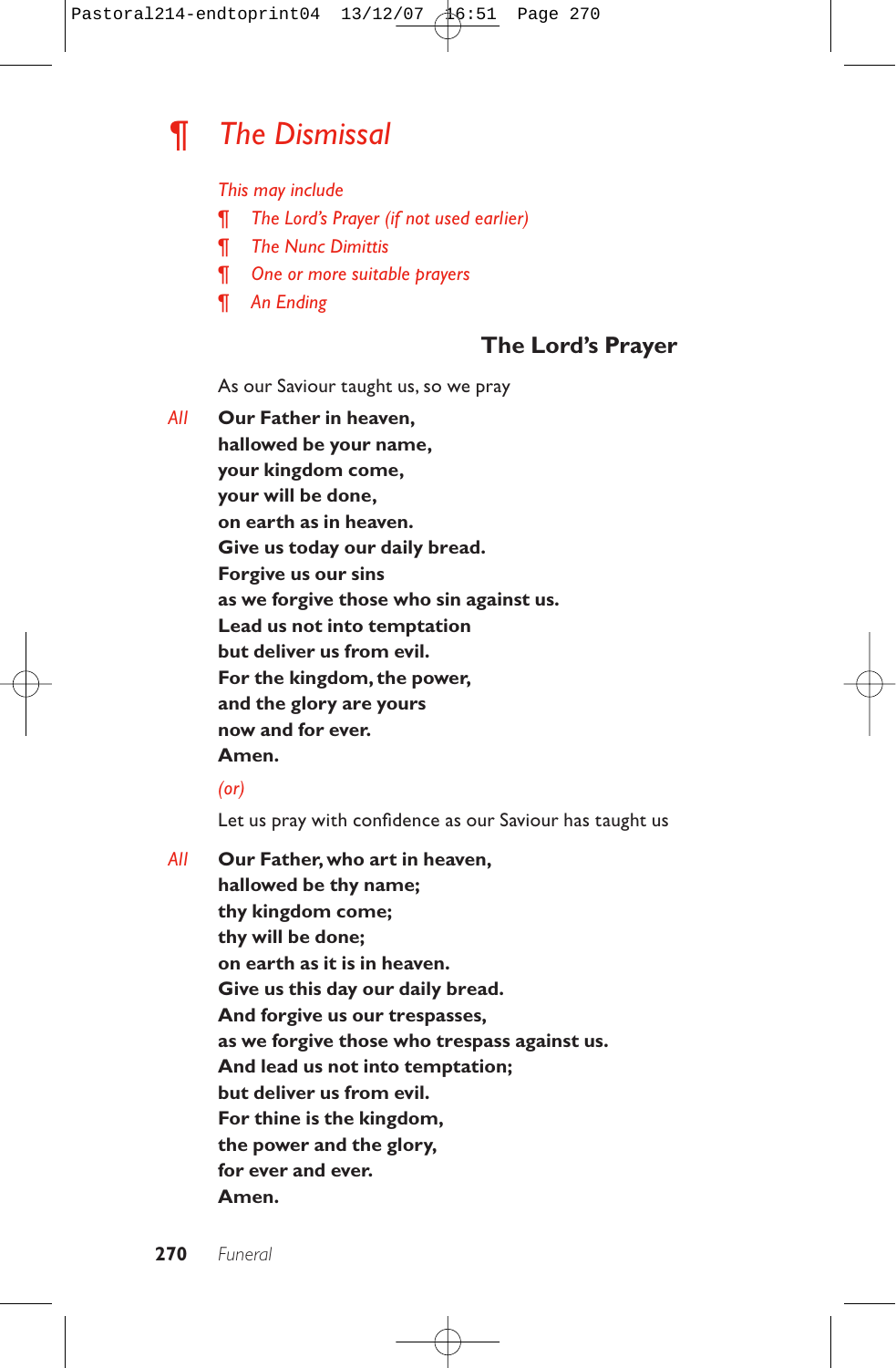# ¶ *The Dismissal*

*This may include*

- ¶ *The Lord's Prayer (if not used earlier)*
- ¶ *The Nunc Dimittis*
- ¶ *One or more suitable prayers*
- ¶ *An Ending*

## The Lord's Prayer

As our Saviour taught us, so we pray

*All* **Our Father in heaven,**
**hallowed be your name,**
**your kingdom come,**
**your will be done,**
**on earth as in heaven.**
**Give us today our daily bread.**
**Forgive us our sins**
**as we forgive those who sin against us.**
**Lead us not into temptation**
**but deliver us from evil.**
**For the kingdom, the power,**
**and the glory are yours**
**now and for ever.**
**Amen.**

*(or)*

Let us pray with confidence as our Saviour has taught us

*All* **Our Father, who art in heaven,**
**hallowed be thy name;**
**thy kingdom come;**
**thy will be done;**
**on earth as it is in heaven.**
**Give us this day our daily bread.**
**And forgive us our trespasses,**
**as we forgive those who trespass against us.**
**And lead us not into temptation;**
**but deliver us from evil.**
**For thine is the kingdom,**
**the power and the glory,**
**for ever and ever.**
**Amen.**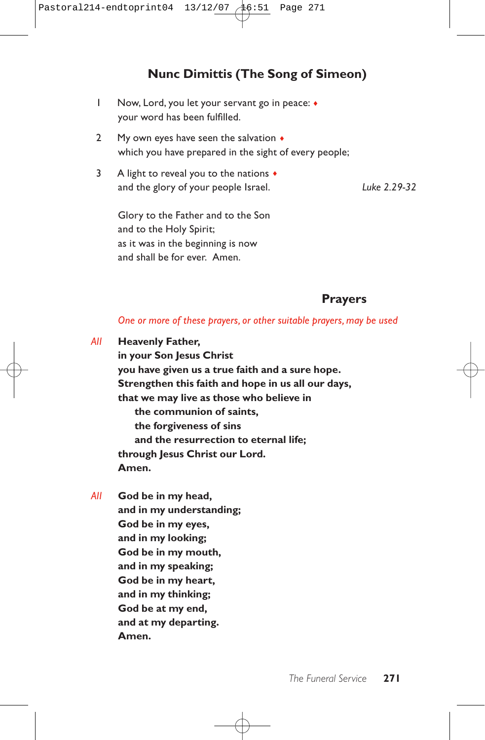## Nunc Dimittis (The Song of Simeon)

1 Now, Lord, you let your servant go in peace: ♦
your word has been fulfilled.

2 My own eyes have seen the salvation ♦
which you have prepared in the sight of every people;

3 A light to reveal you to the nations ♦
and the glory of your people Israel. *Luke 2.29-32*

Glory to the Father and to the Son
and to the Holy Spirit;
as it was in the beginning is now
and shall be for ever. Amen.

## Prayers

*One or more of these prayers, or other suitable prayers, may be used*

*All* **Heavenly Father,**
**in your Son Jesus Christ**
**you have given us a true faith and a sure hope.**
**Strengthen this faith and hope in us all our days,**
**that we may live as those who believe in**
**the communion of saints,**
**the forgiveness of sins**
**and the resurrection to eternal life;**
**through Jesus Christ our Lord.**
**Amen.**

*All* **God be in my head,**
**and in my understanding;**
**God be in my eyes,**
**and in my looking;**
**God be in my mouth,**
**and in my speaking;**
**God be in my heart,**
**and in my thinking;**
**God be at my end,**
**and at my departing.**
**Amen.**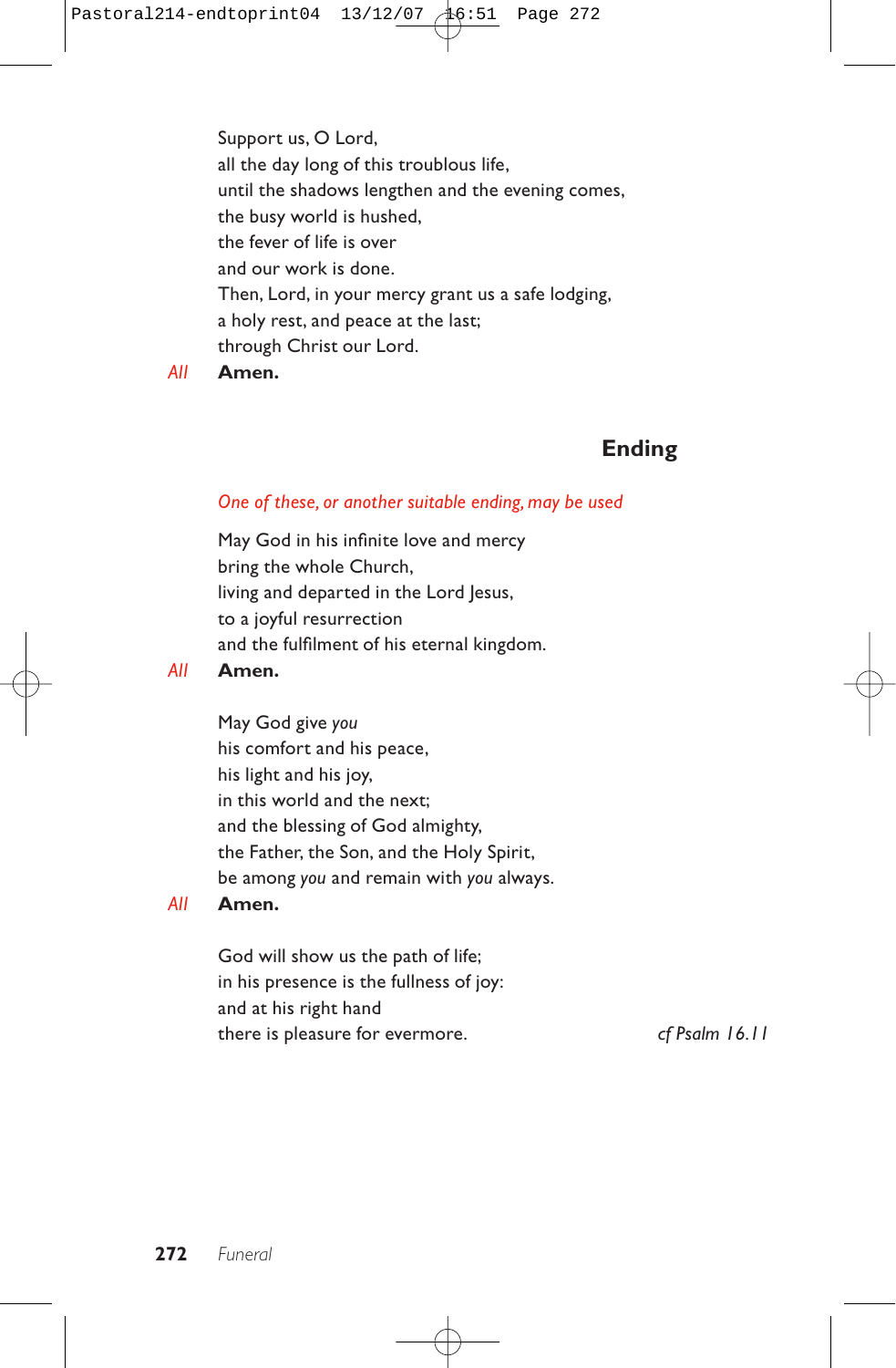Support us, O Lord,
all the day long of this troublous life,
until the shadows lengthen and the evening comes,
the busy world is hushed,
the fever of life is over
and our work is done.
Then, Lord, in your mercy grant us a safe lodging,
a holy rest, and peace at the last;
through Christ our Lord.

*All* **Amen.**

## Ending

*One of these, or another suitable ending, may be used*

May God in his infinite love and mercy
bring the whole Church,
living and departed in the Lord Jesus,
to a joyful resurrection
and the fulfilment of his eternal kingdom.

*All* **Amen.**

May God give *you*
his comfort and his peace,
his light and his joy,
in this world and the next;
and the blessing of God almighty,
the Father, the Son, and the Holy Spirit,
be among *you* and remain with *you* always.

*All* **Amen.**

God will show us the path of life;
in his presence is the fullness of joy:
and at his right hand
there is pleasure for evermore. *cf Psalm 16.11*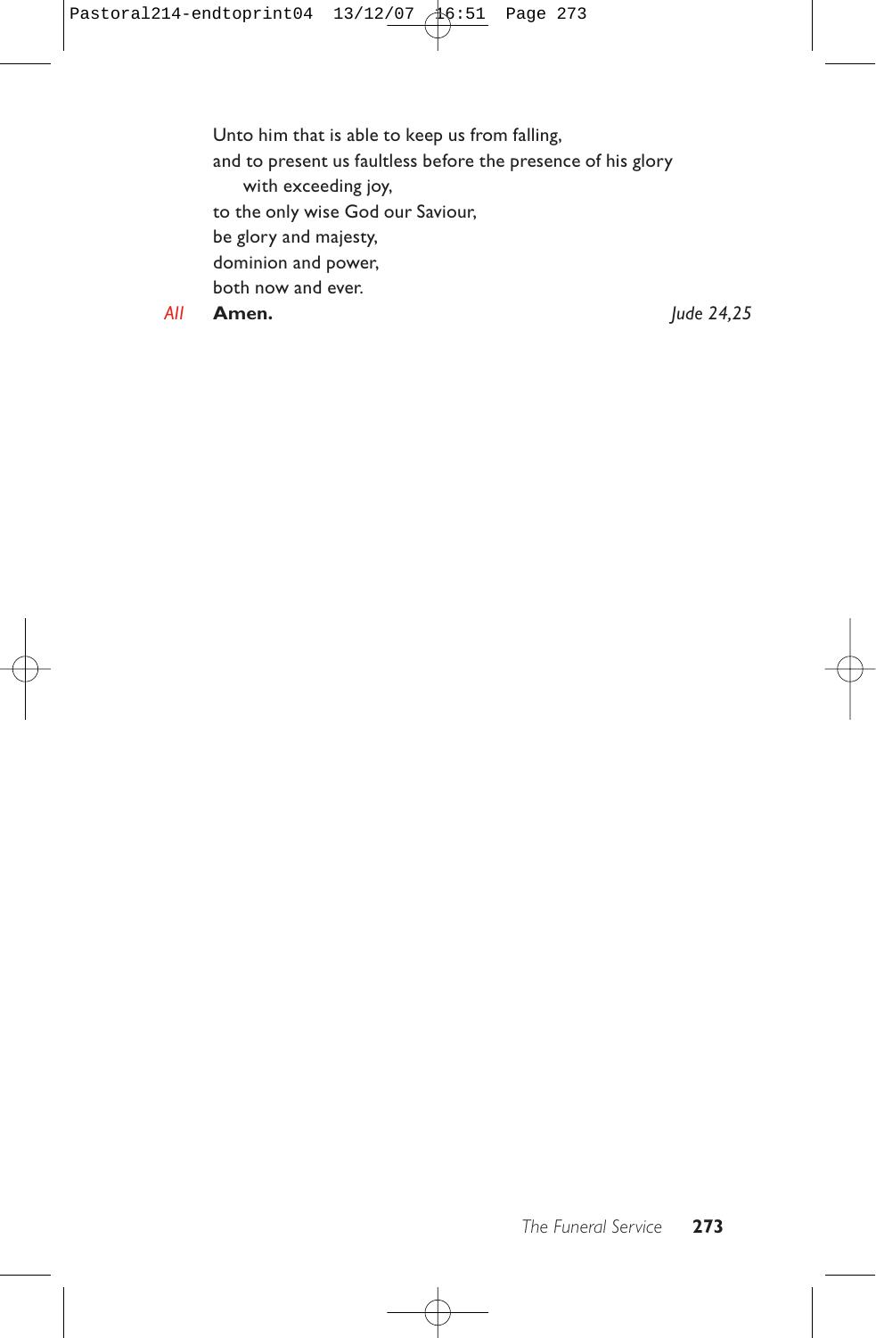Unto him that is able to keep us from falling,  
and to present us faultless before the presence of his glory  
  with exceeding joy,  
to the only wise God our Saviour,  
be glory and majesty,  
dominion and power,  
both now and ever.

*All* **Amen.** *Jude 24,25*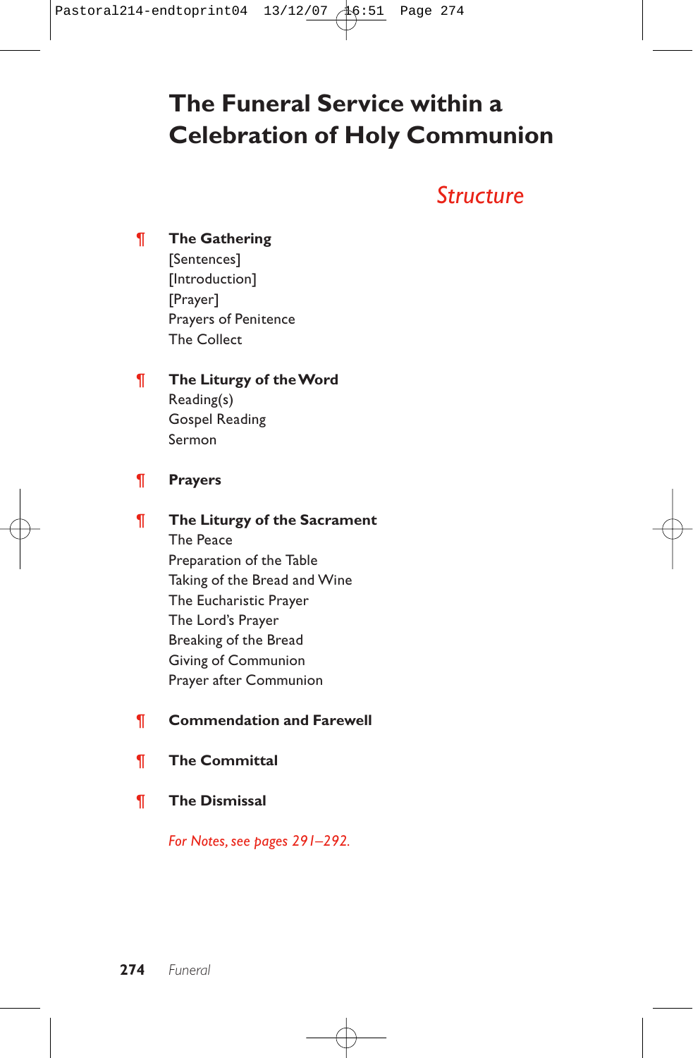# The Funeral Service within a Celebration of Holy Communion

## *Structure*

¶ **The Gathering**
[Sentences]
[Introduction]
[Prayer]
Prayers of Penitence
The Collect

¶ **The Liturgy of the Word**
Reading(s)
Gospel Reading
Sermon

¶ **Prayers**

¶ **The Liturgy of the Sacrament**
The Peace
Preparation of the Table
Taking of the Bread and Wine
The Eucharistic Prayer
The Lord's Prayer
Breaking of the Bread
Giving of Communion
Prayer after Communion

¶ **Commendation and Farewell**

¶ **The Committal**

¶ **The Dismissal**

*For Notes, see pages 291–292.*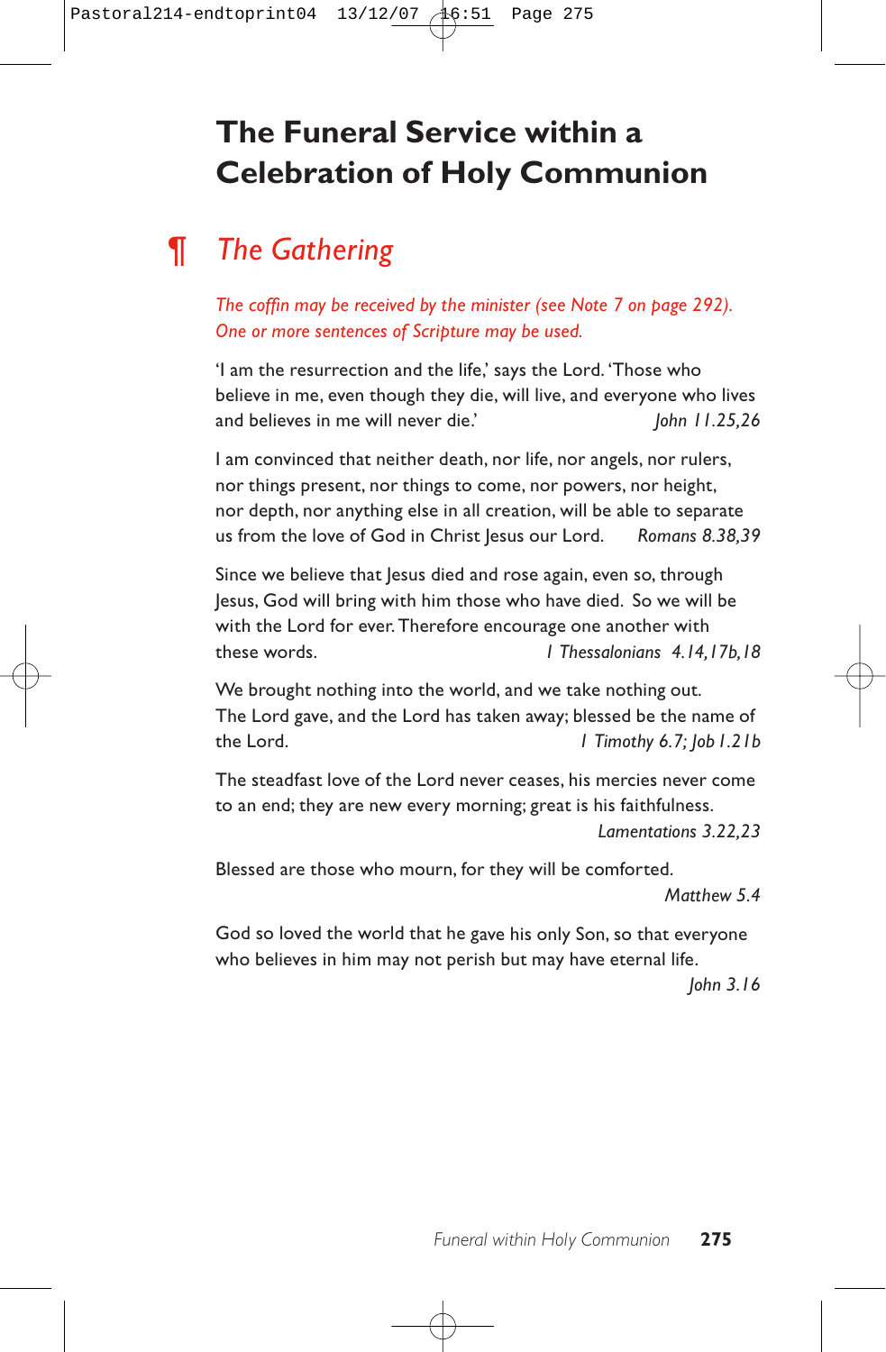# The Funeral Service within a Celebration of Holy Communion

## ¶ *The Gathering*

*The coffin may be received by the minister (see Note 7 on page 292). One or more sentences of Scripture may be used.*

'I am the resurrection and the life,' says the Lord. 'Those who believe in me, even though they die, will live, and everyone who lives and believes in me will never die.' *John 11.25,26*

I am convinced that neither death, nor life, nor angels, nor rulers, nor things present, nor things to come, nor powers, nor height, nor depth, nor anything else in all creation, will be able to separate us from the love of God in Christ Jesus our Lord. *Romans 8.38,39*

Since we believe that Jesus died and rose again, even so, through Jesus, God will bring with him those who have died. So we will be with the Lord for ever. Therefore encourage one another with these words. *1 Thessalonians 4.14,17b,18*

We brought nothing into the world, and we take nothing out. The Lord gave, and the Lord has taken away; blessed be the name of the Lord. *1 Timothy 6.7; Job 1.21b*

The steadfast love of the Lord never ceases, his mercies never come to an end; they are new every morning; great is his faithfulness. *Lamentations 3.22,23*

Blessed are those who mourn, for they will be comforted. *Matthew 5.4*

God so loved the world that he gave his only Son, so that everyone who believes in him may not perish but may have eternal life. *John 3.16*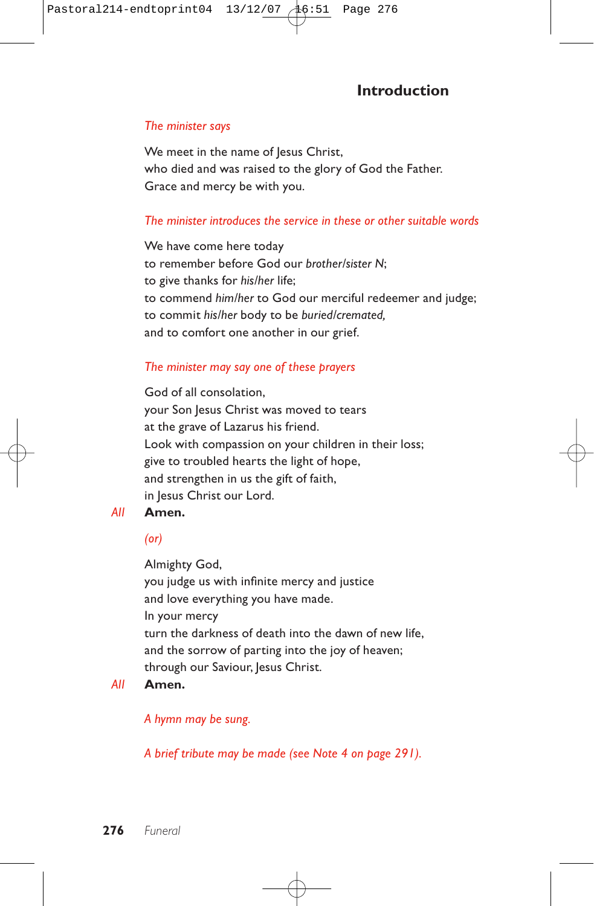## Introduction

*The minister says*

We meet in the name of Jesus Christ,
who died and was raised to the glory of God the Father.
Grace and mercy be with you.

*The minister introduces the service in these or other suitable words*

We have come here today
to remember before God our *brother/sister N*;
to give thanks for *his/her* life;
to commend *him/her* to God our merciful redeemer and judge;
to commit *his/her* body to be *buried/cremated,*
and to comfort one another in our grief.

*The minister may say one of these prayers*

God of all consolation,
your Son Jesus Christ was moved to tears
at the grave of Lazarus his friend.
Look with compassion on your children in their loss;
give to troubled hearts the light of hope,
and strengthen in us the gift of faith,
in Jesus Christ our Lord.

*All* **Amen.**

*(or)*

Almighty God,
you judge us with infinite mercy and justice
and love everything you have made.
In your mercy
turn the darkness of death into the dawn of new life,
and the sorrow of parting into the joy of heaven;
through our Saviour, Jesus Christ.

*All* **Amen.**

*A hymn may be sung.*

*A brief tribute may be made (see Note 4 on page 291).*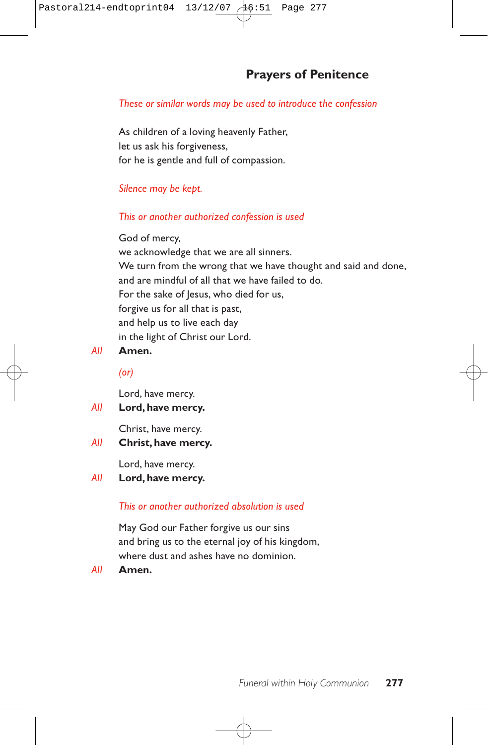## Prayers of Penitence

*These or similar words may be used to introduce the confession*

As children of a loving heavenly Father,
let us ask his forgiveness,
for he is gentle and full of compassion.

*Silence may be kept.*

*This or another authorized confession is used*

God of mercy,
we acknowledge that we are all sinners.
We turn from the wrong that we have thought and said and done,
and are mindful of all that we have failed to do.
For the sake of Jesus, who died for us,
forgive us for all that is past,
and help us to live each day
in the light of Christ our Lord.

*All* **Amen.**

*(or)*

Lord, have mercy.

*All* **Lord, have mercy.**

Christ, have mercy.

*All* **Christ, have mercy.**

Lord, have mercy.

*All* **Lord, have mercy.**

*This or another authorized absolution is used*

May God our Father forgive us our sins
and bring us to the eternal joy of his kingdom,
where dust and ashes have no dominion.

*All* **Amen.**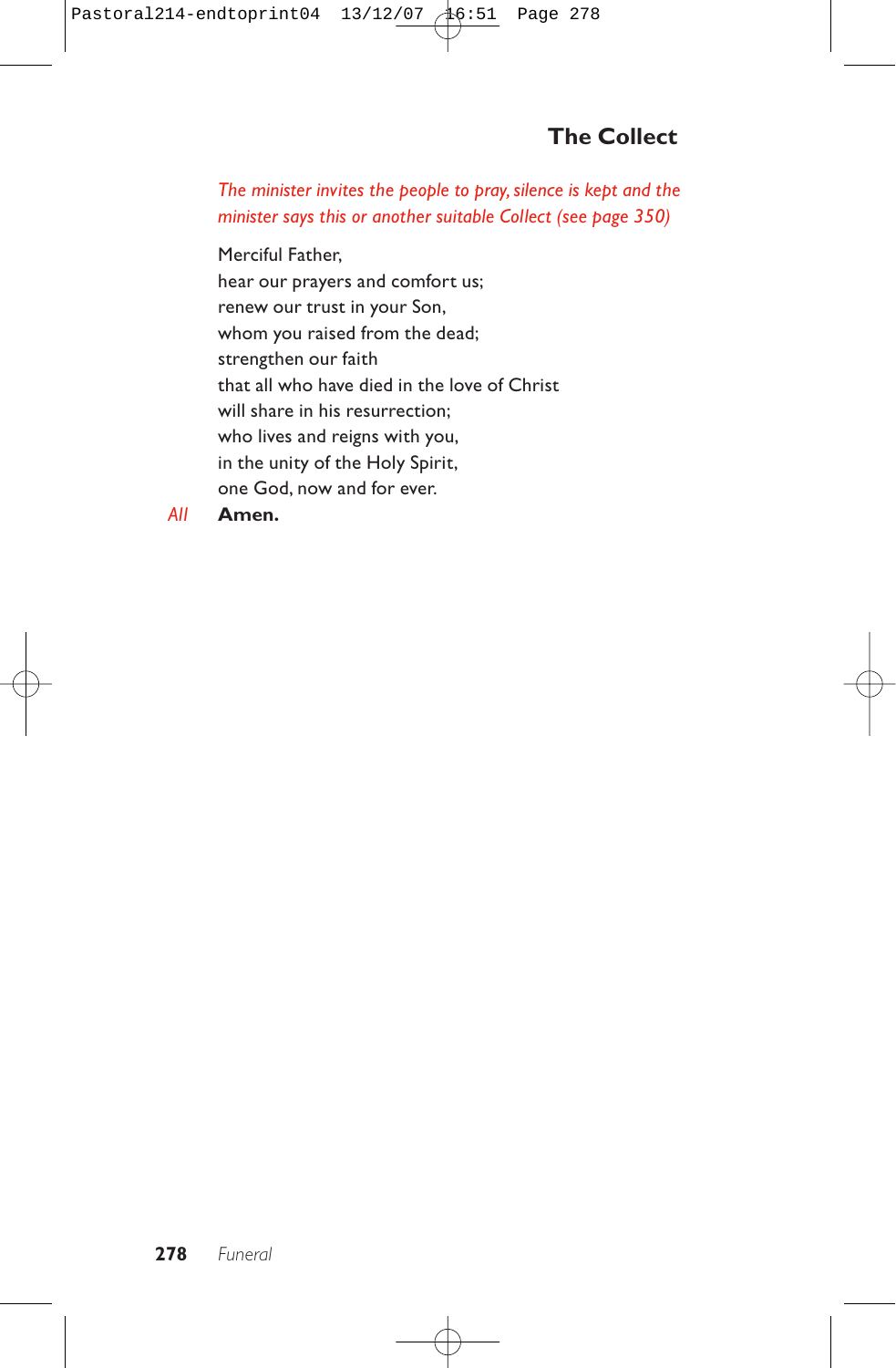## The Collect

*The minister invites the people to pray, silence is kept and the minister says this or another suitable Collect (see page 350)*

Merciful Father,
hear our prayers and comfort us;
renew our trust in your Son,
whom you raised from the dead;
strengthen our faith
that all who have died in the love of Christ
will share in his resurrection;
who lives and reigns with you,
in the unity of the Holy Spirit,
one God, now and for ever.

*All* **Amen.**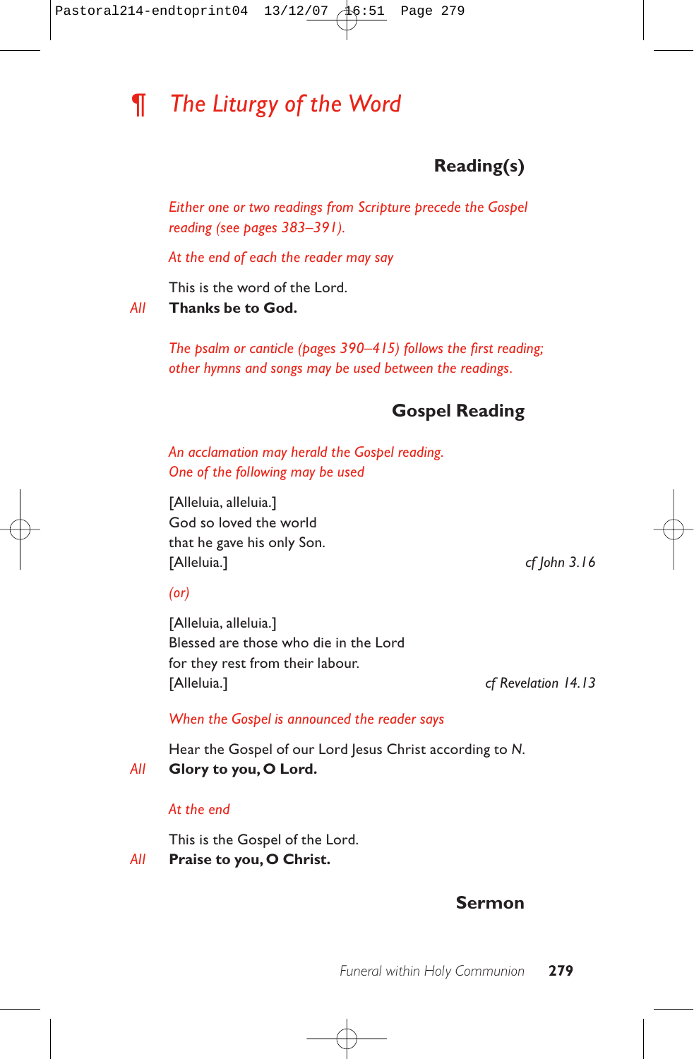# ¶ *The Liturgy of the Word*

### Reading(s)

*Either one or two readings from Scripture precede the Gospel reading (see pages 383–391).*

*At the end of each the reader may say*

This is the word of the Lord.

*All* **Thanks be to God.**

*The psalm or canticle (pages 390–415) follows the first reading; other hymns and songs may be used between the readings.*

### Gospel Reading

*An acclamation may herald the Gospel reading.*
*One of the following may be used*

[Alleluia, alleluia.]
God so loved the world
that he gave his only Son.
[Alleluia.] *cf John 3.16*

*(or)*

[Alleluia, alleluia.]
Blessed are those who die in the Lord
for they rest from their labour.
[Alleluia.] *cf Revelation 14.13*

*When the Gospel is announced the reader says*

Hear the Gospel of our Lord Jesus Christ according to *N.*

*All* **Glory to you, O Lord.**

*At the end*

This is the Gospel of the Lord.

*All* **Praise to you, O Christ.**

### Sermon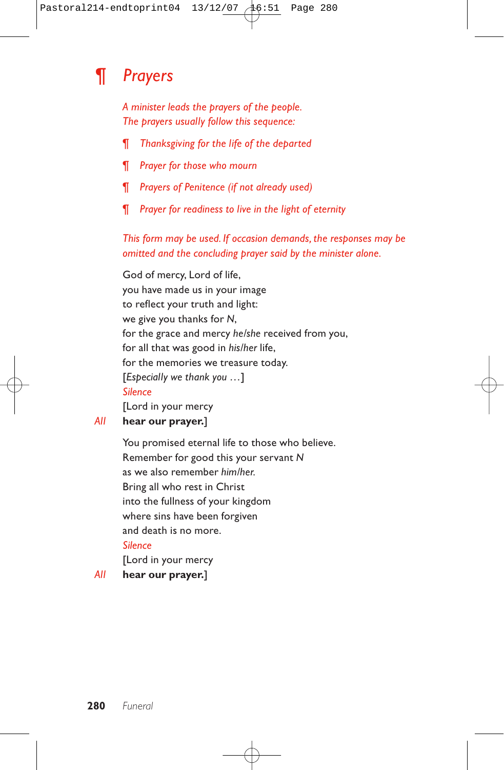# ¶ *Prayers*

*A minister leads the prayers of the people.*
*The prayers usually follow this sequence:*

- *¶ Thanksgiving for the life of the departed*
- *¶ Prayer for those who mourn*
- *¶ Prayers of Penitence (if not already used)*
- *¶ Prayer for readiness to live in the light of eternity*

*This form may be used. If occasion demands, the responses may be omitted and the concluding prayer said by the minister alone.*

God of mercy, Lord of life,
you have made us in your image
to reflect your truth and light:
we give you thanks for *N*,
for the grace and mercy *he/she* received from you,
for all that was good in *his/her* life,
for the memories we treasure today.
[*Especially we thank you* …]
*Silence*
[Lord in your mercy
*All* **hear our prayer.**]

You promised eternal life to those who believe.
Remember for good this your servant *N*
as we also remember *him/her.*
Bring all who rest in Christ
into the fullness of your kingdom
where sins have been forgiven
and death is no more.
*Silence*
[Lord in your mercy
*All* **hear our prayer.**]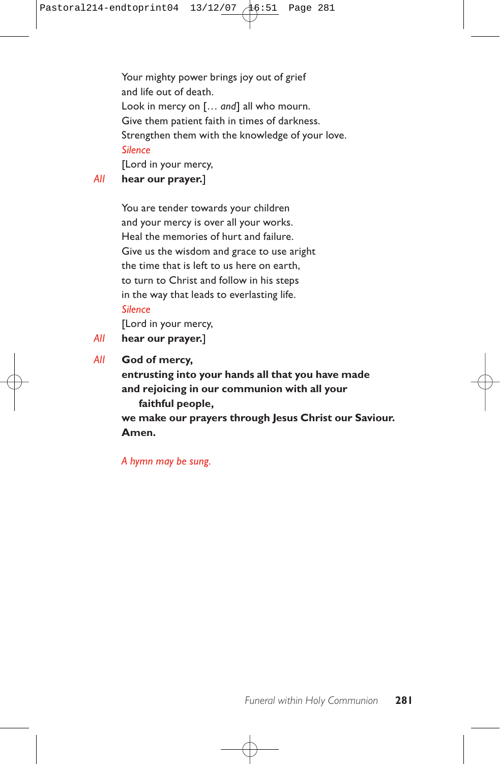Your mighty power brings joy out of grief  
and life out of death.  
Look in mercy on [… *and*] all who mourn.  
Give them patient faith in times of darkness.  
Strengthen them with the knowledge of your love.  
*Silence*  
[Lord in your mercy,  
*All* **hear our prayer.**]

You are tender towards your children  
and your mercy is over all your works.  
Heal the memories of hurt and failure.  
Give us the wisdom and grace to use aright  
the time that is left to us here on earth,  
to turn to Christ and follow in his steps  
in the way that leads to everlasting life.  
*Silence*  
[Lord in your mercy,  
*All* **hear our prayer.**]

*All* **God of mercy,**  
**entrusting into your hands all that you have made**  
**and rejoicing in our communion with all your**  
**faithful people,**  
**we make our prayers through Jesus Christ our Saviour.**  
**Amen.**

*A hymn may be sung.*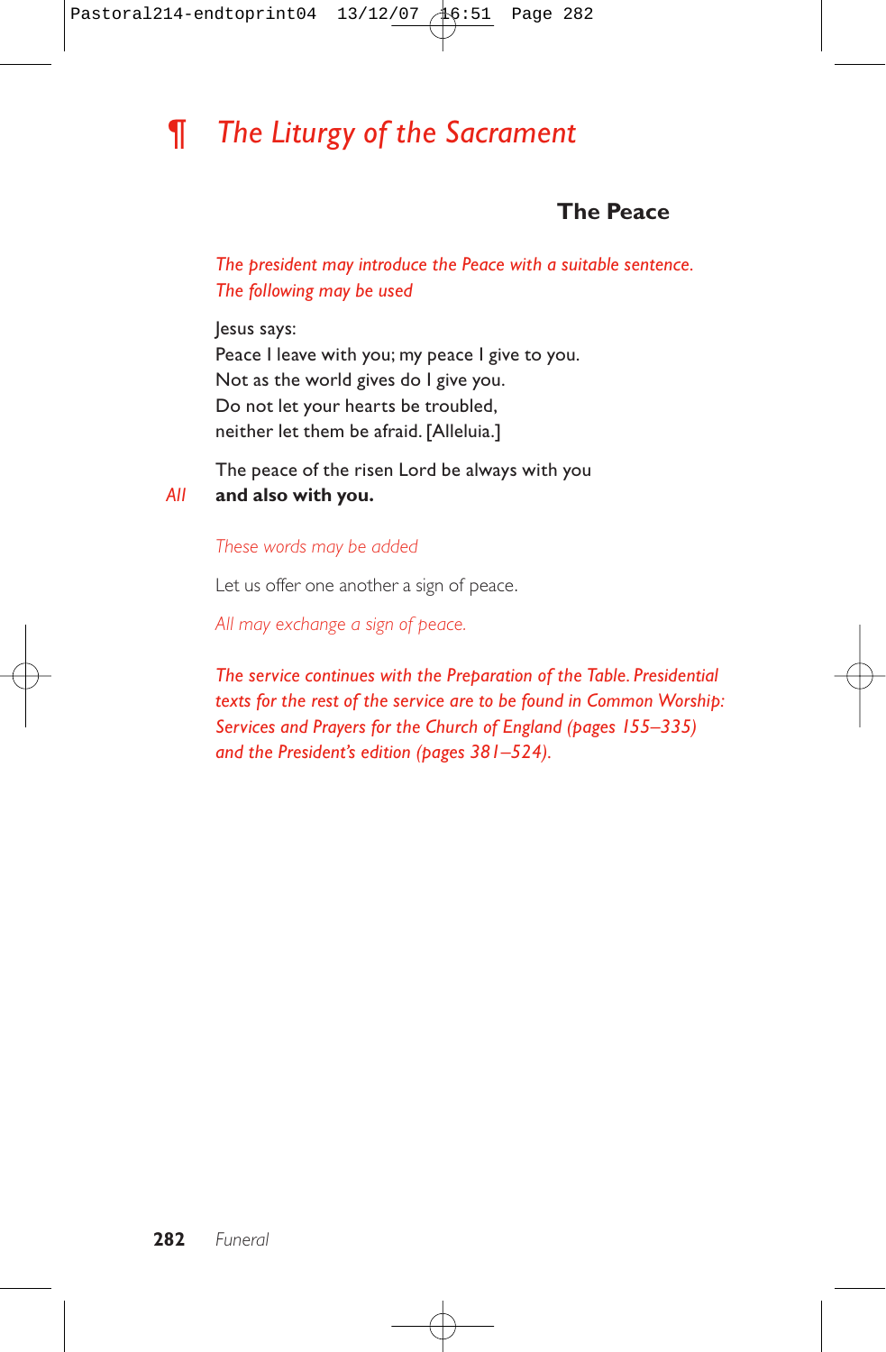# ¶ *The Liturgy of the Sacrament*

## The Peace

*The president may introduce the Peace with a suitable sentence. The following may be used*

Jesus says:
Peace I leave with you; my peace I give to you.
Not as the world gives do I give you.
Do not let your hearts be troubled,
neither let them be afraid. [Alleluia.]

The peace of the risen Lord be always with you

*All* **and also with you.**

*These words may be added*

Let us offer one another a sign of peace.

*All may exchange a sign of peace.*

*The service continues with the Preparation of the Table. Presidential texts for the rest of the service are to be found in Common Worship: Services and Prayers for the Church of England (pages 155–335) and the President's edition (pages 381–524).*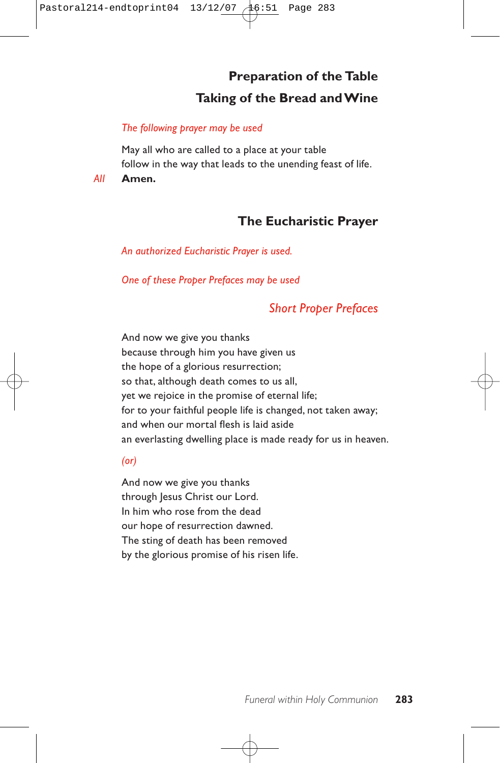## Preparation of the Table

## Taking of the Bread and Wine

*The following prayer may be used*

May all who are called to a place at your table
follow in the way that leads to the unending feast of life.

*All* **Amen.**

## The Eucharistic Prayer

*An authorized Eucharistic Prayer is used.*

*One of these Proper Prefaces may be used*

### *Short Proper Prefaces*

And now we give you thanks
because through him you have given us
the hope of a glorious resurrection;
so that, although death comes to us all,
yet we rejoice in the promise of eternal life;
for to your faithful people life is changed, not taken away;
and when our mortal flesh is laid aside
an everlasting dwelling place is made ready for us in heaven.

*(or)*

And now we give you thanks
through Jesus Christ our Lord.
In him who rose from the dead
our hope of resurrection dawned.
The sting of death has been removed
by the glorious promise of his risen life.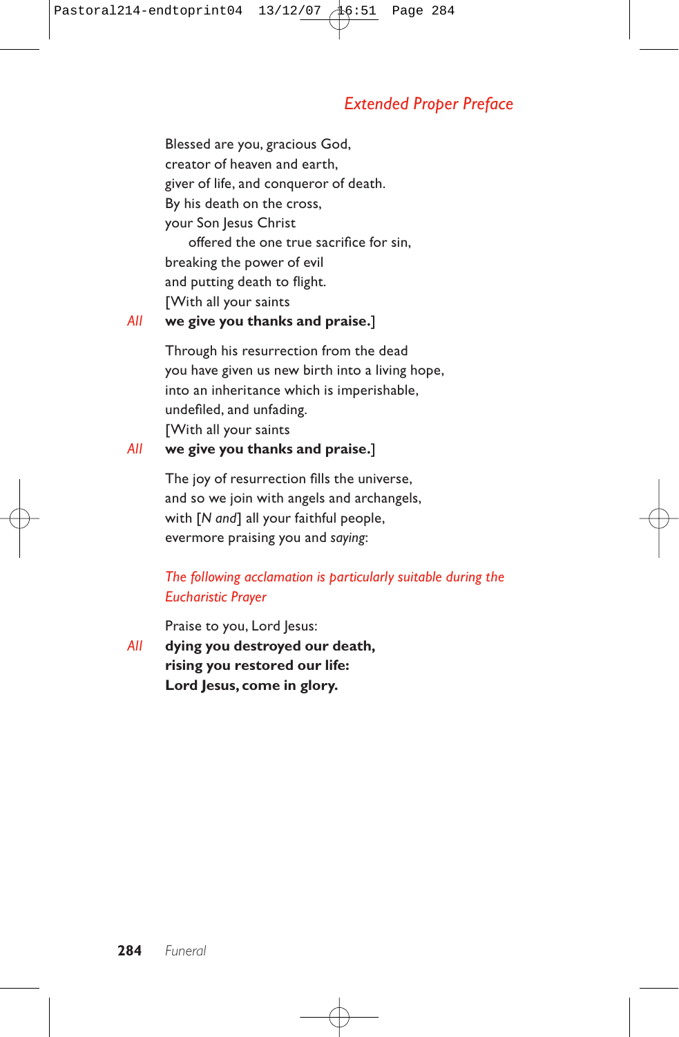## *Extended Proper Preface*

Blessed are you, gracious God,
creator of heaven and earth,
giver of life, and conqueror of death.
By his death on the cross,
your Son Jesus Christ
offered the one true sacrifice for sin,
breaking the power of evil
and putting death to flight.
[With all your saints

*All* **we give you thanks and praise.**]

Through his resurrection from the dead
you have given us new birth into a living hope,
into an inheritance which is imperishable,
undefiled, and unfading.
[With all your saints

*All* **we give you thanks and praise.**]

The joy of resurrection fills the universe,
and so we join with angels and archangels,
with [*N and*] all your faithful people,
evermore praising you and *saying*:

*The following acclamation is particularly suitable during the Eucharistic Prayer*

Praise to you, Lord Jesus:

*All* **dying you destroyed our death,
rising you restored our life:
Lord Jesus, come in glory.**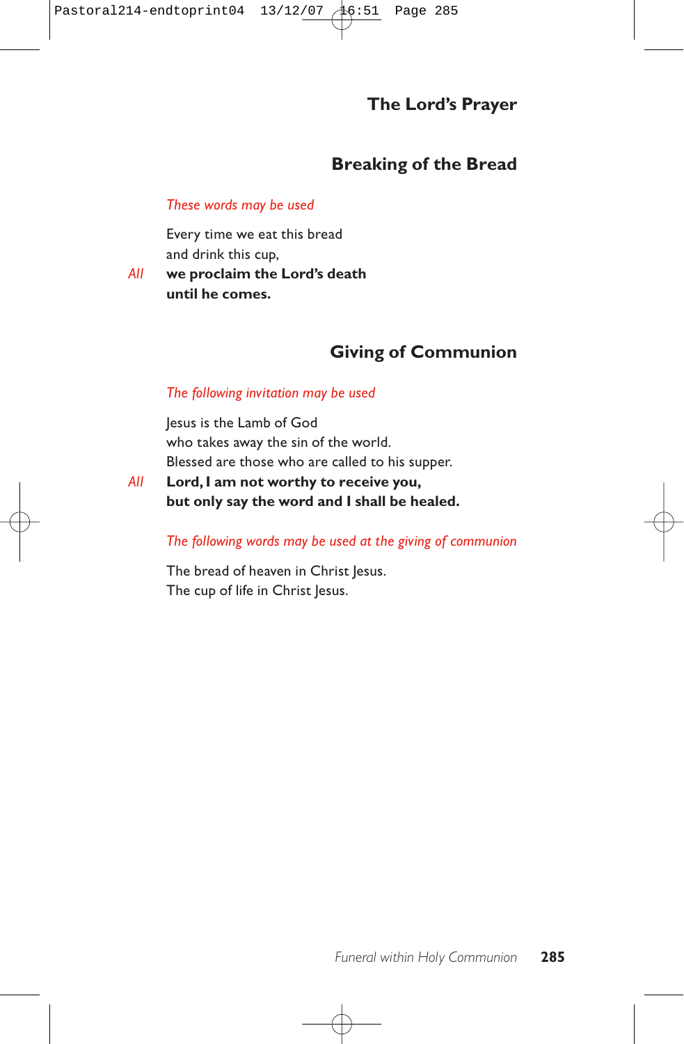## The Lord's Prayer

## Breaking of the Bread

*These words may be used*

Every time we eat this bread
and drink this cup,

*All* **we proclaim the Lord's death**
**until he comes.**

## Giving of Communion

*The following invitation may be used*

Jesus is the Lamb of God
who takes away the sin of the world.
Blessed are those who are called to his supper.

*All* **Lord, I am not worthy to receive you,**
**but only say the word and I shall be healed.**

*The following words may be used at the giving of communion*

The bread of heaven in Christ Jesus.
The cup of life in Christ Jesus.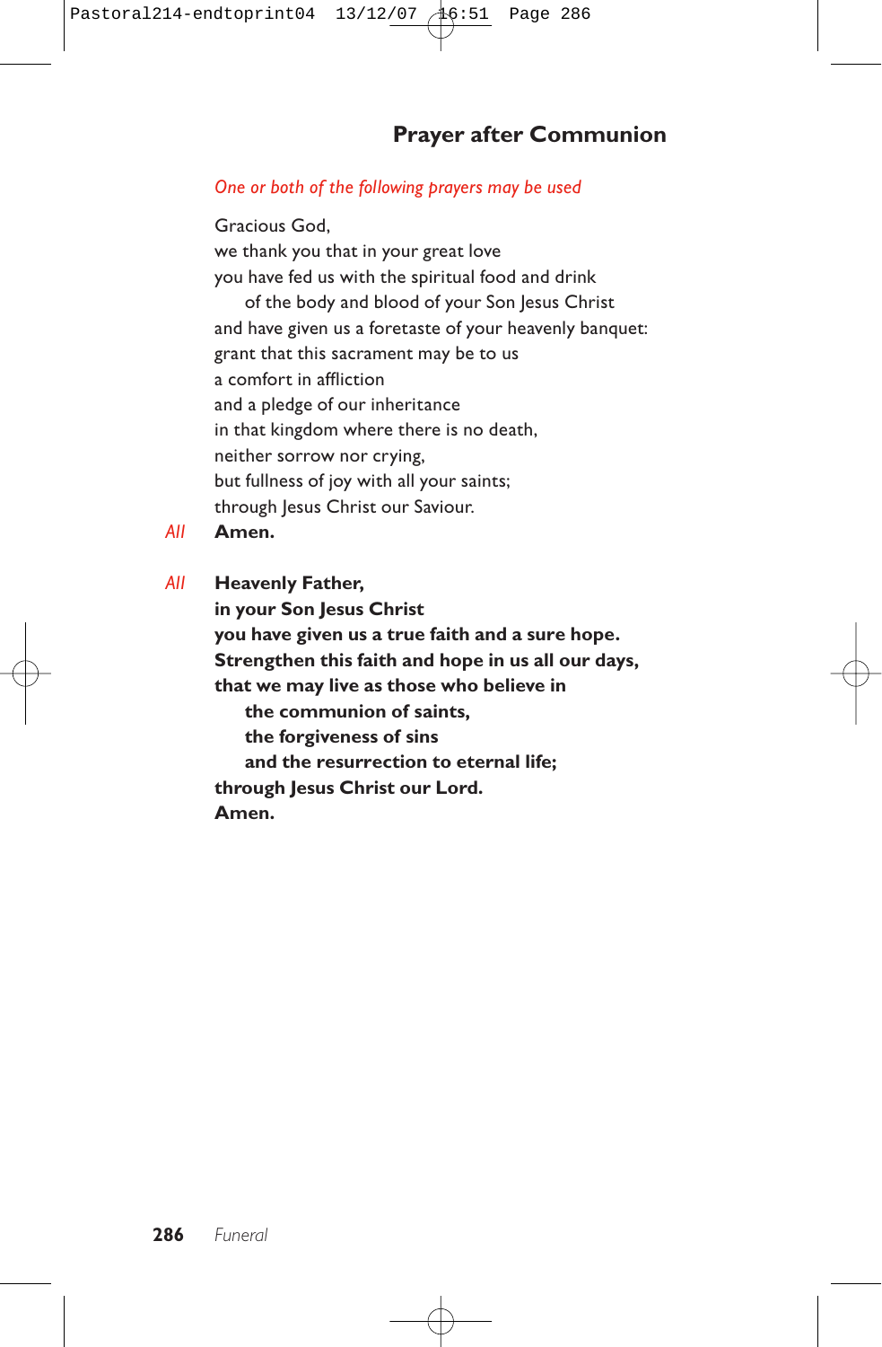## Prayer after Communion

*One or both of the following prayers may be used*

Gracious God,
we thank you that in your great love
you have fed us with the spiritual food and drink
  of the body and blood of your Son Jesus Christ
and have given us a foretaste of your heavenly banquet:
grant that this sacrament may be to us
a comfort in affliction
and a pledge of our inheritance
in that kingdom where there is no death,
neither sorrow nor crying,
but fullness of joy with all your saints;
through Jesus Christ our Saviour.

*All* **Amen.**

*All* **Heavenly Father,**
**in your Son Jesus Christ**
**you have given us a true faith and a sure hope.**
**Strengthen this faith and hope in us all our days,**
**that we may live as those who believe in**
  **the communion of saints,**
  **the forgiveness of sins**
  **and the resurrection to eternal life;**
**through Jesus Christ our Lord.**
**Amen.**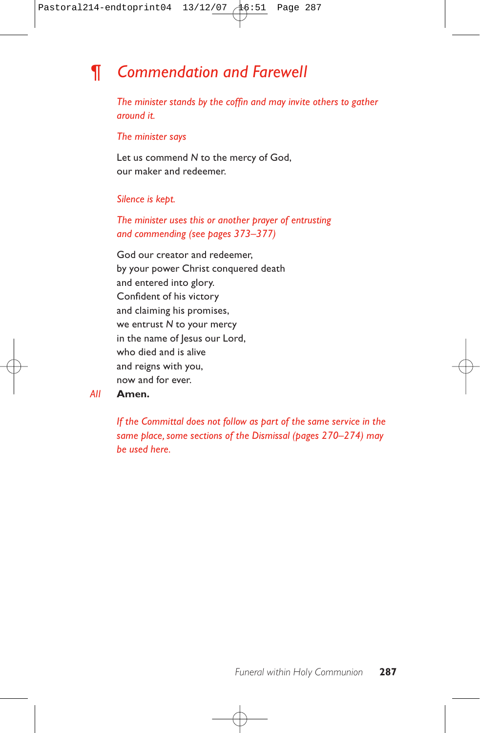## ¶ *Commendation and Farewell*

*The minister stands by the coffin and may invite others to gather around it.*

*The minister says*

Let us commend *N* to the mercy of God,
our maker and redeemer.

*Silence is kept.*

*The minister uses this or another prayer of entrusting and commending (see pages 373–377)*

God our creator and redeemer,
by your power Christ conquered death
and entered into glory.
Confident of his victory
and claiming his promises,
we entrust *N* to your mercy
in the name of Jesus our Lord,
who died and is alive
and reigns with you,
now and for ever.

*All* **Amen.**

*If the Committal does not follow as part of the same service in the same place, some sections of the Dismissal (pages 270–274) may be used here.*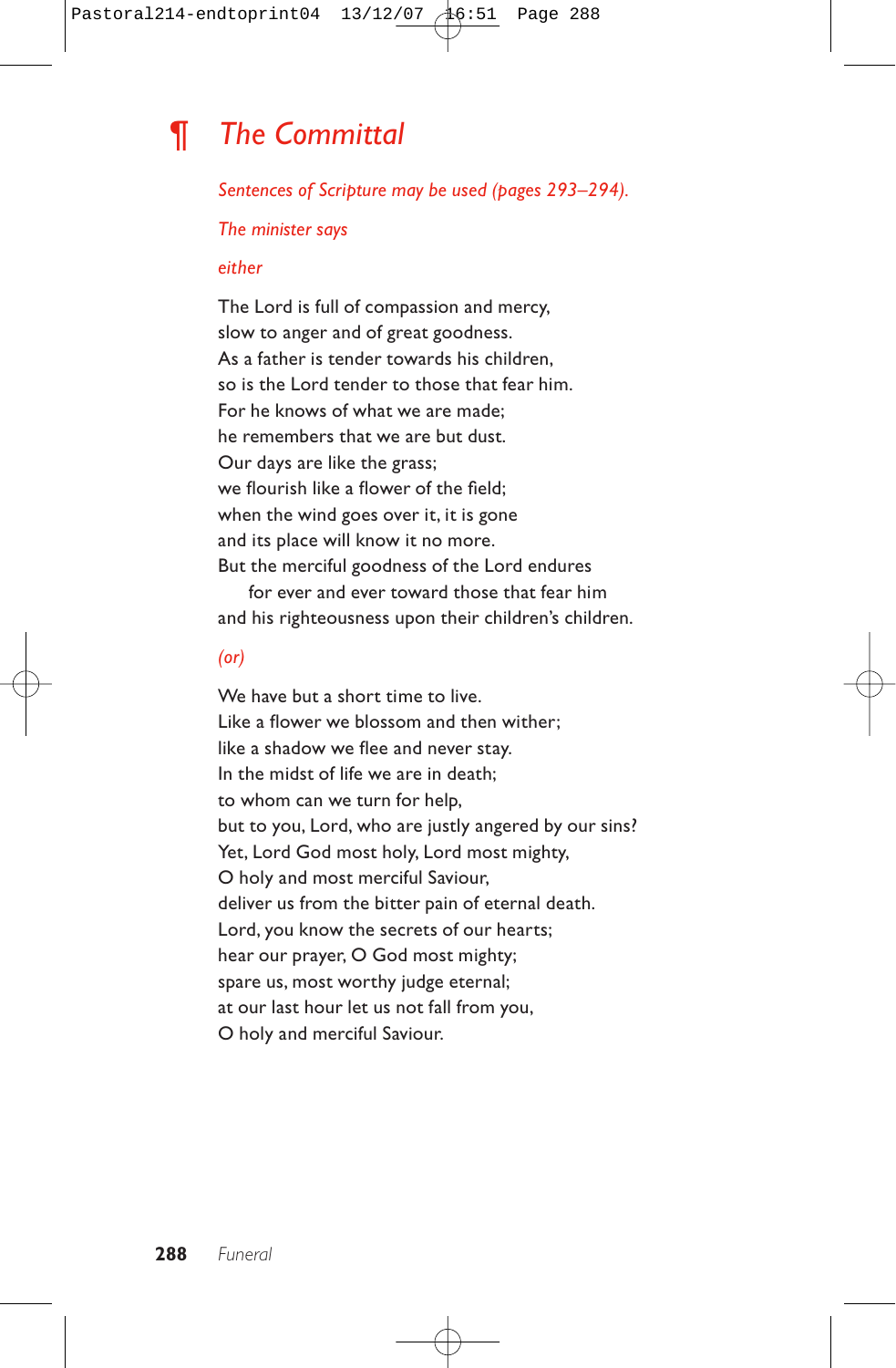## ¶ *The Committal*

*Sentences of Scripture may be used (pages 293–294).*

*The minister says*

*either*

The Lord is full of compassion and mercy,  
slow to anger and of great goodness.  
As a father is tender towards his children,  
so is the Lord tender to those that fear him.  
For he knows of what we are made;  
he remembers that we are but dust.  
Our days are like the grass;  
we flourish like a flower of the field;  
when the wind goes over it, it is gone  
and its place will know it no more.  
But the merciful goodness of the Lord endures  
  for ever and ever toward those that fear him  
and his righteousness upon their children's children.

*(or)*

We have but a short time to live.  
Like a flower we blossom and then wither;  
like a shadow we flee and never stay.  
In the midst of life we are in death;  
to whom can we turn for help,  
but to you, Lord, who are justly angered by our sins?  
Yet, Lord God most holy, Lord most mighty,  
O holy and most merciful Saviour,  
deliver us from the bitter pain of eternal death.  
Lord, you know the secrets of our hearts;  
hear our prayer, O God most mighty;  
spare us, most worthy judge eternal;  
at our last hour let us not fall from you,  
O holy and merciful Saviour.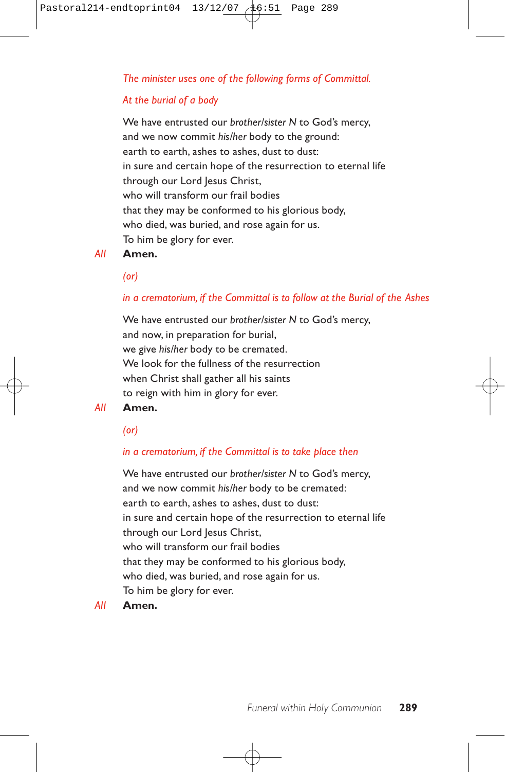*The minister uses one of the following forms of Committal.*

*At the burial of a body*

We have entrusted our *brother/sister N* to God's mercy,
and we now commit *his/her* body to the ground:
earth to earth, ashes to ashes, dust to dust:
in sure and certain hope of the resurrection to eternal life
through our Lord Jesus Christ,
who will transform our frail bodies
that they may be conformed to his glorious body,
who died, was buried, and rose again for us.
To him be glory for ever.

*All* **Amen.**

*(or)*

*in a crematorium, if the Committal is to follow at the Burial of the Ashes*

We have entrusted our *brother/sister N* to God's mercy,
and now, in preparation for burial,
we give *his/her* body to be cremated.
We look for the fullness of the resurrection
when Christ shall gather all his saints
to reign with him in glory for ever.

*All* **Amen.**

*(or)*

*in a crematorium, if the Committal is to take place then*

We have entrusted our *brother/sister N* to God's mercy,
and we now commit *his/her* body to be cremated:
earth to earth, ashes to ashes, dust to dust:
in sure and certain hope of the resurrection to eternal life
through our Lord Jesus Christ,
who will transform our frail bodies
that they may be conformed to his glorious body,
who died, was buried, and rose again for us.
To him be glory for ever.

*All* **Amen.**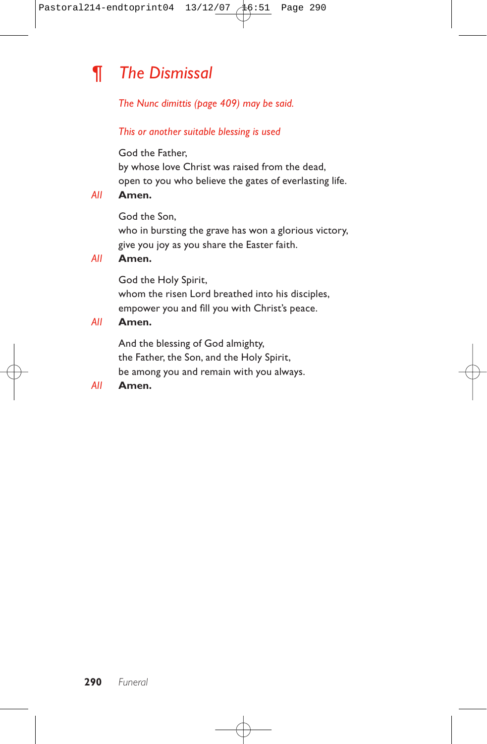## ¶ *The Dismissal*

*The Nunc dimittis (page 409) may be said.*

*This or another suitable blessing is used*

God the Father,
by whose love Christ was raised from the dead,
open to you who believe the gates of everlasting life.

*All* **Amen.**

God the Son,
who in bursting the grave has won a glorious victory,
give you joy as you share the Easter faith.

*All* **Amen.**

God the Holy Spirit,
whom the risen Lord breathed into his disciples,
empower you and fill you with Christ's peace.

*All* **Amen.**

And the blessing of God almighty,
the Father, the Son, and the Holy Spirit,
be among you and remain with you always.

*All* **Amen.**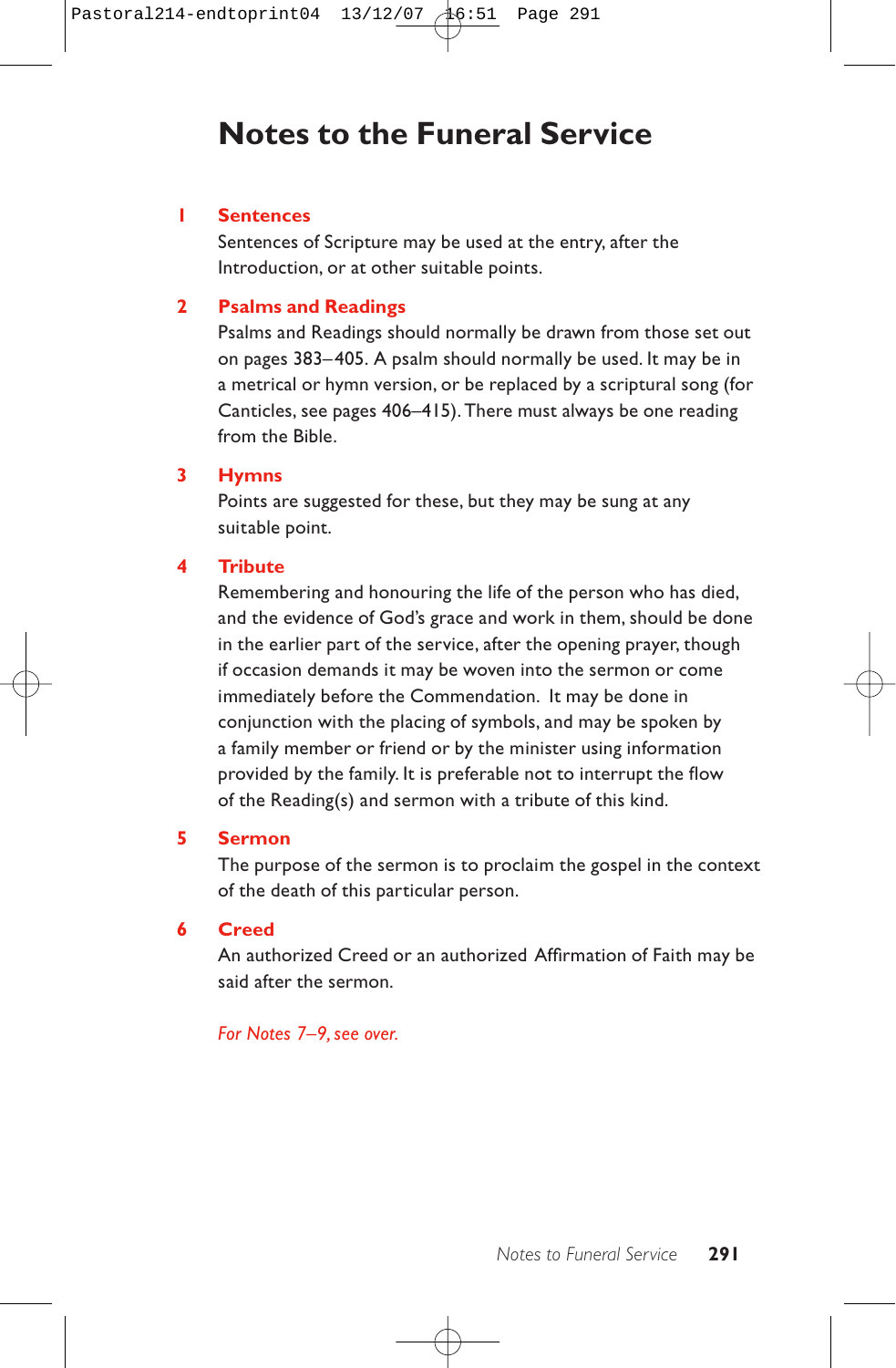# Notes to the Funeral Service

## 1 Sentences

Sentences of Scripture may be used at the entry, after the Introduction, or at other suitable points.

## 2 Psalms and Readings

Psalms and Readings should normally be drawn from those set out on pages 383–405. A psalm should normally be used. It may be in a metrical or hymn version, or be replaced by a scriptural song (for Canticles, see pages 406–415). There must always be one reading from the Bible.

## 3 Hymns

Points are suggested for these, but they may be sung at any suitable point.

## 4 Tribute

Remembering and honouring the life of the person who has died, and the evidence of God's grace and work in them, should be done in the earlier part of the service, after the opening prayer, though if occasion demands it may be woven into the sermon or come immediately before the Commendation. It may be done in conjunction with the placing of symbols, and may be spoken by a family member or friend or by the minister using information provided by the family. It is preferable not to interrupt the flow of the Reading(s) and sermon with a tribute of this kind.

## 5 Sermon

The purpose of the sermon is to proclaim the gospel in the context of the death of this particular person.

## 6 Creed

An authorized Creed or an authorized Affirmation of Faith may be said after the sermon.

*For Notes 7–9, see over.*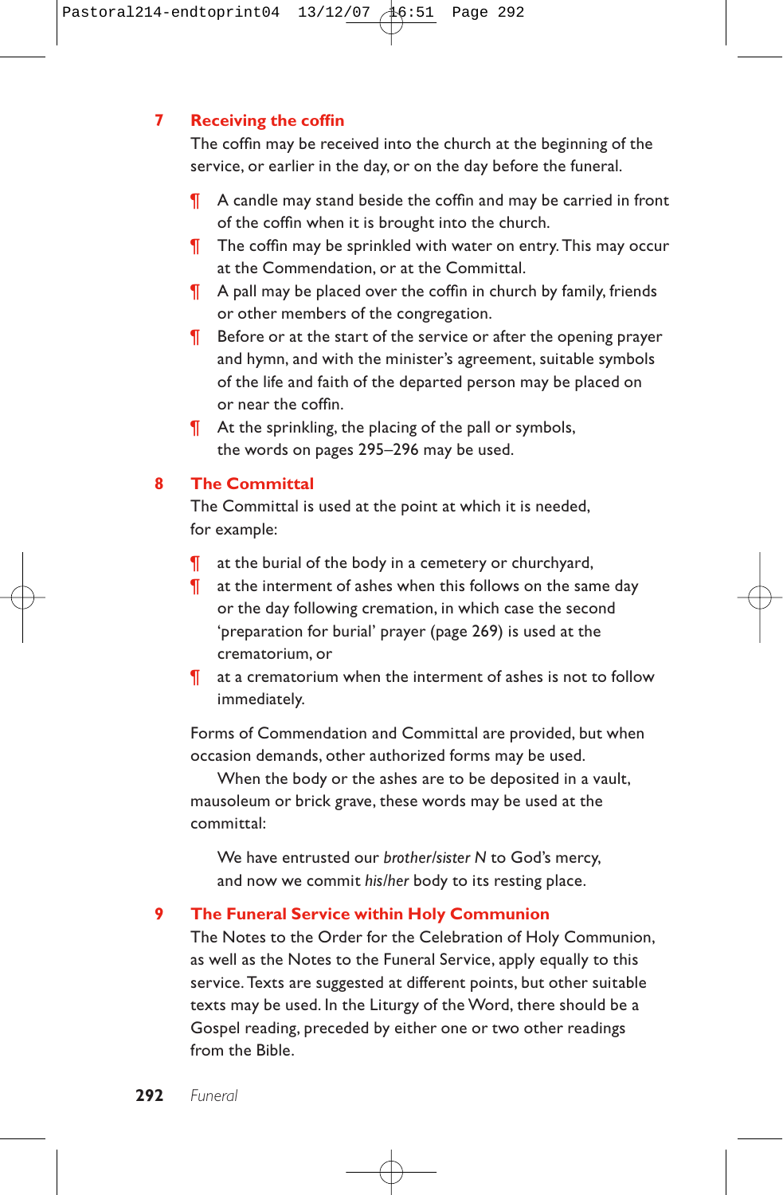## 7 Receiving the coffin

The coffin may be received into the church at the beginning of the service, or earlier in the day, or on the day before the funeral.

¶ A candle may stand beside the coffin and may be carried in front of the coffin when it is brought into the church.

¶ The coffin may be sprinkled with water on entry. This may occur at the Commendation, or at the Committal.

¶ A pall may be placed over the coffin in church by family, friends or other members of the congregation.

¶ Before or at the start of the service or after the opening prayer and hymn, and with the minister's agreement, suitable symbols of the life and faith of the departed person may be placed on or near the coffin.

¶ At the sprinkling, the placing of the pall or symbols, the words on pages 295–296 may be used.

## 8 The Committal

The Committal is used at the point at which it is needed, for example:

¶ at the burial of the body in a cemetery or churchyard,

¶ at the interment of ashes when this follows on the same day or the day following cremation, in which case the second 'preparation for burial' prayer (page 269) is used at the crematorium, or

¶ at a crematorium when the interment of ashes is not to follow immediately.

Forms of Commendation and Committal are provided, but when occasion demands, other authorized forms may be used.

When the body or the ashes are to be deposited in a vault, mausoleum or brick grave, these words may be used at the committal:

> We have entrusted our *brother/sister N* to God's mercy,
> and now we commit *his/her* body to its resting place.

## 9 The Funeral Service within Holy Communion

The Notes to the Order for the Celebration of Holy Communion, as well as the Notes to the Funeral Service, apply equally to this service. Texts are suggested at different points, but other suitable texts may be used. In the Liturgy of the Word, there should be a Gospel reading, preceded by either one or two other readings from the Bible.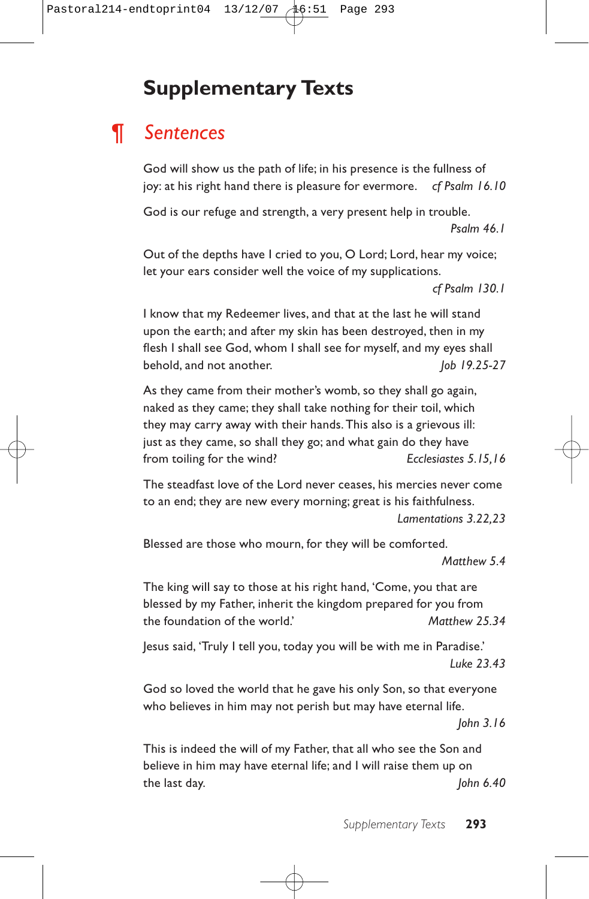# Supplementary Texts

## ¶ *Sentences*

God will show us the path of life; in his presence is the fullness of joy: at his right hand there is pleasure for evermore. *cf Psalm 16.10*

God is our refuge and strength, a very present help in trouble. *Psalm 46.1*

Out of the depths have I cried to you, O Lord; Lord, hear my voice; let your ears consider well the voice of my supplications. *cf Psalm 130.1*

I know that my Redeemer lives, and that at the last he will stand upon the earth; and after my skin has been destroyed, then in my flesh I shall see God, whom I shall see for myself, and my eyes shall behold, and not another. *Job 19.25-27*

As they came from their mother's womb, so they shall go again, naked as they came; they shall take nothing for their toil, which they may carry away with their hands. This also is a grievous ill: just as they came, so shall they go; and what gain do they have from toiling for the wind? *Ecclesiastes 5.15,16*

The steadfast love of the Lord never ceases, his mercies never come to an end; they are new every morning; great is his faithfulness. *Lamentations 3.22,23*

Blessed are those who mourn, for they will be comforted. *Matthew 5.4*

The king will say to those at his right hand, 'Come, you that are blessed by my Father, inherit the kingdom prepared for you from the foundation of the world.' *Matthew 25.34*

Jesus said, 'Truly I tell you, today you will be with me in Paradise.' *Luke 23.43*

God so loved the world that he gave his only Son, so that everyone who believes in him may not perish but may have eternal life. *John 3.16*

This is indeed the will of my Father, that all who see the Son and believe in him may have eternal life; and I will raise them up on the last day. *John 6.40*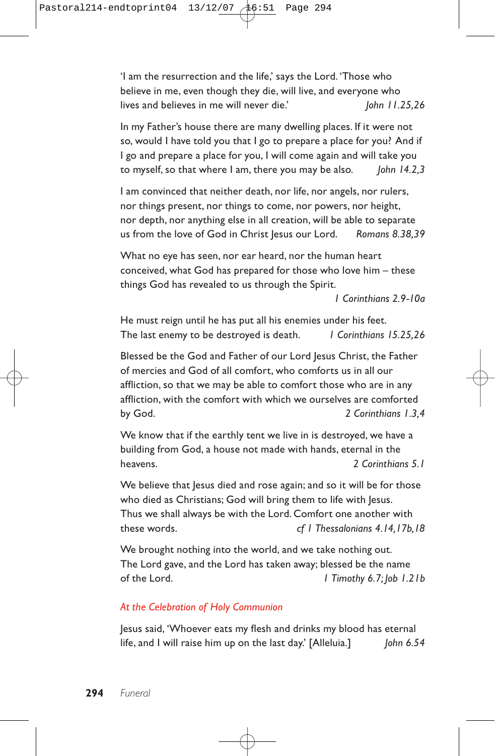'I am the resurrection and the life,' says the Lord. 'Those who believe in me, even though they die, will live, and everyone who lives and believes in me will never die.' *John 11.25,26*

In my Father's house there are many dwelling places. If it were not so, would I have told you that I go to prepare a place for you? And if I go and prepare a place for you, I will come again and will take you to myself, so that where I am, there you may be also. *John 14.2,3*

I am convinced that neither death, nor life, nor angels, nor rulers, nor things present, nor things to come, nor powers, nor height, nor depth, nor anything else in all creation, will be able to separate us from the love of God in Christ Jesus our Lord. *Romans 8.38,39*

What no eye has seen, nor ear heard, nor the human heart conceived, what God has prepared for those who love him – these things God has revealed to us through the Spirit. *1 Corinthians 2.9-10a*

He must reign until he has put all his enemies under his feet. The last enemy to be destroyed is death. *1 Corinthians 15.25,26*

Blessed be the God and Father of our Lord Jesus Christ, the Father of mercies and God of all comfort, who comforts us in all our affliction, so that we may be able to comfort those who are in any affliction, with the comfort with which we ourselves are comforted by God. *2 Corinthians 1.3,4*

We know that if the earthly tent we live in is destroyed, we have a building from God, a house not made with hands, eternal in the heavens. *2 Corinthians 5.1*

We believe that Jesus died and rose again; and so it will be for those who died as Christians; God will bring them to life with Jesus. Thus we shall always be with the Lord. Comfort one another with these words. *cf 1 Thessalonians 4.14,17b,18*

We brought nothing into the world, and we take nothing out. The Lord gave, and the Lord has taken away; blessed be the name of the Lord. *1 Timothy 6.7; Job 1.21b*

*At the Celebration of Holy Communion*

Jesus said, 'Whoever eats my flesh and drinks my blood has eternal life, and I will raise him up on the last day.' [Alleluia.] *John 6.54*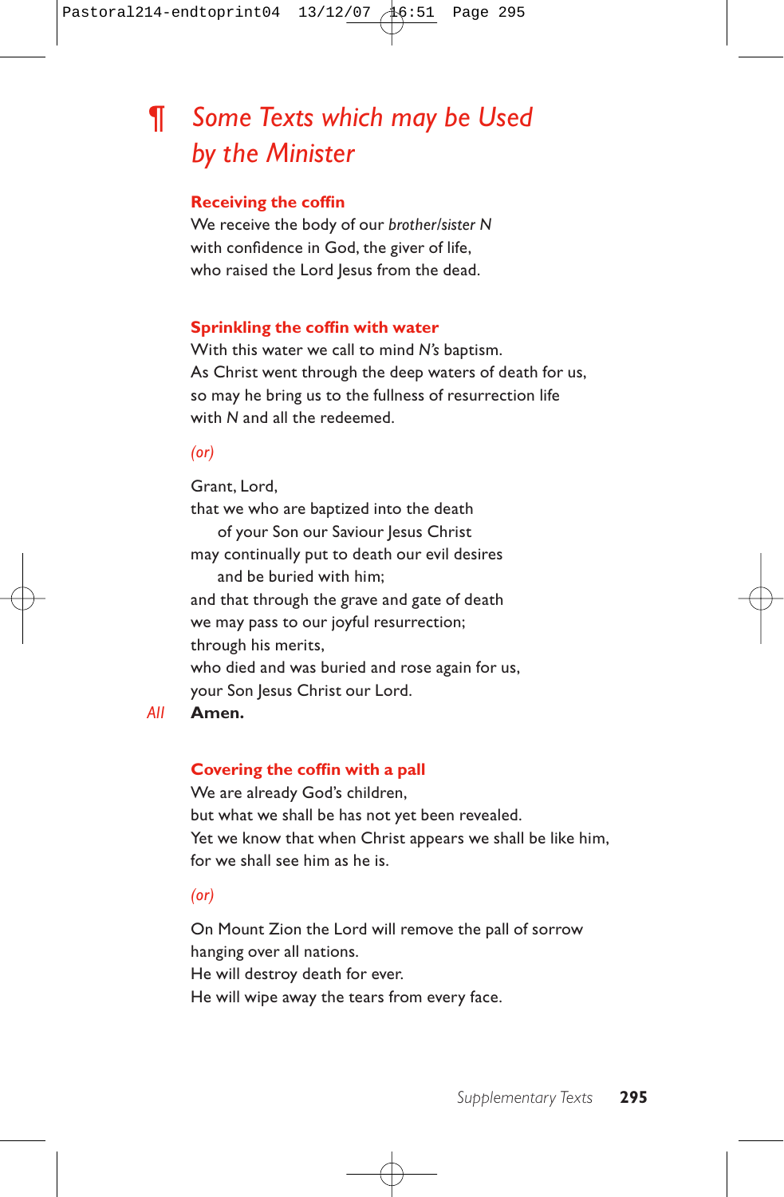## ¶ *Some Texts which may be Used by the Minister*

### Receiving the coffin

We receive the body of our *brother/sister N*
with confidence in God, the giver of life,
who raised the Lord Jesus from the dead.

### Sprinkling the coffin with water

With this water we call to mind *N's* baptism.
As Christ went through the deep waters of death for us,
so may he bring us to the fullness of resurrection life
with *N* and all the redeemed.

*(or)*

Grant, Lord,
that we who are baptized into the death
    of your Son our Saviour Jesus Christ
may continually put to death our evil desires
    and be buried with him;
and that through the grave and gate of death
we may pass to our joyful resurrection;
through his merits,
who died and was buried and rose again for us,
your Son Jesus Christ our Lord.

*All* **Amen.**

### Covering the coffin with a pall

We are already God's children,
but what we shall be has not yet been revealed.
Yet we know that when Christ appears we shall be like him,
for we shall see him as he is.

*(or)*

On Mount Zion the Lord will remove the pall of sorrow
hanging over all nations.
He will destroy death for ever.
He will wipe away the tears from every face.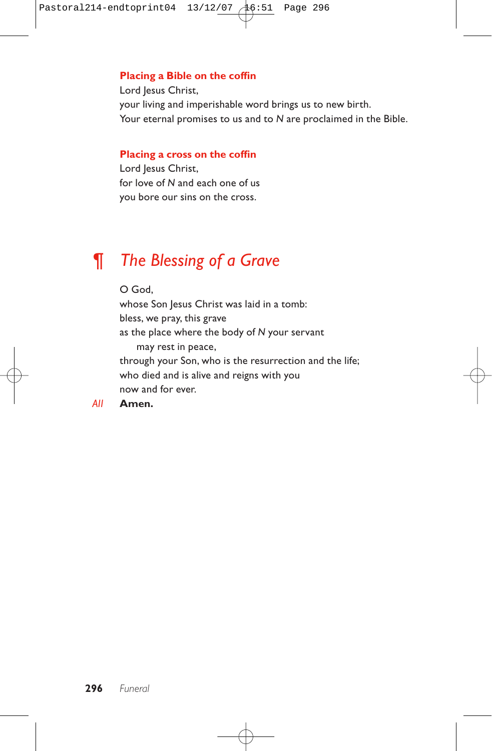**Placing a Bible on the coffin**

Lord Jesus Christ,
your living and imperishable word brings us to new birth.
Your eternal promises to us and to *N* are proclaimed in the Bible.

**Placing a cross on the coffin**

Lord Jesus Christ,
for love of *N* and each one of us
you bore our sins on the cross.

## ¶ *The Blessing of a Grave*

O God,
whose Son Jesus Christ was laid in a tomb:
bless, we pray, this grave
as the place where the body of *N* your servant
may rest in peace,
through your Son, who is the resurrection and the life;
who died and is alive and reigns with you
now and for ever.

*All* **Amen.**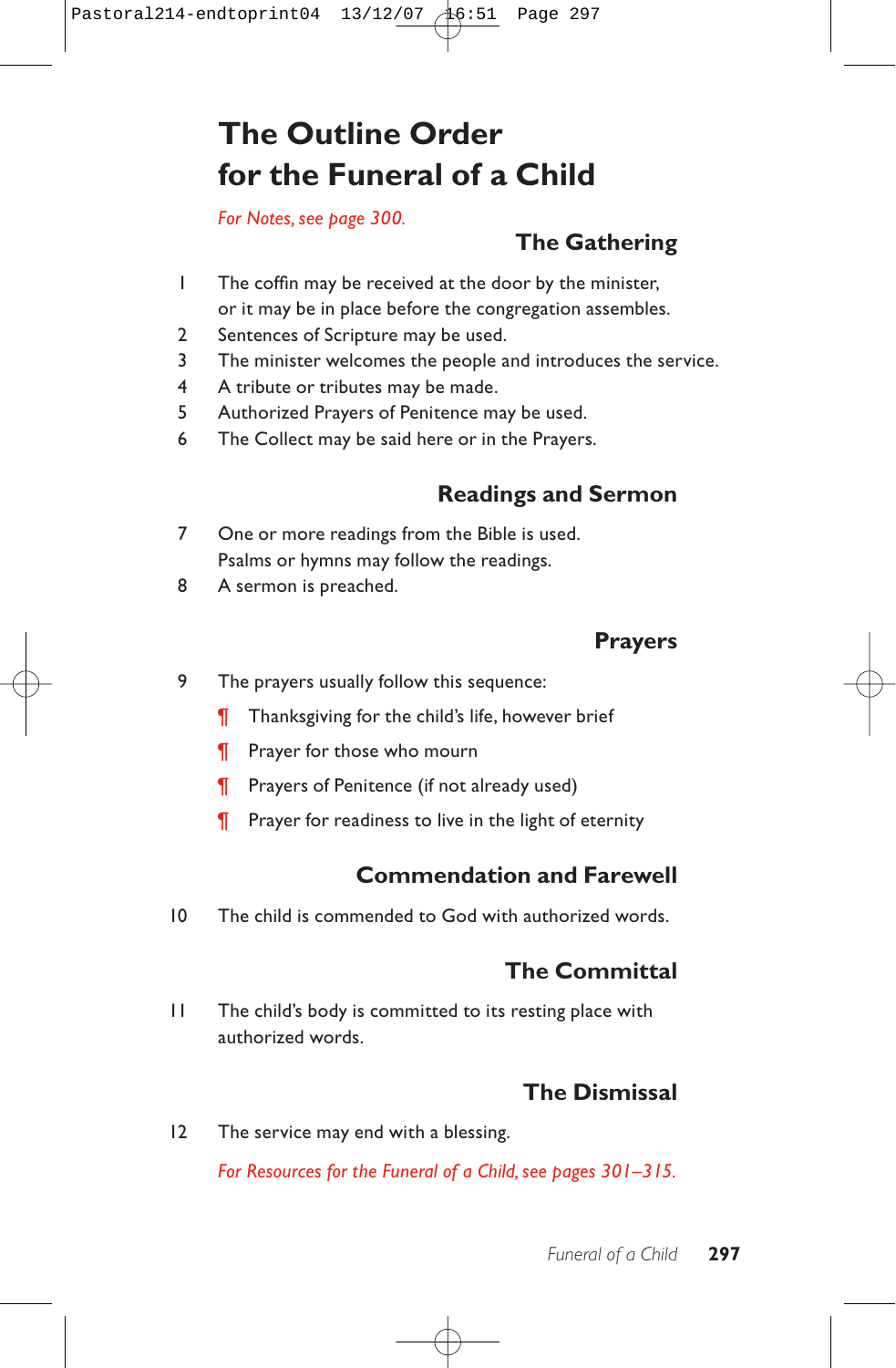# The Outline Order for the Funeral of a Child

*For Notes, see page 300.*

## The Gathering

1. The coffin may be received at the door by the minister, or it may be in place before the congregation assembles.
2. Sentences of Scripture may be used.
3. The minister welcomes the people and introduces the service.
4. A tribute or tributes may be made.
5. Authorized Prayers of Penitence may be used.
6. The Collect may be said here or in the Prayers.

## Readings and Sermon

7. One or more readings from the Bible is used. Psalms or hymns may follow the readings.
8. A sermon is preached.

## Prayers

9. The prayers usually follow this sequence:
   - ¶ Thanksgiving for the child's life, however brief
   - ¶ Prayer for those who mourn
   - ¶ Prayers of Penitence (if not already used)
   - ¶ Prayer for readiness to live in the light of eternity

## Commendation and Farewell

10. The child is commended to God with authorized words.

## The Committal

11. The child's body is committed to its resting place with authorized words.

## The Dismissal

12. The service may end with a blessing.

*For Resources for the Funeral of a Child, see pages 301–315.*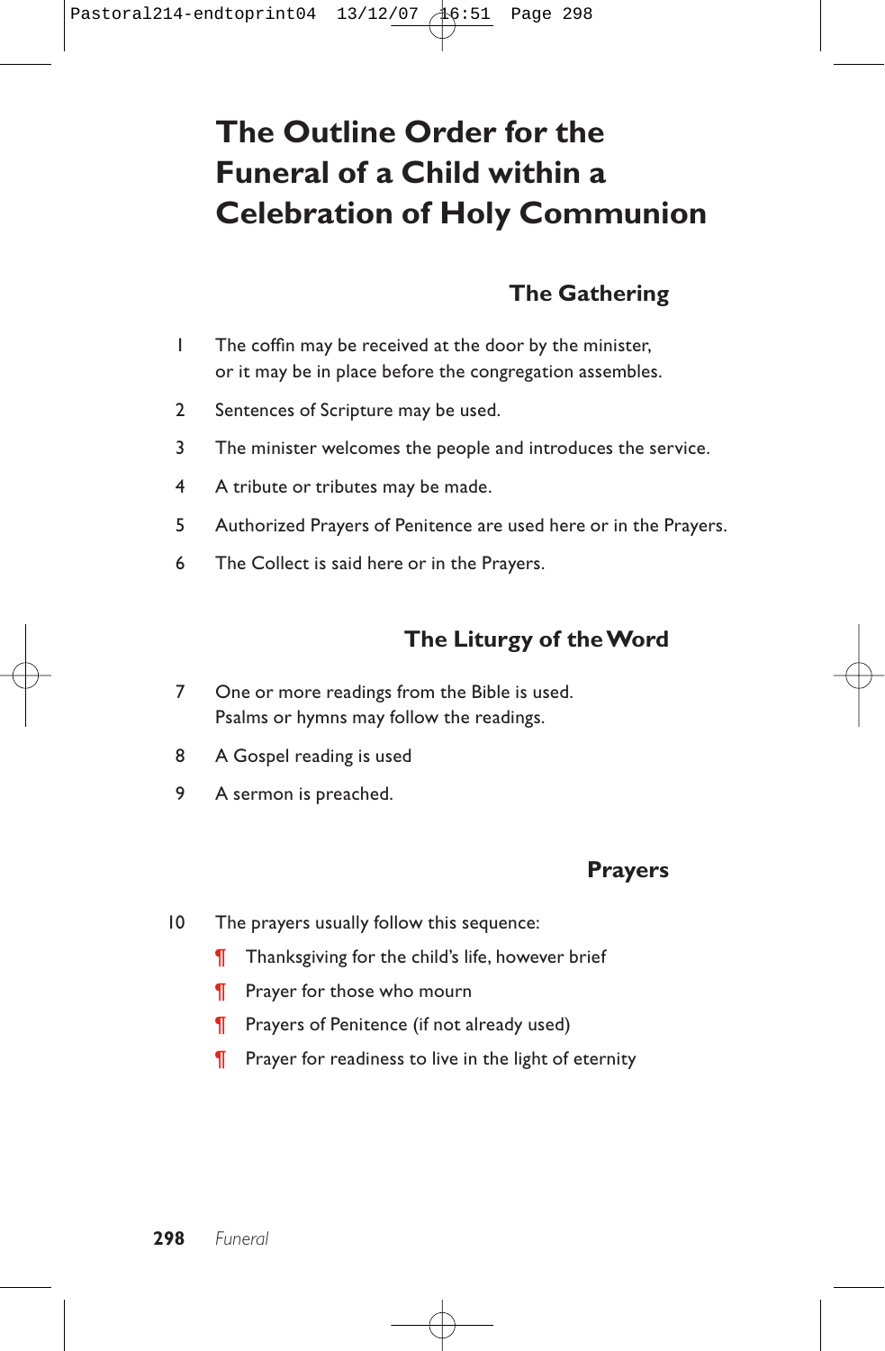# The Outline Order for the Funeral of a Child within a Celebration of Holy Communion

## The Gathering

1. The coffin may be received at the door by the minister, or it may be in place before the congregation assembles.
2. Sentences of Scripture may be used.
3. The minister welcomes the people and introduces the service.
4. A tribute or tributes may be made.
5. Authorized Prayers of Penitence are used here or in the Prayers.
6. The Collect is said here or in the Prayers.

## The Liturgy of the Word

7. One or more readings from the Bible is used. Psalms or hymns may follow the readings.
8. A Gospel reading is used
9. A sermon is preached.

## Prayers

10. The prayers usually follow this sequence:
    - ¶ Thanksgiving for the child's life, however brief
    - ¶ Prayer for those who mourn
    - ¶ Prayers of Penitence (if not already used)
    - ¶ Prayer for readiness to live in the light of eternity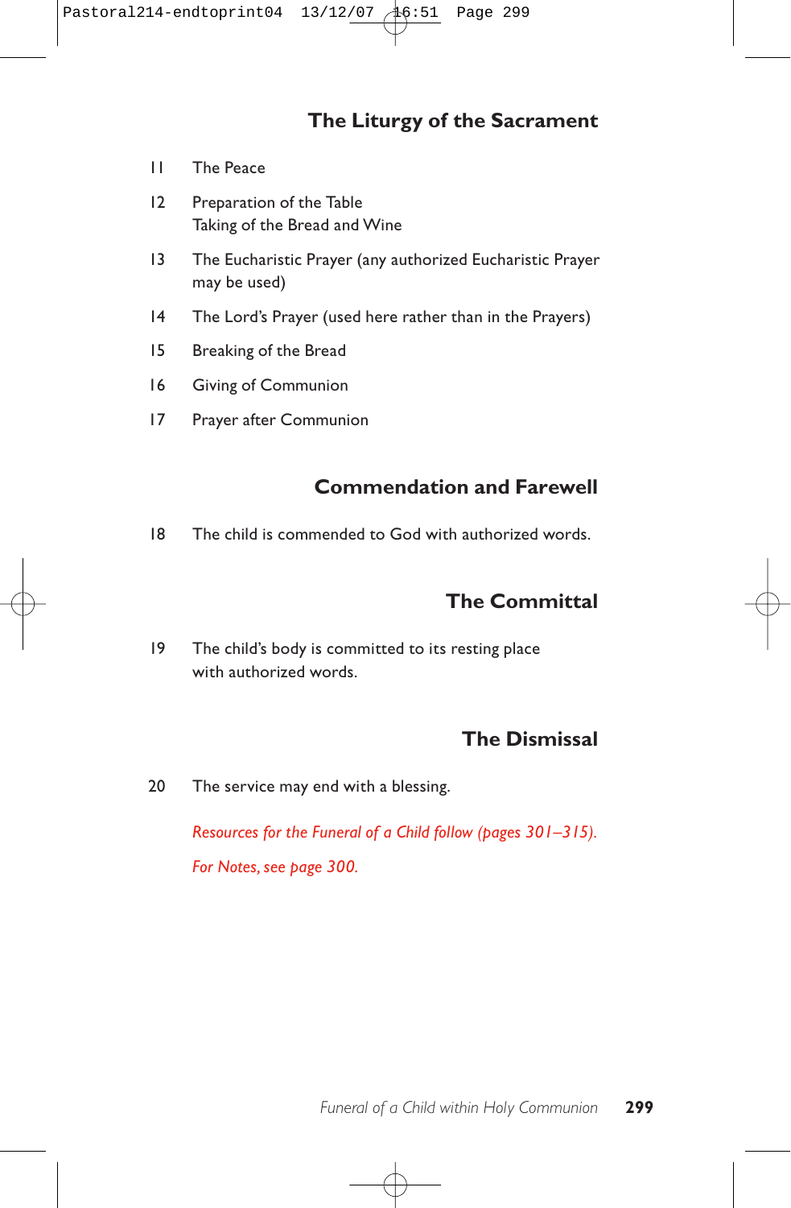## The Liturgy of the Sacrament

11 The Peace

12 Preparation of the Table
Taking of the Bread and Wine

13 The Eucharistic Prayer (any authorized Eucharistic Prayer may be used)

14 The Lord's Prayer (used here rather than in the Prayers)

15 Breaking of the Bread

16 Giving of Communion

17 Prayer after Communion

## Commendation and Farewell

18 The child is commended to God with authorized words.

## The Committal

19 The child's body is committed to its resting place
with authorized words.

## The Dismissal

20 The service may end with a blessing.

*Resources for the Funeral of a Child follow (pages 301–315).*

*For Notes, see page 300.*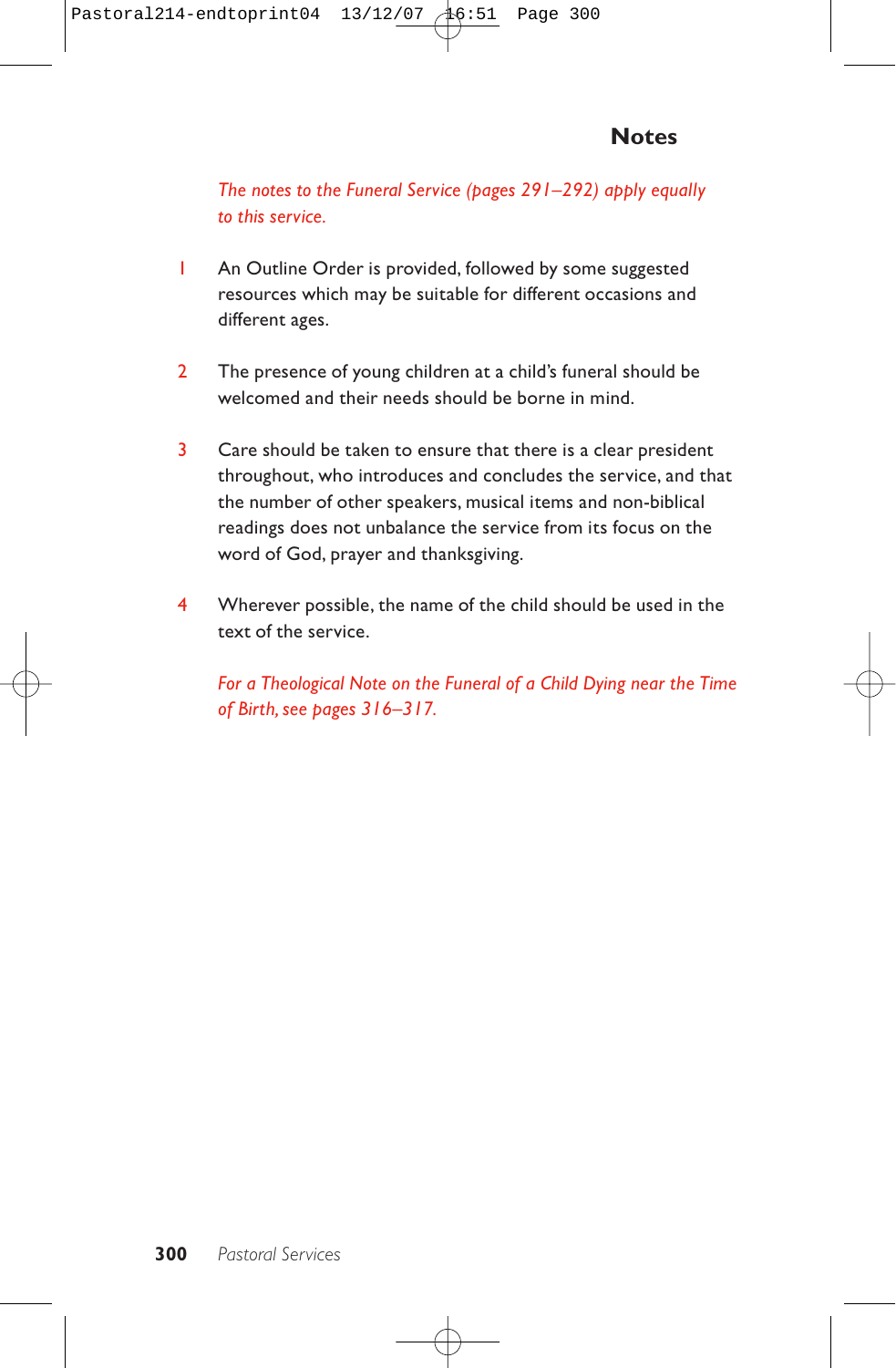## Notes

*The notes to the Funeral Service (pages 291–292) apply equally to this service.*

1. An Outline Order is provided, followed by some suggested resources which may be suitable for different occasions and different ages.

2. The presence of young children at a child's funeral should be welcomed and their needs should be borne in mind.

3. Care should be taken to ensure that there is a clear president throughout, who introduces and concludes the service, and that the number of other speakers, musical items and non-biblical readings does not unbalance the service from its focus on the word of God, prayer and thanksgiving.

4. Wherever possible, the name of the child should be used in the text of the service.

*For a Theological Note on the Funeral of a Child Dying near the Time of Birth, see pages 316–317.*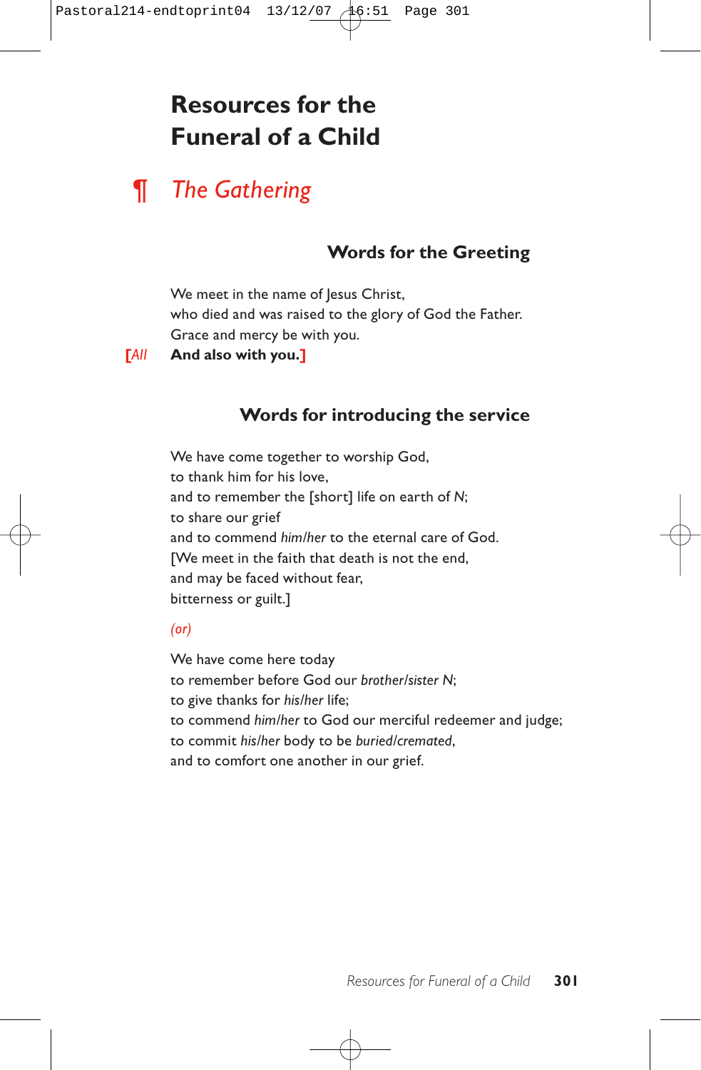# Resources for the Funeral of a Child

## ¶ *The Gathering*

### Words for the Greeting

We meet in the name of Jesus Christ,
who died and was raised to the glory of God the Father.
Grace and mercy be with you.

[*All* **And also with you.**]

### Words for introducing the service

We have come together to worship God,
to thank him for his love,
and to remember the [short] life on earth of *N*;
to share our grief
and to commend *him/her* to the eternal care of God.
[We meet in the faith that death is not the end,
and may be faced without fear,
bitterness or guilt.]

*(or)*

We have come here today
to remember before God our *brother/sister N*;
to give thanks for *his/her* life;
to commend *him/her* to God our merciful redeemer and judge;
to commit *his/her* body to be *buried/cremated*,
and to comfort one another in our grief.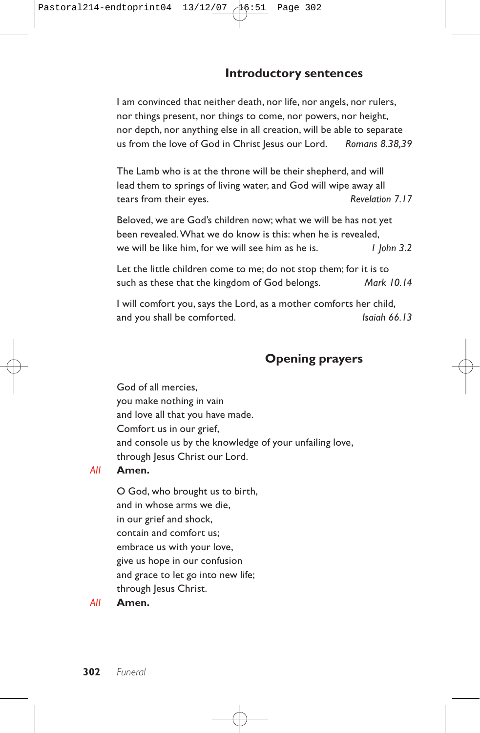## Introductory sentences

I am convinced that neither death, nor life, nor angels, nor rulers, nor things present, nor things to come, nor powers, nor height, nor depth, nor anything else in all creation, will be able to separate us from the love of God in Christ Jesus our Lord. *Romans 8.38,39*

The Lamb who is at the throne will be their shepherd, and will lead them to springs of living water, and God will wipe away all tears from their eyes. *Revelation 7.17*

Beloved, we are God's children now; what we will be has not yet been revealed. What we do know is this: when he is revealed, we will be like him, for we will see him as he is. *1 John 3.2*

Let the little children come to me; do not stop them; for it is to such as these that the kingdom of God belongs. *Mark 10.14*

I will comfort you, says the Lord, as a mother comforts her child, and you shall be comforted. *Isaiah 66.13*

## Opening prayers

God of all mercies,
you make nothing in vain
and love all that you have made.
Comfort us in our grief,
and console us by the knowledge of your unfailing love,
through Jesus Christ our Lord.

*All* **Amen.**

O God, who brought us to birth,
and in whose arms we die,
in our grief and shock,
contain and comfort us;
embrace us with your love,
give us hope in our confusion
and grace to let go into new life;
through Jesus Christ.

*All* **Amen.**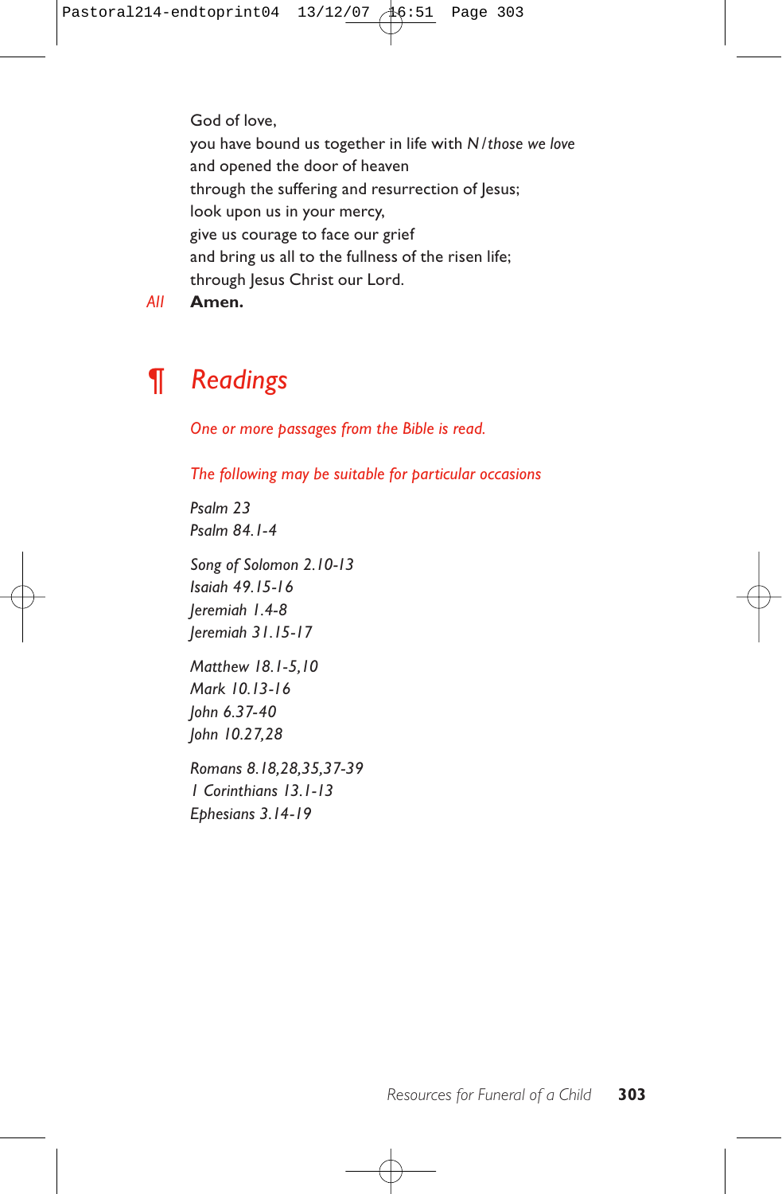God of love,
you have bound us together in life with N / *those we love*
and opened the door of heaven
through the suffering and resurrection of Jesus;
look upon us in your mercy,
give us courage to face our grief
and bring us all to the fullness of the risen life;
through Jesus Christ our Lord.

*All* **Amen.**

## ¶ *Readings*

*One or more passages from the Bible is read.*

*The following may be suitable for particular occasions*

*Psalm 23*
*Psalm 84.1-4*

*Song of Solomon 2.10-13*
*Isaiah 49.15-16*
*Jeremiah 1.4-8*
*Jeremiah 31.15-17*

*Matthew 18.1-5,10*
*Mark 10.13-16*
*John 6.37-40*
*John 10.27,28*

*Romans 8.18,28,35,37-39*
*1 Corinthians 13.1-13*
*Ephesians 3.14-19*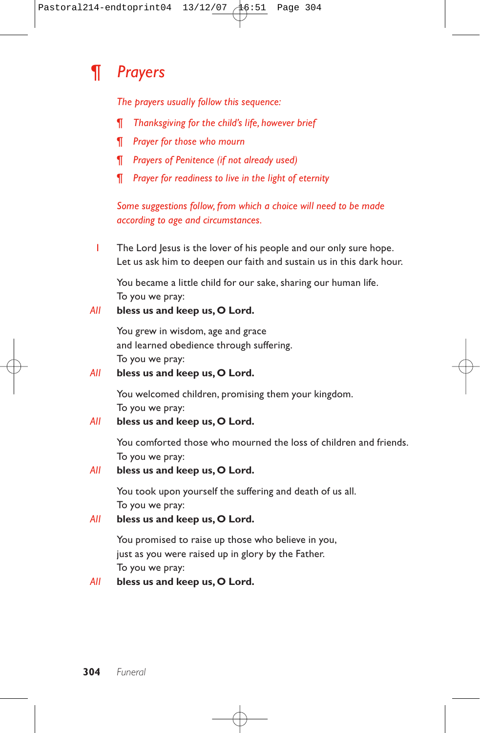## ¶ Prayers

*The prayers usually follow this sequence:*

- *¶ Thanksgiving for the child's life, however brief*
- *¶ Prayer for those who mourn*
- *¶ Prayers of Penitence (if not already used)*
- *¶ Prayer for readiness to live in the light of eternity*

*Some suggestions follow, from which a choice will need to be made according to age and circumstances.*

1 The Lord Jesus is the lover of his people and our only sure hope.
Let us ask him to deepen our faith and sustain us in this dark hour.

You became a little child for our sake, sharing our human life.
To you we pray:

*All* **bless us and keep us, O Lord.**

You grew in wisdom, age and grace
and learned obedience through suffering.
To you we pray:

*All* **bless us and keep us, O Lord.**

You welcomed children, promising them your kingdom.
To you we pray:

*All* **bless us and keep us, O Lord.**

You comforted those who mourned the loss of children and friends.
To you we pray:

*All* **bless us and keep us, O Lord.**

You took upon yourself the suffering and death of us all.
To you we pray:

*All* **bless us and keep us, O Lord.**

You promised to raise up those who believe in you,
just as you were raised up in glory by the Father.
To you we pray:

*All* **bless us and keep us, O Lord.**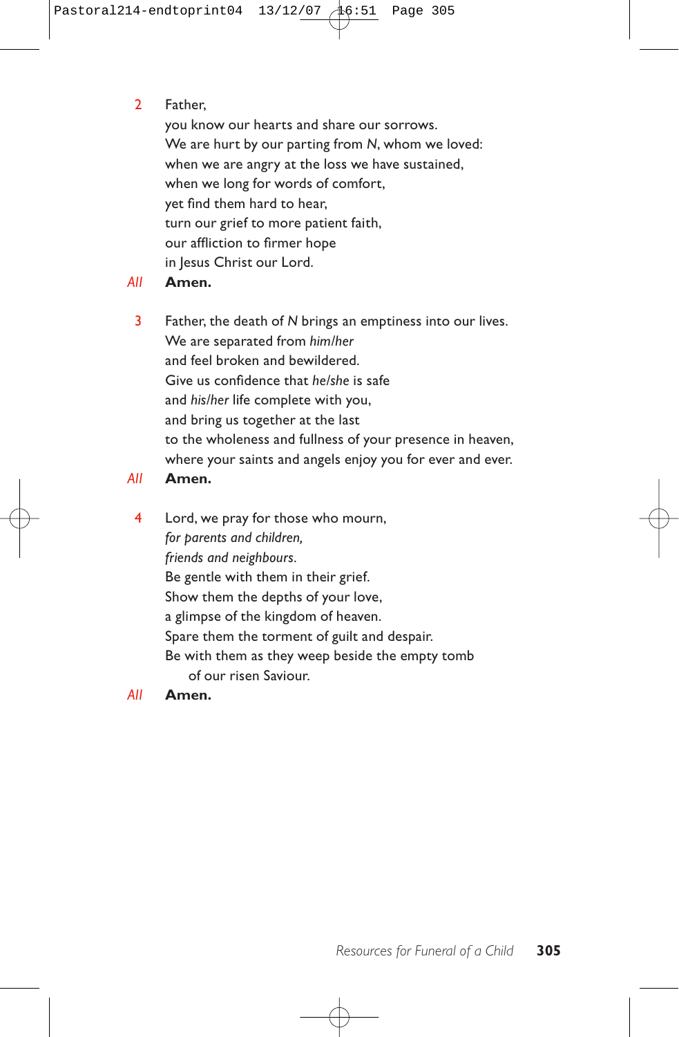2 Father,
you know our hearts and share our sorrows.
We are hurt by our parting from *N*, whom we loved:
when we are angry at the loss we have sustained,
when we long for words of comfort,
yet find them hard to hear,
turn our grief to more patient faith,
our affliction to firmer hope
in Jesus Christ our Lord.

*All* **Amen.**

3 Father, the death of *N* brings an emptiness into our lives.
We are separated from *him/her*
and feel broken and bewildered.
Give us confidence that *he/she* is safe
and *his/her* life complete with you,
and bring us together at the last
to the wholeness and fullness of your presence in heaven,
where your saints and angels enjoy you for ever and ever.

*All* **Amen.**

4 Lord, we pray for those who mourn,
*for parents and children,*
*friends and neighbours.*
Be gentle with them in their grief.
Show them the depths of your love,
a glimpse of the kingdom of heaven.
Spare them the torment of guilt and despair.
Be with them as they weep beside the empty tomb
of our risen Saviour.

*All* **Amen.**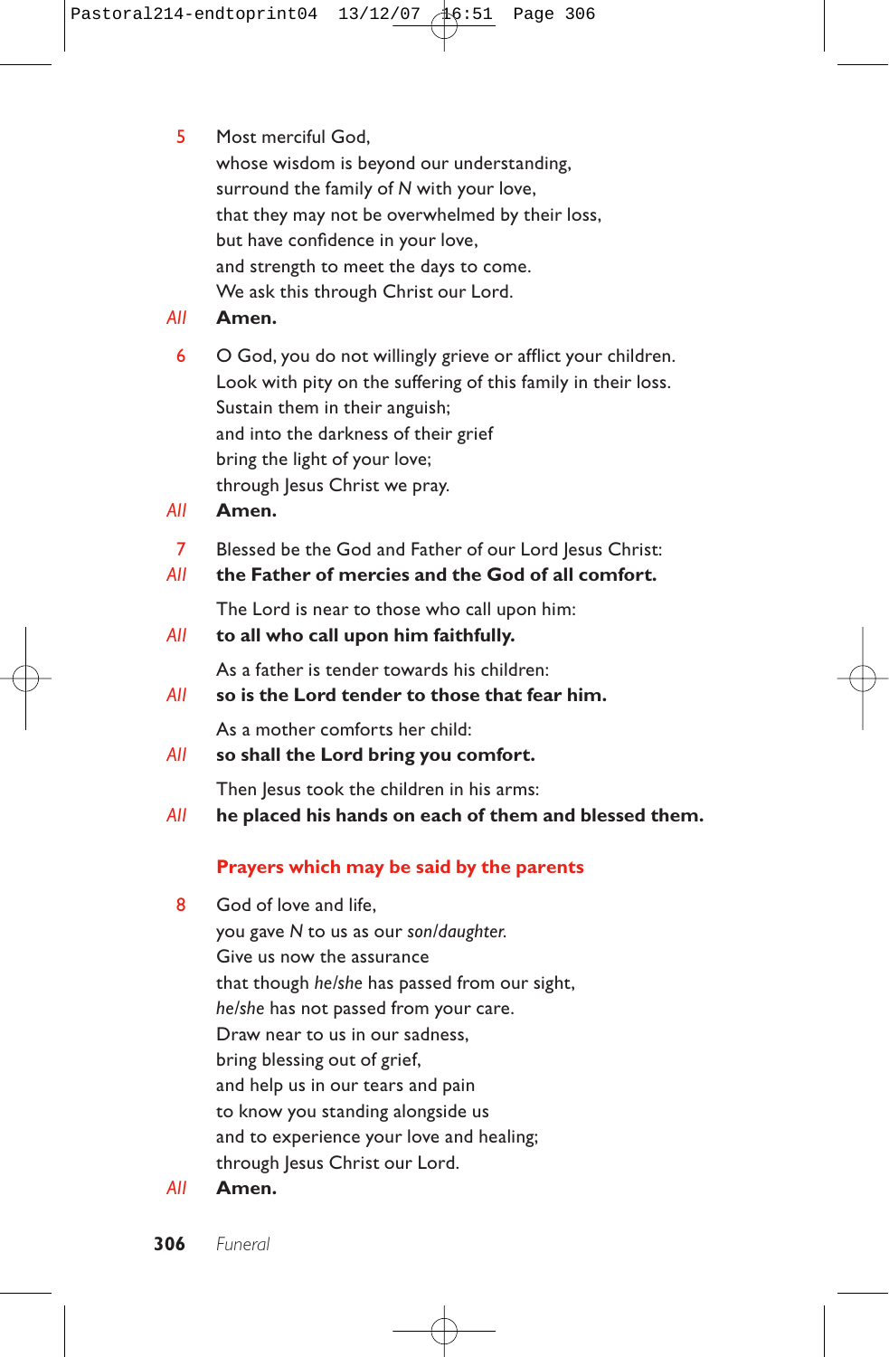5 Most merciful God,
whose wisdom is beyond our understanding,
surround the family of *N* with your love,
that they may not be overwhelmed by their loss,
but have confidence in your love,
and strength to meet the days to come.
We ask this through Christ our Lord.

*All* **Amen.**

6 O God, you do not willingly grieve or afflict your children.
Look with pity on the suffering of this family in their loss.
Sustain them in their anguish;
and into the darkness of their grief
bring the light of your love;
through Jesus Christ we pray.

*All* **Amen.**

7 Blessed be the God and Father of our Lord Jesus Christ:

*All* **the Father of mercies and the God of all comfort.**

The Lord is near to those who call upon him:

*All* **to all who call upon him faithfully.**

As a father is tender towards his children:

*All* **so is the Lord tender to those that fear him.**

As a mother comforts her child:

*All* **so shall the Lord bring you comfort.**

Then Jesus took the children in his arms:

*All* **he placed his hands on each of them and blessed them.**

### Prayers which may be said by the parents

8 God of love and life,
you gave *N* to us as our *son/daughter.*
Give us now the assurance
that though *he/she* has passed from our sight,
*he/she* has not passed from your care.
Draw near to us in our sadness,
bring blessing out of grief,
and help us in our tears and pain
to know you standing alongside us
and to experience your love and healing;
through Jesus Christ our Lord.

*All* **Amen.**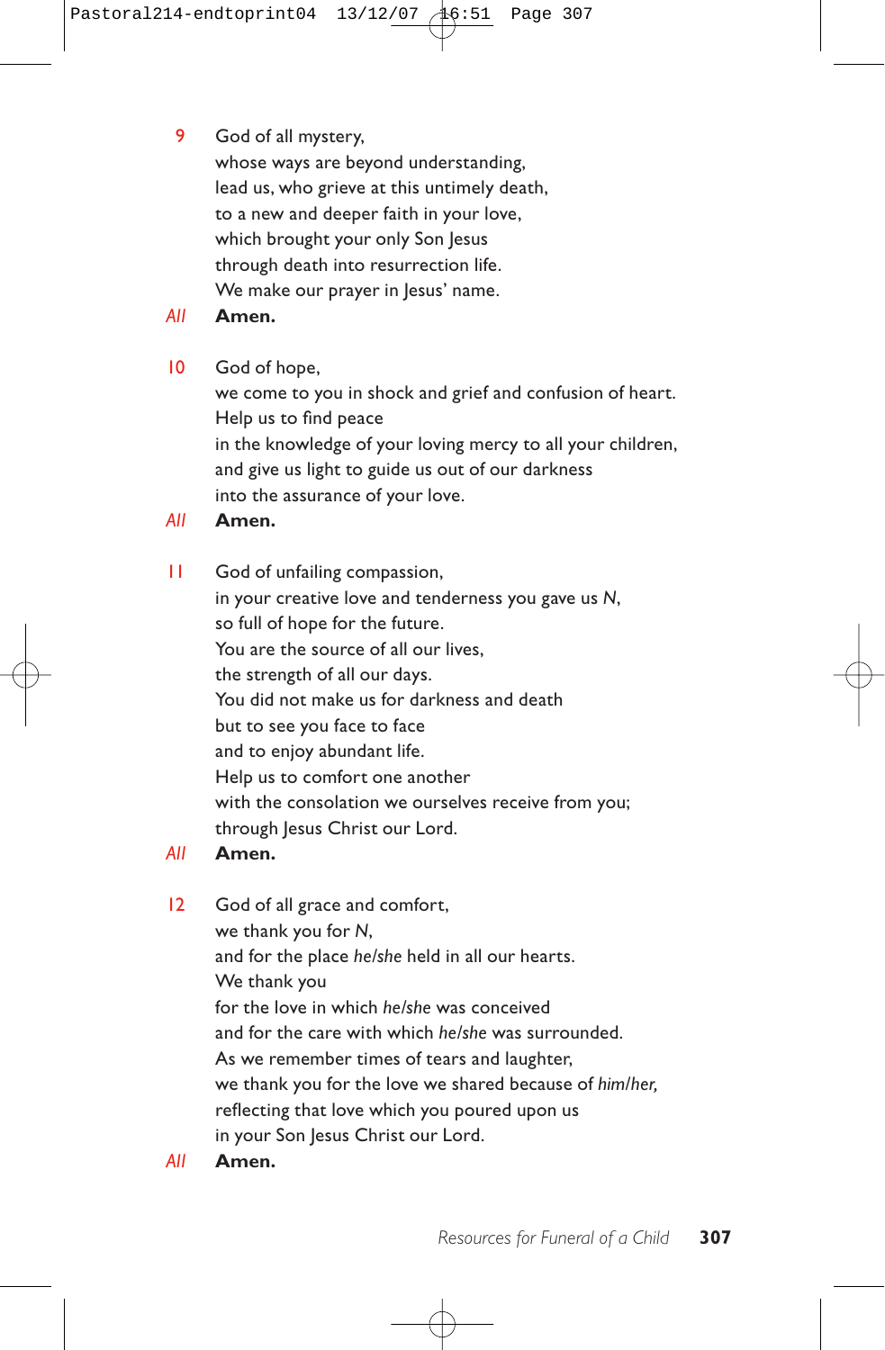9 God of all mystery,
whose ways are beyond understanding,
lead us, who grieve at this untimely death,
to a new and deeper faith in your love,
which brought your only Son Jesus
through death into resurrection life.
We make our prayer in Jesus' name.

*All* **Amen.**

10 God of hope,
we come to you in shock and grief and confusion of heart.
Help us to find peace
in the knowledge of your loving mercy to all your children,
and give us light to guide us out of our darkness
into the assurance of your love.

*All* **Amen.**

11 God of unfailing compassion,
in your creative love and tenderness you gave us *N*,
so full of hope for the future.
You are the source of all our lives,
the strength of all our days.
You did not make us for darkness and death
but to see you face to face
and to enjoy abundant life.
Help us to comfort one another
with the consolation we ourselves receive from you;
through Jesus Christ our Lord.

*All* **Amen.**

12 God of all grace and comfort,
we thank you for *N*,
and for the place *he/she* held in all our hearts.
We thank you
for the love in which *he/she* was conceived
and for the care with which *he/she* was surrounded.
As we remember times of tears and laughter,
we thank you for the love we shared because of *him/her,*
reflecting that love which you poured upon us
in your Son Jesus Christ our Lord.

*All* **Amen.**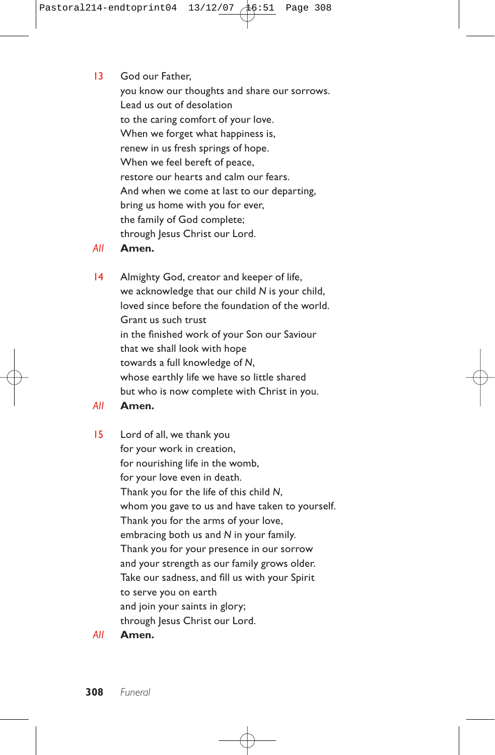13 God our Father,
you know our thoughts and share our sorrows.
Lead us out of desolation
to the caring comfort of your love.
When we forget what happiness is,
renew in us fresh springs of hope.
When we feel bereft of peace,
restore our hearts and calm our fears.
And when we come at last to our departing,
bring us home with you for ever,
the family of God complete;
through Jesus Christ our Lord.

*All* **Amen.**

14 Almighty God, creator and keeper of life,
we acknowledge that our child *N* is your child,
loved since before the foundation of the world.
Grant us such trust
in the finished work of your Son our Saviour
that we shall look with hope
towards a full knowledge of *N*,
whose earthly life we have so little shared
but who is now complete with Christ in you.

*All* **Amen.**

15 Lord of all, we thank you
for your work in creation,
for nourishing life in the womb,
for your love even in death.
Thank you for the life of this child *N*,
whom you gave to us and have taken to yourself.
Thank you for the arms of your love,
embracing both us and *N* in your family.
Thank you for your presence in our sorrow
and your strength as our family grows older.
Take our sadness, and fill us with your Spirit
to serve you on earth
and join your saints in glory;
through Jesus Christ our Lord.

*All* **Amen.**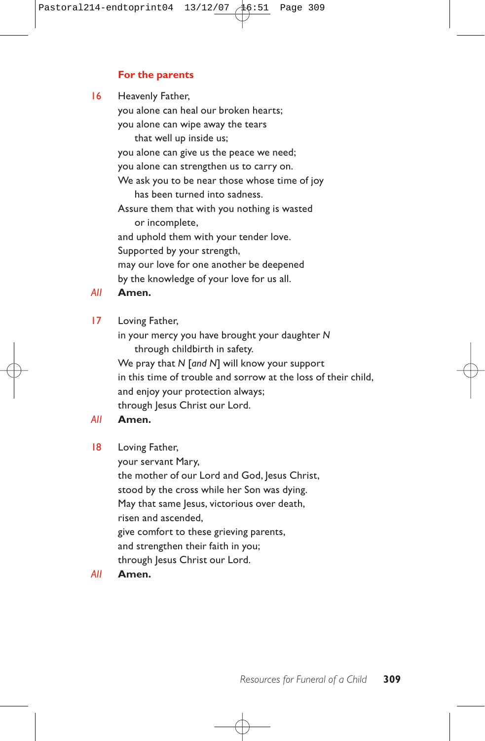## For the parents

16 Heavenly Father,
you alone can heal our broken hearts;
you alone can wipe away the tears
    that well up inside us;
you alone can give us the peace we need;
you alone can strengthen us to carry on.
We ask you to be near those whose time of joy
    has been turned into sadness.
Assure them that with you nothing is wasted
    or incomplete,
and uphold them with your tender love.
Supported by your strength,
may our love for one another be deepened
by the knowledge of your love for us all.

*All* **Amen.**

17 Loving Father,
in your mercy you have brought your daughter *N*
    through childbirth in safety.
We pray that *N* [*and N*] will know your support
in this time of trouble and sorrow at the loss of their child,
and enjoy your protection always;
through Jesus Christ our Lord.

*All* **Amen.**

18 Loving Father,
your servant Mary,
the mother of our Lord and God, Jesus Christ,
stood by the cross while her Son was dying.
May that same Jesus, victorious over death,
risen and ascended,
give comfort to these grieving parents,
and strengthen their faith in you;
through Jesus Christ our Lord.

*All* **Amen.**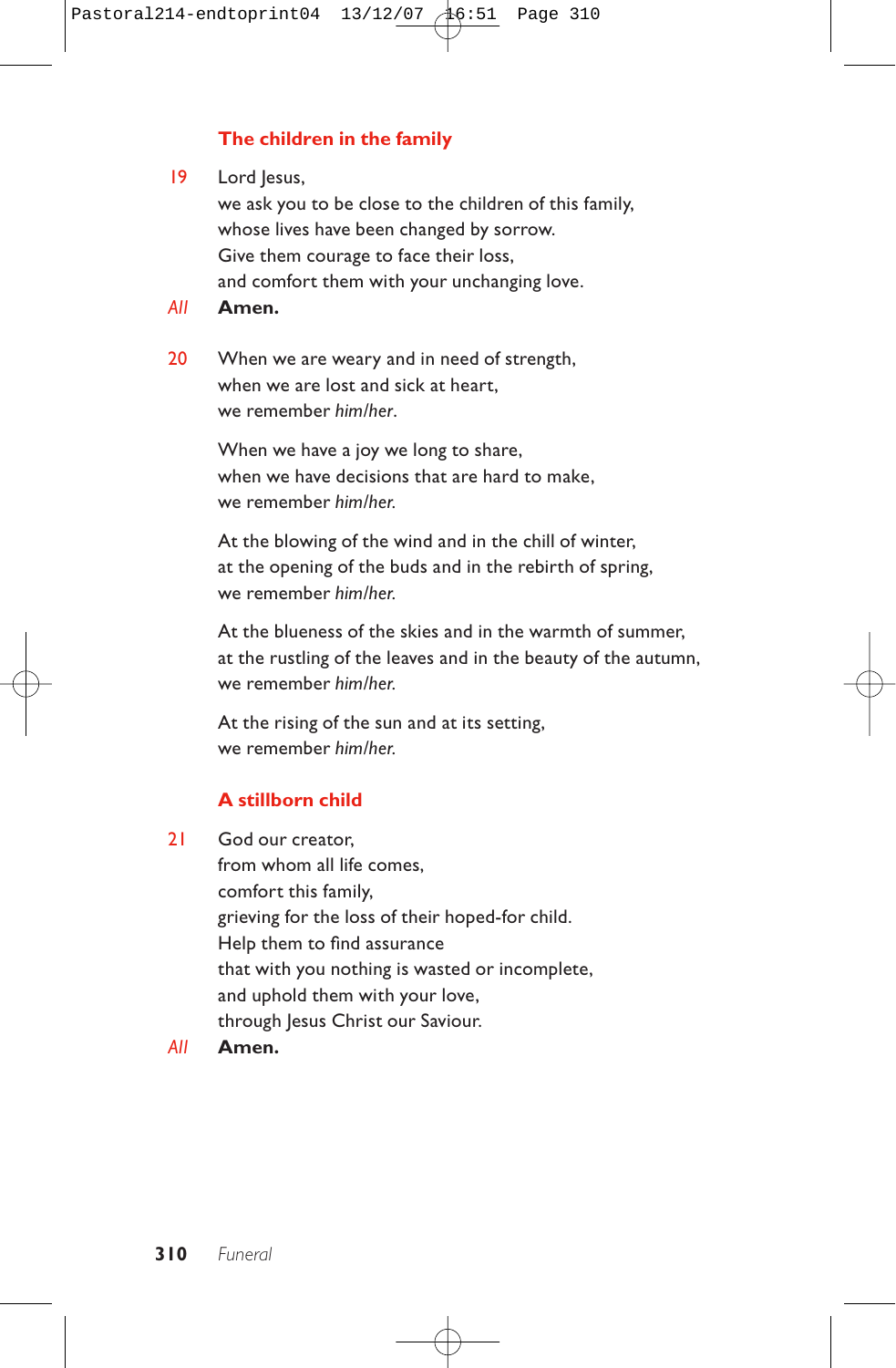### The children in the family

19 Lord Jesus,
we ask you to be close to the children of this family,
whose lives have been changed by sorrow.
Give them courage to face their loss,
and comfort them with your unchanging love.

*All* **Amen.**

20 When we are weary and in need of strength,
when we are lost and sick at heart,
we remember *him/her*.

When we have a joy we long to share,
when we have decisions that are hard to make,
we remember *him/her.*

At the blowing of the wind and in the chill of winter,
at the opening of the buds and in the rebirth of spring,
we remember *him/her.*

At the blueness of the skies and in the warmth of summer,
at the rustling of the leaves and in the beauty of the autumn,
we remember *him/her.*

At the rising of the sun and at its setting,
we remember *him/her.*

### A stillborn child

21 God our creator,
from whom all life comes,
comfort this family,
grieving for the loss of their hoped-for child.
Help them to find assurance
that with you nothing is wasted or incomplete,
and uphold them with your love,
through Jesus Christ our Saviour.

*All* **Amen.**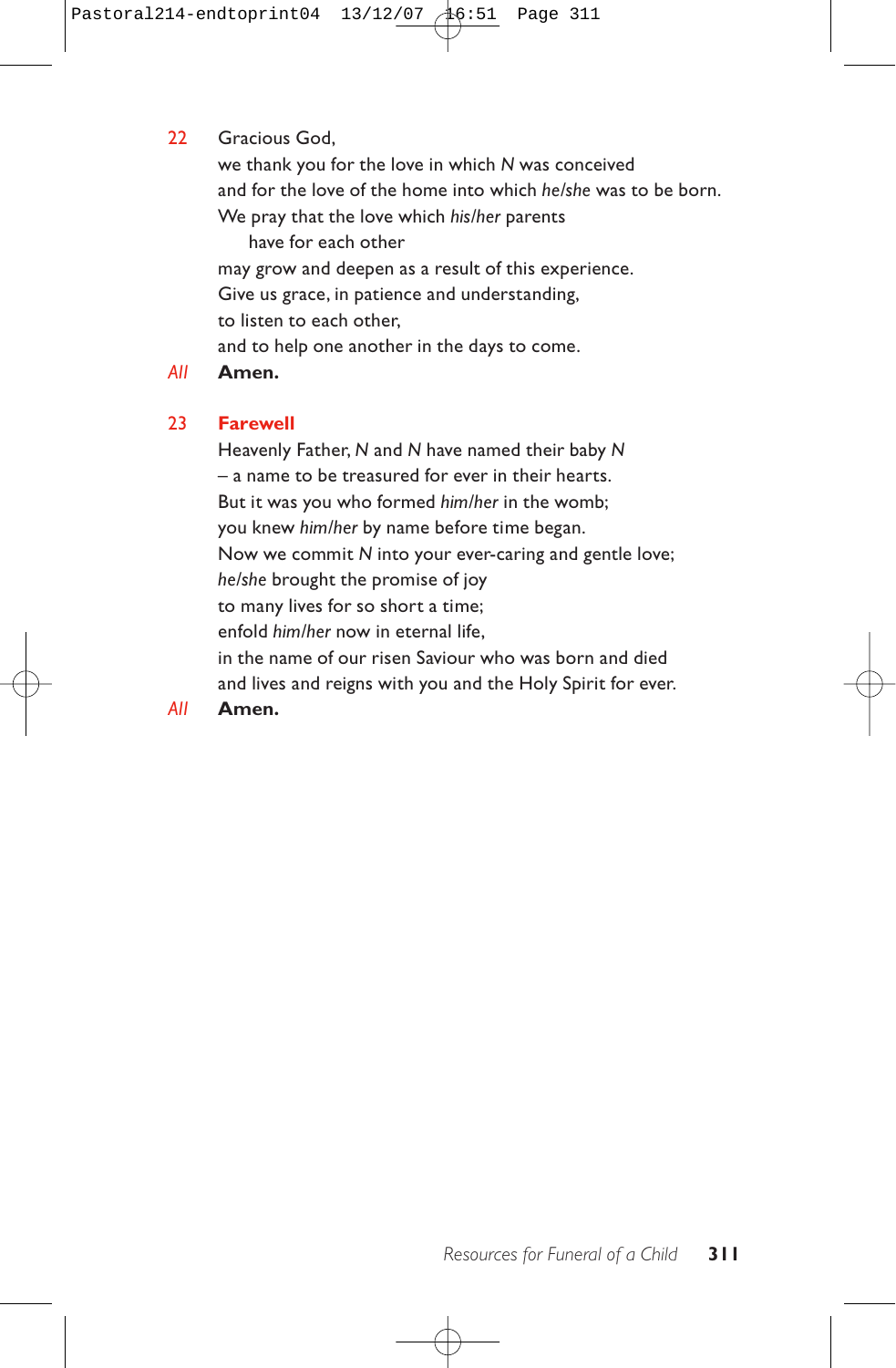22 Gracious God,
we thank you for the love in which *N* was conceived
and for the love of the home into which *he/she* was to be born.
We pray that the love which *his/her* parents
  have for each other
may grow and deepen as a result of this experience.
Give us grace, in patience and understanding,
to listen to each other,
and to help one another in the days to come.

*All* **Amen.**

23 **Farewell**

Heavenly Father, *N* and *N* have named their baby *N*
– a name to be treasured for ever in their hearts.
But it was you who formed *him/her* in the womb;
you knew *him/her* by name before time began.
Now we commit *N* into your ever-caring and gentle love;
*he/she* brought the promise of joy
to many lives for so short a time;
enfold *him/her* now in eternal life,
in the name of our risen Saviour who was born and died
and lives and reigns with you and the Holy Spirit for ever.

*All* **Amen.**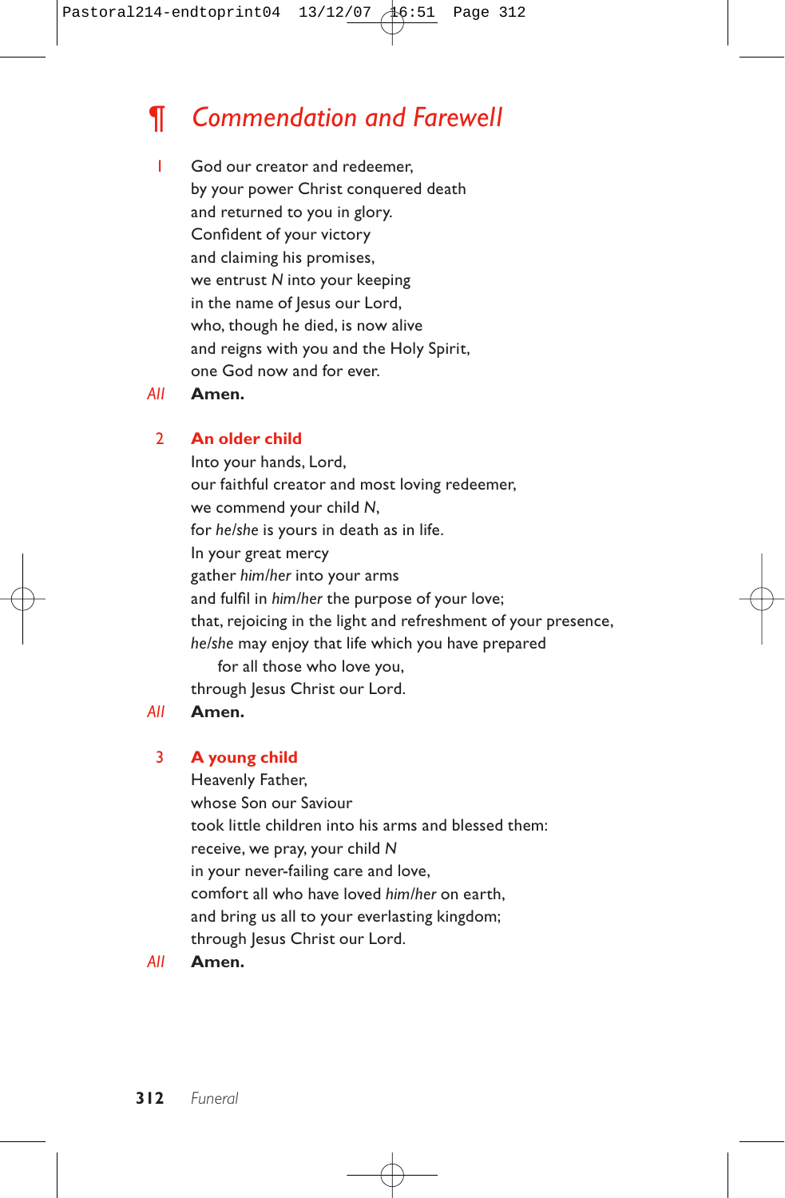## ¶ *Commendation and Farewell*

1 God our creator and redeemer,
by your power Christ conquered death
and returned to you in glory.
Confident of your victory
and claiming his promises,
we entrust *N* into your keeping
in the name of Jesus our Lord,
who, though he died, is now alive
and reigns with you and the Holy Spirit,
one God now and for ever.

*All* **Amen.**

2 **An older child**

Into your hands, Lord,
our faithful creator and most loving redeemer,
we commend your child *N*,
for *he/she* is yours in death as in life.
In your great mercy
gather *him/her* into your arms
and fulfil in *him/her* the purpose of your love;
that, rejoicing in the light and refreshment of your presence,
*he/she* may enjoy that life which you have prepared
for all those who love you,
through Jesus Christ our Lord.

*All* **Amen.**

3 **A young child**

Heavenly Father,
whose Son our Saviour
took little children into his arms and blessed them:
receive, we pray, your child *N*
in your never-failing care and love,
comfort all who have loved *him/her* on earth,
and bring us all to your everlasting kingdom;
through Jesus Christ our Lord.

*All* **Amen.**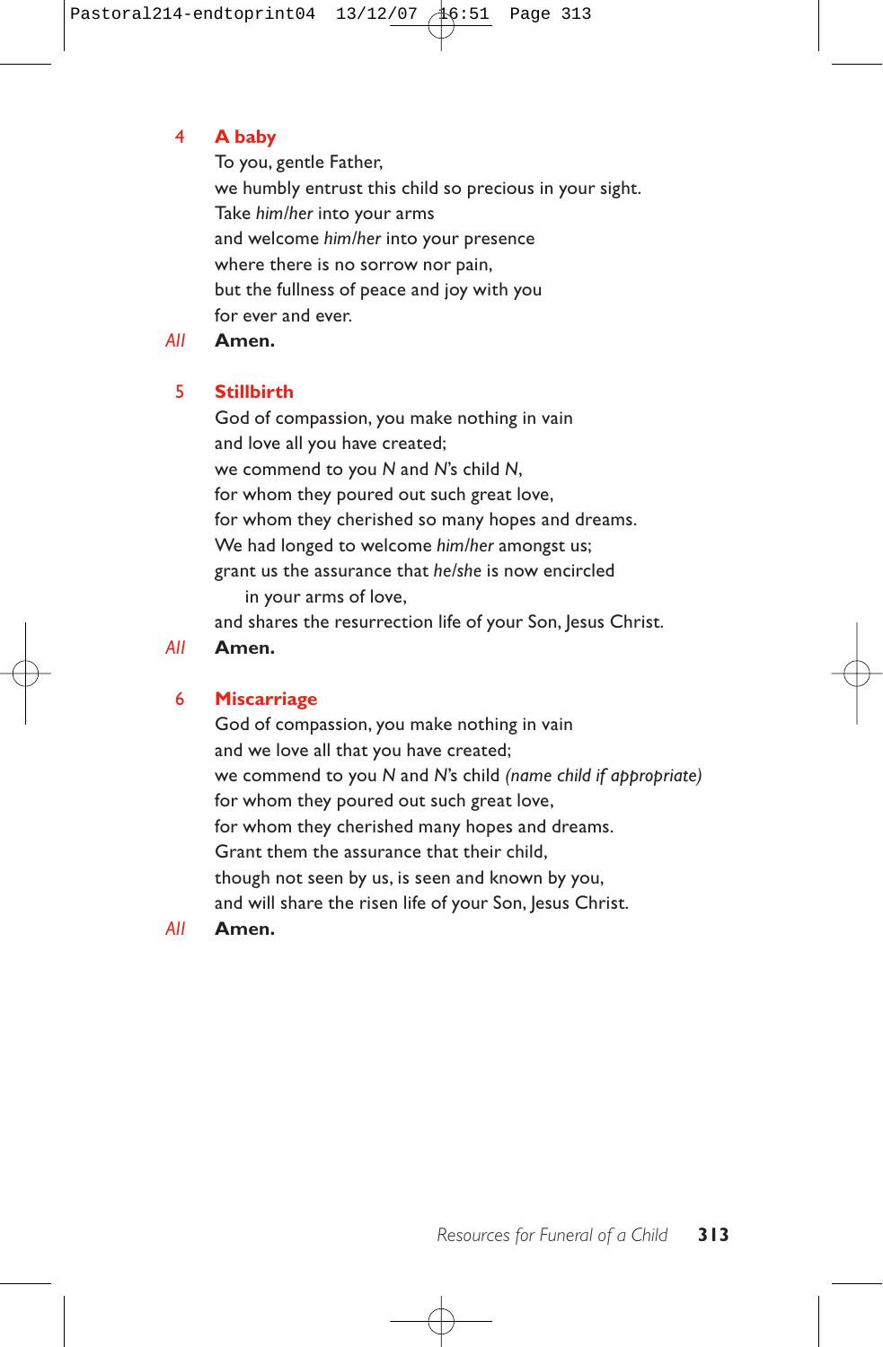## 4 A baby

To you, gentle Father,
we humbly entrust this child so precious in your sight.
Take *him/her* into your arms
and welcome *him/her* into your presence
where there is no sorrow nor pain,
but the fullness of peace and joy with you
for ever and ever.

*All* **Amen.**

## 5 Stillbirth

God of compassion, you make nothing in vain
and love all you have created;
we commend to you *N* and *N*'s child *N*,
for whom they poured out such great love,
for whom they cherished so many hopes and dreams.
We had longed to welcome *him/her* amongst us;
grant us the assurance that *he/she* is now encircled
in your arms of love,
and shares the resurrection life of your Son, Jesus Christ.

*All* **Amen.**

## 6 Miscarriage

God of compassion, you make nothing in vain
and we love all that you have created;
we commend to you *N* and *N*'s child *(name child if appropriate)*
for whom they poured out such great love,
for whom they cherished many hopes and dreams.
Grant them the assurance that their child,
though not seen by us, is seen and known by you,
and will share the risen life of your Son, Jesus Christ.

*All* **Amen.**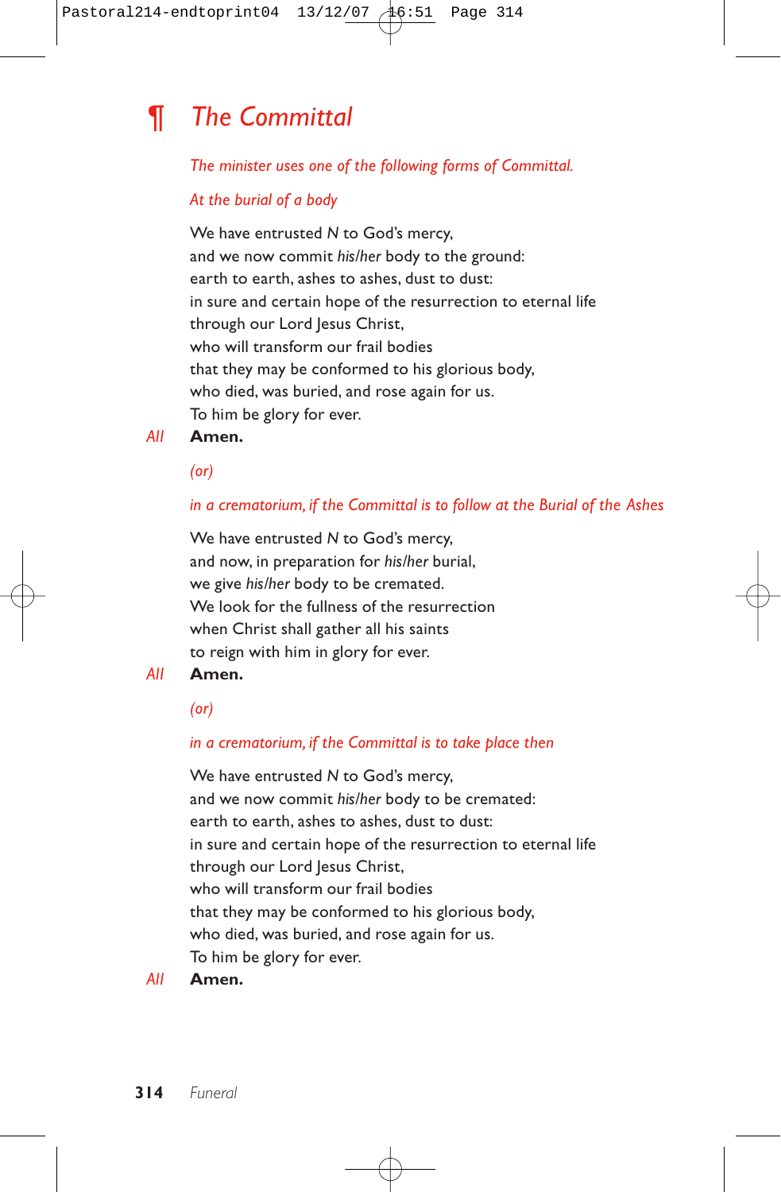## ¶ *The Committal*

*The minister uses one of the following forms of Committal.*

*At the burial of a body*

We have entrusted *N* to God's mercy,
and we now commit *his/her* body to the ground:
earth to earth, ashes to ashes, dust to dust:
in sure and certain hope of the resurrection to eternal life
through our Lord Jesus Christ,
who will transform our frail bodies
that they may be conformed to his glorious body,
who died, was buried, and rose again for us.
To him be glory for ever.

*All* **Amen.**

*(or)*

*in a crematorium, if the Committal is to follow at the Burial of the Ashes*

We have entrusted *N* to God's mercy,
and now, in preparation for *his/her* burial,
we give *his/her* body to be cremated.
We look for the fullness of the resurrection
when Christ shall gather all his saints
to reign with him in glory for ever.

*All* **Amen.**

*(or)*

*in a crematorium, if the Committal is to take place then*

We have entrusted *N* to God's mercy,
and we now commit *his/her* body to be cremated:
earth to earth, ashes to ashes, dust to dust:
in sure and certain hope of the resurrection to eternal life
through our Lord Jesus Christ,
who will transform our frail bodies
that they may be conformed to his glorious body,
who died, was buried, and rose again for us.
To him be glory for ever.

*All* **Amen.**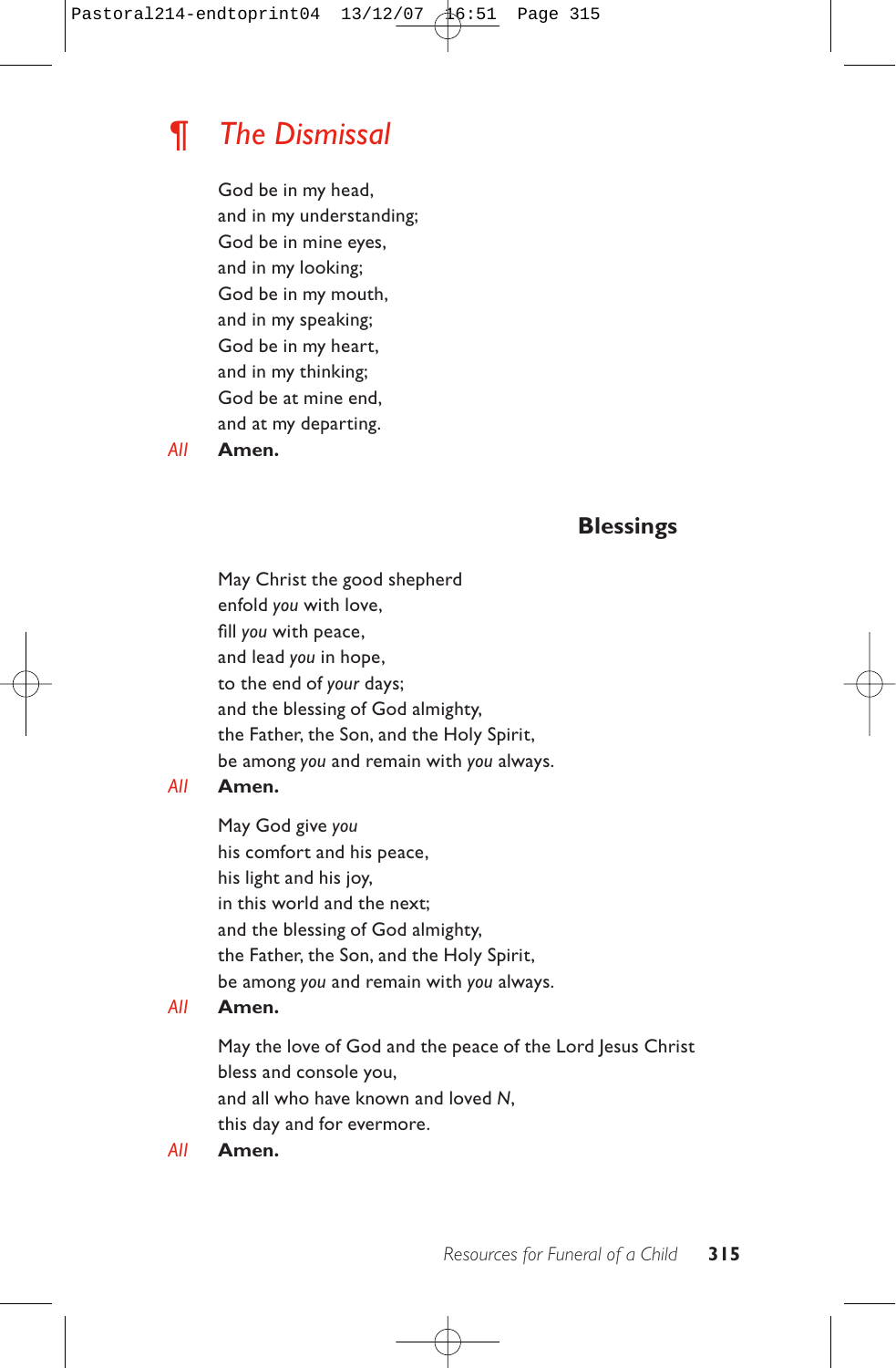## ¶ *The Dismissal*

God be in my head,
and in my understanding;
God be in mine eyes,
and in my looking;
God be in my mouth,
and in my speaking;
God be in my heart,
and in my thinking;
God be at mine end,
and at my departing.

*All* **Amen.**

### Blessings

May Christ the good shepherd
enfold *you* with love,
fill *you* with peace,
and lead *you* in hope,
to the end of *your* days;
and the blessing of God almighty,
the Father, the Son, and the Holy Spirit,
be among *you* and remain with *you* always.

*All* **Amen.**

May God give *you*
his comfort and his peace,
his light and his joy,
in this world and the next;
and the blessing of God almighty,
the Father, the Son, and the Holy Spirit,
be among *you* and remain with *you* always.

*All* **Amen.**

May the love of God and the peace of the Lord Jesus Christ
bless and console you,
and all who have known and loved *N*,
this day and for evermore.

*All* **Amen.**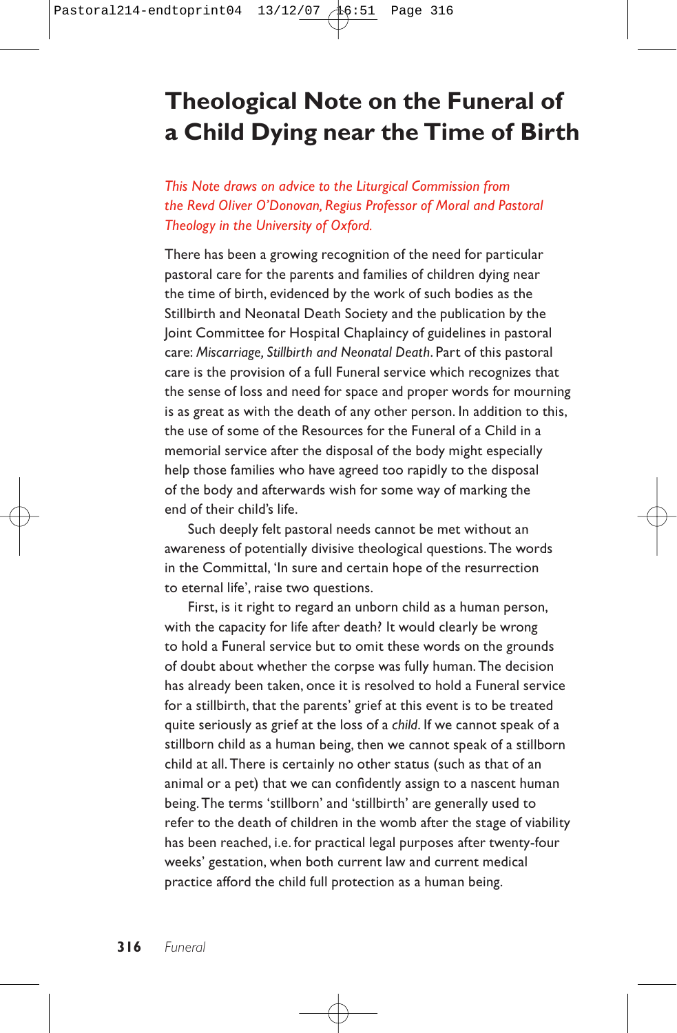# Theological Note on the Funeral of a Child Dying near the Time of Birth

*This Note draws on advice to the Liturgical Commission from the Revd Oliver O'Donovan, Regius Professor of Moral and Pastoral Theology in the University of Oxford.*

There has been a growing recognition of the need for particular pastoral care for the parents and families of children dying near the time of birth, evidenced by the work of such bodies as the Stillbirth and Neonatal Death Society and the publication by the Joint Committee for Hospital Chaplaincy of guidelines in pastoral care: *Miscarriage, Stillbirth and Neonatal Death*. Part of this pastoral care is the provision of a full Funeral service which recognizes that the sense of loss and need for space and proper words for mourning is as great as with the death of any other person. In addition to this, the use of some of the Resources for the Funeral of a Child in a memorial service after the disposal of the body might especially help those families who have agreed too rapidly to the disposal of the body and afterwards wish for some way of marking the end of their child's life.

Such deeply felt pastoral needs cannot be met without an awareness of potentially divisive theological questions. The words in the Committal, 'In sure and certain hope of the resurrection to eternal life', raise two questions.

First, is it right to regard an unborn child as a human person, with the capacity for life after death? It would clearly be wrong to hold a Funeral service but to omit these words on the grounds of doubt about whether the corpse was fully human. The decision has already been taken, once it is resolved to hold a Funeral service for a stillbirth, that the parents' grief at this event is to be treated quite seriously as grief at the loss of a *child*. If we cannot speak of a stillborn child as a human being, then we cannot speak of a stillborn child at all. There is certainly no other status (such as that of an animal or a pet) that we can confidently assign to a nascent human being. The terms 'stillborn' and 'stillbirth' are generally used to refer to the death of children in the womb after the stage of viability has been reached, i.e. for practical legal purposes after twenty-four weeks' gestation, when both current law and current medical practice afford the child full protection as a human being.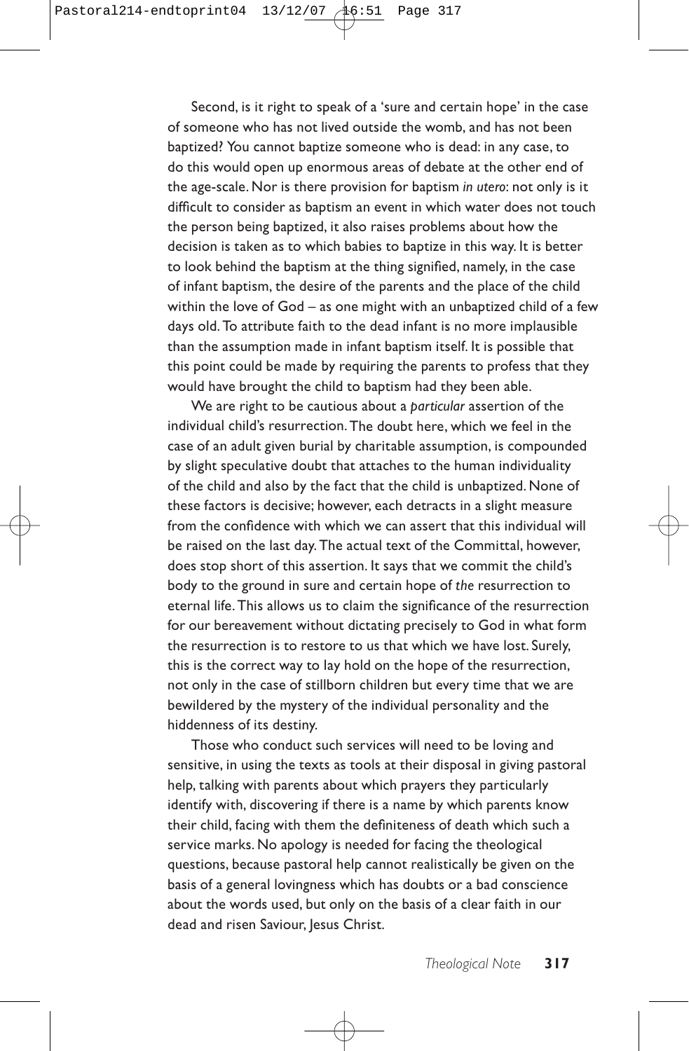Second, is it right to speak of a 'sure and certain hope' in the case of someone who has not lived outside the womb, and has not been baptized? You cannot baptize someone who is dead: in any case, to do this would open up enormous areas of debate at the other end of the age-scale. Nor is there provision for baptism *in utero*: not only is it difficult to consider as baptism an event in which water does not touch the person being baptized, it also raises problems about how the decision is taken as to which babies to baptize in this way. It is better to look behind the baptism at the thing signified, namely, in the case of infant baptism, the desire of the parents and the place of the child within the love of God – as one might with an unbaptized child of a few days old. To attribute faith to the dead infant is no more implausible than the assumption made in infant baptism itself. It is possible that this point could be made by requiring the parents to profess that they would have brought the child to baptism had they been able.

We are right to be cautious about a *particular* assertion of the individual child's resurrection. The doubt here, which we feel in the case of an adult given burial by charitable assumption, is compounded by slight speculative doubt that attaches to the human individuality of the child and also by the fact that the child is unbaptized. None of these factors is decisive; however, each detracts in a slight measure from the confidence with which we can assert that this individual will be raised on the last day. The actual text of the Committal, however, does stop short of this assertion. It says that we commit the child's body to the ground in sure and certain hope of *the* resurrection to eternal life. This allows us to claim the significance of the resurrection for our bereavement without dictating precisely to God in what form the resurrection is to restore to us that which we have lost. Surely, this is the correct way to lay hold on the hope of the resurrection, not only in the case of stillborn children but every time that we are bewildered by the mystery of the individual personality and the hiddenness of its destiny.

Those who conduct such services will need to be loving and sensitive, in using the texts as tools at their disposal in giving pastoral help, talking with parents about which prayers they particularly identify with, discovering if there is a name by which parents know their child, facing with them the definiteness of death which such a service marks. No apology is needed for facing the theological questions, because pastoral help cannot realistically be given on the basis of a general lovingness which has doubts or a bad conscience about the words used, but only on the basis of a clear faith in our dead and risen Saviour, Jesus Christ.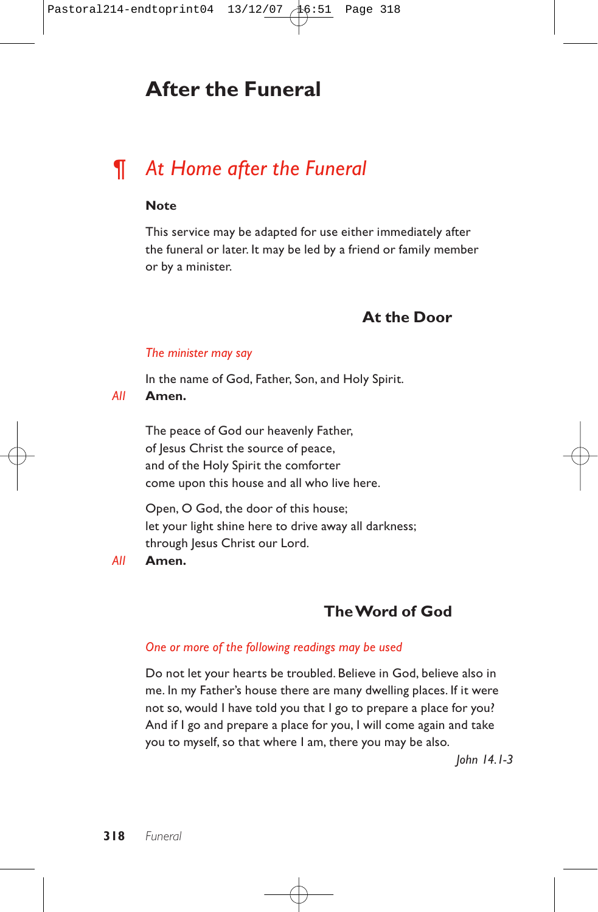# After the Funeral

## ¶ *At Home after the Funeral*

**Note**

This service may be adapted for use either immediately after the funeral or later. It may be led by a friend or family member or by a minister.

### At the Door

*The minister may say*

In the name of God, Father, Son, and Holy Spirit.
*All* **Amen.**

The peace of God our heavenly Father,
of Jesus Christ the source of peace,
and of the Holy Spirit the comforter
come upon this house and all who live here.

Open, O God, the door of this house;
let your light shine here to drive away all darkness;
through Jesus Christ our Lord.
*All* **Amen.**

### The Word of God

*One or more of the following readings may be used*

Do not let your hearts be troubled. Believe in God, believe also in me. In my Father's house there are many dwelling places. If it were not so, would I have told you that I go to prepare a place for you? And if I go and prepare a place for you, I will come again and take you to myself, so that where I am, there you may be also.

*John 14.1-3*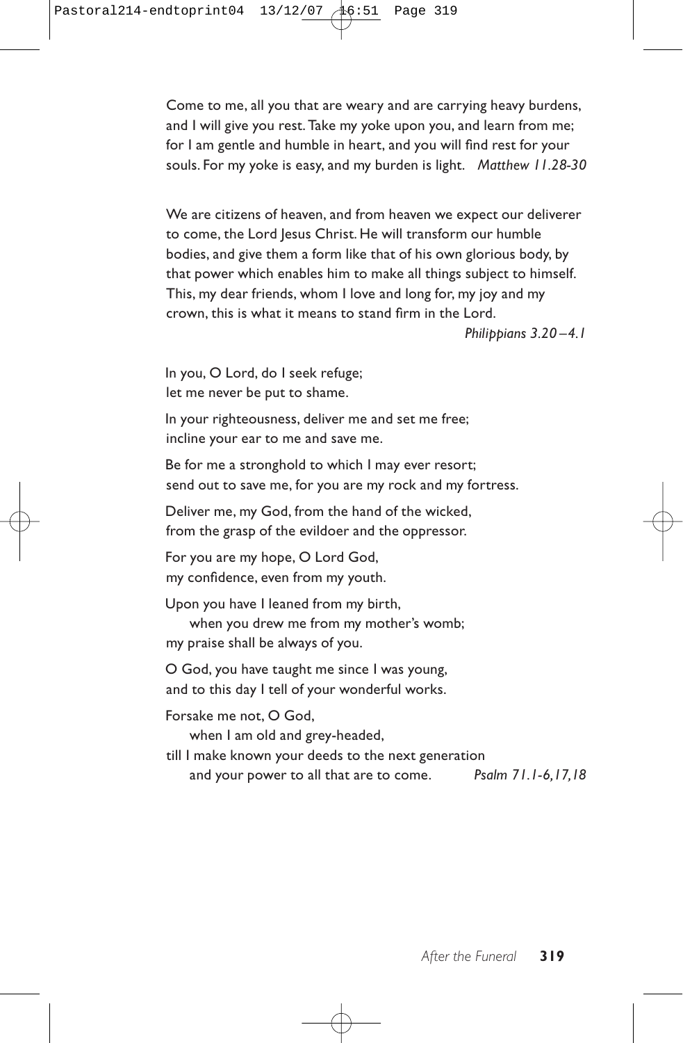Come to me, all you that are weary and are carrying heavy burdens, and I will give you rest. Take my yoke upon you, and learn from me; for I am gentle and humble in heart, and you will find rest for your souls. For my yoke is easy, and my burden is light. *Matthew 11.28-30*

We are citizens of heaven, and from heaven we expect our deliverer to come, the Lord Jesus Christ. He will transform our humble bodies, and give them a form like that of his own glorious body, by that power which enables him to make all things subject to himself. This, my dear friends, whom I love and long for, my joy and my crown, this is what it means to stand firm in the Lord.
*Philippians 3.20–4.1*

In you, O Lord, do I seek refuge;
let me never be put to shame.

In your righteousness, deliver me and set me free;
incline your ear to me and save me.

Be for me a stronghold to which I may ever resort;
send out to save me, for you are my rock and my fortress.

Deliver me, my God, from the hand of the wicked,
from the grasp of the evildoer and the oppressor.

For you are my hope, O Lord God,
my confidence, even from my youth.

Upon you have I leaned from my birth,
  when you drew me from my mother's womb;
my praise shall be always of you.

O God, you have taught me since I was young,
and to this day I tell of your wonderful works.

Forsake me not, O God,
  when I am old and grey-headed,
till I make known your deeds to the next generation
  and your power to all that are to come. *Psalm 71.1-6,17,18*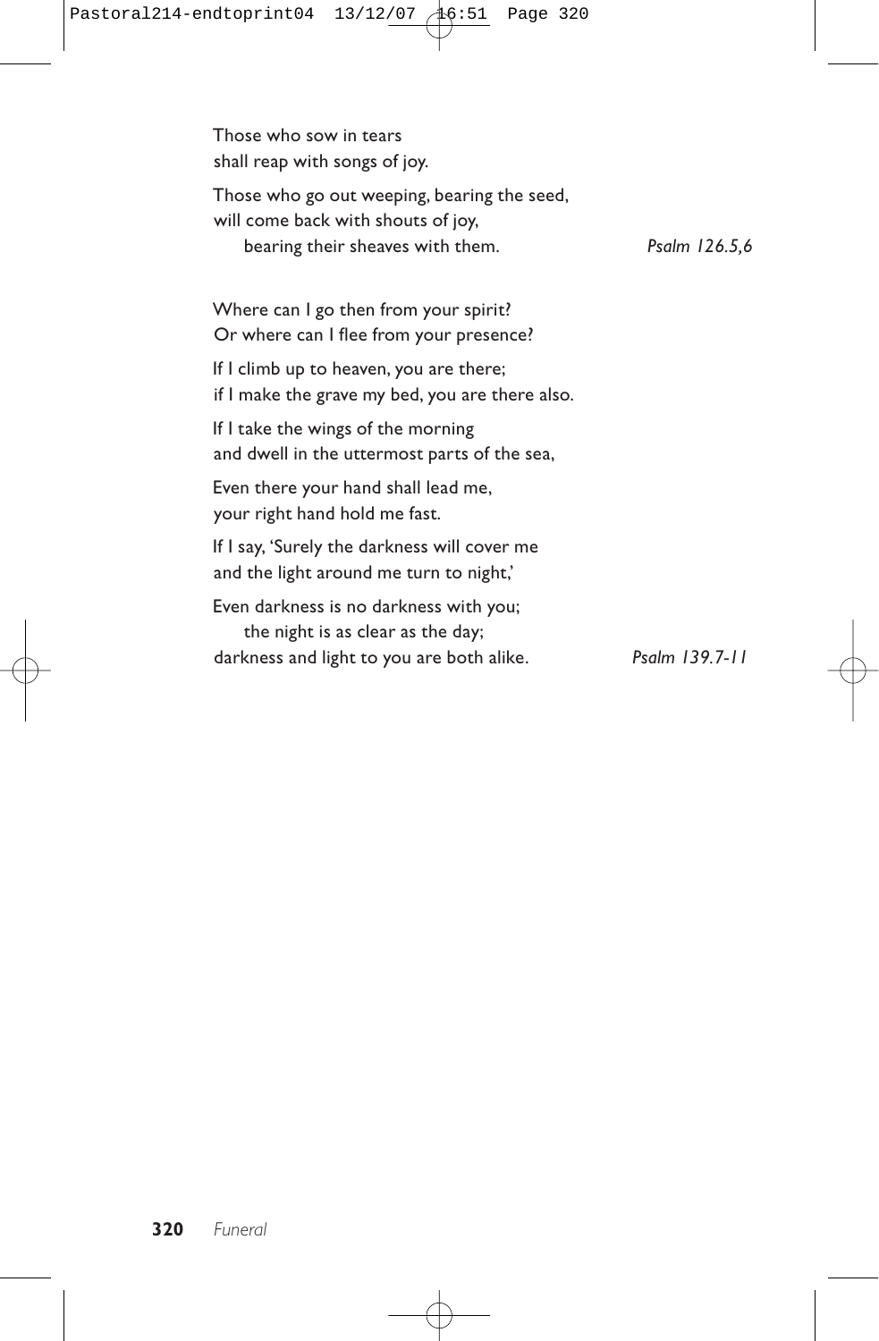Those who sow in tears  
shall reap with songs of joy.

Those who go out weeping, bearing the seed,  
will come back with shouts of joy,  
bearing their sheaves with them. *Psalm 126.5,6*

Where can I go then from your spirit?  
Or where can I flee from your presence?

If I climb up to heaven, you are there;  
if I make the grave my bed, you are there also.

If I take the wings of the morning  
and dwell in the uttermost parts of the sea,

Even there your hand shall lead me,  
your right hand hold me fast.

If I say, 'Surely the darkness will cover me  
and the light around me turn to night,'

Even darkness is no darkness with you;  
the night is as clear as the day;  
darkness and light to you are both alike. *Psalm 139.7-11*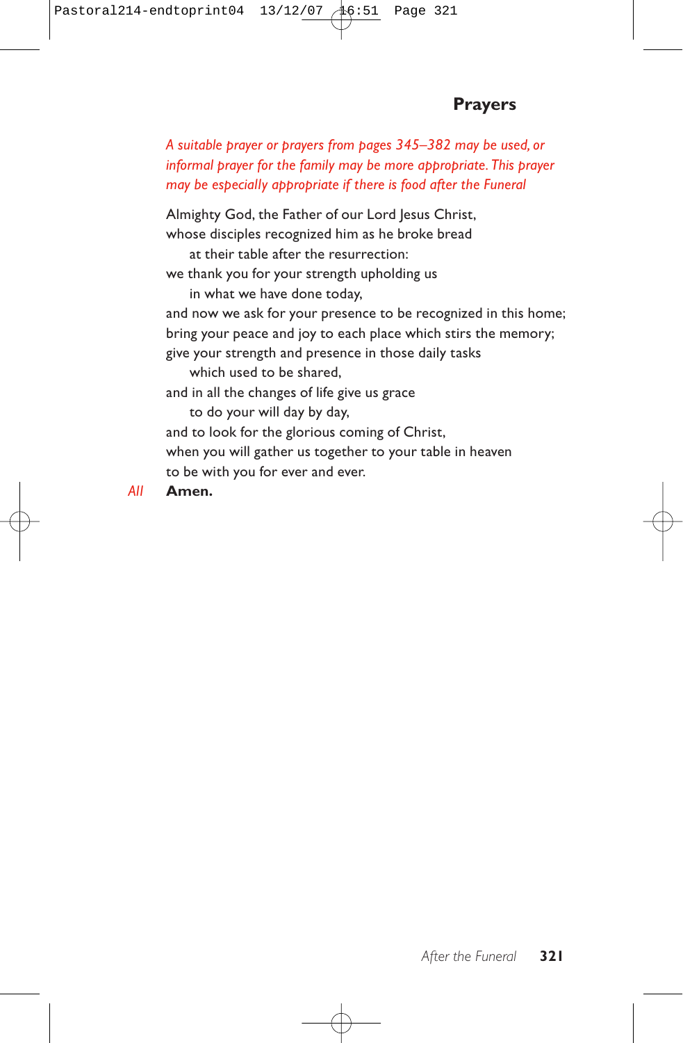## Prayers

*A suitable prayer or prayers from pages 345–382 may be used, or informal prayer for the family may be more appropriate. This prayer may be especially appropriate if there is food after the Funeral*

Almighty God, the Father of our Lord Jesus Christ,
whose disciples recognized him as he broke bread
  at their table after the resurrection:
we thank you for your strength upholding us
  in what we have done today,
and now we ask for your presence to be recognized in this home;
bring your peace and joy to each place which stirs the memory;
give your strength and presence in those daily tasks
  which used to be shared,
and in all the changes of life give us grace
  to do your will day by day,
and to look for the glorious coming of Christ,
when you will gather us together to your table in heaven
to be with you for ever and ever.

*All* **Amen.**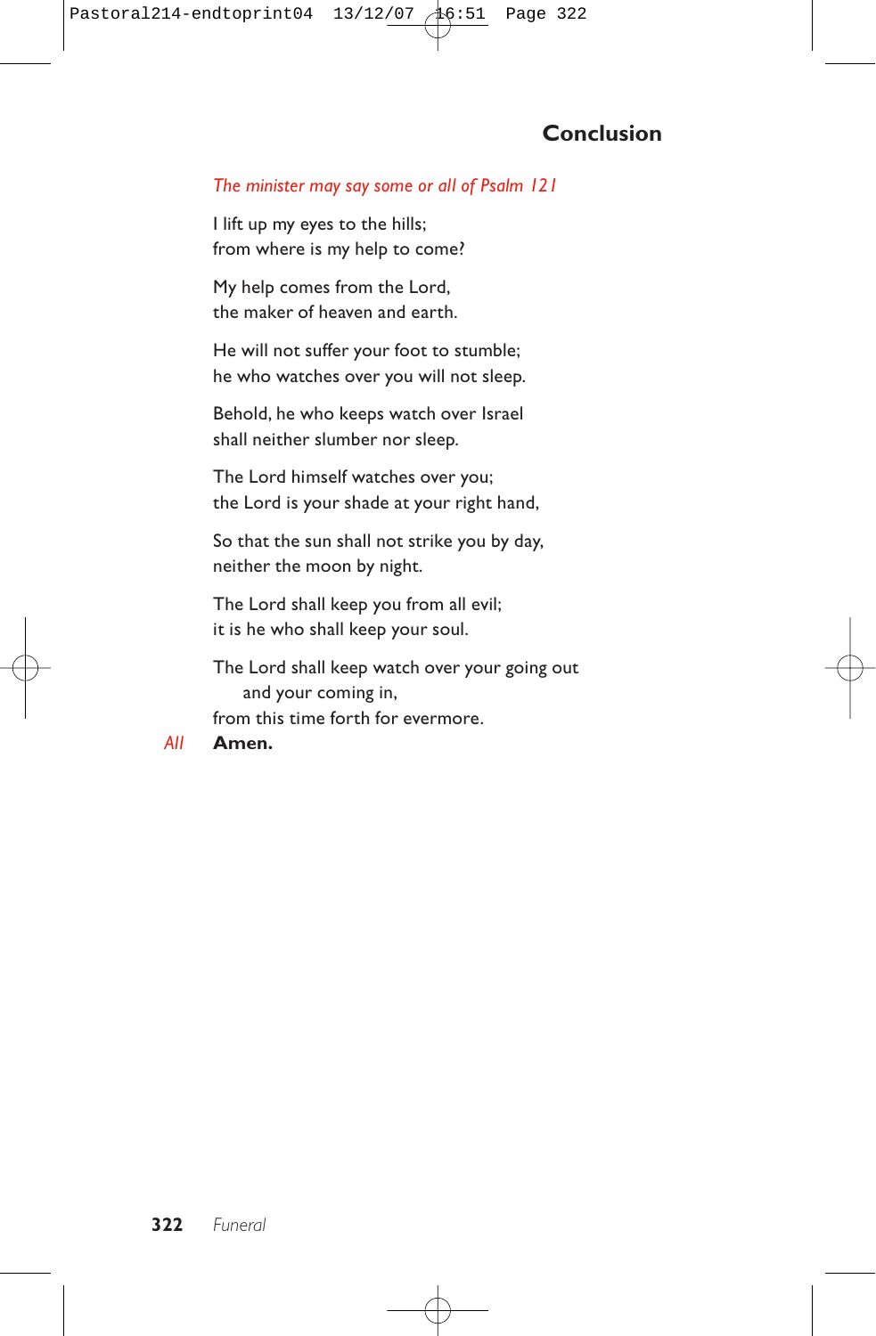## Conclusion

*The minister may say some or all of Psalm 121*

I lift up my eyes to the hills;
from where is my help to come?

My help comes from the Lord,
the maker of heaven and earth.

He will not suffer your foot to stumble;
he who watches over you will not sleep.

Behold, he who keeps watch over Israel
shall neither slumber nor sleep.

The Lord himself watches over you;
the Lord is your shade at your right hand,

So that the sun shall not strike you by day,
neither the moon by night.

The Lord shall keep you from all evil;
it is he who shall keep your soul.

The Lord shall keep watch over your going out
  and your coming in,
from this time forth for evermore.

*All* **Amen.**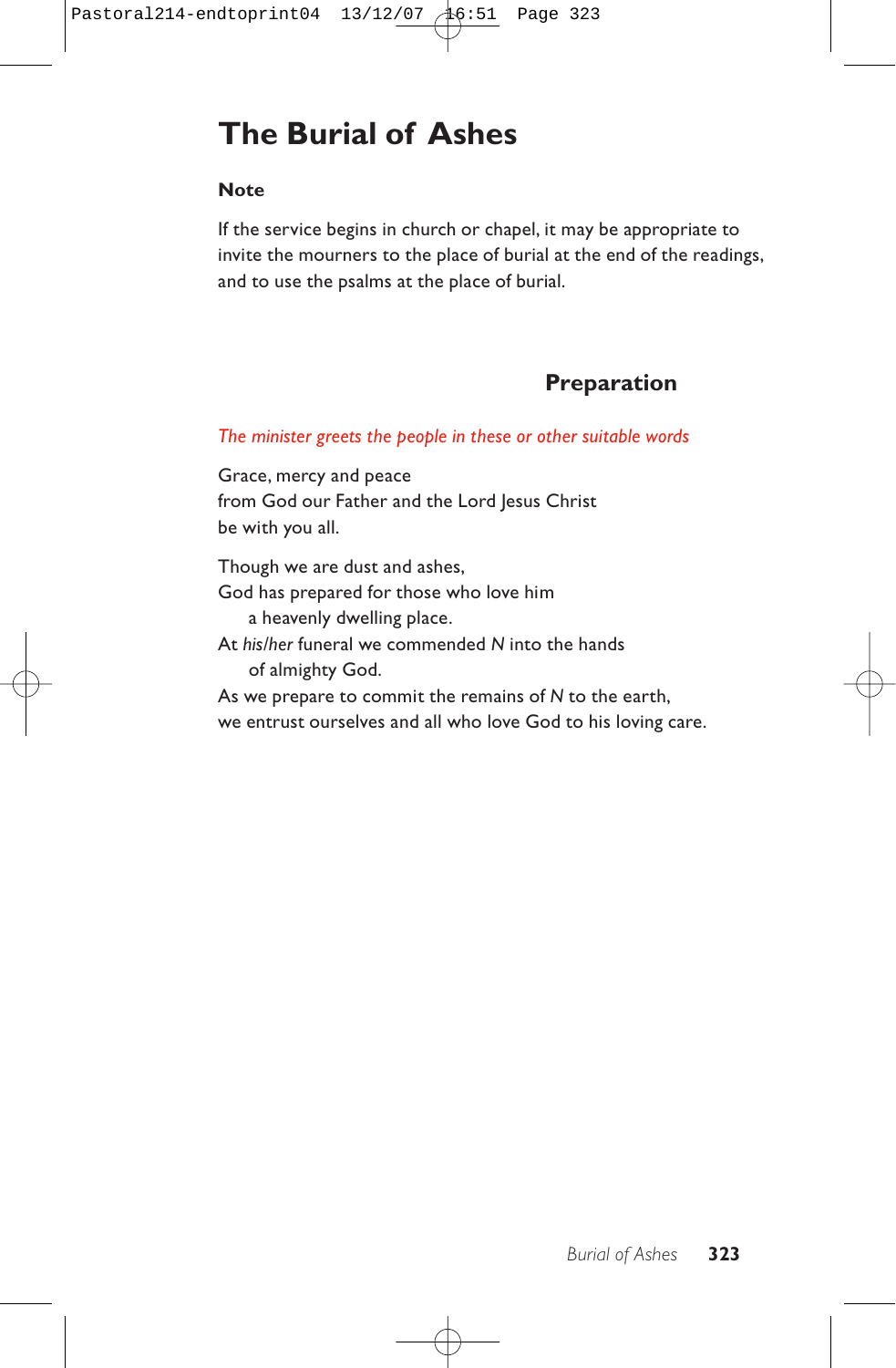# The Burial of Ashes

**Note**

If the service begins in church or chapel, it may be appropriate to invite the mourners to the place of burial at the end of the readings, and to use the psalms at the place of burial.

## Preparation

*The minister greets the people in these or other suitable words*

Grace, mercy and peace
from God our Father and the Lord Jesus Christ
be with you all.

Though we are dust and ashes,
God has prepared for those who love him
  a heavenly dwelling place.
At *his/her* funeral we commended *N* into the hands
  of almighty God.
As we prepare to commit the remains of *N* to the earth,
we entrust ourselves and all who love God to his loving care.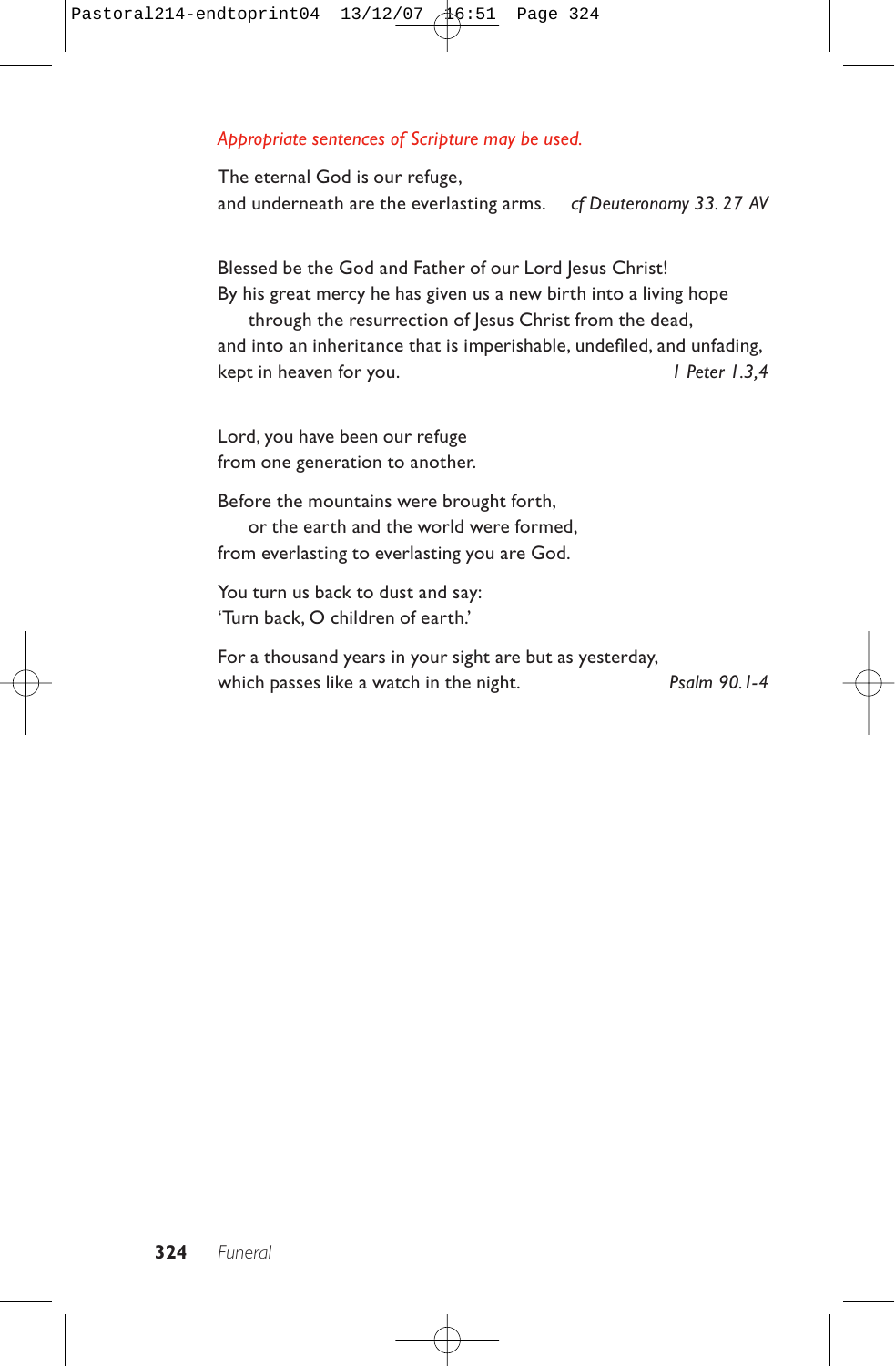*Appropriate sentences of Scripture may be used.*

The eternal God is our refuge,
and underneath are the everlasting arms. *cf Deuteronomy 33. 27 AV*

Blessed be the God and Father of our Lord Jesus Christ!
By his great mercy he has given us a new birth into a living hope
through the resurrection of Jesus Christ from the dead,
and into an inheritance that is imperishable, undefiled, and unfading,
kept in heaven for you. *1 Peter 1.3,4*

Lord, you have been our refuge
from one generation to another.

Before the mountains were brought forth,
or the earth and the world were formed,
from everlasting to everlasting you are God.

You turn us back to dust and say:
'Turn back, O children of earth.'

For a thousand years in your sight are but as yesterday,
which passes like a watch in the night. *Psalm 90.1-4*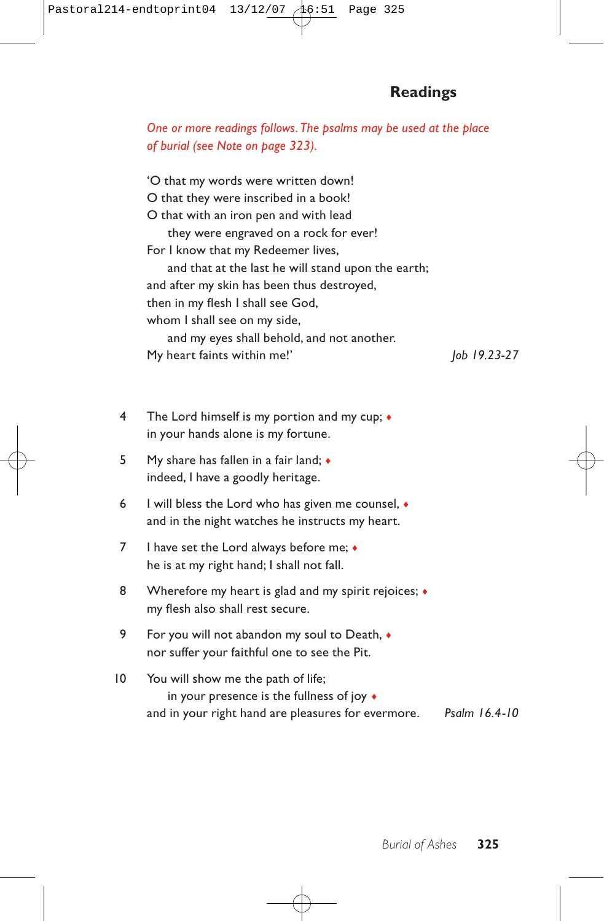## Readings

*One or more readings follows. The psalms may be used at the place of burial (see Note on page 323).*

'O that my words were written down!
O that they were inscribed in a book!
O that with an iron pen and with lead
    they were engraved on a rock for ever!
For I know that my Redeemer lives,
    and that at the last he will stand upon the earth;
and after my skin has been thus destroyed,
then in my flesh I shall see God,
whom I shall see on my side,
    and my eyes shall behold, and not another.
My heart faints within me!' *Job 19.23-27*

4 The Lord himself is my portion and my cup; ♦
in your hands alone is my fortune.

5 My share has fallen in a fair land; ♦
indeed, I have a goodly heritage.

6 I will bless the Lord who has given me counsel, ♦
and in the night watches he instructs my heart.

7 I have set the Lord always before me; ♦
he is at my right hand; I shall not fall.

8 Wherefore my heart is glad and my spirit rejoices; ♦
my flesh also shall rest secure.

9 For you will not abandon my soul to Death, ♦
nor suffer your faithful one to see the Pit.

10 You will show me the path of life;
    in your presence is the fullness of joy ♦
and in your right hand are pleasures for evermore. *Psalm 16.4-10*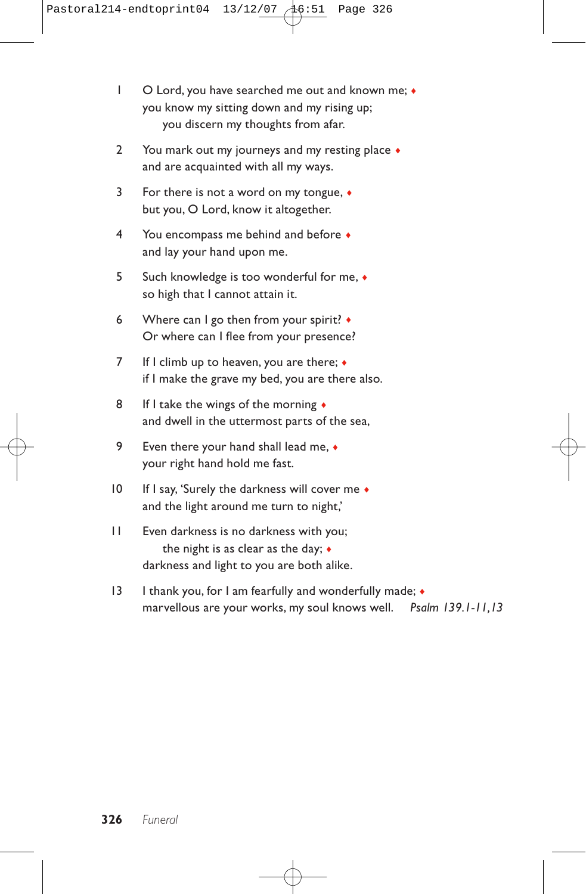1 O Lord, you have searched me out and known me; ♦
you know my sitting down and my rising up;
  you discern my thoughts from afar.

2 You mark out my journeys and my resting place ♦
and are acquainted with all my ways.

3 For there is not a word on my tongue, ♦
but you, O Lord, know it altogether.

4 You encompass me behind and before ♦
and lay your hand upon me.

5 Such knowledge is too wonderful for me, ♦
so high that I cannot attain it.

6 Where can I go then from your spirit? ♦
Or where can I flee from your presence?

7 If I climb up to heaven, you are there; ♦
if I make the grave my bed, you are there also.

8 If I take the wings of the morning ♦
and dwell in the uttermost parts of the sea,

9 Even there your hand shall lead me, ♦
your right hand hold me fast.

10 If I say, 'Surely the darkness will cover me ♦
and the light around me turn to night,'

11 Even darkness is no darkness with you;
  the night is as clear as the day; ♦
darkness and light to you are both alike.

13 I thank you, for I am fearfully and wonderfully made; ♦
marvellous are your works, my soul knows well. *Psalm 139.1-11,13*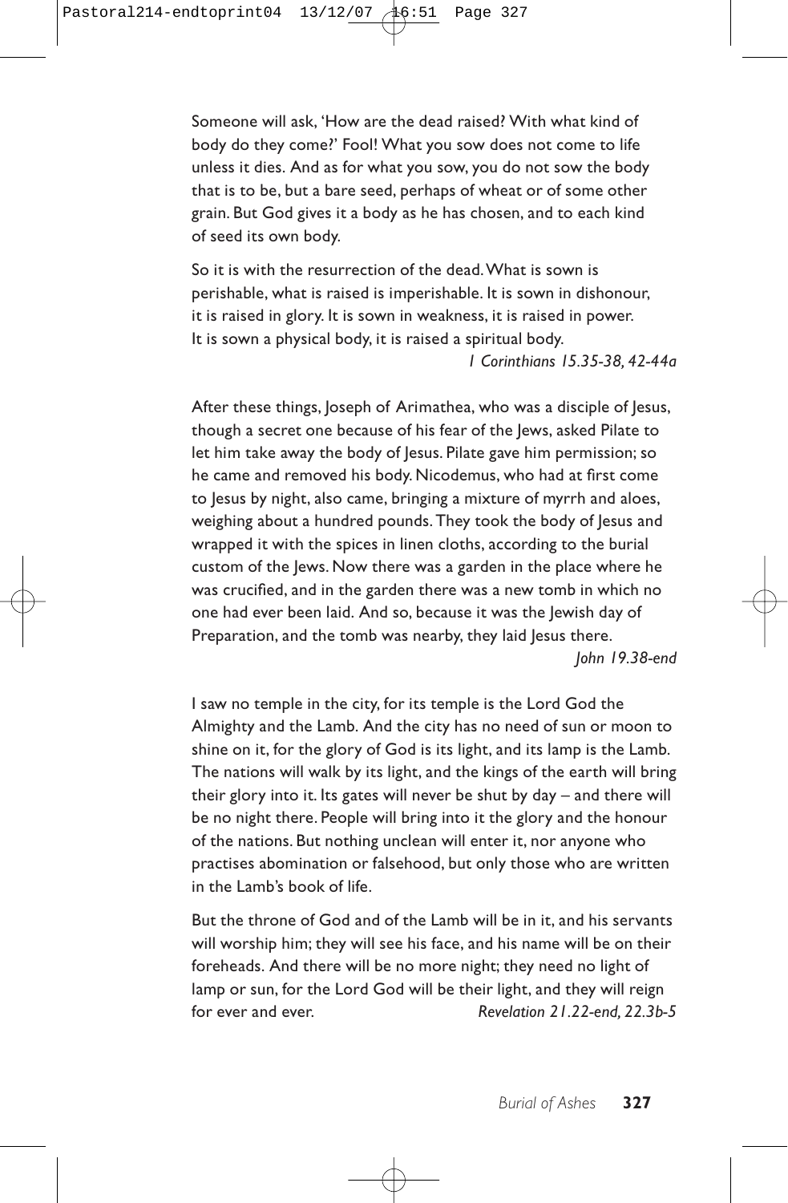Someone will ask, 'How are the dead raised? With what kind of body do they come?' Fool! What you sow does not come to life unless it dies. And as for what you sow, you do not sow the body that is to be, but a bare seed, perhaps of wheat or of some other grain. But God gives it a body as he has chosen, and to each kind of seed its own body.

So it is with the resurrection of the dead. What is sown is perishable, what is raised is imperishable. It is sown in dishonour, it is raised in glory. It is sown in weakness, it is raised in power. It is sown a physical body, it is raised a spiritual body.

*1 Corinthians 15.35-38, 42-44a*

After these things, Joseph of Arimathea, who was a disciple of Jesus, though a secret one because of his fear of the Jews, asked Pilate to let him take away the body of Jesus. Pilate gave him permission; so he came and removed his body. Nicodemus, who had at first come to Jesus by night, also came, bringing a mixture of myrrh and aloes, weighing about a hundred pounds. They took the body of Jesus and wrapped it with the spices in linen cloths, according to the burial custom of the Jews. Now there was a garden in the place where he was crucified, and in the garden there was a new tomb in which no one had ever been laid. And so, because it was the Jewish day of Preparation, and the tomb was nearby, they laid Jesus there.

*John 19.38-end*

I saw no temple in the city, for its temple is the Lord God the Almighty and the Lamb. And the city has no need of sun or moon to shine on it, for the glory of God is its light, and its lamp is the Lamb. The nations will walk by its light, and the kings of the earth will bring their glory into it. Its gates will never be shut by day – and there will be no night there. People will bring into it the glory and the honour of the nations. But nothing unclean will enter it, nor anyone who practises abomination or falsehood, but only those who are written in the Lamb's book of life.

But the throne of God and of the Lamb will be in it, and his servants will worship him; they will see his face, and his name will be on their foreheads. And there will be no more night; they need no light of lamp or sun, for the Lord God will be their light, and they will reign for ever and ever.

*Revelation 21.22-end, 22.3b-5*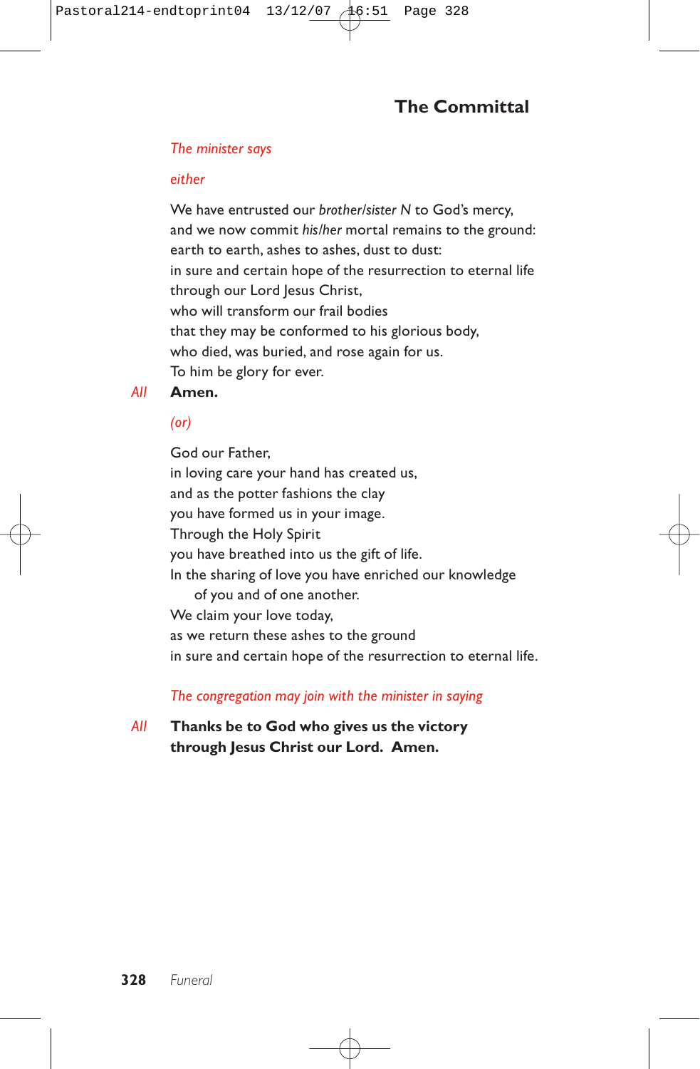## The Committal

*The minister says*

*either*

We have entrusted our *brother/sister N* to God's mercy,
and we now commit *his/her* mortal remains to the ground:
earth to earth, ashes to ashes, dust to dust:
in sure and certain hope of the resurrection to eternal life
through our Lord Jesus Christ,
who will transform our frail bodies
that they may be conformed to his glorious body,
who died, was buried, and rose again for us.
To him be glory for ever.

*All* **Amen.**

*(or)*

God our Father,
in loving care your hand has created us,
and as the potter fashions the clay
you have formed us in your image.
Through the Holy Spirit
you have breathed into us the gift of life.
In the sharing of love you have enriched our knowledge
of you and of one another.
We claim your love today,
as we return these ashes to the ground
in sure and certain hope of the resurrection to eternal life.

*The congregation may join with the minister in saying*

*All* **Thanks be to God who gives us the victory
through Jesus Christ our Lord. Amen.**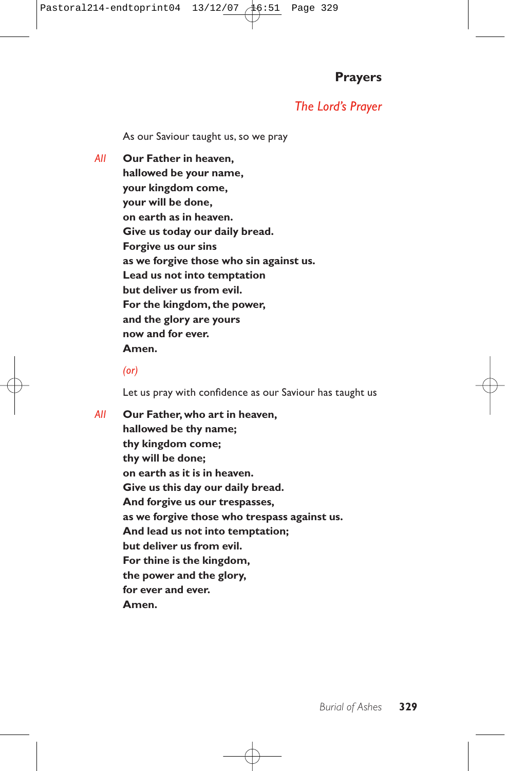## Prayers

### *The Lord's Prayer*

As our Saviour taught us, so we pray

*All* **Our Father in heaven,**
**hallowed be your name,**
**your kingdom come,**
**your will be done,**
**on earth as in heaven.**
**Give us today our daily bread.**
**Forgive us our sins**
**as we forgive those who sin against us.**
**Lead us not into temptation**
**but deliver us from evil.**
**For the kingdom, the power,**
**and the glory are yours**
**now and for ever.**
**Amen.**

*(or)*

Let us pray with confidence as our Saviour has taught us

*All* **Our Father, who art in heaven,**
**hallowed be thy name;**
**thy kingdom come;**
**thy will be done;**
**on earth as it is in heaven.**
**Give us this day our daily bread.**
**And forgive us our trespasses,**
**as we forgive those who trespass against us.**
**And lead us not into temptation;**
**but deliver us from evil.**
**For thine is the kingdom,**
**the power and the glory,**
**for ever and ever.**
**Amen.**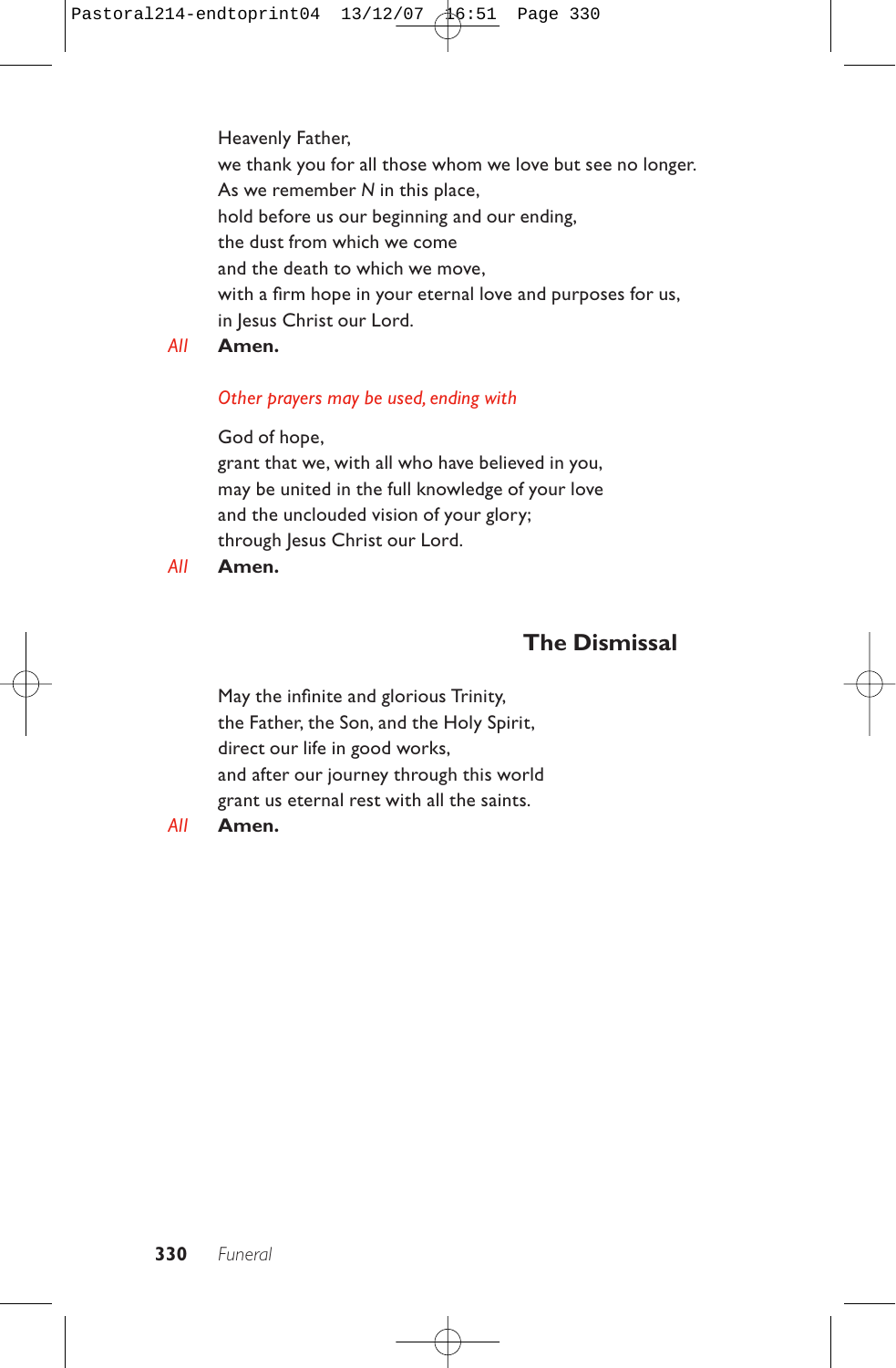Heavenly Father,
we thank you for all those whom we love but see no longer.
As we remember *N* in this place,
hold before us our beginning and our ending,
the dust from which we come
and the death to which we move,
with a firm hope in your eternal love and purposes for us,
in Jesus Christ our Lord.

*All* **Amen.**

*Other prayers may be used, ending with*

God of hope,
grant that we, with all who have believed in you,
may be united in the full knowledge of your love
and the unclouded vision of your glory;
through Jesus Christ our Lord.

*All* **Amen.**

## The Dismissal

May the infinite and glorious Trinity,
the Father, the Son, and the Holy Spirit,
direct our life in good works,
and after our journey through this world
grant us eternal rest with all the saints.

*All* **Amen.**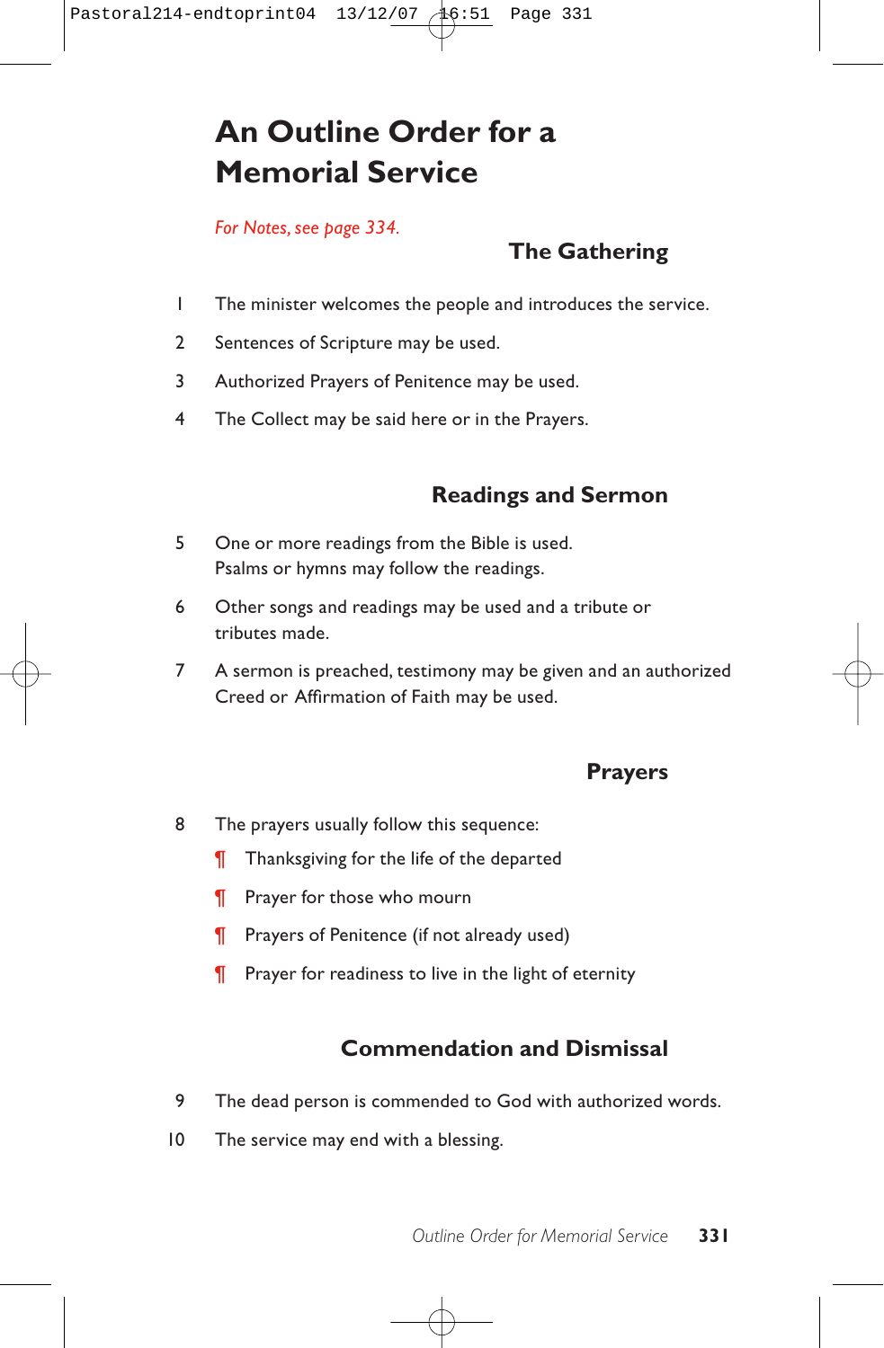# An Outline Order for a Memorial Service

*For Notes, see page 334.*

## The Gathering

1. The minister welcomes the people and introduces the service.
2. Sentences of Scripture may be used.
3. Authorized Prayers of Penitence may be used.
4. The Collect may be said here or in the Prayers.

## Readings and Sermon

5. One or more readings from the Bible is used.
   Psalms or hymns may follow the readings.
6. Other songs and readings may be used and a tribute or tributes made.
7. A sermon is preached, testimony may be given and an authorized Creed or Affirmation of Faith may be used.

## Prayers

8. The prayers usually follow this sequence:
   - ¶ Thanksgiving for the life of the departed
   - ¶ Prayer for those who mourn
   - ¶ Prayers of Penitence (if not already used)
   - ¶ Prayer for readiness to live in the light of eternity

## Commendation and Dismissal

9. The dead person is commended to God with authorized words.
10. The service may end with a blessing.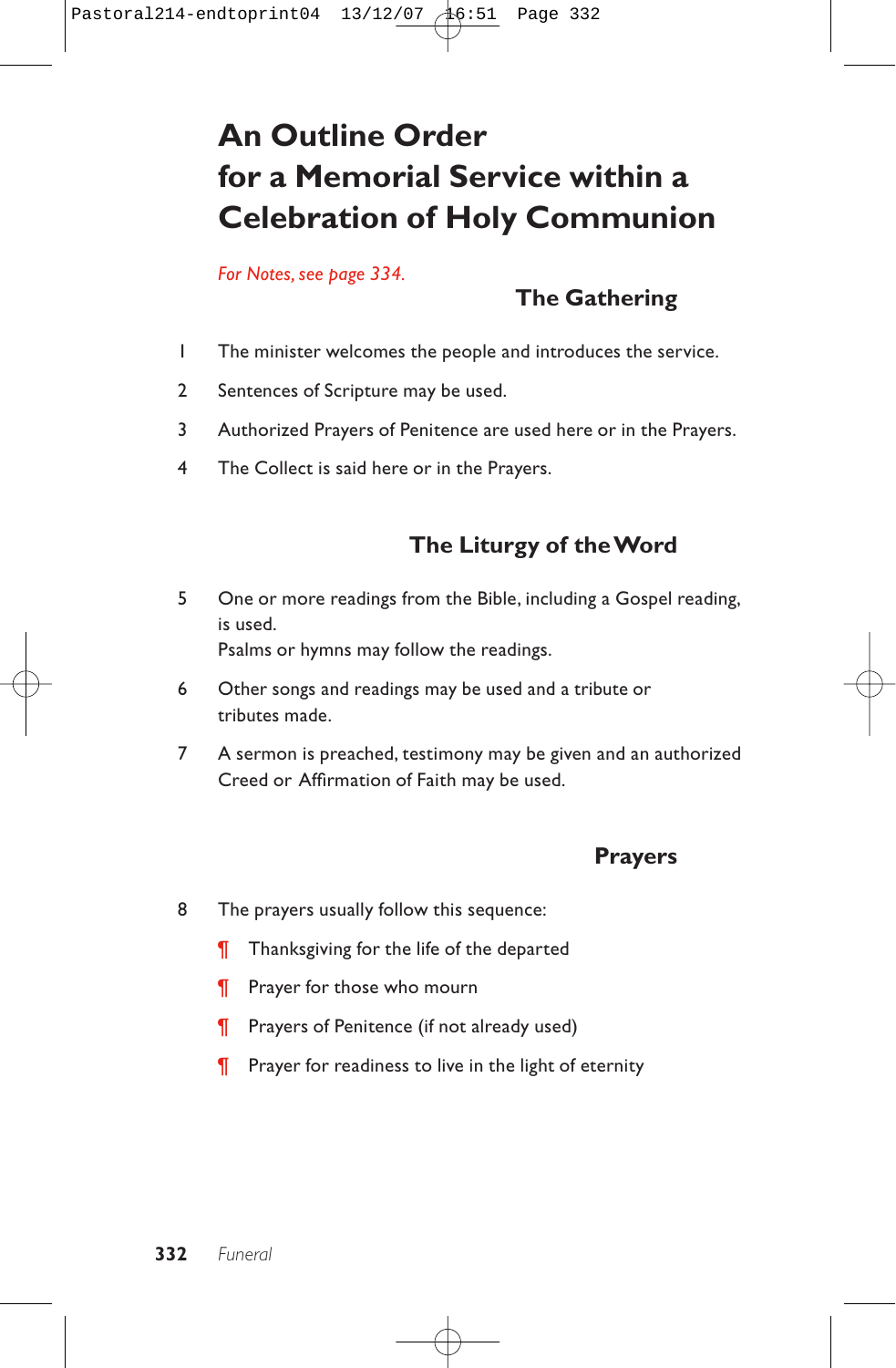# An Outline Order for a Memorial Service within a Celebration of Holy Communion

*For Notes, see page 334.*

## The Gathering

1 The minister welcomes the people and introduces the service.

2 Sentences of Scripture may be used.

3 Authorized Prayers of Penitence are used here or in the Prayers.

4 The Collect is said here or in the Prayers.

## The Liturgy of the Word

5 One or more readings from the Bible, including a Gospel reading, is used.
Psalms or hymns may follow the readings.

6 Other songs and readings may be used and a tribute or tributes made.

7 A sermon is preached, testimony may be given and an authorized Creed or Affirmation of Faith may be used.

## Prayers

8 The prayers usually follow this sequence:

¶ Thanksgiving for the life of the departed

¶ Prayer for those who mourn

¶ Prayers of Penitence (if not already used)

¶ Prayer for readiness to live in the light of eternity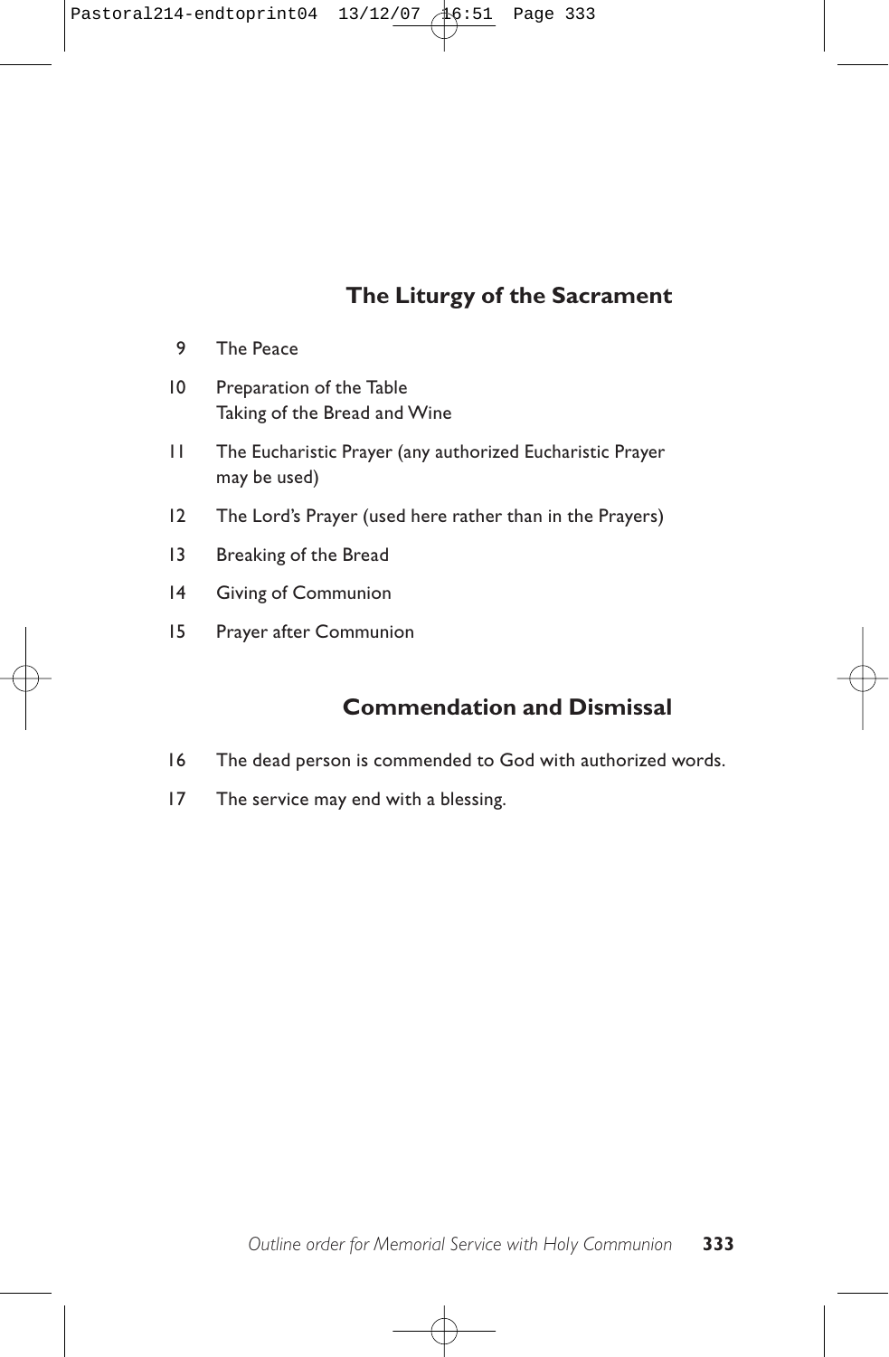## The Liturgy of the Sacrament

9 The Peace

10 Preparation of the Table
Taking of the Bread and Wine

11 The Eucharistic Prayer (any authorized Eucharistic Prayer may be used)

12 The Lord's Prayer (used here rather than in the Prayers)

13 Breaking of the Bread

14 Giving of Communion

15 Prayer after Communion

## Commendation and Dismissal

16 The dead person is commended to God with authorized words.

17 The service may end with a blessing.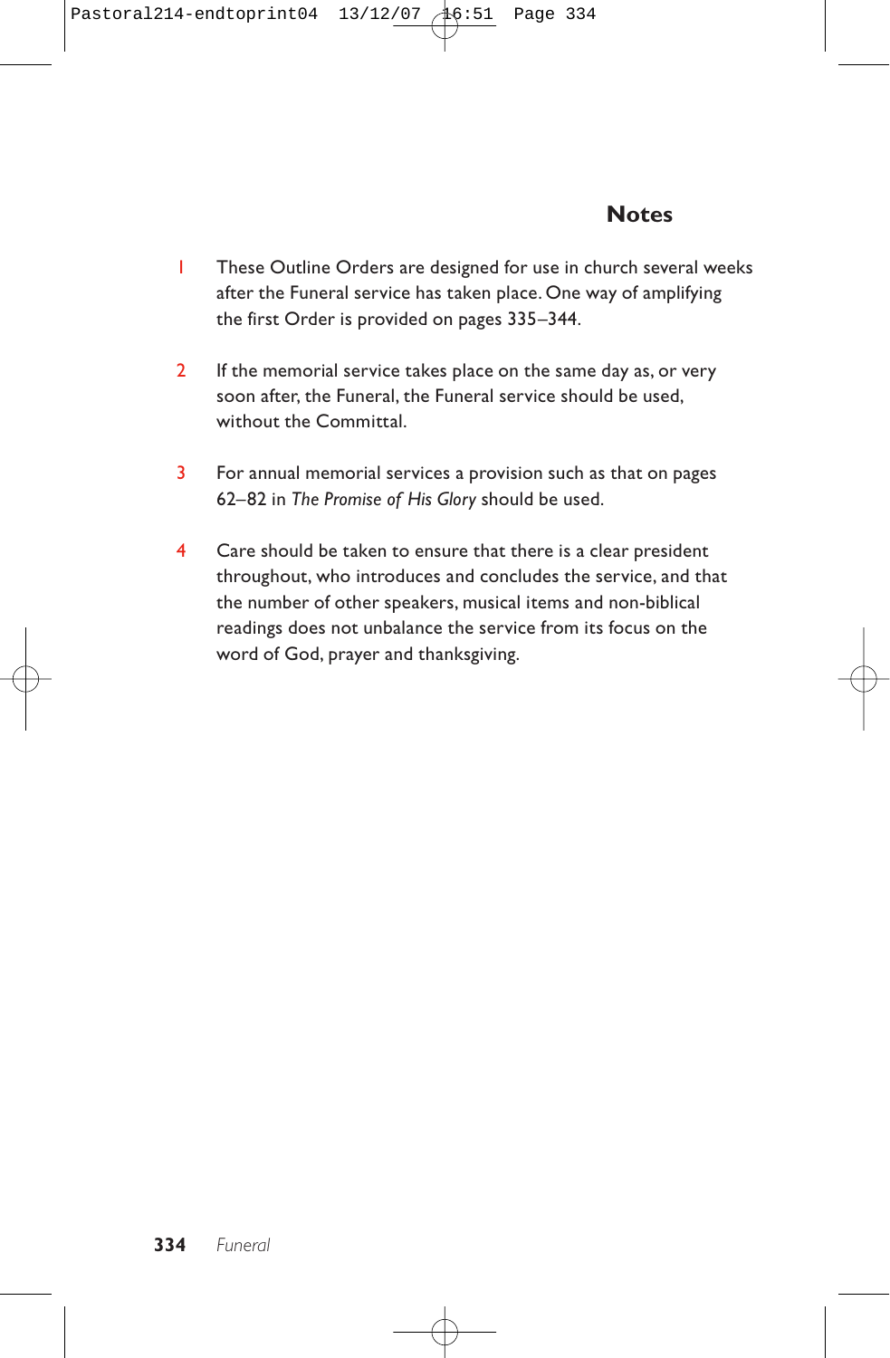## Notes

1. These Outline Orders are designed for use in church several weeks after the Funeral service has taken place. One way of amplifying the first Order is provided on pages 335–344.

2. If the memorial service takes place on the same day as, or very soon after, the Funeral, the Funeral service should be used, without the Committal.

3. For annual memorial services a provision such as that on pages 62–82 in *The Promise of His Glory* should be used.

4. Care should be taken to ensure that there is a clear president throughout, who introduces and concludes the service, and that the number of other speakers, musical items and non-biblical readings does not unbalance the service from its focus on the word of God, prayer and thanksgiving.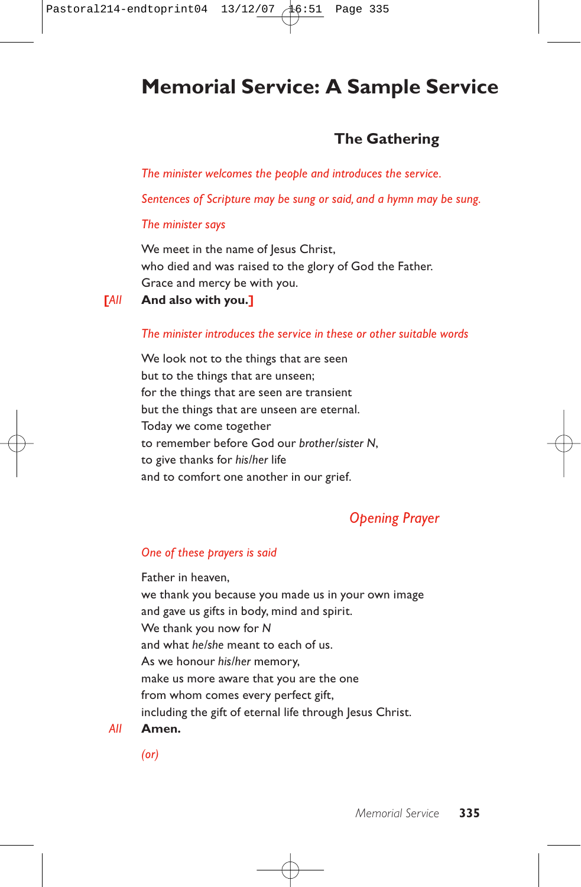# Memorial Service: A Sample Service

## The Gathering

*The minister welcomes the people and introduces the service.*

*Sentences of Scripture may be sung or said, and a hymn may be sung.*

*The minister says*

We meet in the name of Jesus Christ,
who died and was raised to the glory of God the Father.
Grace and mercy be with you.

[*All* **And also with you.**]

*The minister introduces the service in these or other suitable words*

We look not to the things that are seen
but to the things that are unseen;
for the things that are seen are transient
but the things that are unseen are eternal.
Today we come together
to remember before God our *brother/sister N*,
to give thanks for *his/her* life
and to comfort one another in our grief.

## *Opening Prayer*

*One of these prayers is said*

Father in heaven,
we thank you because you made us in your own image
and gave us gifts in body, mind and spirit.
We thank you now for *N*
and what *he/she* meant to each of us.
As we honour *his/her* memory,
make us more aware that you are the one
from whom comes every perfect gift,
including the gift of eternal life through Jesus Christ.

*All* **Amen.**

*(or)*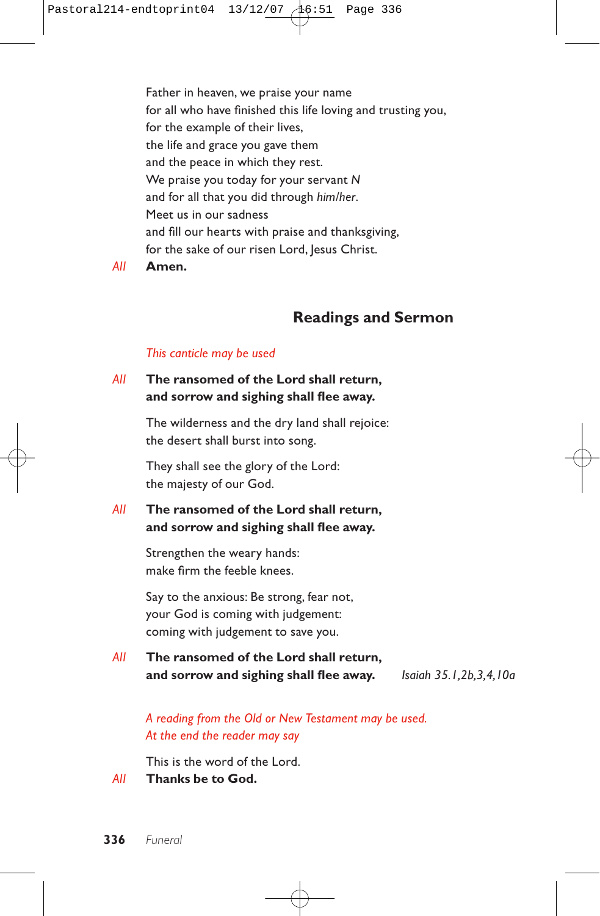Father in heaven, we praise your name
for all who have finished this life loving and trusting you,
for the example of their lives,
the life and grace you gave them
and the peace in which they rest.
We praise you today for your servant *N*
and for all that you did through *him/her*.
Meet us in our sadness
and fill our hearts with praise and thanksgiving,
for the sake of our risen Lord, Jesus Christ.

*All* **Amen.**

## Readings and Sermon

*This canticle may be used*

*All* **The ransomed of the Lord shall return,**
**and sorrow and sighing shall flee away.**

The wilderness and the dry land shall rejoice:
the desert shall burst into song.

They shall see the glory of the Lord:
the majesty of our God.

*All* **The ransomed of the Lord shall return,**
**and sorrow and sighing shall flee away.**

Strengthen the weary hands:
make firm the feeble knees.

Say to the anxious: Be strong, fear not,
your God is coming with judgement:
coming with judgement to save you.

*All* **The ransomed of the Lord shall return,**
**and sorrow and sighing shall flee away.** *Isaiah 35.1,2b,3,4,10a*

*A reading from the Old or New Testament may be used.*
*At the end the reader may say*

This is the word of the Lord.

*All* **Thanks be to God.**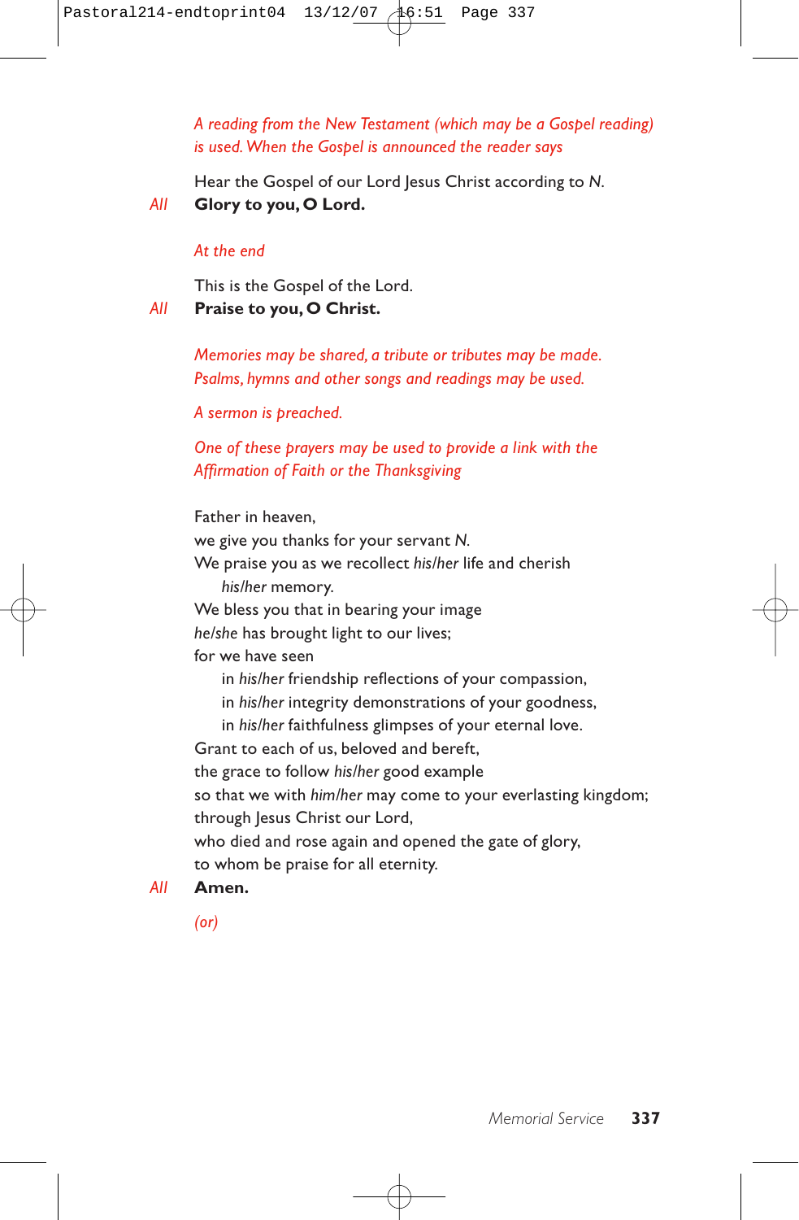*A reading from the New Testament (which may be a Gospel reading) is used. When the Gospel is announced the reader says*

Hear the Gospel of our Lord Jesus Christ according to *N*.

*All* **Glory to you, O Lord.**

*At the end*

This is the Gospel of the Lord.

*All* **Praise to you, O Christ.**

*Memories may be shared, a tribute or tributes may be made. Psalms, hymns and other songs and readings may be used.*

*A sermon is preached.*

*One of these prayers may be used to provide a link with the Affirmation of Faith or the Thanksgiving*

Father in heaven,
we give you thanks for your servant *N*.
We praise you as we recollect *his/her* life and cherish
*his/her* memory.
We bless you that in bearing your image
*he/she* has brought light to our lives;
for we have seen
in *his/her* friendship reflections of your compassion,
in *his/her* integrity demonstrations of your goodness,
in *his/her* faithfulness glimpses of your eternal love.
Grant to each of us, beloved and bereft,
the grace to follow *his/her* good example
so that we with *him/her* may come to your everlasting kingdom;
through Jesus Christ our Lord,
who died and rose again and opened the gate of glory,
to whom be praise for all eternity.

*All* **Amen.**

*(or)*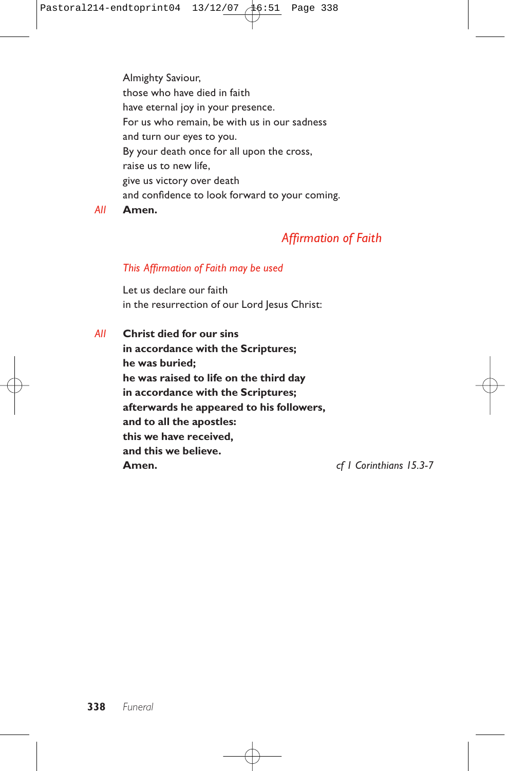Almighty Saviour,
those who have died in faith
have eternal joy in your presence.
For us who remain, be with us in our sadness
and turn our eyes to you.
By your death once for all upon the cross,
raise us to new life,
give us victory over death
and confidence to look forward to your coming.

*All* **Amen.**

## *Affirmation of Faith*

*This Affirmation of Faith may be used*

Let us declare our faith
in the resurrection of our Lord Jesus Christ:

*All* **Christ died for our sins**
**in accordance with the Scriptures;**
**he was buried;**
**he was raised to life on the third day**
**in accordance with the Scriptures;**
**afterwards he appeared to his followers,**
**and to all the apostles:**
**this we have received,**
**and this we believe.**
**Amen.**

*cf 1 Corinthians 15.3-7*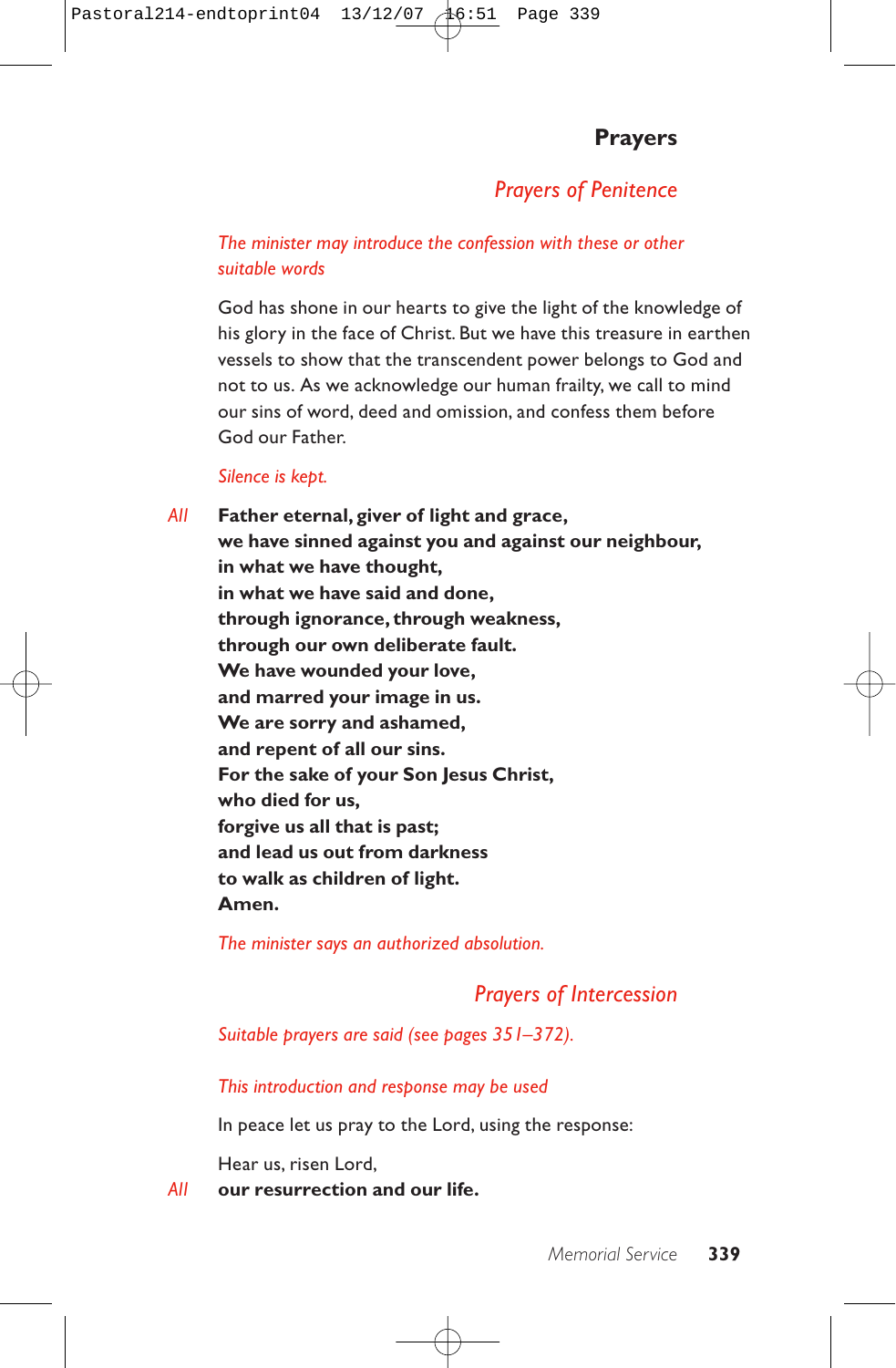## Prayers

### *Prayers of Penitence*

*The minister may introduce the confession with these or other suitable words*

God has shone in our hearts to give the light of the knowledge of his glory in the face of Christ. But we have this treasure in earthen vessels to show that the transcendent power belongs to God and not to us. As we acknowledge our human frailty, we call to mind our sins of word, deed and omission, and confess them before God our Father.

*Silence is kept.*

*All* **Father eternal, giver of light and grace,**
**we have sinned against you and against our neighbour,**
**in what we have thought,**
**in what we have said and done,**
**through ignorance, through weakness,**
**through our own deliberate fault.**
**We have wounded your love,**
**and marred your image in us.**
**We are sorry and ashamed,**
**and repent of all our sins.**
**For the sake of your Son Jesus Christ,**
**who died for us,**
**forgive us all that is past;**
**and lead us out from darkness**
**to walk as children of light.**
**Amen.**

*The minister says an authorized absolution.*

### *Prayers of Intercession*

*Suitable prayers are said (see pages 351–372).*

*This introduction and response may be used*

In peace let us pray to the Lord, using the response:

Hear us, risen Lord,
*All* **our resurrection and our life.**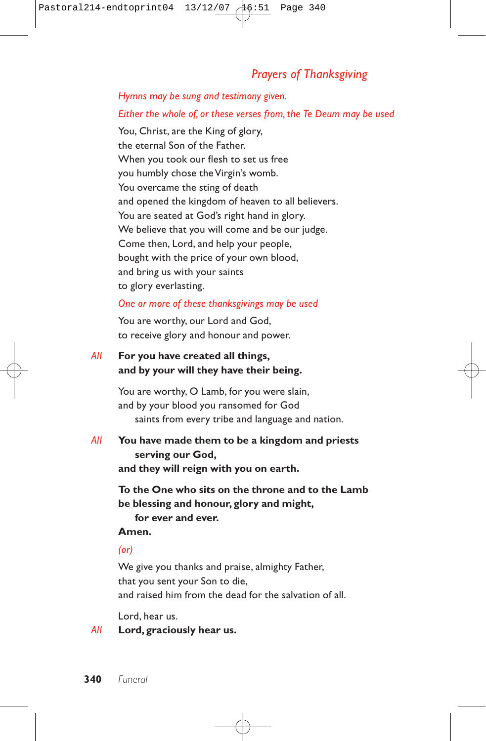## *Prayers of Thanksgiving*

*Hymns may be sung and testimony given.*

*Either the whole of, or these verses from, the Te Deum may be used*

You, Christ, are the King of glory,
the eternal Son of the Father.
When you took our flesh to set us free
you humbly chose the Virgin's womb.
You overcame the sting of death
and opened the kingdom of heaven to all believers.
You are seated at God's right hand in glory.
We believe that you will come and be our judge.
Come then, Lord, and help your people,
bought with the price of your own blood,
and bring us with your saints
to glory everlasting.

*One or more of these thanksgivings may be used*

You are worthy, our Lord and God,
to receive glory and honour and power.

*All* **For you have created all things,**
**and by your will they have their being.**

You are worthy, O Lamb, for you were slain,
and by your blood you ransomed for God
saints from every tribe and language and nation.

*All* **You have made them to be a kingdom and priests**
**serving our God,**
**and they will reign with you on earth.**

**To the One who sits on the throne and to the Lamb**
**be blessing and honour, glory and might,**
**for ever and ever.**
**Amen.**

*(or)*

We give you thanks and praise, almighty Father,
that you sent your Son to die,
and raised him from the dead for the salvation of all.

Lord, hear us.

*All* **Lord, graciously hear us.**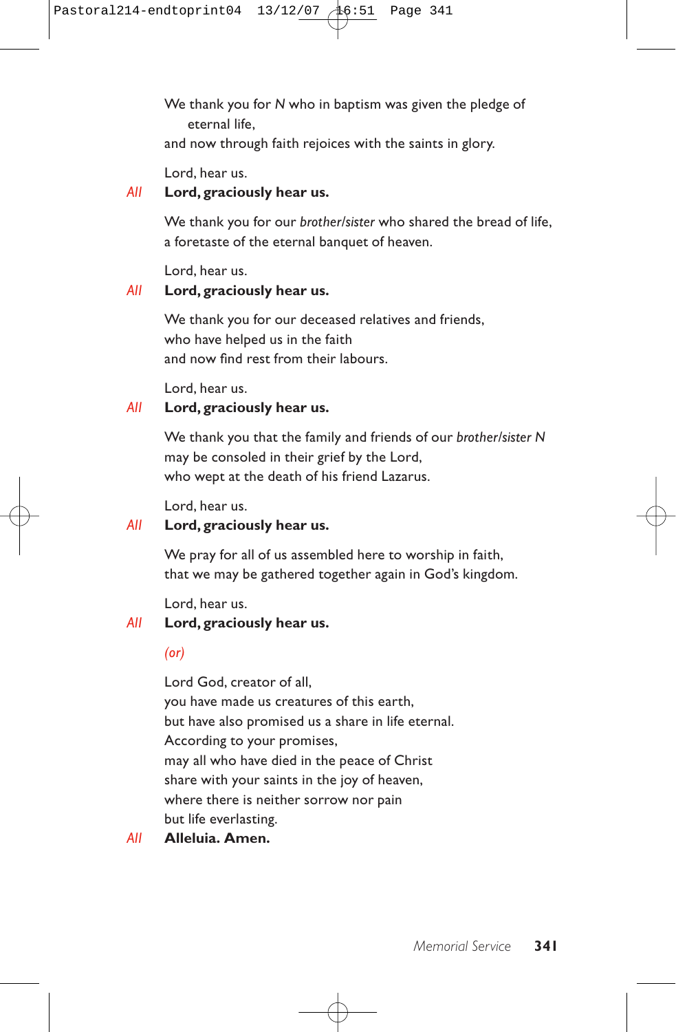We thank you for *N* who in baptism was given the pledge of
eternal life,
and now through faith rejoices with the saints in glory.

Lord, hear us.

*All* **Lord, graciously hear us.**

We thank you for our *brother/sister* who shared the bread of life,
a foretaste of the eternal banquet of heaven.

Lord, hear us.

*All* **Lord, graciously hear us.**

We thank you for our deceased relatives and friends,
who have helped us in the faith
and now find rest from their labours.

Lord, hear us.

*All* **Lord, graciously hear us.**

We thank you that the family and friends of our *brother/sister N*
may be consoled in their grief by the Lord,
who wept at the death of his friend Lazarus.

Lord, hear us.

*All* **Lord, graciously hear us.**

We pray for all of us assembled here to worship in faith,
that we may be gathered together again in God's kingdom.

Lord, hear us.

*All* **Lord, graciously hear us.**

*(or)*

Lord God, creator of all,
you have made us creatures of this earth,
but have also promised us a share in life eternal.
According to your promises,
may all who have died in the peace of Christ
share with your saints in the joy of heaven,
where there is neither sorrow nor pain
but life everlasting.

*All* **Alleluia. Amen.**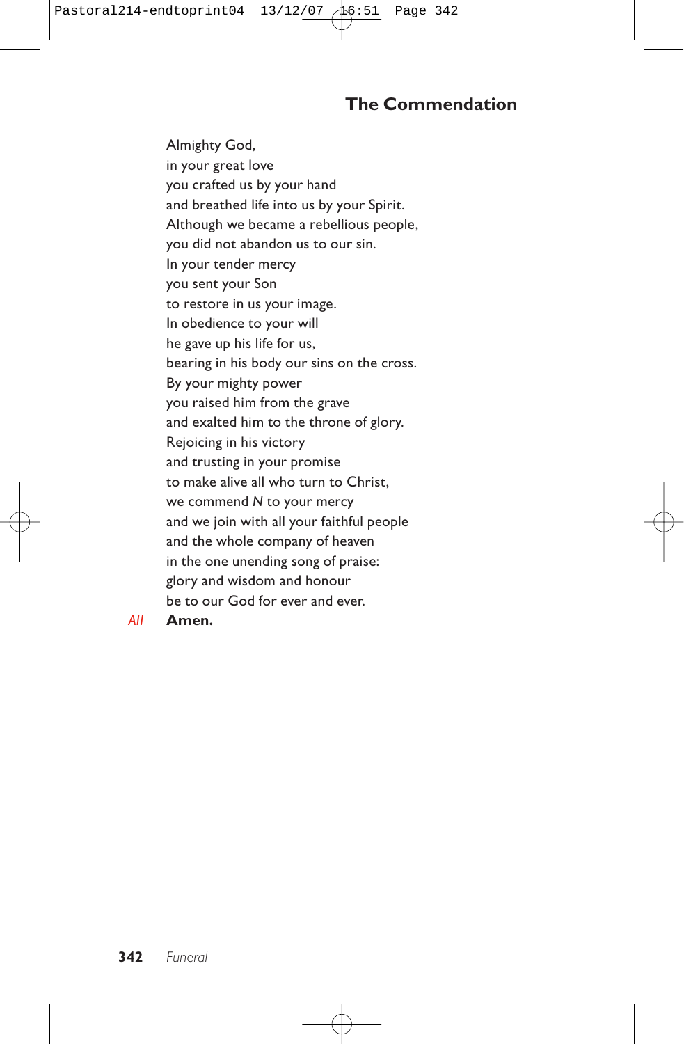## The Commendation

Almighty God,
in your great love
you crafted us by your hand
and breathed life into us by your Spirit.
Although we became a rebellious people,
you did not abandon us to our sin.
In your tender mercy
you sent your Son
to restore in us your image.
In obedience to your will
he gave up his life for us,
bearing in his body our sins on the cross.
By your mighty power
you raised him from the grave
and exalted him to the throne of glory.
Rejoicing in his victory
and trusting in your promise
to make alive all who turn to Christ,
we commend *N* to your mercy
and we join with all your faithful people
and the whole company of heaven
in the one unending song of praise:
glory and wisdom and honour
be to our God for ever and ever.

*All* **Amen.**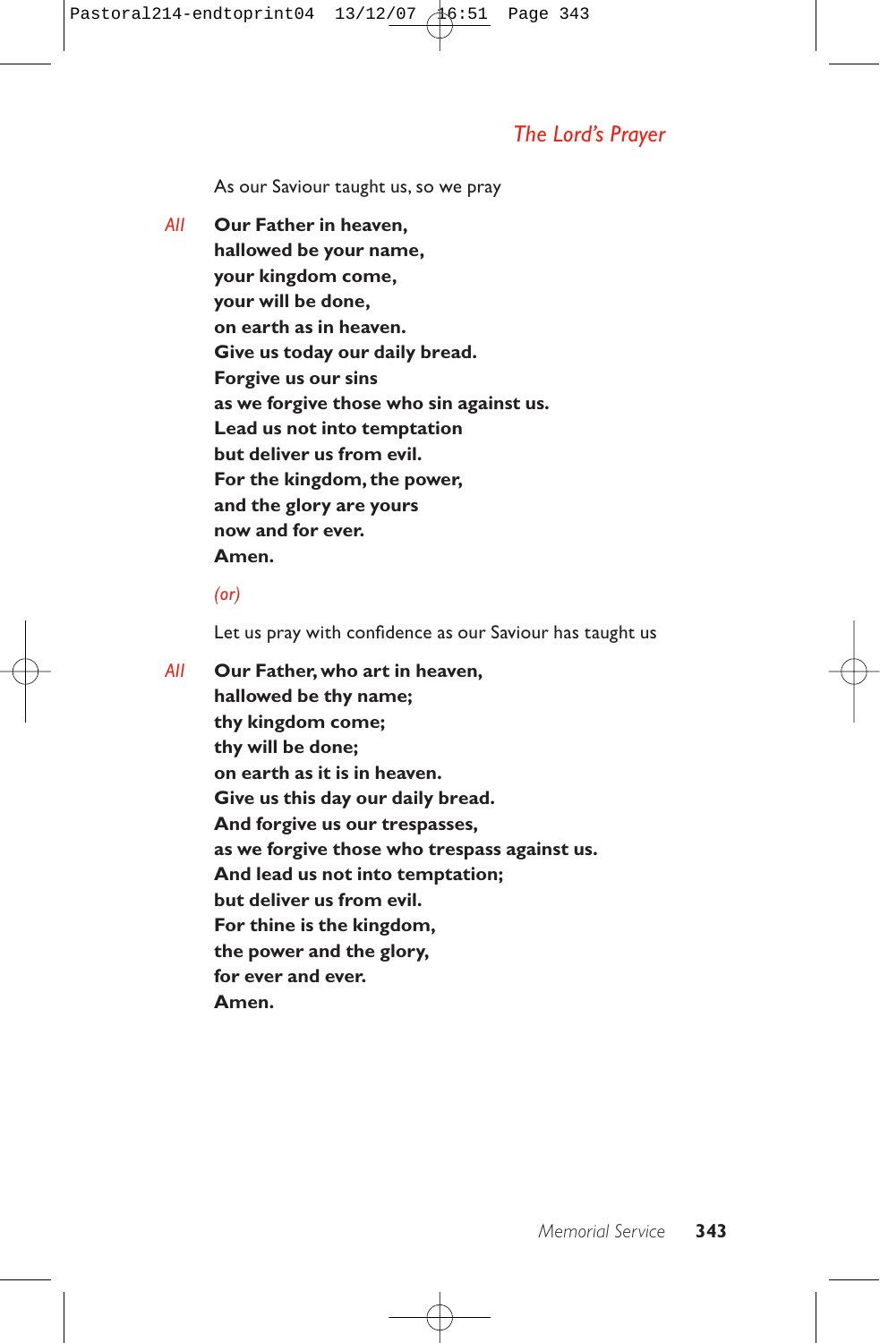## *The Lord's Prayer*

As our Saviour taught us, so we pray

*All* **Our Father in heaven,**
**hallowed be your name,**
**your kingdom come,**
**your will be done,**
**on earth as in heaven.**
**Give us today our daily bread.**
**Forgive us our sins**
**as we forgive those who sin against us.**
**Lead us not into temptation**
**but deliver us from evil.**
**For the kingdom, the power,**
**and the glory are yours**
**now and for ever.**
**Amen.**

*(or)*

Let us pray with confidence as our Saviour has taught us

*All* **Our Father, who art in heaven,**
**hallowed be thy name;**
**thy kingdom come;**
**thy will be done;**
**on earth as it is in heaven.**
**Give us this day our daily bread.**
**And forgive us our trespasses,**
**as we forgive those who trespass against us.**
**And lead us not into temptation;**
**but deliver us from evil.**
**For thine is the kingdom,**
**the power and the glory,**
**for ever and ever.**
**Amen.**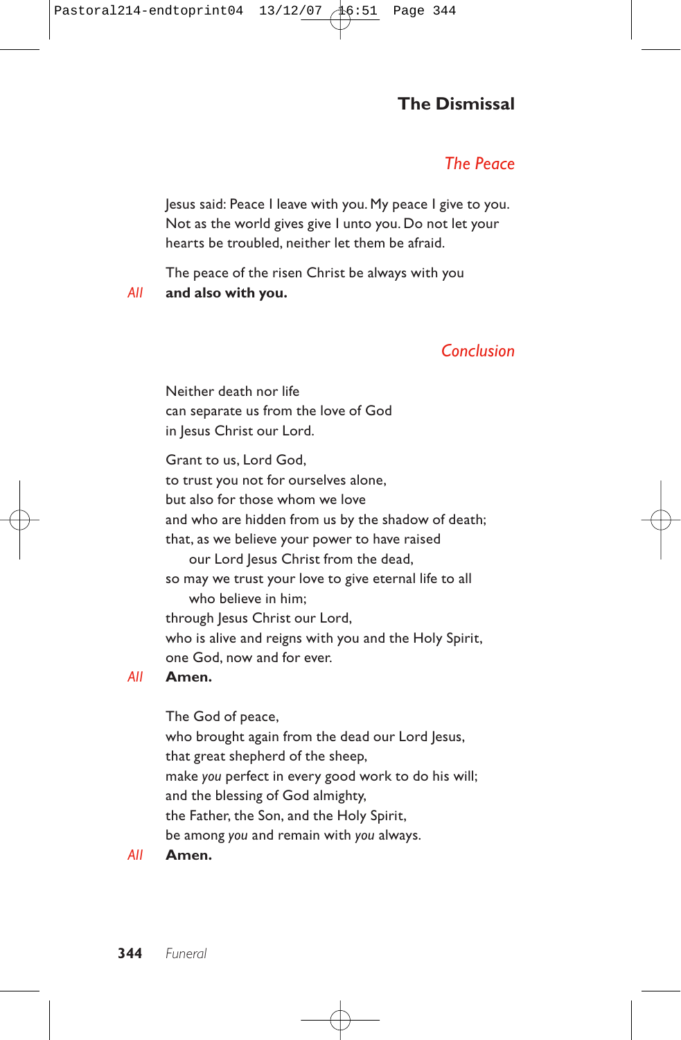## The Dismissal

### *The Peace*

Jesus said: Peace I leave with you. My peace I give to you. Not as the world gives give I unto you. Do not let your hearts be troubled, neither let them be afraid.

The peace of the risen Christ be always with you

*All* **and also with you.**

### *Conclusion*

Neither death nor life  
can separate us from the love of God  
in Jesus Christ our Lord.

Grant to us, Lord God,  
to trust you not for ourselves alone,  
but also for those whom we love  
and who are hidden from us by the shadow of death;  
that, as we believe your power to have raised  
our Lord Jesus Christ from the dead,  
so may we trust your love to give eternal life to all  
who believe in him;  
through Jesus Christ our Lord,  
who is alive and reigns with you and the Holy Spirit,  
one God, now and for ever.

*All* **Amen.**

The God of peace,  
who brought again from the dead our Lord Jesus,  
that great shepherd of the sheep,  
make *you* perfect in every good work to do his will;  
and the blessing of God almighty,  
the Father, the Son, and the Holy Spirit,  
be among *you* and remain with *you* always.

*All* **Amen.**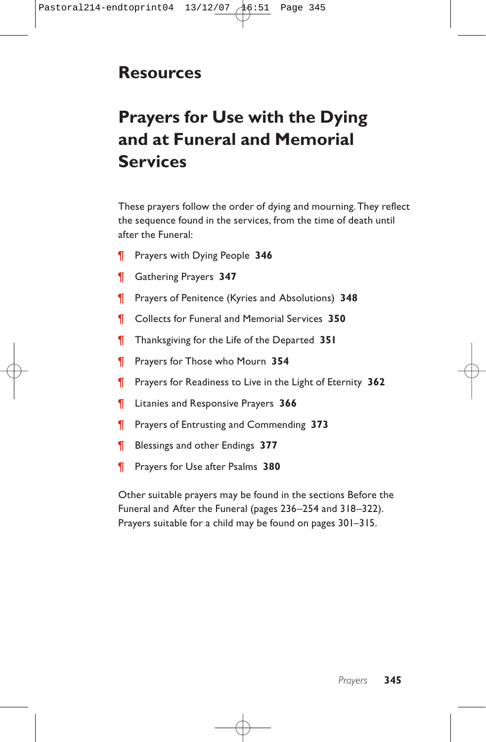# Resources

## Prayers for Use with the Dying and at Funeral and Memorial Services

These prayers follow the order of dying and mourning. They reflect the sequence found in the services, from the time of death until after the Funeral:

- ¶ Prayers with Dying People **346**
- ¶ Gathering Prayers **347**
- ¶ Prayers of Penitence (Kyries and Absolutions) **348**
- ¶ Collects for Funeral and Memorial Services **350**
- ¶ Thanksgiving for the Life of the Departed **351**
- ¶ Prayers for Those who Mourn **354**
- ¶ Prayers for Readiness to Live in the Light of Eternity **362**
- ¶ Litanies and Responsive Prayers **366**
- ¶ Prayers of Entrusting and Commending **373**
- ¶ Blessings and other Endings **377**
- ¶ Prayers for Use after Psalms **380**

Other suitable prayers may be found in the sections Before the Funeral and After the Funeral (pages 236–254 and 318–322). Prayers suitable for a child may be found on pages 301–315.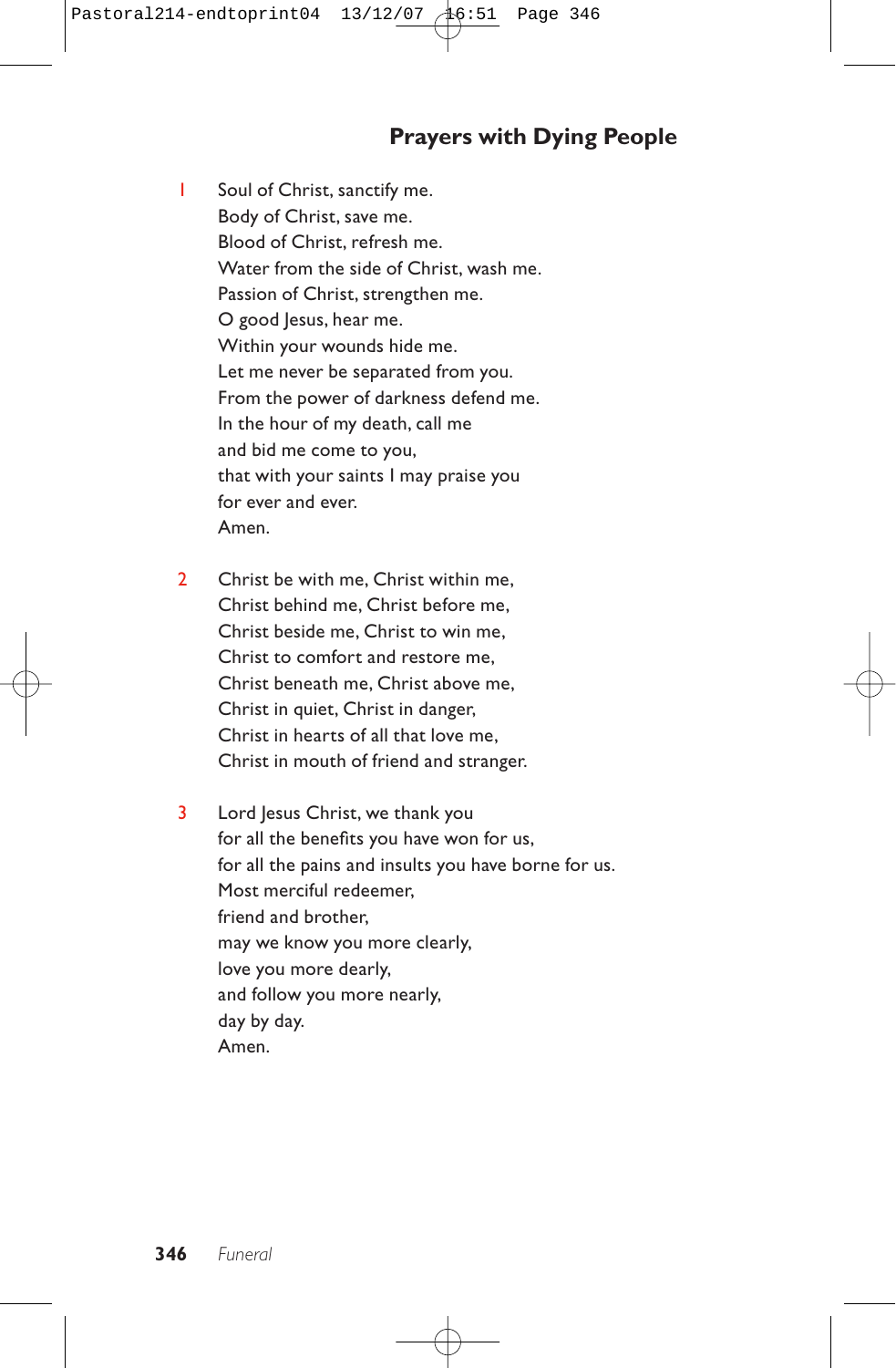## Prayers with Dying People

1 Soul of Christ, sanctify me.  
Body of Christ, save me.  
Blood of Christ, refresh me.  
Water from the side of Christ, wash me.  
Passion of Christ, strengthen me.  
O good Jesus, hear me.  
Within your wounds hide me.  
Let me never be separated from you.  
From the power of darkness defend me.  
In the hour of my death, call me  
and bid me come to you,  
that with your saints I may praise you  
for ever and ever.  
Amen.

2 Christ be with me, Christ within me,  
Christ behind me, Christ before me,  
Christ beside me, Christ to win me,  
Christ to comfort and restore me,  
Christ beneath me, Christ above me,  
Christ in quiet, Christ in danger,  
Christ in hearts of all that love me,  
Christ in mouth of friend and stranger.

3 Lord Jesus Christ, we thank you  
for all the benefits you have won for us,  
for all the pains and insults you have borne for us.  
Most merciful redeemer,  
friend and brother,  
may we know you more clearly,  
love you more dearly,  
and follow you more nearly,  
day by day.  
Amen.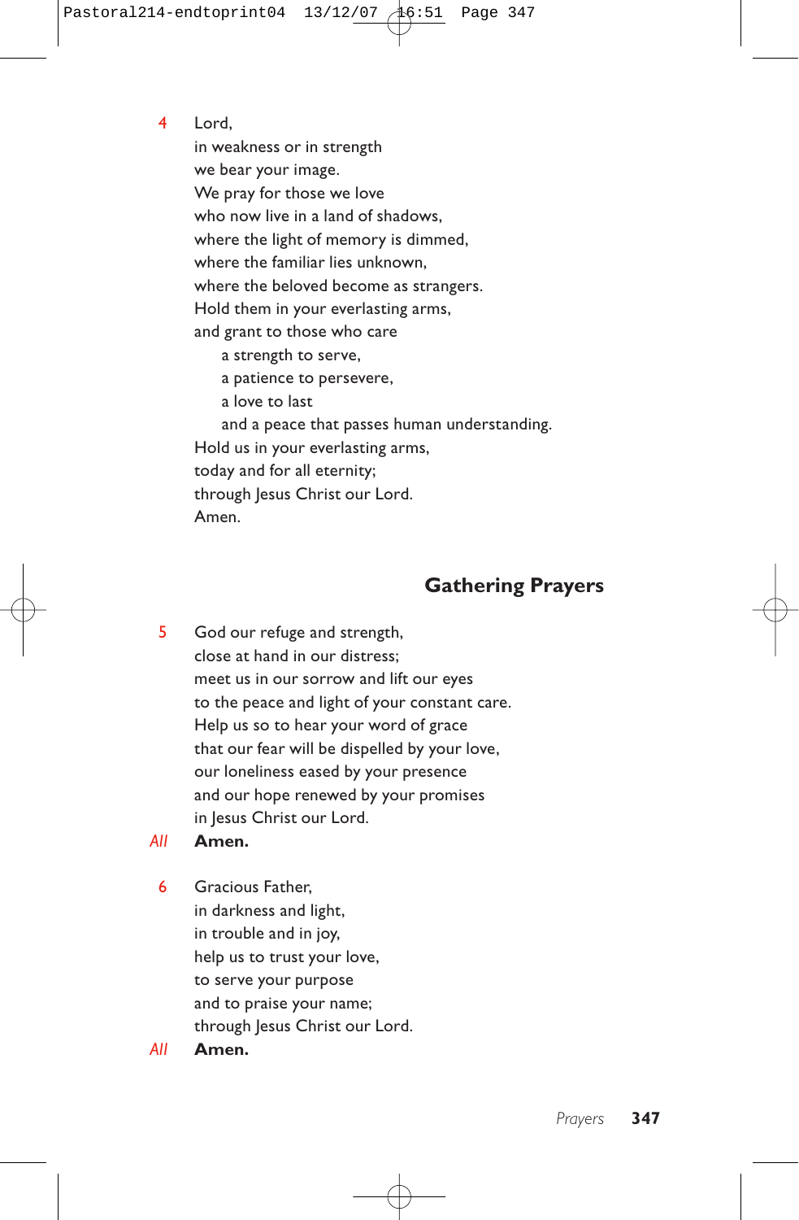4 Lord,
in weakness or in strength
we bear your image.
We pray for those we love
who now live in a land of shadows,
where the light of memory is dimmed,
where the familiar lies unknown,
where the beloved become as strangers.
Hold them in your everlasting arms,
and grant to those who care
  a strength to serve,
  a patience to persevere,
  a love to last
  and a peace that passes human understanding.
Hold us in your everlasting arms,
today and for all eternity;
through Jesus Christ our Lord.
Amen.

## Gathering Prayers

5 God our refuge and strength,
close at hand in our distress;
meet us in our sorrow and lift our eyes
to the peace and light of your constant care.
Help us so to hear your word of grace
that our fear will be dispelled by your love,
our loneliness eased by your presence
and our hope renewed by your promises
in Jesus Christ our Lord.

*All* **Amen.**

6 Gracious Father,
in darkness and light,
in trouble and in joy,
help us to trust your love,
to serve your purpose
and to praise your name;
through Jesus Christ our Lord.

*All* **Amen.**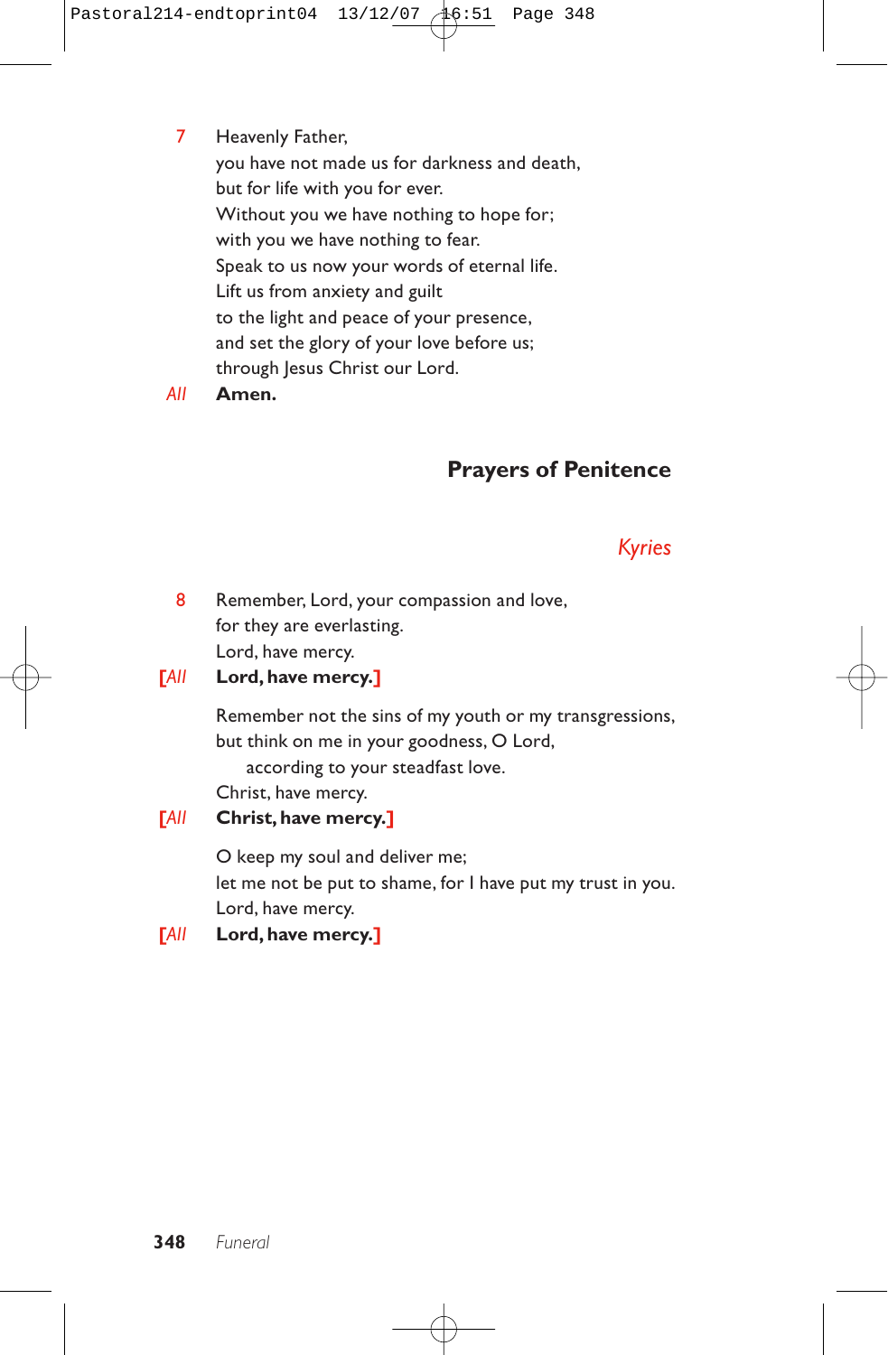7 Heavenly Father,
you have not made us for darkness and death,
but for life with you for ever.
Without you we have nothing to hope for;
with you we have nothing to fear.
Speak to us now your words of eternal life.
Lift us from anxiety and guilt
to the light and peace of your presence,
and set the glory of your love before us;
through Jesus Christ our Lord.

*All* **Amen.**

## Prayers of Penitence

### *Kyries*

8 Remember, Lord, your compassion and love,
for they are everlasting.
Lord, have mercy.

[*All* **Lord, have mercy.**]

Remember not the sins of my youth or my transgressions,
but think on me in your goodness, O Lord,
according to your steadfast love.
Christ, have mercy.

[*All* **Christ, have mercy.**]

O keep my soul and deliver me;
let me not be put to shame, for I have put my trust in you.
Lord, have mercy.

[*All* **Lord, have mercy.**]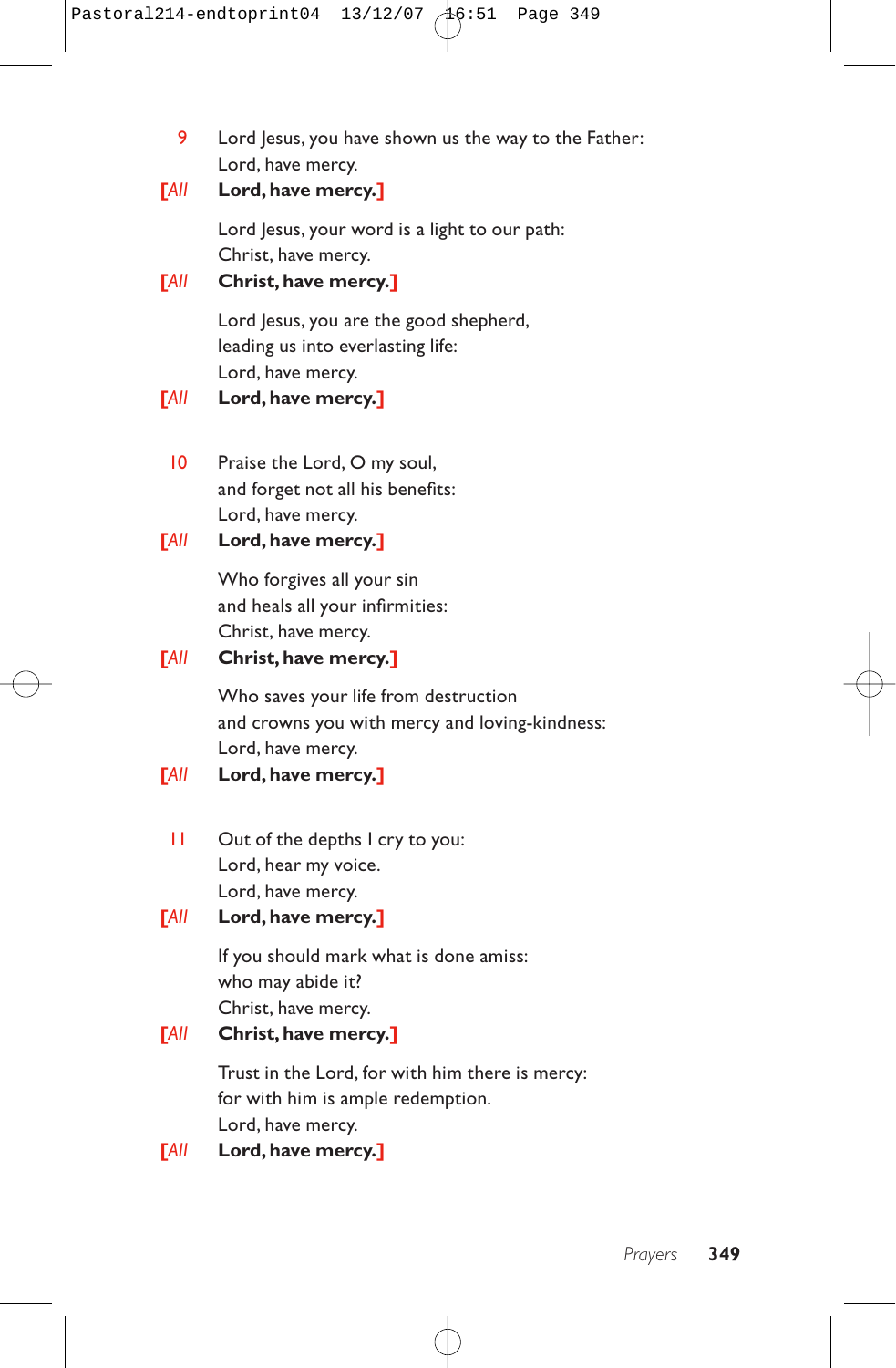9 Lord Jesus, you have shown us the way to the Father:
Lord, have mercy.

[*All* **Lord, have mercy.**]

Lord Jesus, your word is a light to our path:
Christ, have mercy.

[*All* **Christ, have mercy.**]

Lord Jesus, you are the good shepherd,
leading us into everlasting life:
Lord, have mercy.

[*All* **Lord, have mercy.**]

10 Praise the Lord, O my soul,
and forget not all his benefits:
Lord, have mercy.

[*All* **Lord, have mercy.**]

Who forgives all your sin
and heals all your infirmities:
Christ, have mercy.

[*All* **Christ, have mercy.**]

Who saves your life from destruction
and crowns you with mercy and loving-kindness:
Lord, have mercy.

[*All* **Lord, have mercy.**]

11 Out of the depths I cry to you:
Lord, hear my voice.
Lord, have mercy.

[*All* **Lord, have mercy.**]

If you should mark what is done amiss:
who may abide it?
Christ, have mercy.

[*All* **Christ, have mercy.**]

Trust in the Lord, for with him there is mercy:
for with him is ample redemption.
Lord, have mercy.

[*All* **Lord, have mercy.**]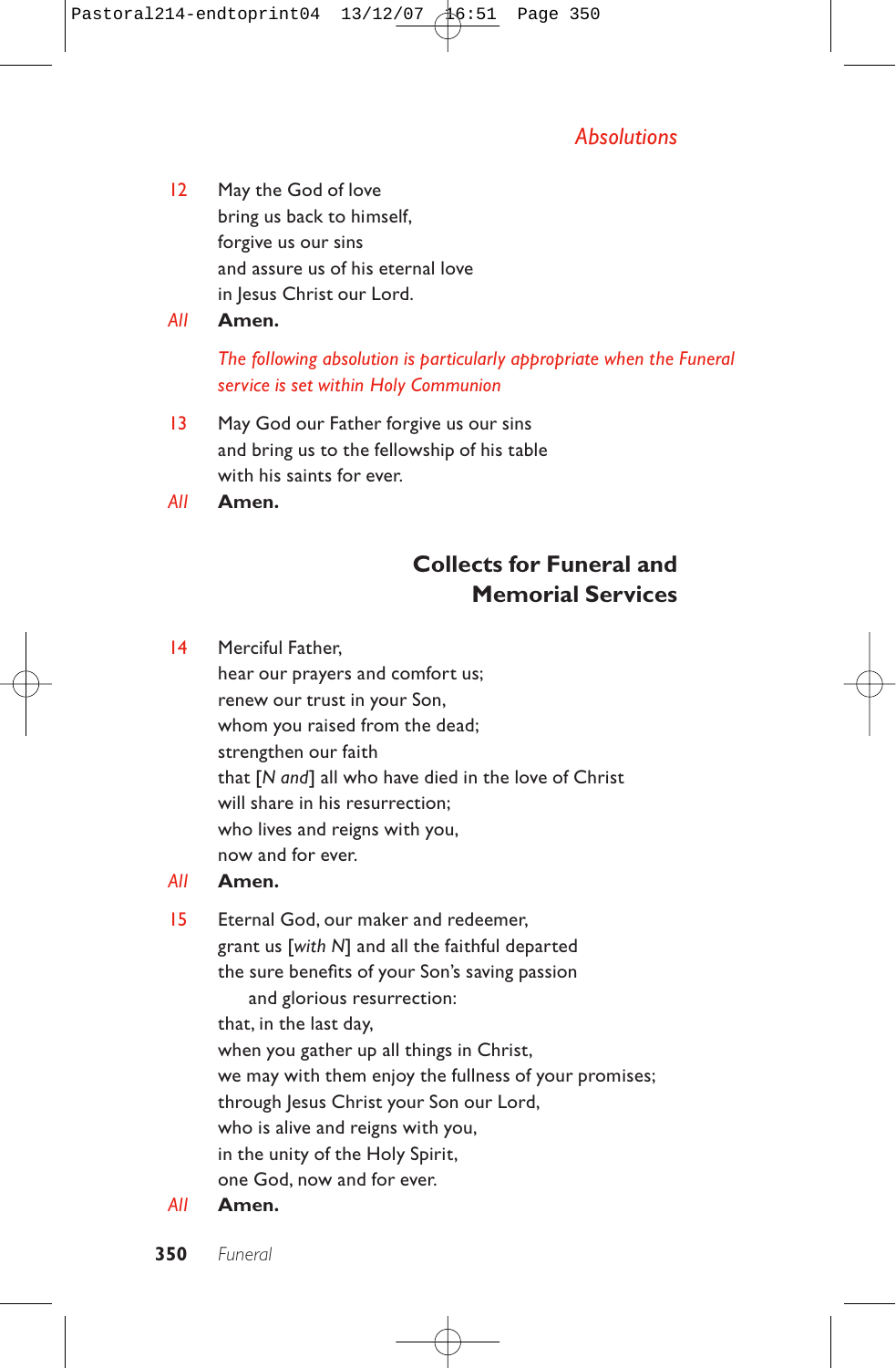## Absolutions

12 May the God of love
bring us back to himself,
forgive us our sins
and assure us of his eternal love
in Jesus Christ our Lord.

*All* **Amen.**

*The following absolution is particularly appropriate when the Funeral service is set within Holy Communion*

13 May God our Father forgive us our sins
and bring us to the fellowship of his table
with his saints for ever.

*All* **Amen.**

## Collects for Funeral and Memorial Services

14 Merciful Father,
hear our prayers and comfort us;
renew our trust in your Son,
whom you raised from the dead;
strengthen our faith
that [*N and*] all who have died in the love of Christ
will share in his resurrection;
who lives and reigns with you,
now and for ever.

*All* **Amen.**

15 Eternal God, our maker and redeemer,
grant us [*with N*] and all the faithful departed
the sure benefits of your Son's saving passion
and glorious resurrection:
that, in the last day,
when you gather up all things in Christ,
we may with them enjoy the fullness of your promises;
through Jesus Christ your Son our Lord,
who is alive and reigns with you,
in the unity of the Holy Spirit,
one God, now and for ever.

*All* **Amen.**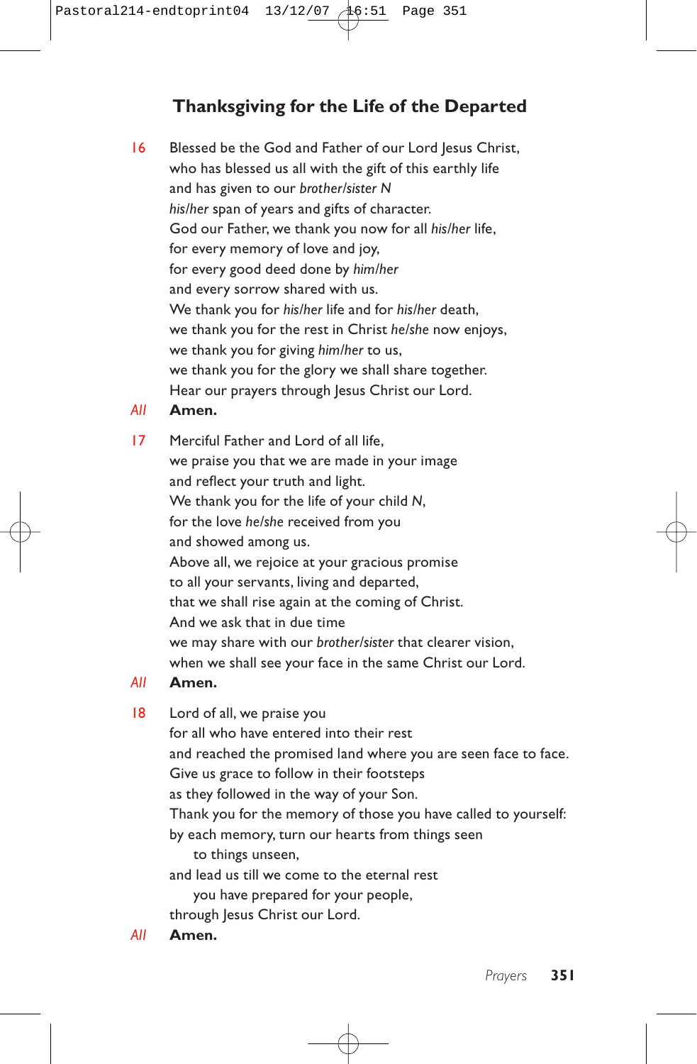## Thanksgiving for the Life of the Departed

16 Blessed be the God and Father of our Lord Jesus Christ,
who has blessed us all with the gift of this earthly life
and has given to our *brother/sister N*
*his/her* span of years and gifts of character.
God our Father, we thank you now for all *his/her* life,
for every memory of love and joy,
for every good deed done by *him/her*
and every sorrow shared with us.
We thank you for *his/her* life and for *his/her* death,
we thank you for the rest in Christ *he/she* now enjoys,
we thank you for giving *him/her* to us,
we thank you for the glory we shall share together.
Hear our prayers through Jesus Christ our Lord.

*All* **Amen.**

17 Merciful Father and Lord of all life,
we praise you that we are made in your image
and reflect your truth and light.
We thank you for the life of your child *N*,
for the love *he/she* received from you
and showed among us.
Above all, we rejoice at your gracious promise
to all your servants, living and departed,
that we shall rise again at the coming of Christ.
And we ask that in due time
we may share with our *brother/sister* that clearer vision,
when we shall see your face in the same Christ our Lord.

*All* **Amen.**

18 Lord of all, we praise you
for all who have entered into their rest
and reached the promised land where you are seen face to face.
Give us grace to follow in their footsteps
as they followed in the way of your Son.
Thank you for the memory of those you have called to yourself:
by each memory, turn our hearts from things seen
to things unseen,
and lead us till we come to the eternal rest
you have prepared for your people,
through Jesus Christ our Lord.

*All* **Amen.**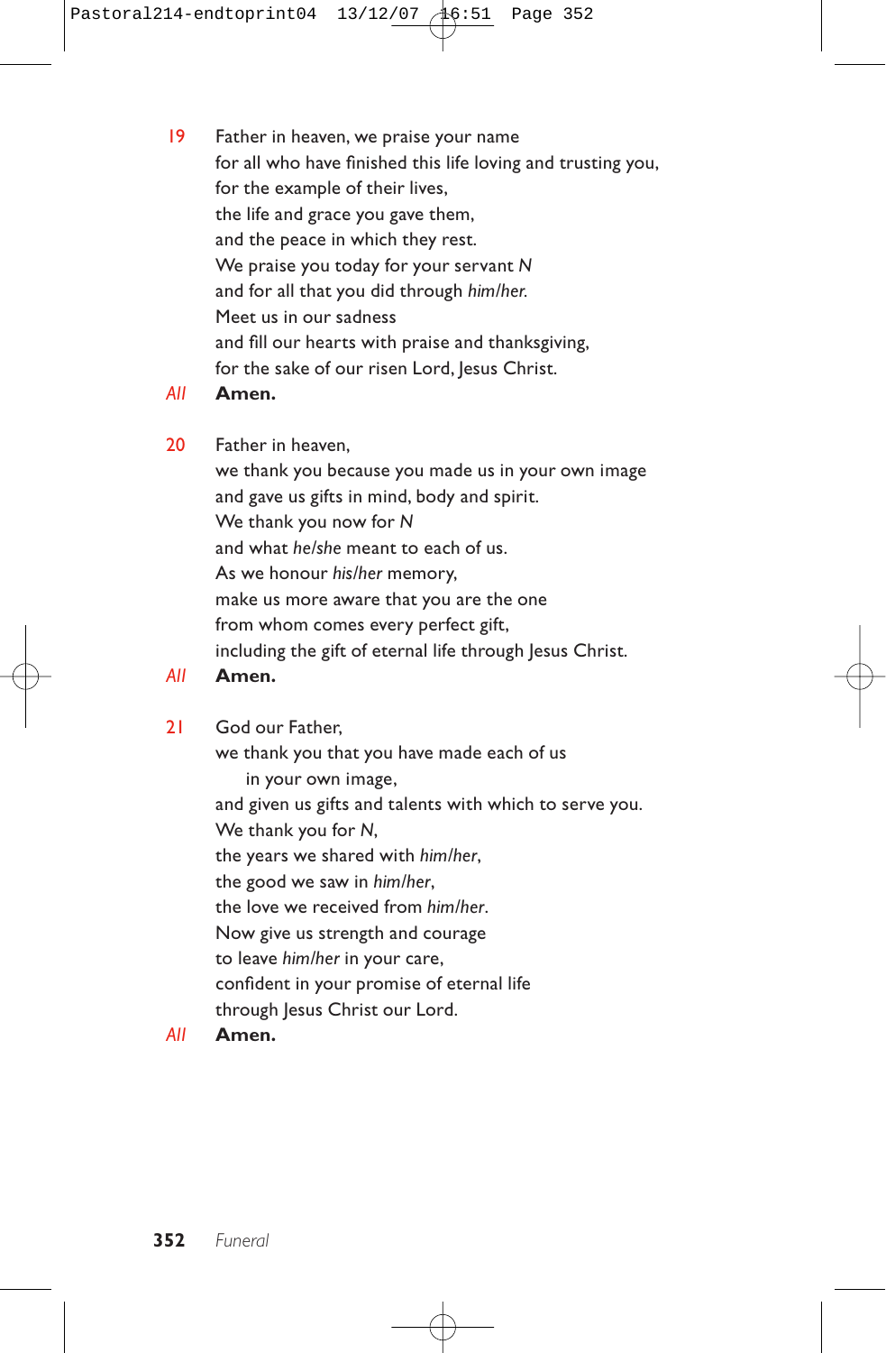19 Father in heaven, we praise your name
for all who have finished this life loving and trusting you,
for the example of their lives,
the life and grace you gave them,
and the peace in which they rest.
We praise you today for your servant *N*
and for all that you did through *him/her.*
Meet us in our sadness
and fill our hearts with praise and thanksgiving,
for the sake of our risen Lord, Jesus Christ.

*All* **Amen.**

20 Father in heaven,
we thank you because you made us in your own image
and gave us gifts in mind, body and spirit.
We thank you now for *N*
and what *he/she* meant to each of us.
As we honour *his/her* memory,
make us more aware that you are the one
from whom comes every perfect gift,
including the gift of eternal life through Jesus Christ.

*All* **Amen.**

21 God our Father,
we thank you that you have made each of us
in your own image,
and given us gifts and talents with which to serve you.
We thank you for *N*,
the years we shared with *him/her*,
the good we saw in *him/her*,
the love we received from *him/her*.
Now give us strength and courage
to leave *him/her* in your care,
confident in your promise of eternal life
through Jesus Christ our Lord.

*All* **Amen.**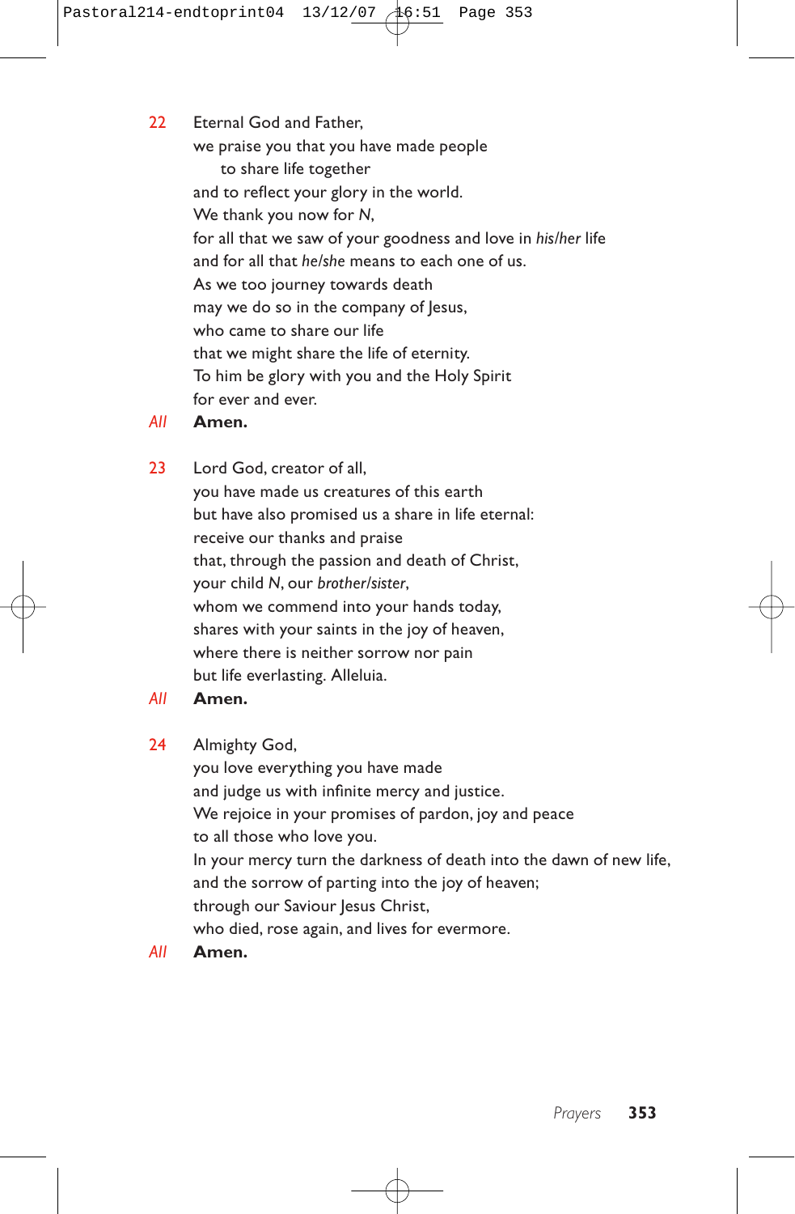22 Eternal God and Father,
we praise you that you have made people
to share life together
and to reflect your glory in the world.
We thank you now for *N*,
for all that we saw of your goodness and love in *his/her* life
and for all that *he/she* means to each one of us.
As we too journey towards death
may we do so in the company of Jesus,
who came to share our life
that we might share the life of eternity.
To him be glory with you and the Holy Spirit
for ever and ever.

*All* **Amen.**

23 Lord God, creator of all,
you have made us creatures of this earth
but have also promised us a share in life eternal:
receive our thanks and praise
that, through the passion and death of Christ,
your child *N*, our *brother/sister*,
whom we commend into your hands today,
shares with your saints in the joy of heaven,
where there is neither sorrow nor pain
but life everlasting. Alleluia.

*All* **Amen.**

24 Almighty God,
you love everything you have made
and judge us with infinite mercy and justice.
We rejoice in your promises of pardon, joy and peace
to all those who love you.
In your mercy turn the darkness of death into the dawn of new life,
and the sorrow of parting into the joy of heaven;
through our Saviour Jesus Christ,
who died, rose again, and lives for evermore.

*All* **Amen.**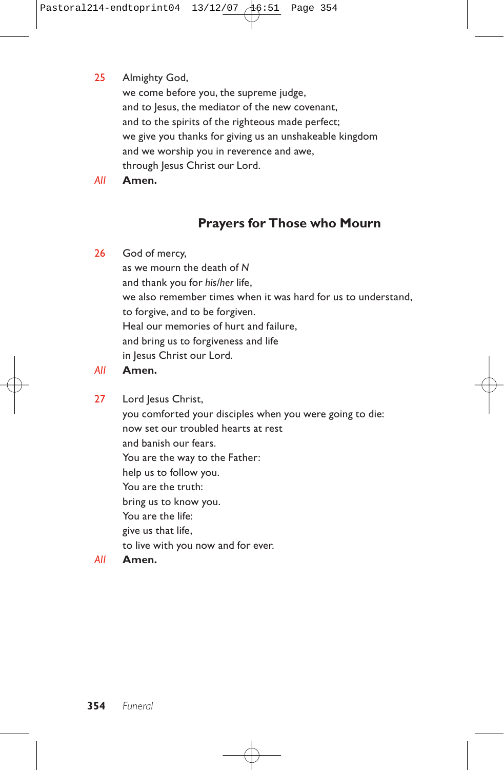25 Almighty God,
we come before you, the supreme judge,
and to Jesus, the mediator of the new covenant,
and to the spirits of the righteous made perfect;
we give you thanks for giving us an unshakeable kingdom
and we worship you in reverence and awe,
through Jesus Christ our Lord.

*All* **Amen.**

## Prayers for Those who Mourn

26 God of mercy,
as we mourn the death of *N*
and thank you for *his/her* life,
we also remember times when it was hard for us to understand,
to forgive, and to be forgiven.
Heal our memories of hurt and failure,
and bring us to forgiveness and life
in Jesus Christ our Lord.

*All* **Amen.**

27 Lord Jesus Christ,
you comforted your disciples when you were going to die:
now set our troubled hearts at rest
and banish our fears.
You are the way to the Father:
help us to follow you.
You are the truth:
bring us to know you.
You are the life:
give us that life,
to live with you now and for ever.

*All* **Amen.**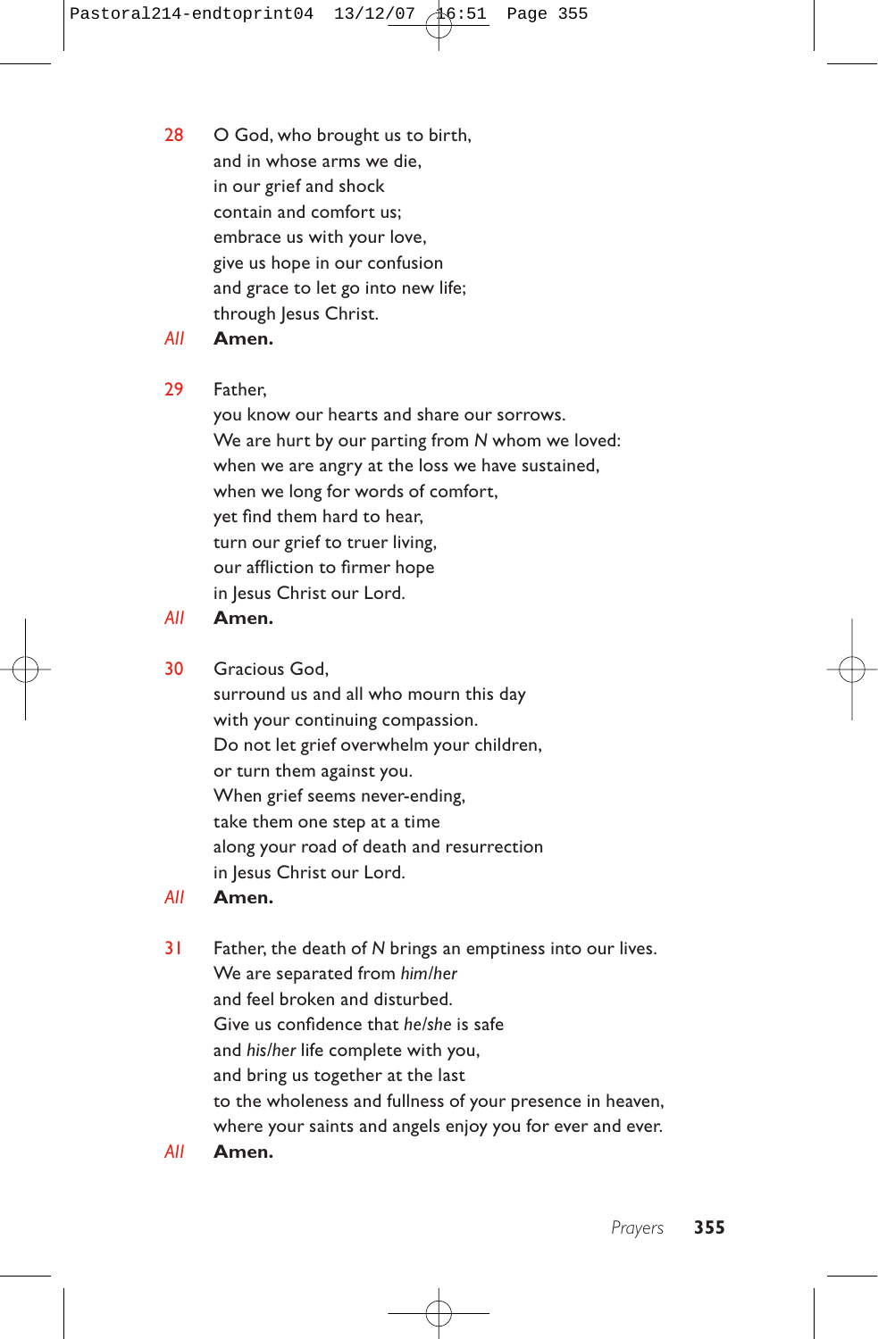28 O God, who brought us to birth,
and in whose arms we die,
in our grief and shock
contain and comfort us;
embrace us with your love,
give us hope in our confusion
and grace to let go into new life;
through Jesus Christ.

*All* **Amen.**

29 Father,
you know our hearts and share our sorrows.
We are hurt by our parting from *N* whom we loved:
when we are angry at the loss we have sustained,
when we long for words of comfort,
yet find them hard to hear,
turn our grief to truer living,
our affliction to firmer hope
in Jesus Christ our Lord.

*All* **Amen.**

30 Gracious God,
surround us and all who mourn this day
with your continuing compassion.
Do not let grief overwhelm your children,
or turn them against you.
When grief seems never-ending,
take them one step at a time
along your road of death and resurrection
in Jesus Christ our Lord.

*All* **Amen.**

31 Father, the death of *N* brings an emptiness into our lives.
We are separated from *him/her*
and feel broken and disturbed.
Give us confidence that *he/she* is safe
and *his/her* life complete with you,
and bring us together at the last
to the wholeness and fullness of your presence in heaven,
where your saints and angels enjoy you for ever and ever.

*All* **Amen.**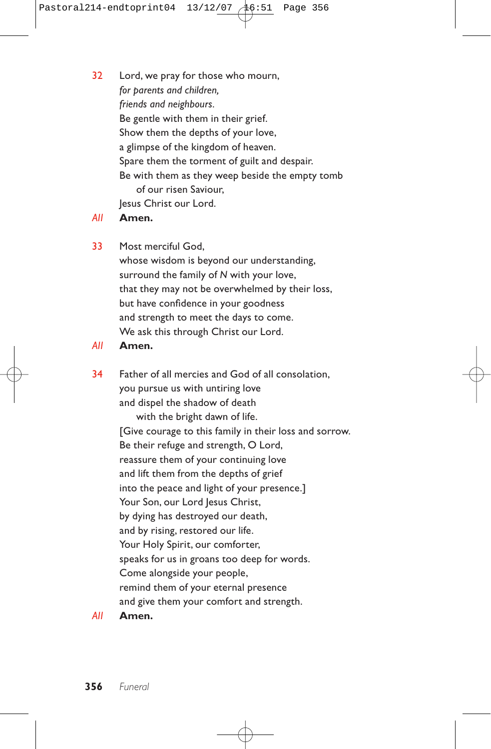32 Lord, we pray for those who mourn,
*for parents and children,*
*friends and neighbours.*
Be gentle with them in their grief.
Show them the depths of your love,
a glimpse of the kingdom of heaven.
Spare them the torment of guilt and despair.
Be with them as they weep beside the empty tomb
of our risen Saviour,
Jesus Christ our Lord.

*All* **Amen.**

33 Most merciful God,
whose wisdom is beyond our understanding,
surround the family of *N* with your love,
that they may not be overwhelmed by their loss,
but have confidence in your goodness
and strength to meet the days to come.
We ask this through Christ our Lord.

*All* **Amen.**

34 Father of all mercies and God of all consolation,
you pursue us with untiring love
and dispel the shadow of death
with the bright dawn of life.
[Give courage to this family in their loss and sorrow.
Be their refuge and strength, O Lord,
reassure them of your continuing love
and lift them from the depths of grief
into the peace and light of your presence.]
Your Son, our Lord Jesus Christ,
by dying has destroyed our death,
and by rising, restored our life.
Your Holy Spirit, our comforter,
speaks for us in groans too deep for words.
Come alongside your people,
remind them of your eternal presence
and give them your comfort and strength.

*All* **Amen.**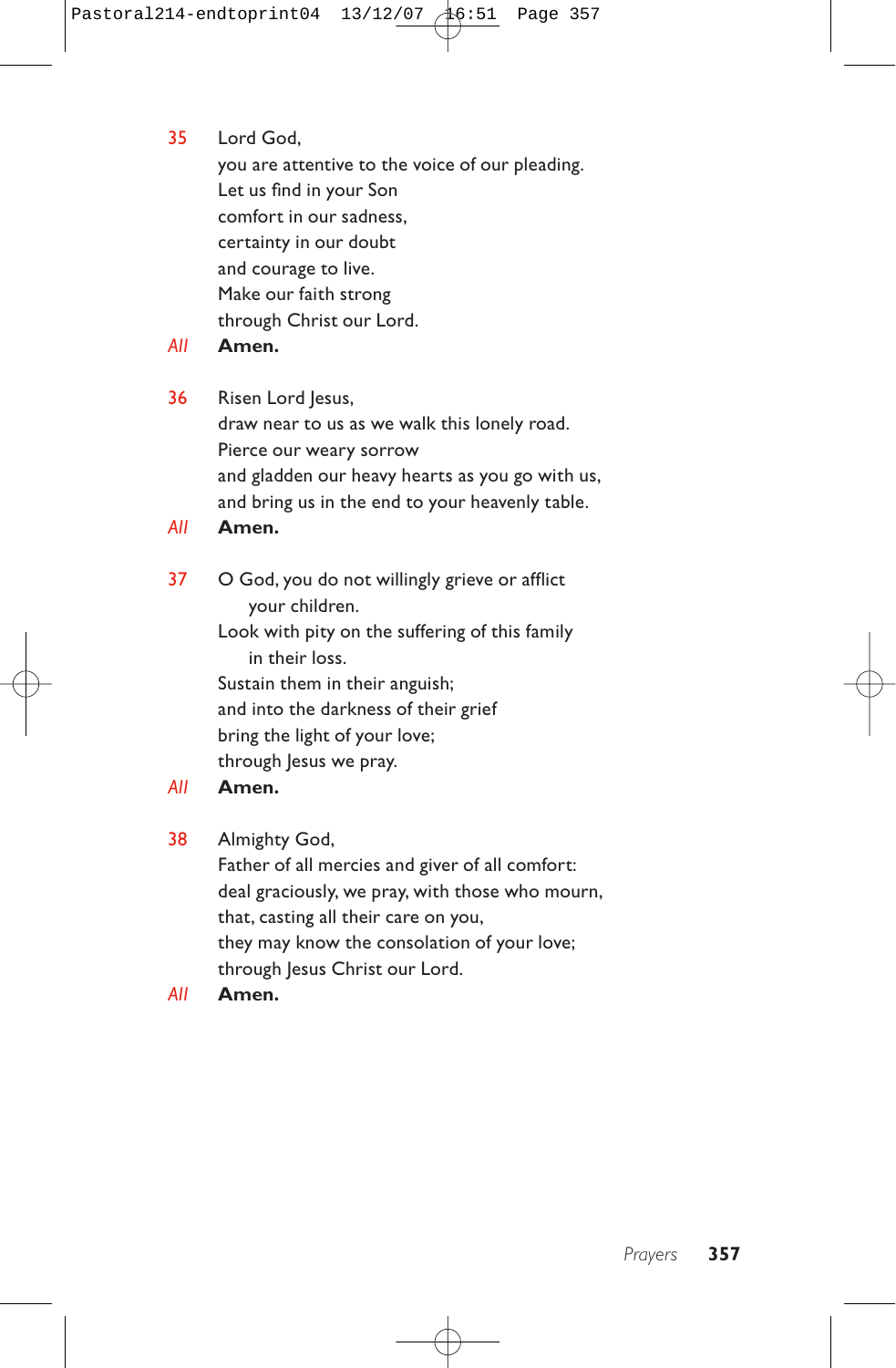35 Lord God,
you are attentive to the voice of our pleading.
Let us find in your Son
comfort in our sadness,
certainty in our doubt
and courage to live.
Make our faith strong
through Christ our Lord.

*All* **Amen.**

36 Risen Lord Jesus,
draw near to us as we walk this lonely road.
Pierce our weary sorrow
and gladden our heavy hearts as you go with us,
and bring us in the end to your heavenly table.

*All* **Amen.**

37 O God, you do not willingly grieve or afflict
your children.
Look with pity on the suffering of this family
in their loss.
Sustain them in their anguish;
and into the darkness of their grief
bring the light of your love;
through Jesus we pray.

*All* **Amen.**

38 Almighty God,
Father of all mercies and giver of all comfort:
deal graciously, we pray, with those who mourn,
that, casting all their care on you,
they may know the consolation of your love;
through Jesus Christ our Lord.

*All* **Amen.**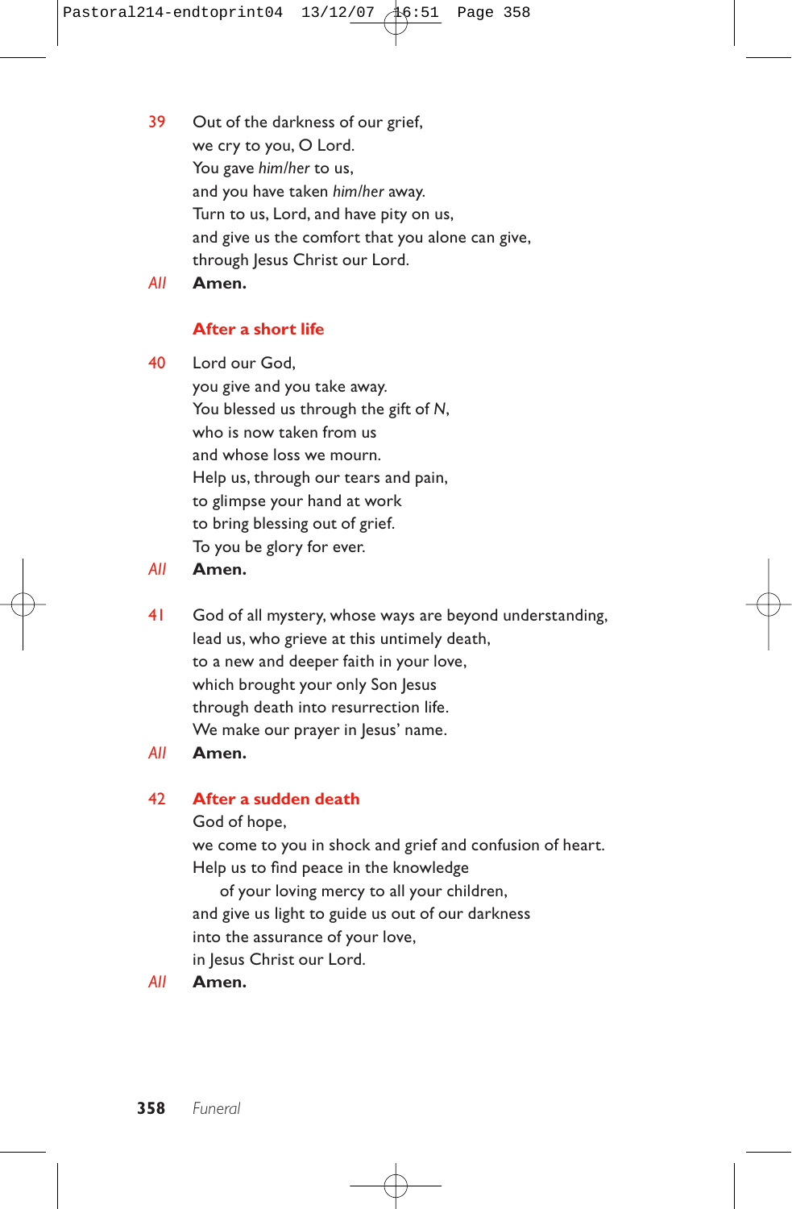39 Out of the darkness of our grief,
we cry to you, O Lord.
You gave *him/her* to us,
and you have taken *him/her* away.
Turn to us, Lord, and have pity on us,
and give us the comfort that you alone can give,
through Jesus Christ our Lord.

*All* **Amen.**

### After a short life

40 Lord our God,
you give and you take away.
You blessed us through the gift of *N*,
who is now taken from us
and whose loss we mourn.
Help us, through our tears and pain,
to glimpse your hand at work
to bring blessing out of grief.
To you be glory for ever.

*All* **Amen.**

41 God of all mystery, whose ways are beyond understanding,
lead us, who grieve at this untimely death,
to a new and deeper faith in your love,
which brought your only Son Jesus
through death into resurrection life.
We make our prayer in Jesus' name.

*All* **Amen.**

### 42 After a sudden death

God of hope,
we come to you in shock and grief and confusion of heart.
Help us to find peace in the knowledge
of your loving mercy to all your children,
and give us light to guide us out of our darkness
into the assurance of your love,
in Jesus Christ our Lord.

*All* **Amen.**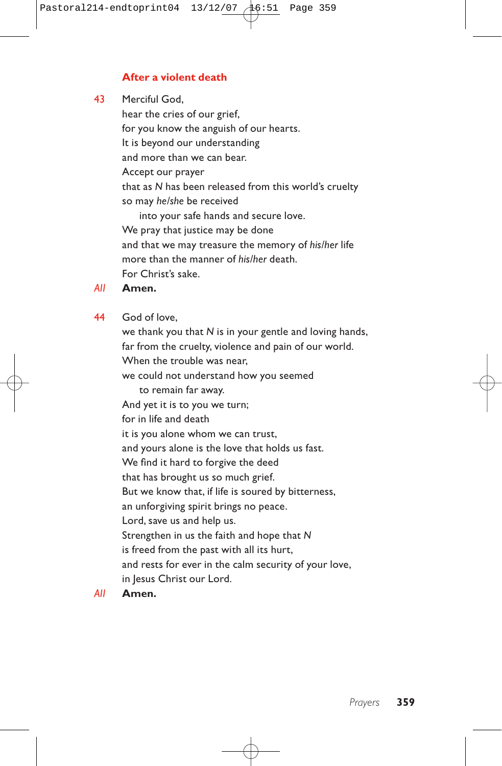## After a violent death

43 Merciful God,
hear the cries of our grief,
for you know the anguish of our hearts.
It is beyond our understanding
and more than we can bear.
Accept our prayer
that as *N* has been released from this world's cruelty
so may *he/she* be received
  into your safe hands and secure love.
We pray that justice may be done
and that we may treasure the memory of *his/her* life
more than the manner of *his/her* death.
For Christ's sake.

*All* **Amen.**

44 God of love,
we thank you that *N* is in your gentle and loving hands,
far from the cruelty, violence and pain of our world.
When the trouble was near,
we could not understand how you seemed
  to remain far away.
And yet it is to you we turn;
for in life and death
it is you alone whom we can trust,
and yours alone is the love that holds us fast.
We find it hard to forgive the deed
that has brought us so much grief.
But we know that, if life is soured by bitterness,
an unforgiving spirit brings no peace.
Lord, save us and help us.
Strengthen in us the faith and hope that *N*
is freed from the past with all its hurt,
and rests for ever in the calm security of your love,
in Jesus Christ our Lord.

*All* **Amen.**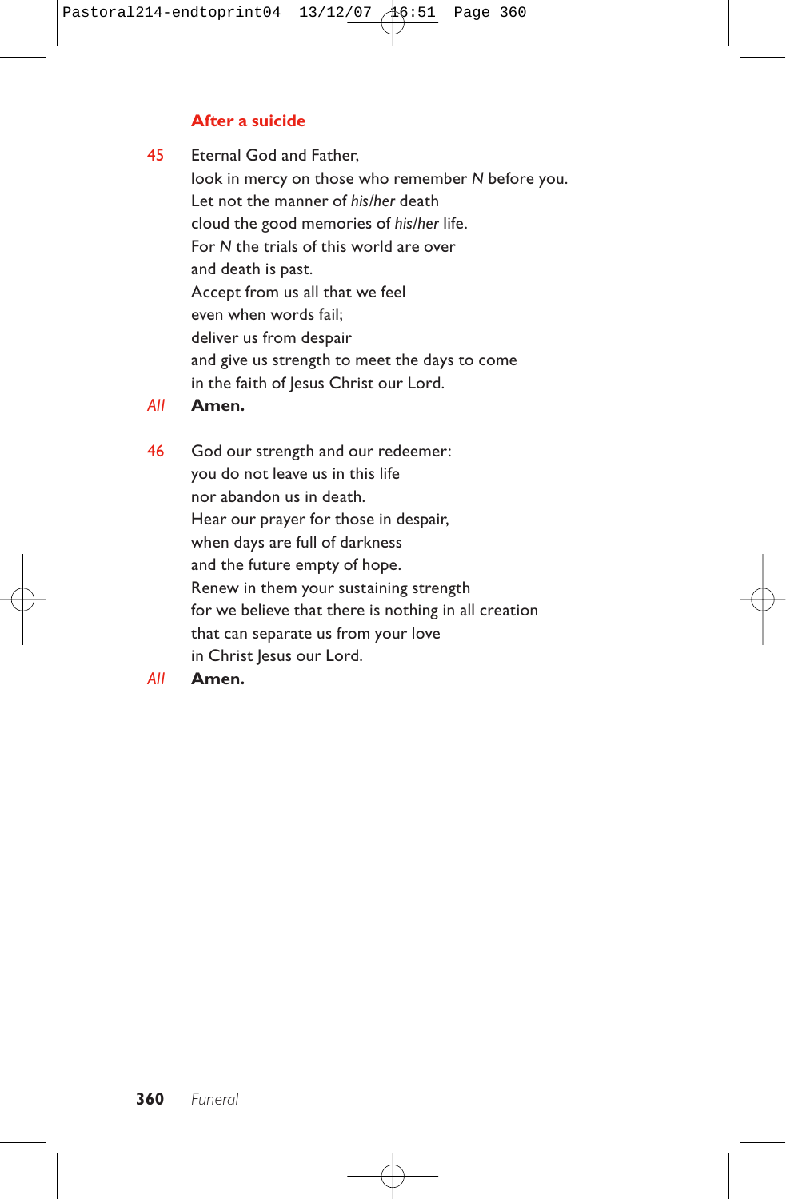## After a suicide

45 Eternal God and Father,
look in mercy on those who remember *N* before you.
Let not the manner of *his/her* death
cloud the good memories of *his/her* life.
For *N* the trials of this world are over
and death is past.
Accept from us all that we feel
even when words fail;
deliver us from despair
and give us strength to meet the days to come
in the faith of Jesus Christ our Lord.

*All* **Amen.**

46 God our strength and our redeemer:
you do not leave us in this life
nor abandon us in death.
Hear our prayer for those in despair,
when days are full of darkness
and the future empty of hope.
Renew in them your sustaining strength
for we believe that there is nothing in all creation
that can separate us from your love
in Christ Jesus our Lord.

*All* **Amen.**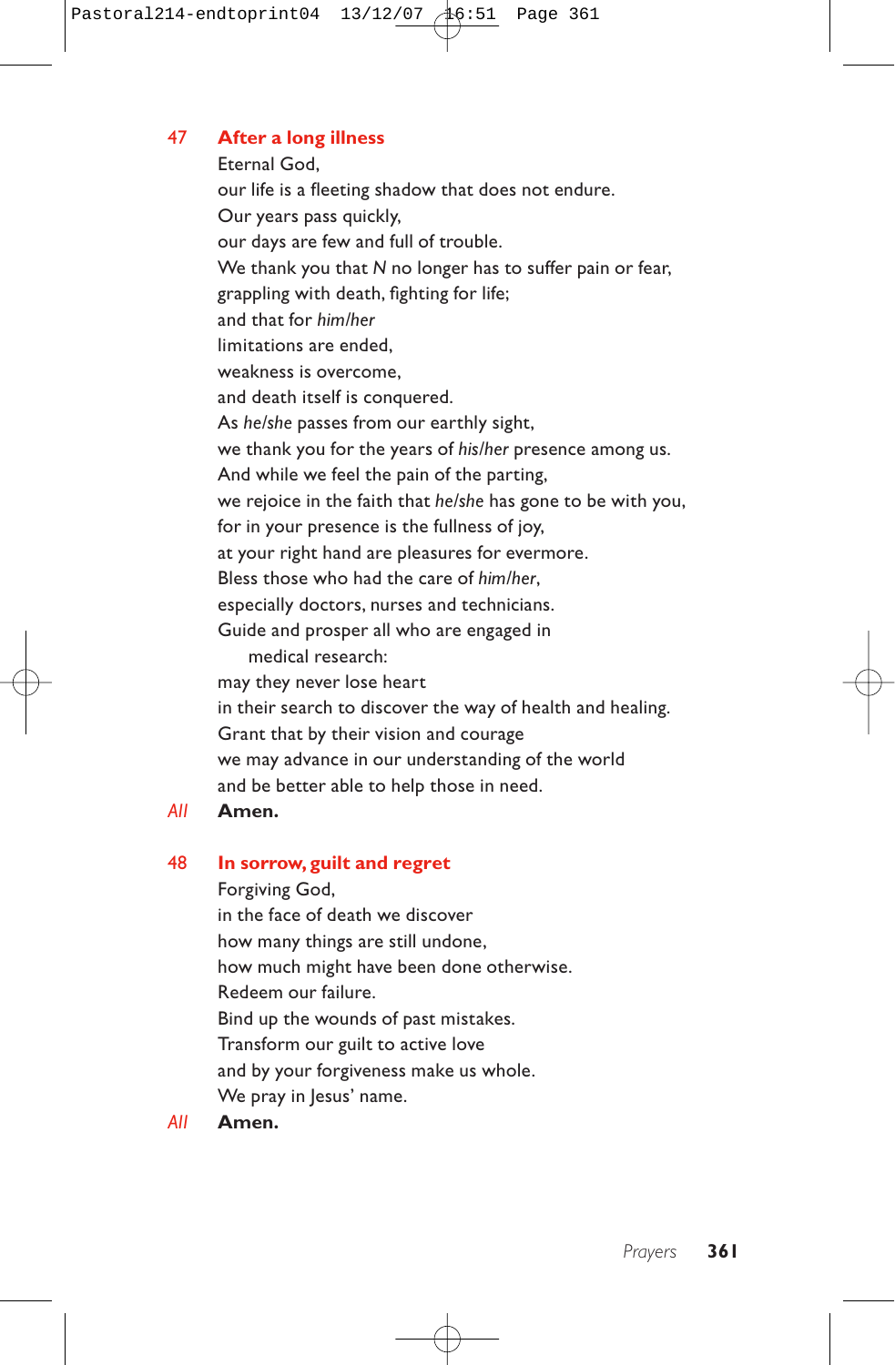## 47 After a long illness

Eternal God,  
our life is a fleeting shadow that does not endure.  
Our years pass quickly,  
our days are few and full of trouble.  
We thank you that *N* no longer has to suffer pain or fear,  
grappling with death, fighting for life;  
and that for *him/her*  
limitations are ended,  
weakness is overcome,  
and death itself is conquered.  
As *he/she* passes from our earthly sight,  
we thank you for the years of *his/her* presence among us.  
And while we feel the pain of the parting,  
we rejoice in the faith that *he/she* has gone to be with you,  
for in your presence is the fullness of joy,  
at your right hand are pleasures for evermore.  
Bless those who had the care of *him/her*,  
especially doctors, nurses and technicians.  
Guide and prosper all who are engaged in  
medical research:  
may they never lose heart  
in their search to discover the way of health and healing.  
Grant that by their vision and courage  
we may advance in our understanding of the world  
and be better able to help those in need.

*All* **Amen.**

## 48 In sorrow, guilt and regret

Forgiving God,  
in the face of death we discover  
how many things are still undone,  
how much might have been done otherwise.  
Redeem our failure.  
Bind up the wounds of past mistakes.  
Transform our guilt to active love  
and by your forgiveness make us whole.  
We pray in Jesus' name.

*All* **Amen.**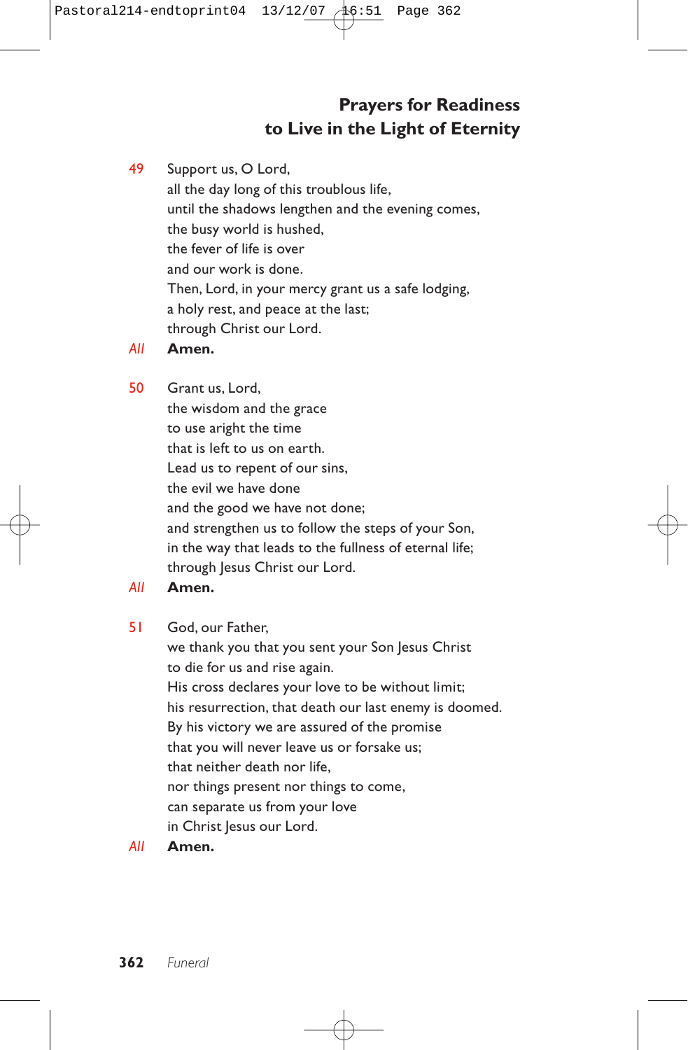## Prayers for Readiness to Live in the Light of Eternity

49 Support us, O Lord,
all the day long of this troublous life,
until the shadows lengthen and the evening comes,
the busy world is hushed,
the fever of life is over
and our work is done.
Then, Lord, in your mercy grant us a safe lodging,
a holy rest, and peace at the last;
through Christ our Lord.

*All* **Amen.**

50 Grant us, Lord,
the wisdom and the grace
to use aright the time
that is left to us on earth.
Lead us to repent of our sins,
the evil we have done
and the good we have not done;
and strengthen us to follow the steps of your Son,
in the way that leads to the fullness of eternal life;
through Jesus Christ our Lord.

*All* **Amen.**

51 God, our Father,
we thank you that you sent your Son Jesus Christ
to die for us and rise again.
His cross declares your love to be without limit;
his resurrection, that death our last enemy is doomed.
By his victory we are assured of the promise
that you will never leave us or forsake us;
that neither death nor life,
nor things present nor things to come,
can separate us from your love
in Christ Jesus our Lord.

*All* **Amen.**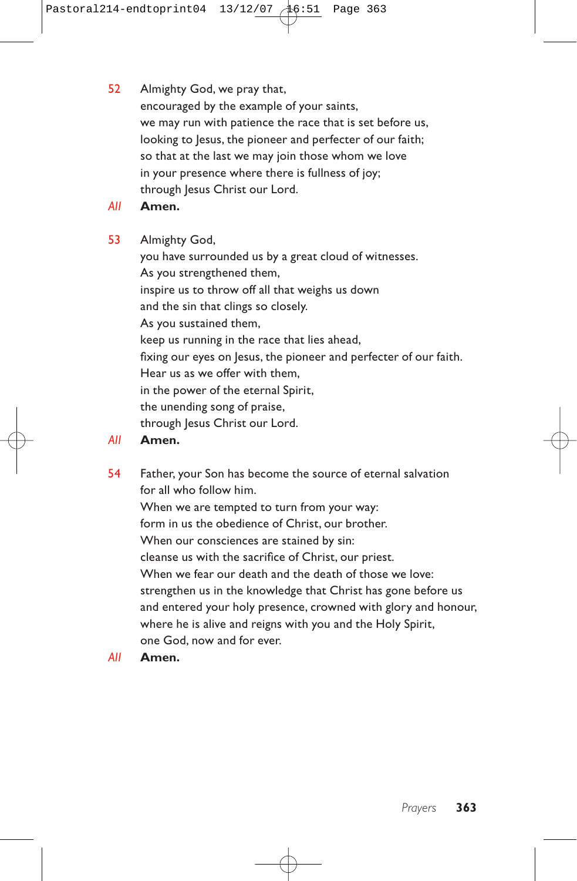52 Almighty God, we pray that,
encouraged by the example of your saints,
we may run with patience the race that is set before us,
looking to Jesus, the pioneer and perfecter of our faith;
so that at the last we may join those whom we love
in your presence where there is fullness of joy;
through Jesus Christ our Lord.

*All* **Amen.**

53 Almighty God,
you have surrounded us by a great cloud of witnesses.
As you strengthened them,
inspire us to throw off all that weighs us down
and the sin that clings so closely.
As you sustained them,
keep us running in the race that lies ahead,
fixing our eyes on Jesus, the pioneer and perfecter of our faith.
Hear us as we offer with them,
in the power of the eternal Spirit,
the unending song of praise,
through Jesus Christ our Lord.

*All* **Amen.**

54 Father, your Son has become the source of eternal salvation
for all who follow him.
When we are tempted to turn from your way:
form in us the obedience of Christ, our brother.
When our consciences are stained by sin:
cleanse us with the sacrifice of Christ, our priest.
When we fear our death and the death of those we love:
strengthen us in the knowledge that Christ has gone before us
and entered your holy presence, crowned with glory and honour,
where he is alive and reigns with you and the Holy Spirit,
one God, now and for ever.

*All* **Amen.**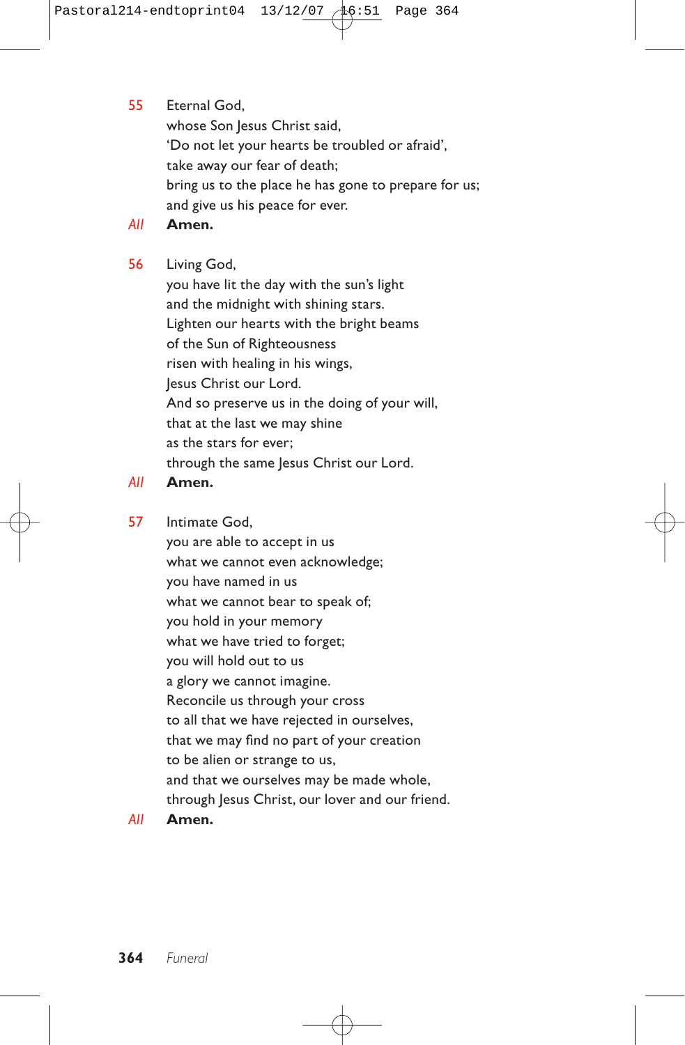55 Eternal God,  
whose Son Jesus Christ said,  
'Do not let your hearts be troubled or afraid',  
take away our fear of death;  
bring us to the place he has gone to prepare for us;  
and give us his peace for ever.

*All* **Amen.**

56 Living God,  
you have lit the day with the sun's light  
and the midnight with shining stars.  
Lighten our hearts with the bright beams  
of the Sun of Righteousness  
risen with healing in his wings,  
Jesus Christ our Lord.  
And so preserve us in the doing of your will,  
that at the last we may shine  
as the stars for ever;  
through the same Jesus Christ our Lord.

*All* **Amen.**

57 Intimate God,  
you are able to accept in us  
what we cannot even acknowledge;  
you have named in us  
what we cannot bear to speak of;  
you hold in your memory  
what we have tried to forget;  
you will hold out to us  
a glory we cannot imagine.  
Reconcile us through your cross  
to all that we have rejected in ourselves,  
that we may find no part of your creation  
to be alien or strange to us,  
and that we ourselves may be made whole,  
through Jesus Christ, our lover and our friend.

*All* **Amen.**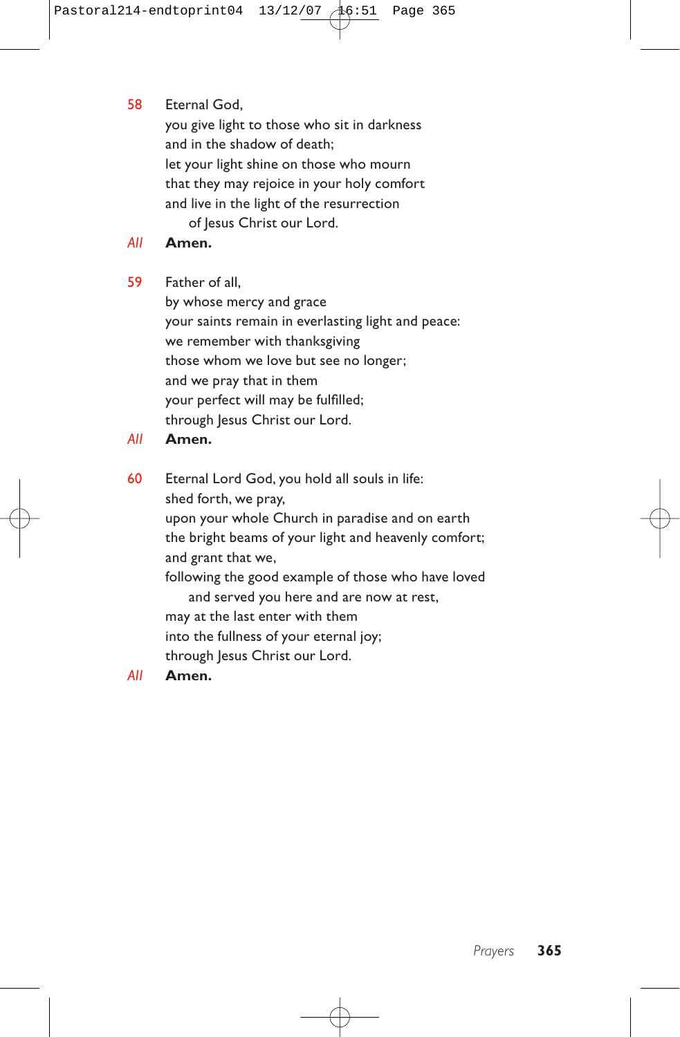58 Eternal God,
you give light to those who sit in darkness
and in the shadow of death;
let your light shine on those who mourn
that they may rejoice in your holy comfort
and live in the light of the resurrection
  of Jesus Christ our Lord.

*All* **Amen.**

59 Father of all,
by whose mercy and grace
your saints remain in everlasting light and peace:
we remember with thanksgiving
those whom we love but see no longer;
and we pray that in them
your perfect will may be fulfilled;
through Jesus Christ our Lord.

*All* **Amen.**

60 Eternal Lord God, you hold all souls in life:
shed forth, we pray,
upon your whole Church in paradise and on earth
the bright beams of your light and heavenly comfort;
and grant that we,
following the good example of those who have loved
  and served you here and are now at rest,
may at the last enter with them
into the fullness of your eternal joy;
through Jesus Christ our Lord.

*All* **Amen.**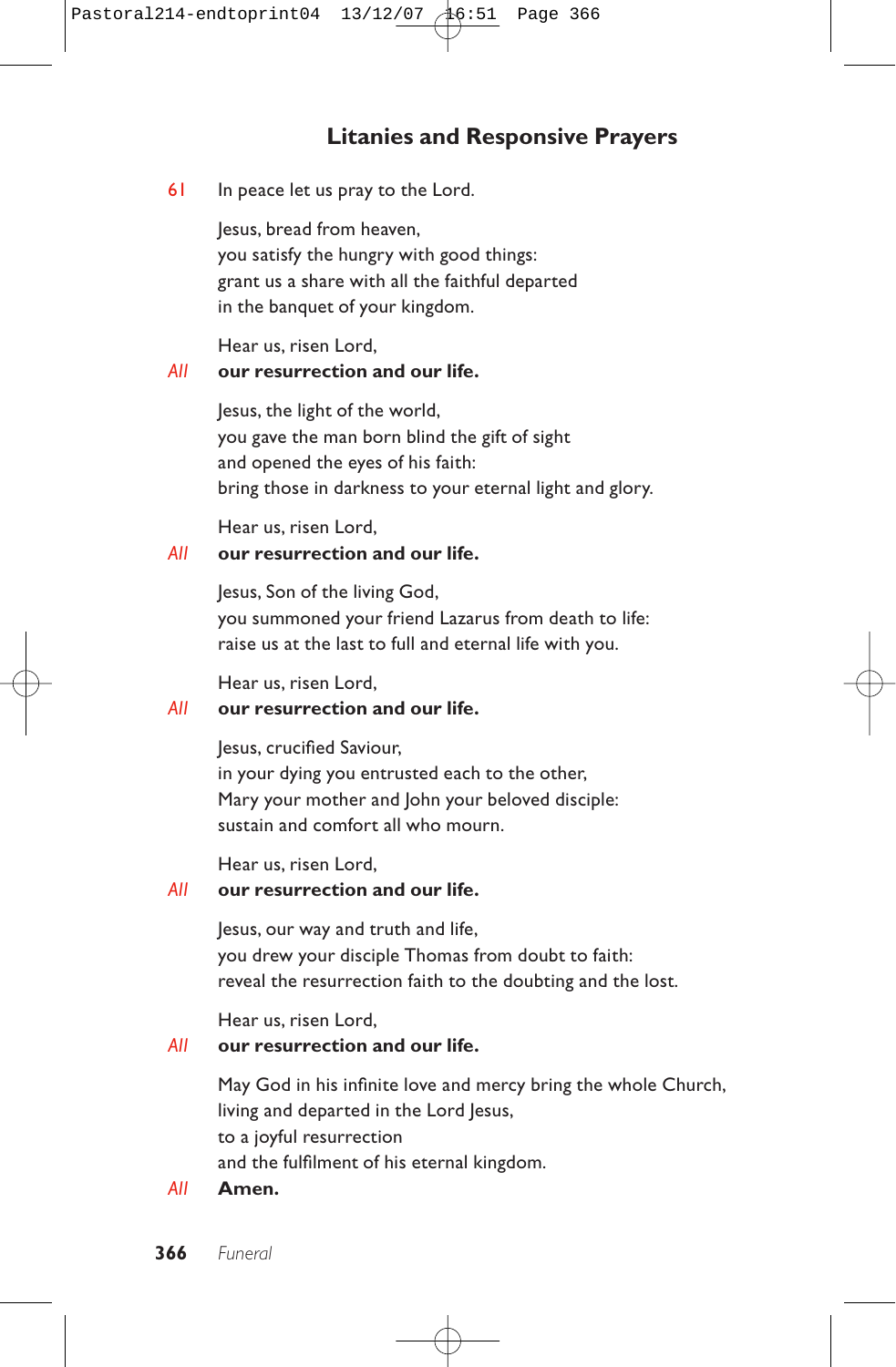## Litanies and Responsive Prayers

61 In peace let us pray to the Lord.

Jesus, bread from heaven,
you satisfy the hungry with good things:
grant us a share with all the faithful departed
in the banquet of your kingdom.

Hear us, risen Lord,
*All* **our resurrection and our life.**

Jesus, the light of the world,
you gave the man born blind the gift of sight
and opened the eyes of his faith:
bring those in darkness to your eternal light and glory.

Hear us, risen Lord,
*All* **our resurrection and our life.**

Jesus, Son of the living God,
you summoned your friend Lazarus from death to life:
raise us at the last to full and eternal life with you.

Hear us, risen Lord,
*All* **our resurrection and our life.**

Jesus, crucified Saviour,
in your dying you entrusted each to the other,
Mary your mother and John your beloved disciple:
sustain and comfort all who mourn.

Hear us, risen Lord,
*All* **our resurrection and our life.**

Jesus, our way and truth and life,
you drew your disciple Thomas from doubt to faith:
reveal the resurrection faith to the doubting and the lost.

Hear us, risen Lord,
*All* **our resurrection and our life.**

May God in his infinite love and mercy bring the whole Church,
living and departed in the Lord Jesus,
to a joyful resurrection
and the fulfilment of his eternal kingdom.
*All* **Amen.**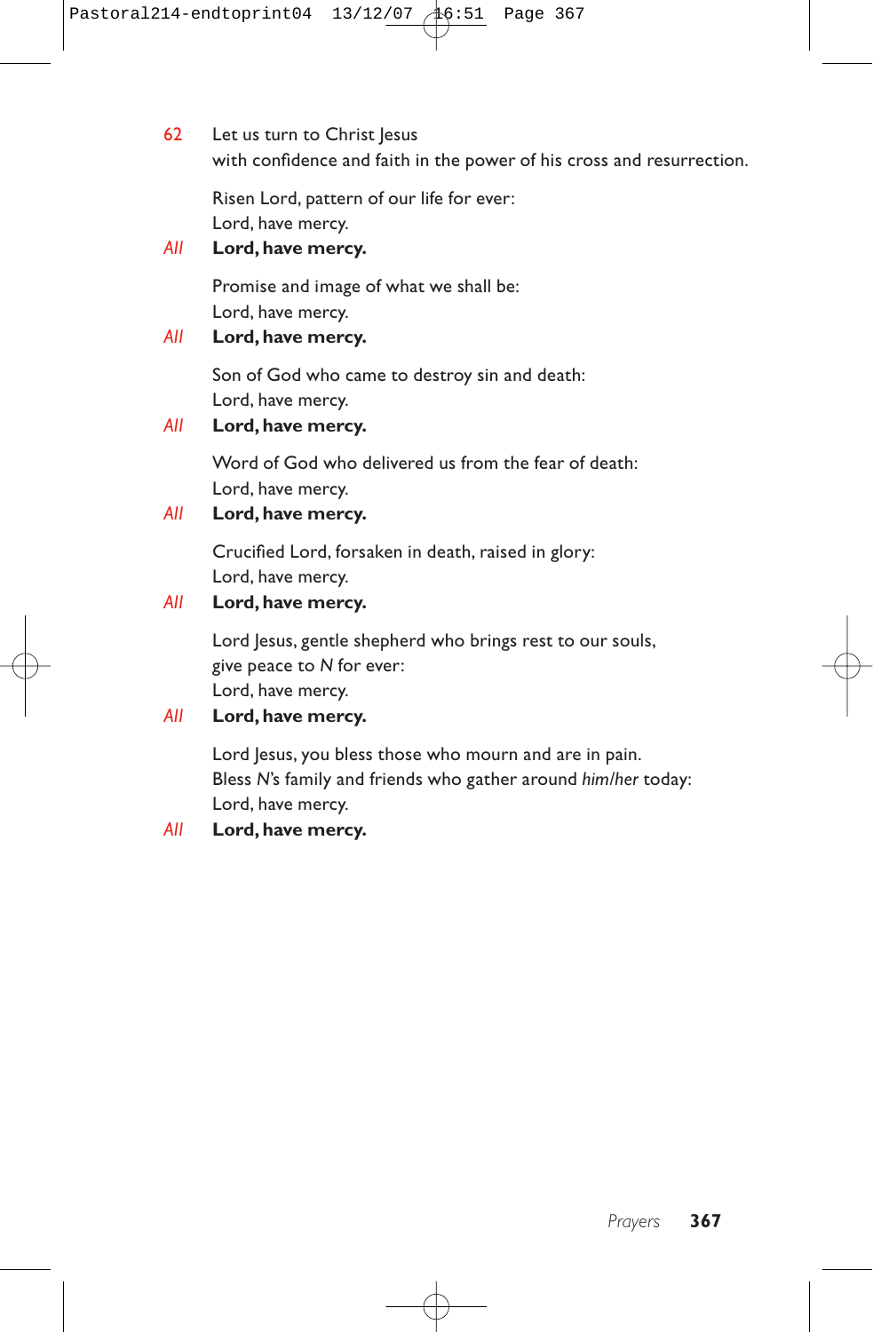62 Let us turn to Christ Jesus
with confidence and faith in the power of his cross and resurrection.

Risen Lord, pattern of our life for ever:
Lord, have mercy.

*All* **Lord, have mercy.**

Promise and image of what we shall be:
Lord, have mercy.

*All* **Lord, have mercy.**

Son of God who came to destroy sin and death:
Lord, have mercy.

*All* **Lord, have mercy.**

Word of God who delivered us from the fear of death:
Lord, have mercy.

*All* **Lord, have mercy.**

Crucified Lord, forsaken in death, raised in glory:
Lord, have mercy.

*All* **Lord, have mercy.**

Lord Jesus, gentle shepherd who brings rest to our souls,
give peace to *N* for ever:
Lord, have mercy.

*All* **Lord, have mercy.**

Lord Jesus, you bless those who mourn and are in pain.
Bless *N*'s family and friends who gather around *him/her* today:
Lord, have mercy.

*All* **Lord, have mercy.**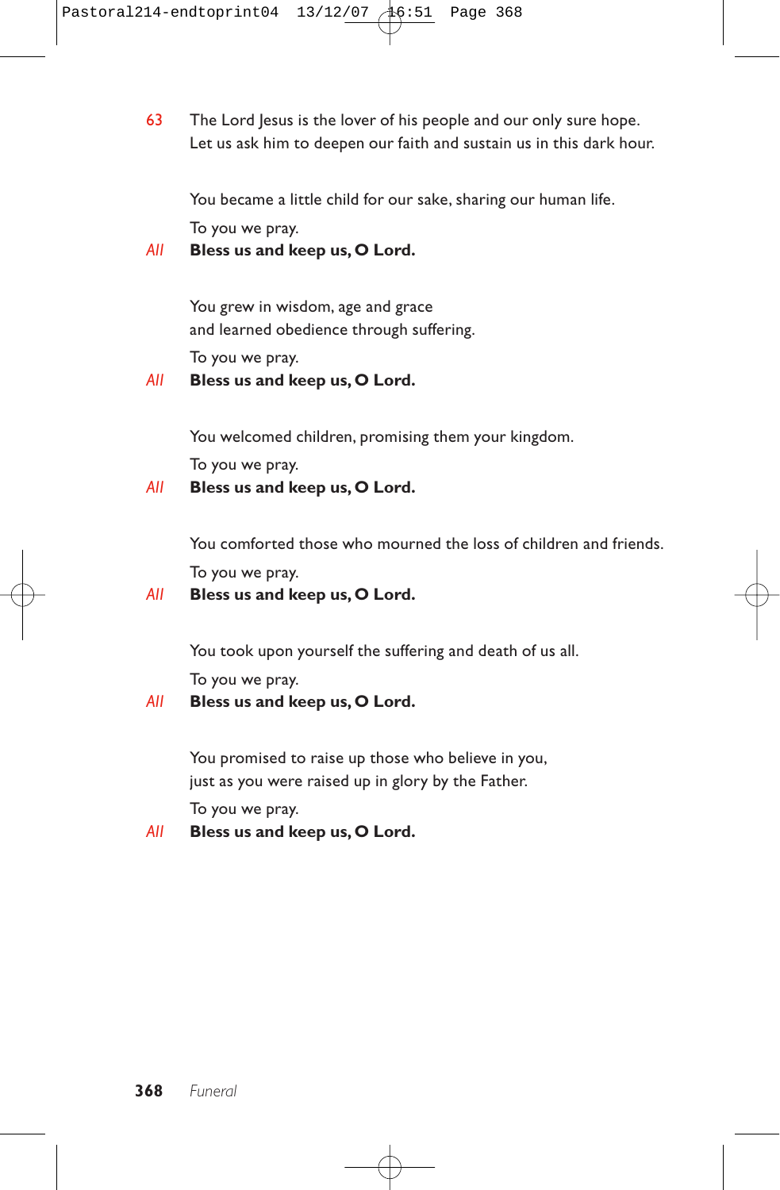63 The Lord Jesus is the lover of his people and our only sure hope.
Let us ask him to deepen our faith and sustain us in this dark hour.

You became a little child for our sake, sharing our human life.

To you we pray.

*All* **Bless us and keep us, O Lord.**

You grew in wisdom, age and grace
and learned obedience through suffering.

To you we pray.

*All* **Bless us and keep us, O Lord.**

You welcomed children, promising them your kingdom.

To you we pray.

*All* **Bless us and keep us, O Lord.**

You comforted those who mourned the loss of children and friends.

To you we pray.

*All* **Bless us and keep us, O Lord.**

You took upon yourself the suffering and death of us all.

To you we pray.

*All* **Bless us and keep us, O Lord.**

You promised to raise up those who believe in you,
just as you were raised up in glory by the Father.

To you we pray.

*All* **Bless us and keep us, O Lord.**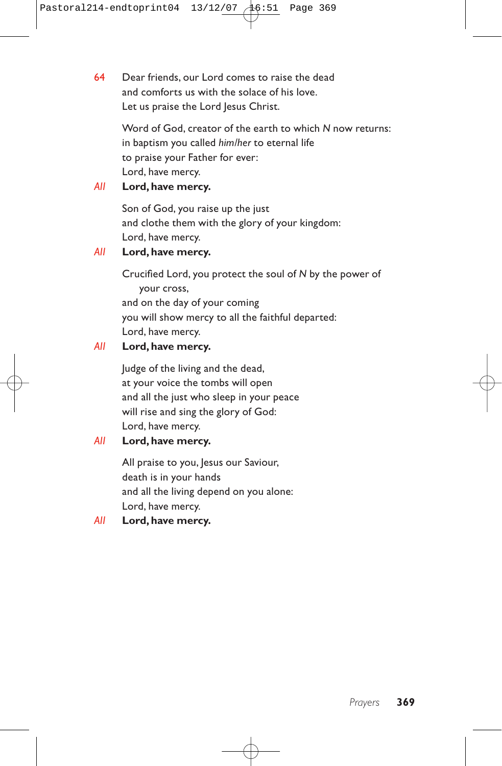64 Dear friends, our Lord comes to raise the dead
and comforts us with the solace of his love.
Let us praise the Lord Jesus Christ.

Word of God, creator of the earth to which *N* now returns:
in baptism you called *him/her* to eternal life
to praise your Father for ever:
Lord, have mercy.

*All* **Lord, have mercy.**

Son of God, you raise up the just
and clothe them with the glory of your kingdom:
Lord, have mercy.

*All* **Lord, have mercy.**

Crucified Lord, you protect the soul of *N* by the power of your cross,
and on the day of your coming
you will show mercy to all the faithful departed:
Lord, have mercy.

*All* **Lord, have mercy.**

Judge of the living and the dead,
at your voice the tombs will open
and all the just who sleep in your peace
will rise and sing the glory of God:
Lord, have mercy.

*All* **Lord, have mercy.**

All praise to you, Jesus our Saviour,
death is in your hands
and all the living depend on you alone:
Lord, have mercy.

*All* **Lord, have mercy.**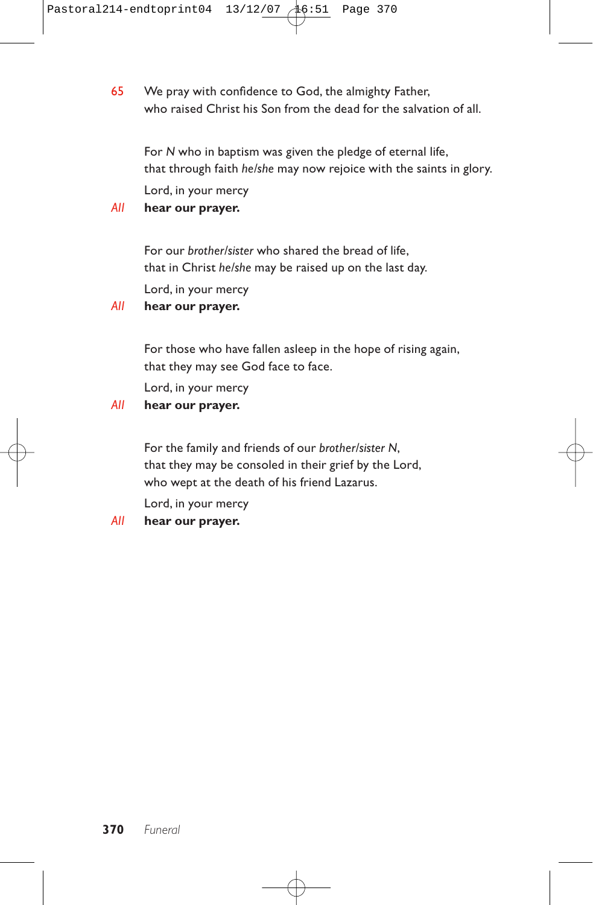65 We pray with confidence to God, the almighty Father,
who raised Christ his Son from the dead for the salvation of all.

For *N* who in baptism was given the pledge of eternal life,
that through faith *he/she* may now rejoice with the saints in glory.

Lord, in your mercy

*All* **hear our prayer.**

For our *brother/sister* who shared the bread of life,
that in Christ *he/she* may be raised up on the last day.

Lord, in your mercy

*All* **hear our prayer.**

For those who have fallen asleep in the hope of rising again,
that they may see God face to face.

Lord, in your mercy

*All* **hear our prayer.**

For the family and friends of our *brother/sister N*,
that they may be consoled in their grief by the Lord,
who wept at the death of his friend Lazarus.

Lord, in your mercy

*All* **hear our prayer.**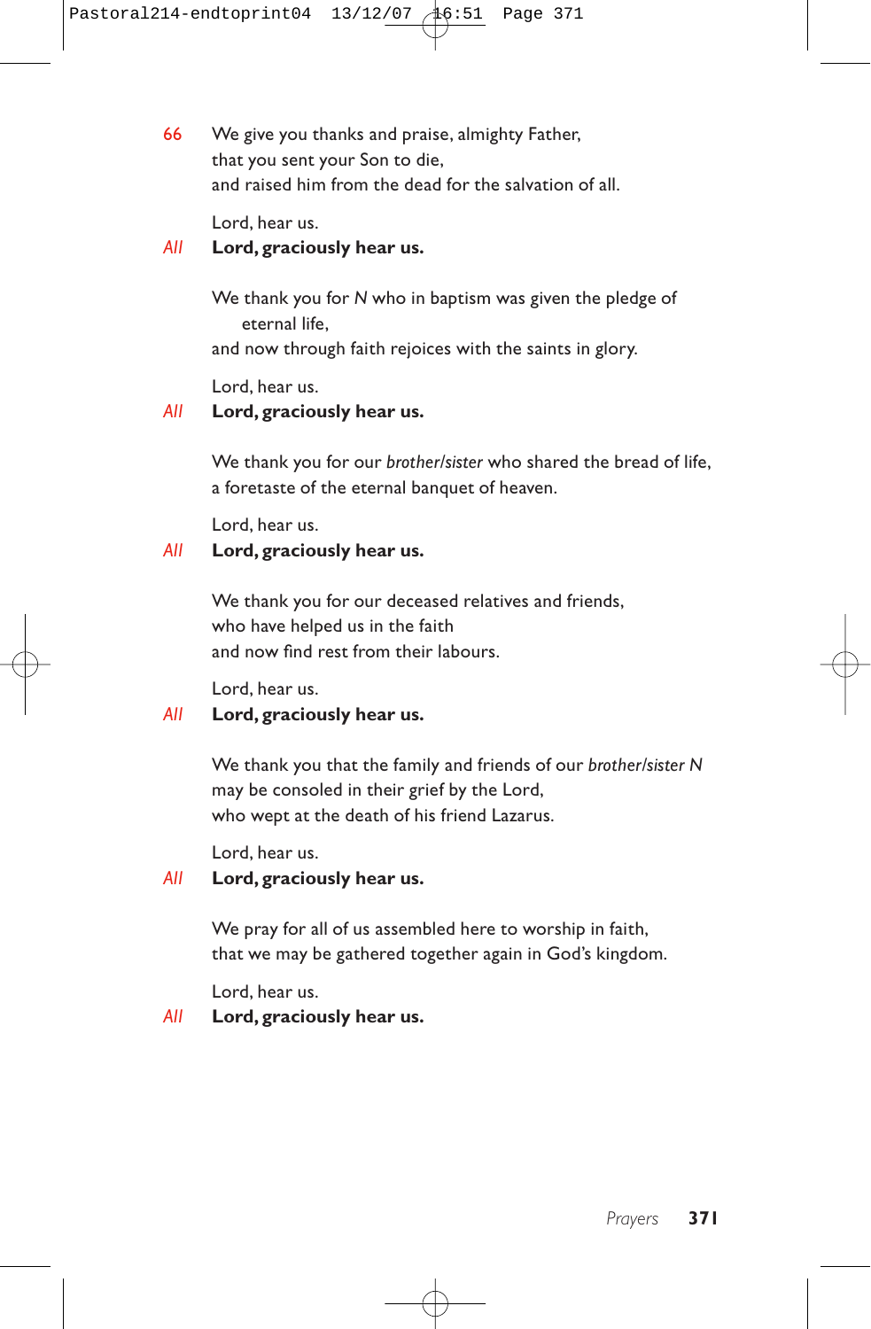66 We give you thanks and praise, almighty Father,
that you sent your Son to die,
and raised him from the dead for the salvation of all.

Lord, hear us.

*All* **Lord, graciously hear us.**

We thank you for *N* who in baptism was given the pledge of eternal life,
and now through faith rejoices with the saints in glory.

Lord, hear us.

*All* **Lord, graciously hear us.**

We thank you for our *brother/sister* who shared the bread of life,
a foretaste of the eternal banquet of heaven.

Lord, hear us.

*All* **Lord, graciously hear us.**

We thank you for our deceased relatives and friends,
who have helped us in the faith
and now find rest from their labours.

Lord, hear us.

*All* **Lord, graciously hear us.**

We thank you that the family and friends of our *brother/sister N*
may be consoled in their grief by the Lord,
who wept at the death of his friend Lazarus.

Lord, hear us.

*All* **Lord, graciously hear us.**

We pray for all of us assembled here to worship in faith,
that we may be gathered together again in God's kingdom.

Lord, hear us.

*All* **Lord, graciously hear us.**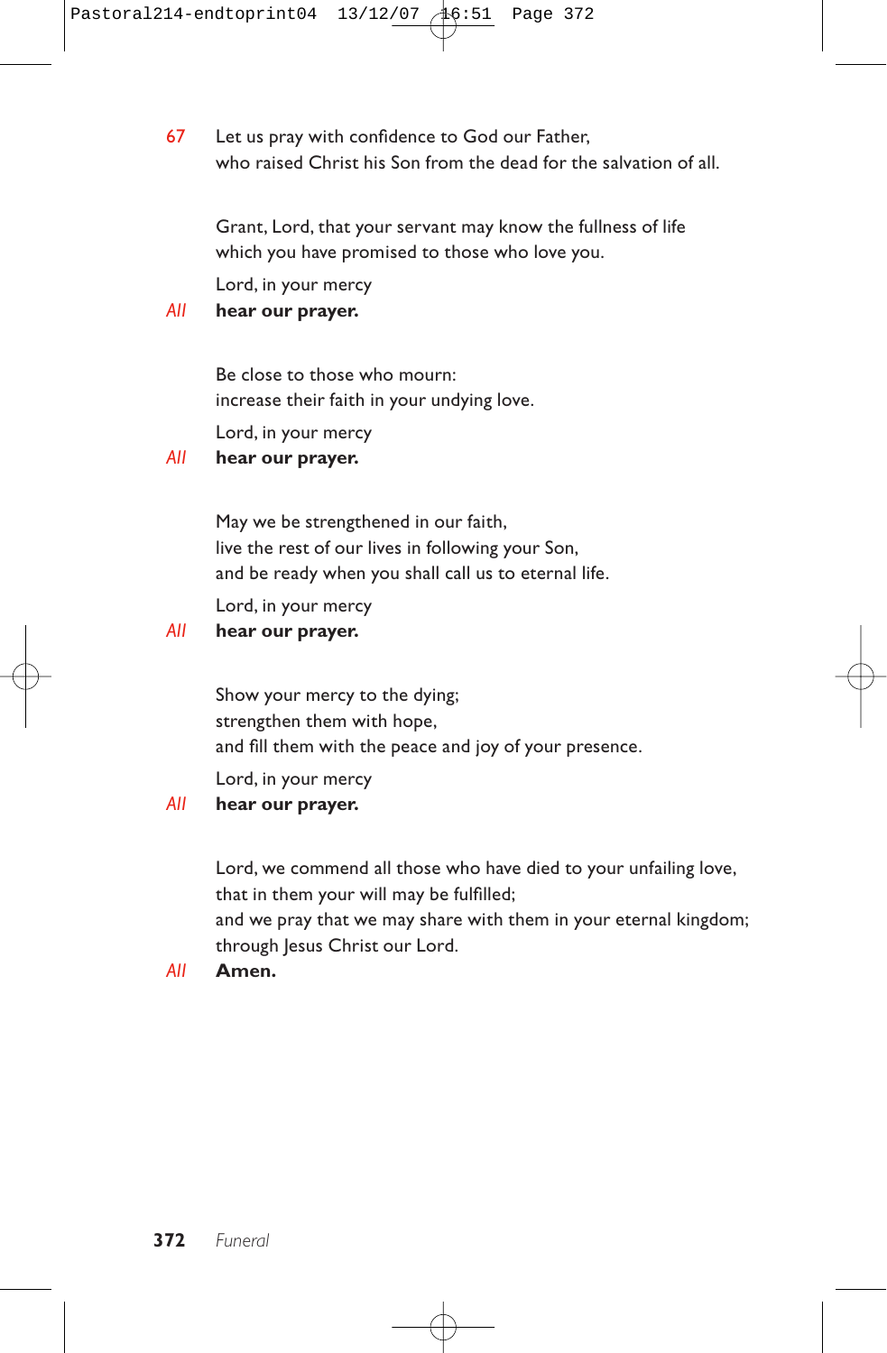67 Let us pray with confidence to God our Father,
who raised Christ his Son from the dead for the salvation of all.

Grant, Lord, that your servant may know the fullness of life
which you have promised to those who love you.

Lord, in your mercy

*All* **hear our prayer.**

Be close to those who mourn:
increase their faith in your undying love.

Lord, in your mercy

*All* **hear our prayer.**

May we be strengthened in our faith,
live the rest of our lives in following your Son,
and be ready when you shall call us to eternal life.

Lord, in your mercy

*All* **hear our prayer.**

Show your mercy to the dying;
strengthen them with hope,
and fill them with the peace and joy of your presence.

Lord, in your mercy

*All* **hear our prayer.**

Lord, we commend all those who have died to your unfailing love,
that in them your will may be fulfilled;
and we pray that we may share with them in your eternal kingdom;
through Jesus Christ our Lord.

*All* **Amen.**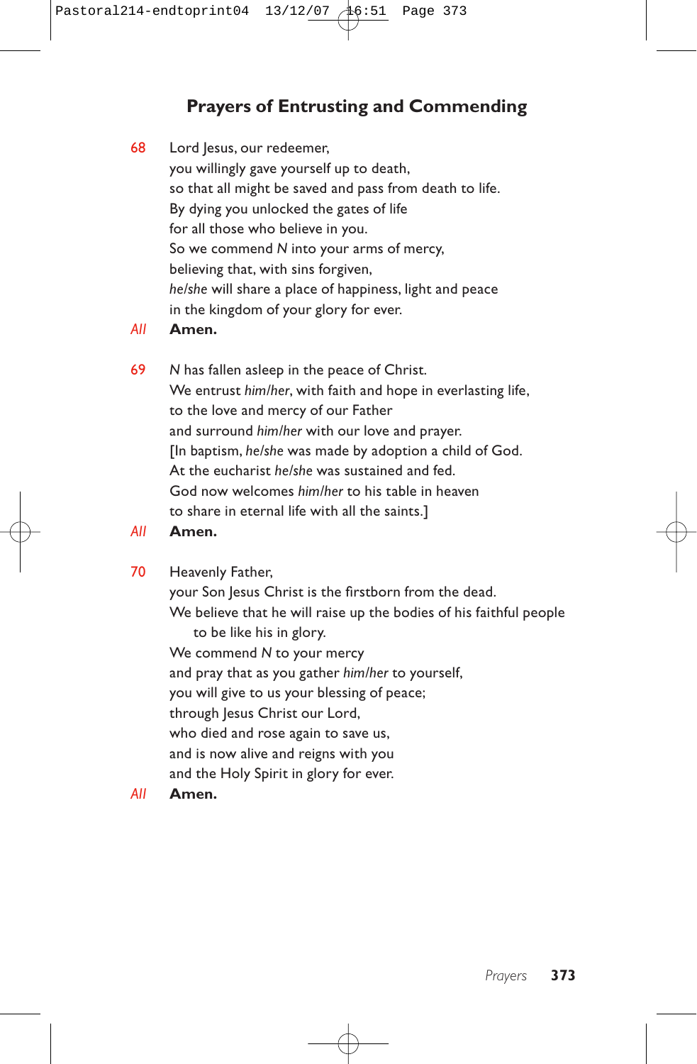## Prayers of Entrusting and Commending

68 Lord Jesus, our redeemer,
you willingly gave yourself up to death,
so that all might be saved and pass from death to life.
By dying you unlocked the gates of life
for all those who believe in you.
So we commend *N* into your arms of mercy,
believing that, with sins forgiven,
*he/she* will share a place of happiness, light and peace
in the kingdom of your glory for ever.

*All* **Amen.**

69 *N* has fallen asleep in the peace of Christ.
We entrust *him/her*, with faith and hope in everlasting life,
to the love and mercy of our Father
and surround *him/her* with our love and prayer.
[In baptism, *he/she* was made by adoption a child of God.
At the eucharist *he/she* was sustained and fed.
God now welcomes *him/her* to his table in heaven
to share in eternal life with all the saints.]

*All* **Amen.**

70 Heavenly Father,
your Son Jesus Christ is the firstborn from the dead.
We believe that he will raise up the bodies of his faithful people
to be like his in glory.
We commend *N* to your mercy
and pray that as you gather *him/her* to yourself,
you will give to us your blessing of peace;
through Jesus Christ our Lord,
who died and rose again to save us,
and is now alive and reigns with you
and the Holy Spirit in glory for ever.

*All* **Amen.**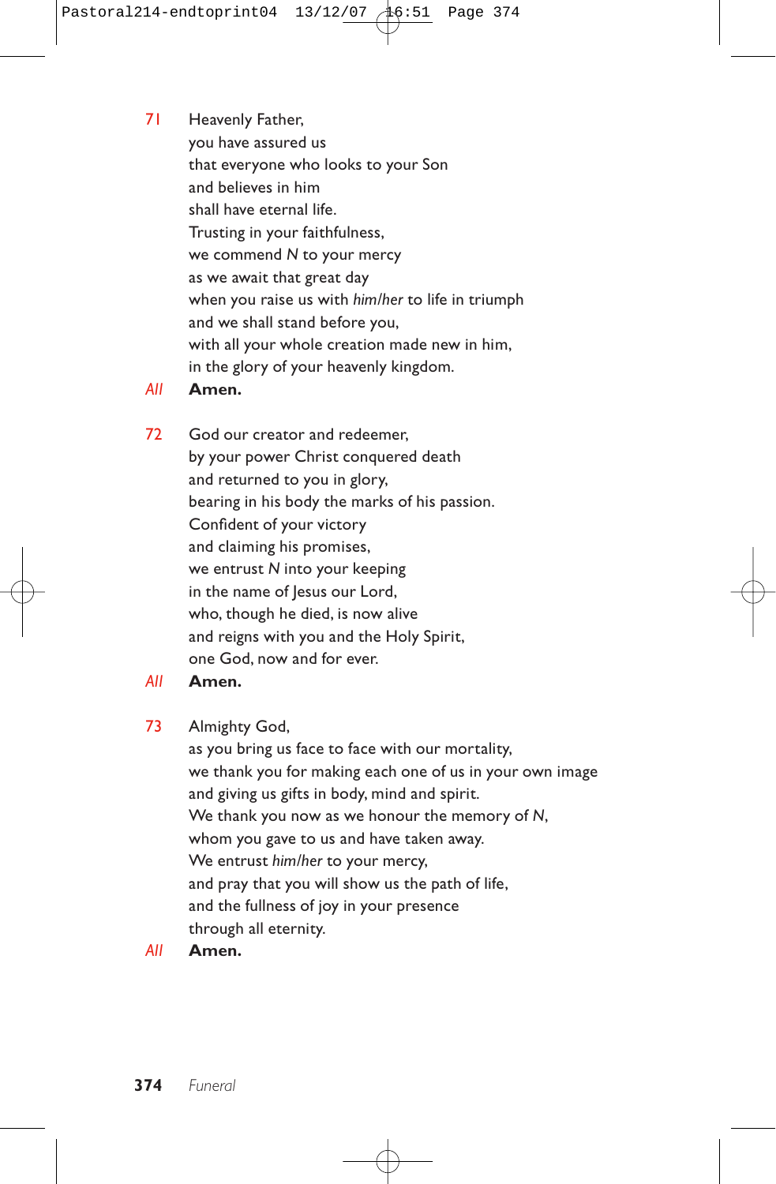71 Heavenly Father,
you have assured us
that everyone who looks to your Son
and believes in him
shall have eternal life.
Trusting in your faithfulness,
we commend *N* to your mercy
as we await that great day
when you raise us with *him/her* to life in triumph
and we shall stand before you,
with all your whole creation made new in him,
in the glory of your heavenly kingdom.

*All* **Amen.**

72 God our creator and redeemer,
by your power Christ conquered death
and returned to you in glory,
bearing in his body the marks of his passion.
Confident of your victory
and claiming his promises,
we entrust *N* into your keeping
in the name of Jesus our Lord,
who, though he died, is now alive
and reigns with you and the Holy Spirit,
one God, now and for ever.

*All* **Amen.**

73 Almighty God,
as you bring us face to face with our mortality,
we thank you for making each one of us in your own image
and giving us gifts in body, mind and spirit.
We thank you now as we honour the memory of *N*,
whom you gave to us and have taken away.
We entrust *him/her* to your mercy,
and pray that you will show us the path of life,
and the fullness of joy in your presence
through all eternity.

*All* **Amen.**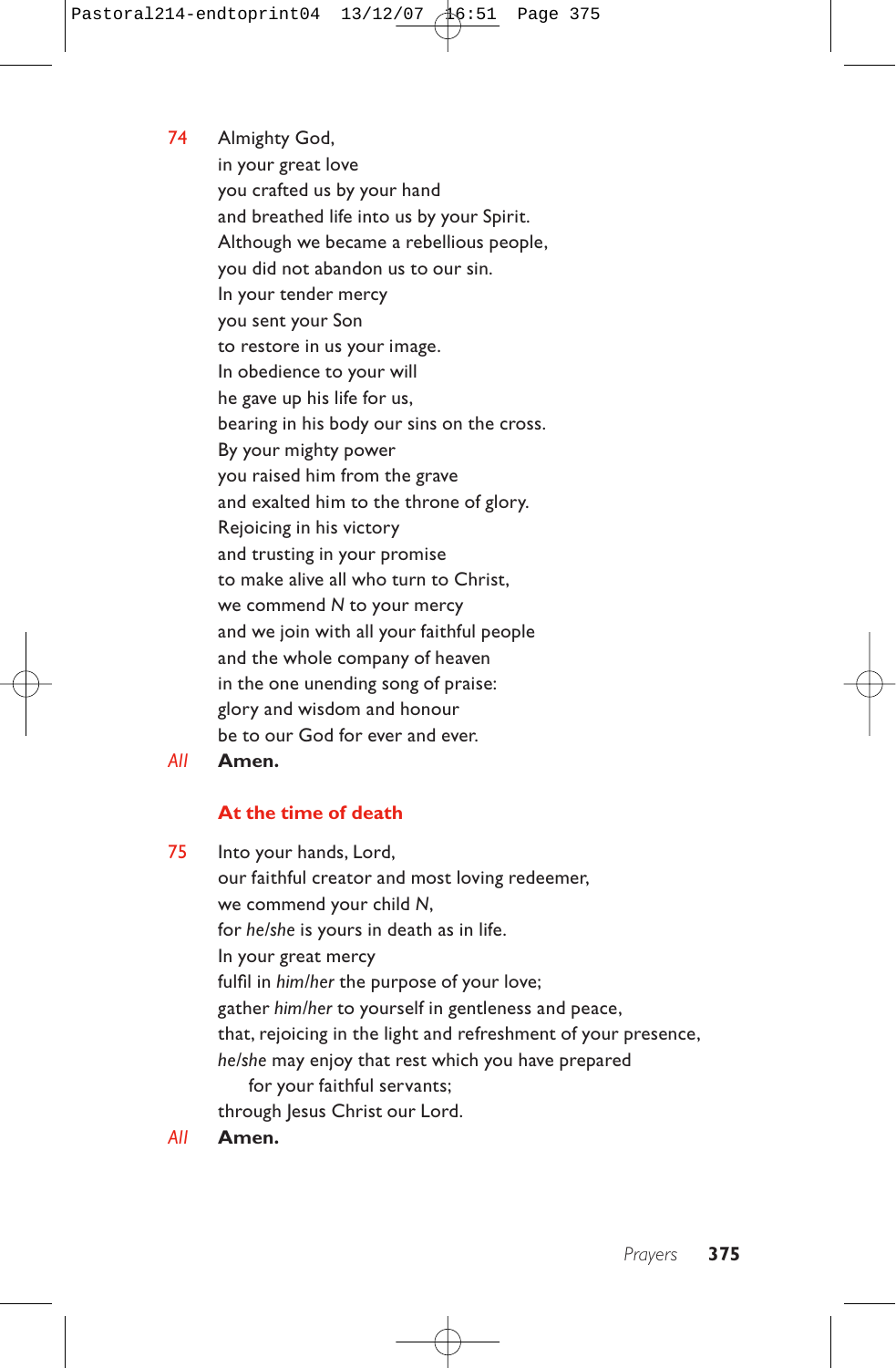74 Almighty God,
in your great love
you crafted us by your hand
and breathed life into us by your Spirit.
Although we became a rebellious people,
you did not abandon us to our sin.
In your tender mercy
you sent your Son
to restore in us your image.
In obedience to your will
he gave up his life for us,
bearing in his body our sins on the cross.
By your mighty power
you raised him from the grave
and exalted him to the throne of glory.
Rejoicing in his victory
and trusting in your promise
to make alive all who turn to Christ,
we commend *N* to your mercy
and we join with all your faithful people
and the whole company of heaven
in the one unending song of praise:
glory and wisdom and honour
be to our God for ever and ever.

*All* **Amen.**

### At the time of death

75 Into your hands, Lord,
our faithful creator and most loving redeemer,
we commend your child *N*,
for *he/she* is yours in death as in life.
In your great mercy
fulfil in *him/her* the purpose of your love;
gather *him/her* to yourself in gentleness and peace,
that, rejoicing in the light and refreshment of your presence,
*he/she* may enjoy that rest which you have prepared
for your faithful servants;
through Jesus Christ our Lord.

*All* **Amen.**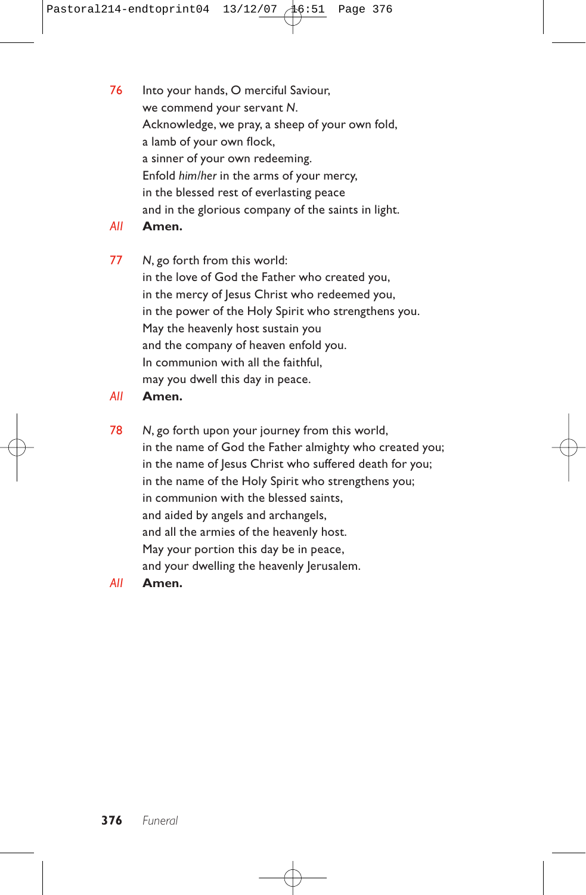76 Into your hands, O merciful Saviour,
we commend your servant *N*.
Acknowledge, we pray, a sheep of your own fold,
a lamb of your own flock,
a sinner of your own redeeming.
Enfold *him/her* in the arms of your mercy,
in the blessed rest of everlasting peace
and in the glorious company of the saints in light.

*All* **Amen.**

77 *N*, go forth from this world:
in the love of God the Father who created you,
in the mercy of Jesus Christ who redeemed you,
in the power of the Holy Spirit who strengthens you.
May the heavenly host sustain you
and the company of heaven enfold you.
In communion with all the faithful,
may you dwell this day in peace.

*All* **Amen.**

78 *N*, go forth upon your journey from this world,
in the name of God the Father almighty who created you;
in the name of Jesus Christ who suffered death for you;
in the name of the Holy Spirit who strengthens you;
in communion with the blessed saints,
and aided by angels and archangels,
and all the armies of the heavenly host.
May your portion this day be in peace,
and your dwelling the heavenly Jerusalem.

*All* **Amen.**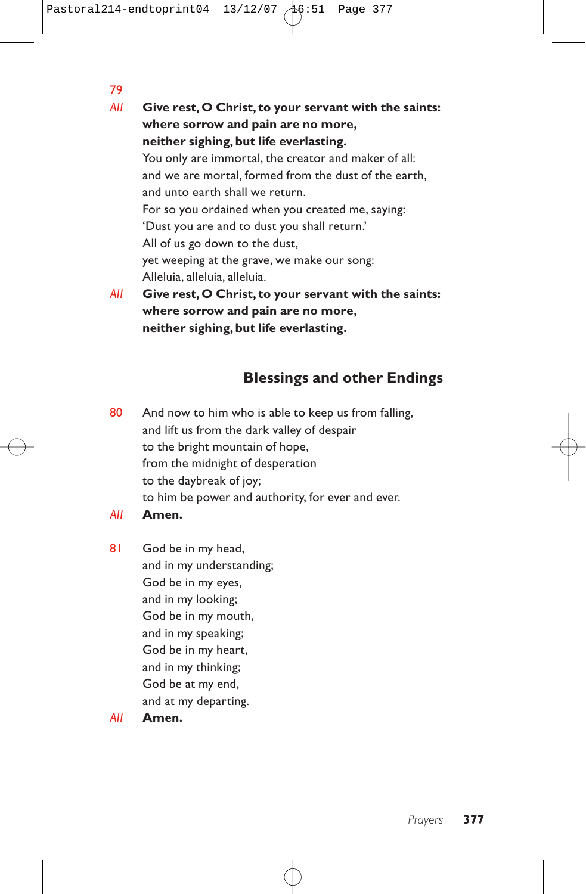79

*All* **Give rest, O Christ, to your servant with the saints:**
**where sorrow and pain are no more,**
**neither sighing, but life everlasting.**

You only are immortal, the creator and maker of all:
and we are mortal, formed from the dust of the earth,
and unto earth shall we return.
For so you ordained when you created me, saying:
'Dust you are and to dust you shall return.'
All of us go down to the dust,
yet weeping at the grave, we make our song:
Alleluia, alleluia, alleluia.

*All* **Give rest, O Christ, to your servant with the saints:**
**where sorrow and pain are no more,**
**neither sighing, but life everlasting.**

## Blessings and other Endings

80 And now to him who is able to keep us from falling,
and lift us from the dark valley of despair
to the bright mountain of hope,
from the midnight of desperation
to the daybreak of joy;
to him be power and authority, for ever and ever.

*All* **Amen.**

81 God be in my head,
and in my understanding;
God be in my eyes,
and in my looking;
God be in my mouth,
and in my speaking;
God be in my heart,
and in my thinking;
God be at my end,
and at my departing.

*All* **Amen.**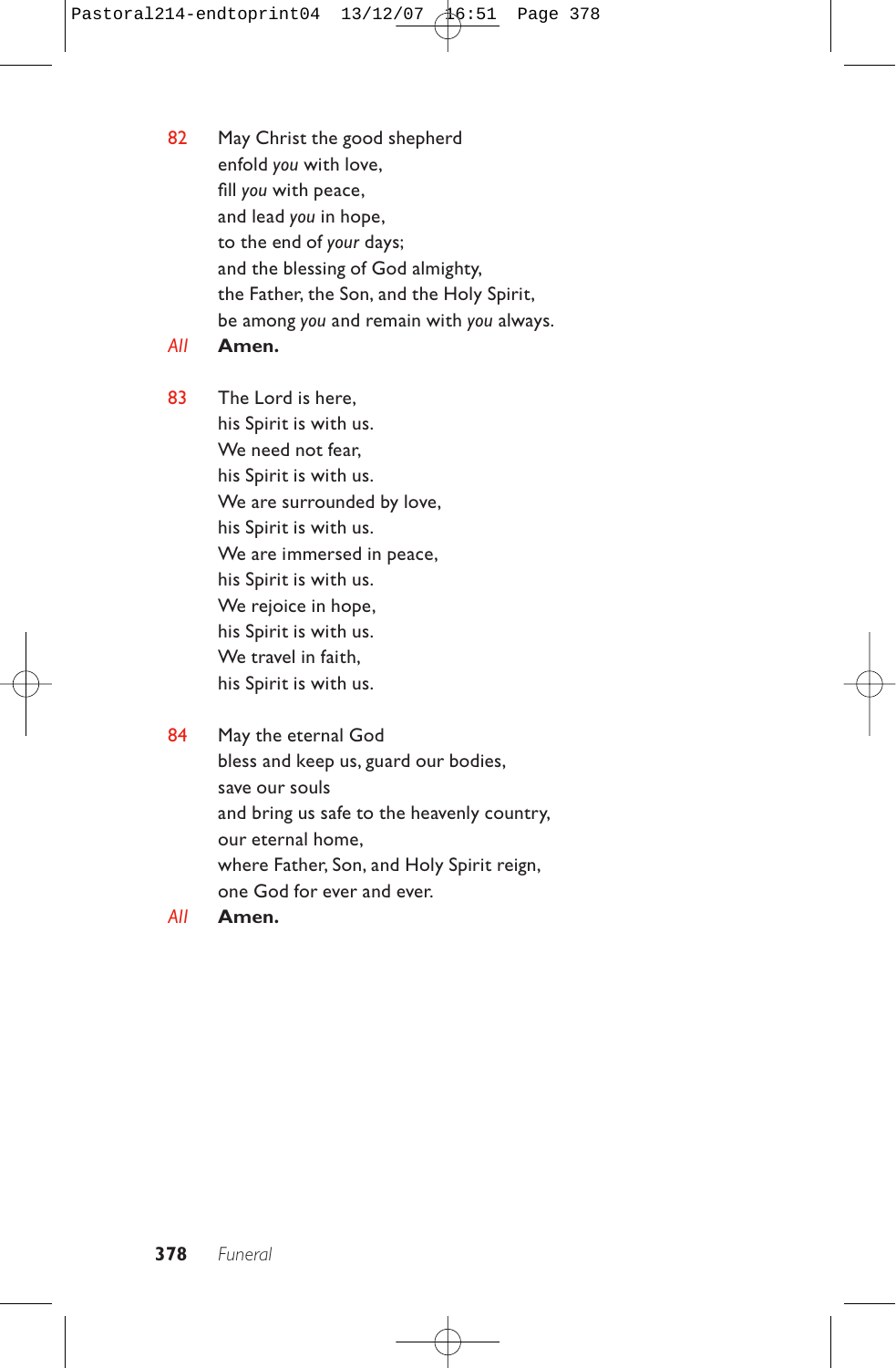82 May Christ the good shepherd  
enfold *you* with love,  
fill *you* with peace,  
and lead *you* in hope,  
to the end of *your* days;  
and the blessing of God almighty,  
the Father, the Son, and the Holy Spirit,  
be among *you* and remain with *you* always.

*All* **Amen.**

83 The Lord is here,  
his Spirit is with us.  
We need not fear,  
his Spirit is with us.  
We are surrounded by love,  
his Spirit is with us.  
We are immersed in peace,  
his Spirit is with us.  
We rejoice in hope,  
his Spirit is with us.  
We travel in faith,  
his Spirit is with us.

84 May the eternal God  
bless and keep us, guard our bodies,  
save our souls  
and bring us safe to the heavenly country,  
our eternal home,  
where Father, Son, and Holy Spirit reign,  
one God for ever and ever.

*All* **Amen.**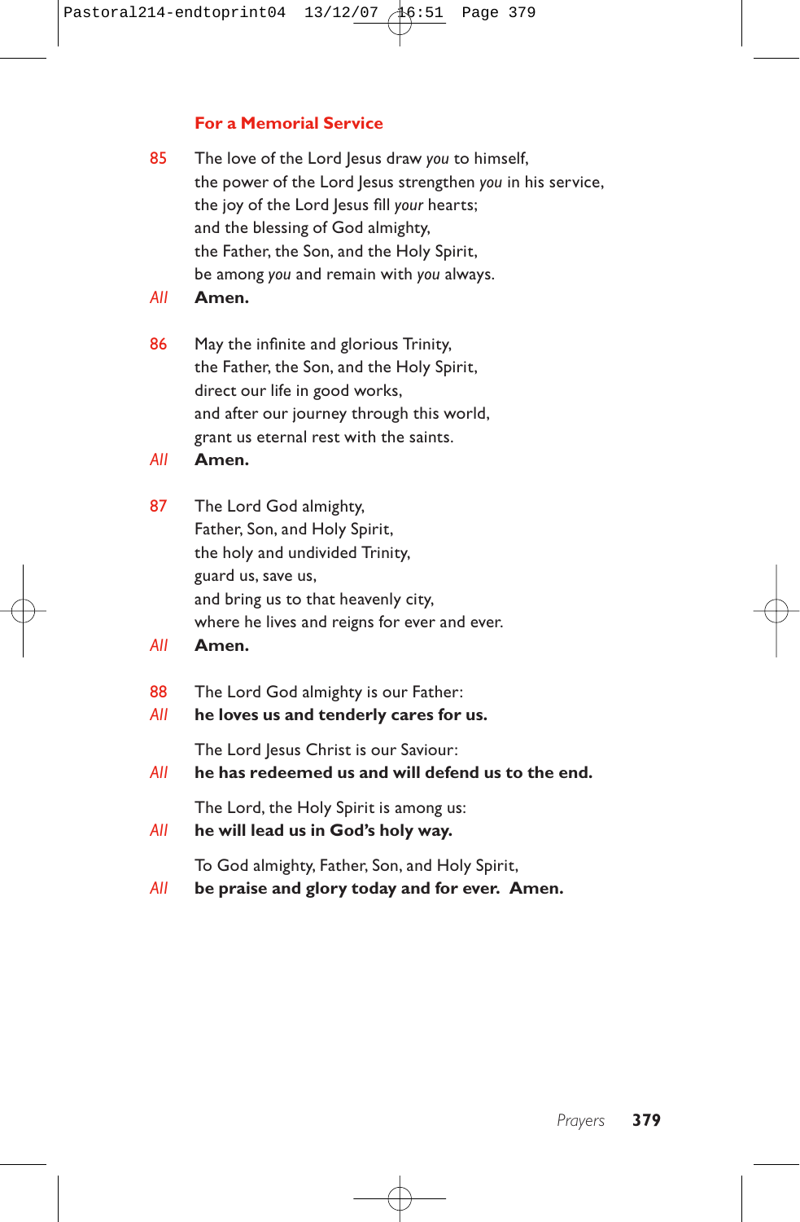## For a Memorial Service

85 The love of the Lord Jesus draw *you* to himself,
the power of the Lord Jesus strengthen *you* in his service,
the joy of the Lord Jesus fill *your* hearts;
and the blessing of God almighty,
the Father, the Son, and the Holy Spirit,
be among *you* and remain with *you* always.

*All* **Amen.**

86 May the infinite and glorious Trinity,
the Father, the Son, and the Holy Spirit,
direct our life in good works,
and after our journey through this world,
grant us eternal rest with the saints.

*All* **Amen.**

87 The Lord God almighty,
Father, Son, and Holy Spirit,
the holy and undivided Trinity,
guard us, save us,
and bring us to that heavenly city,
where he lives and reigns for ever and ever.

*All* **Amen.**

88 The Lord God almighty is our Father:

*All* **he loves us and tenderly cares for us.**

The Lord Jesus Christ is our Saviour:

*All* **he has redeemed us and will defend us to the end.**

The Lord, the Holy Spirit is among us:

*All* **he will lead us in God's holy way.**

To God almighty, Father, Son, and Holy Spirit,

*All* **be praise and glory today and for ever. Amen.**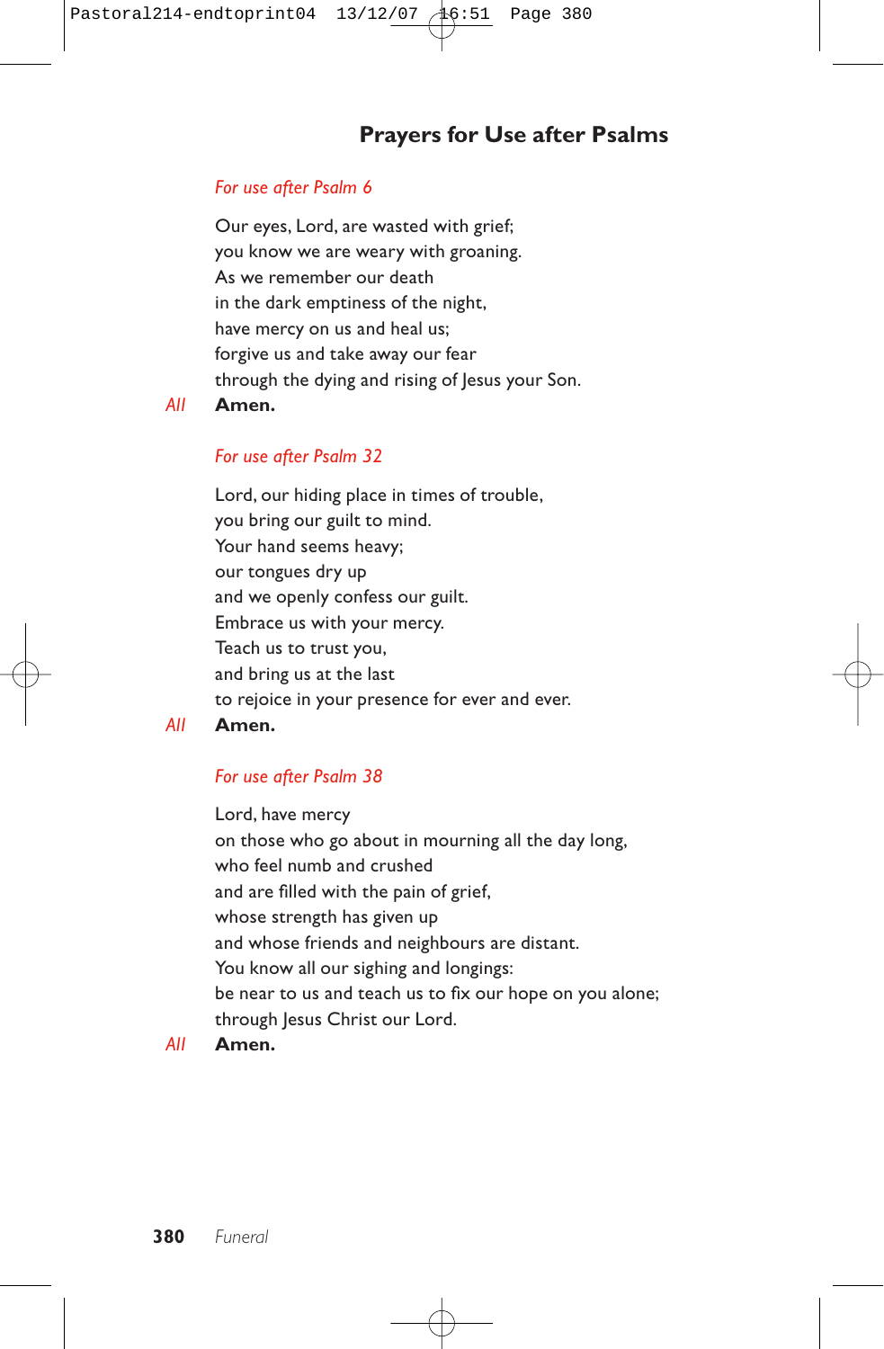## Prayers for Use after Psalms

*For use after Psalm 6*

Our eyes, Lord, are wasted with grief;
you know we are weary with groaning.
As we remember our death
in the dark emptiness of the night,
have mercy on us and heal us;
forgive us and take away our fear
through the dying and rising of Jesus your Son.

*All* **Amen.**

*For use after Psalm 32*

Lord, our hiding place in times of trouble,
you bring our guilt to mind.
Your hand seems heavy;
our tongues dry up
and we openly confess our guilt.
Embrace us with your mercy.
Teach us to trust you,
and bring us at the last
to rejoice in your presence for ever and ever.

*All* **Amen.**

*For use after Psalm 38*

Lord, have mercy
on those who go about in mourning all the day long,
who feel numb and crushed
and are filled with the pain of grief,
whose strength has given up
and whose friends and neighbours are distant.
You know all our sighing and longings:
be near to us and teach us to fix our hope on you alone;
through Jesus Christ our Lord.

*All* **Amen.**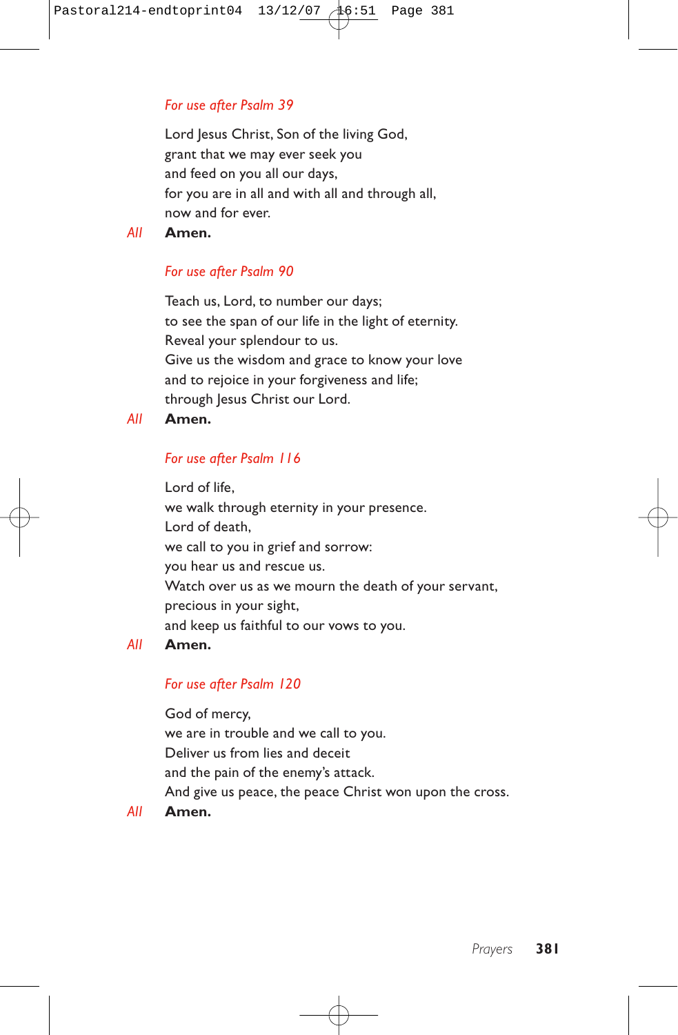*For use after Psalm 39*

Lord Jesus Christ, Son of the living God,
grant that we may ever seek you
and feed on you all our days,
for you are in all and with all and through all,
now and for ever.

*All* **Amen.**

*For use after Psalm 90*

Teach us, Lord, to number our days;
to see the span of our life in the light of eternity.
Reveal your splendour to us.
Give us the wisdom and grace to know your love
and to rejoice in your forgiveness and life;
through Jesus Christ our Lord.

*All* **Amen.**

*For use after Psalm 116*

Lord of life,
we walk through eternity in your presence.
Lord of death,
we call to you in grief and sorrow:
you hear us and rescue us.
Watch over us as we mourn the death of your servant,
precious in your sight,
and keep us faithful to our vows to you.

*All* **Amen.**

*For use after Psalm 120*

God of mercy,
we are in trouble and we call to you.
Deliver us from lies and deceit
and the pain of the enemy's attack.
And give us peace, the peace Christ won upon the cross.

*All* **Amen.**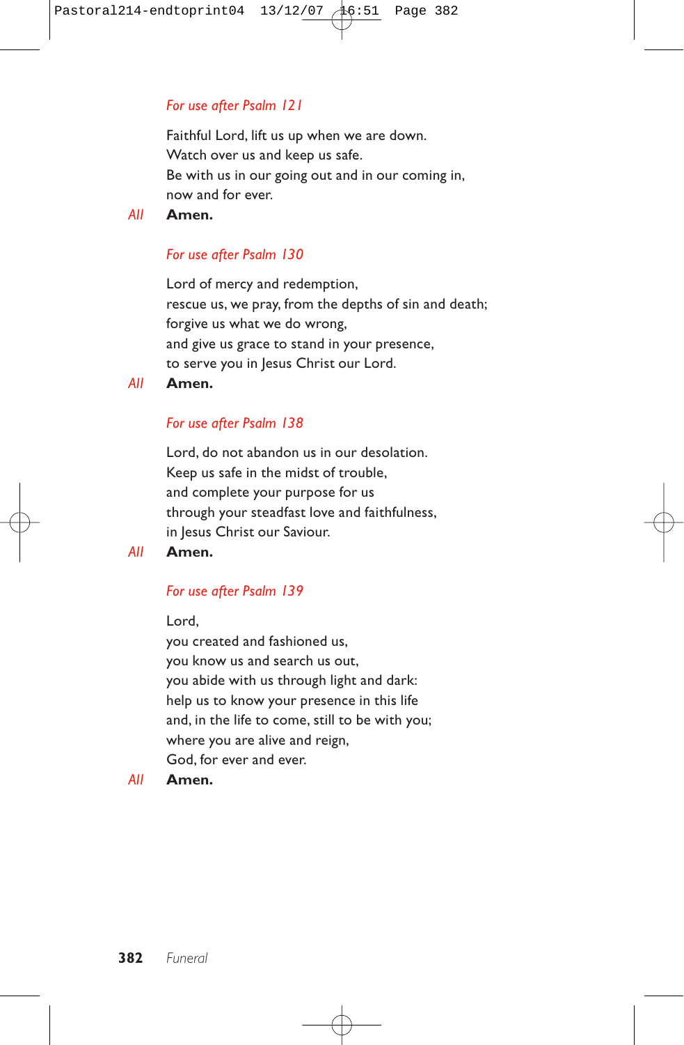*For use after Psalm 121*

Faithful Lord, lift us up when we are down.
Watch over us and keep us safe.
Be with us in our going out and in our coming in,
now and for ever.

*All* **Amen.**

*For use after Psalm 130*

Lord of mercy and redemption,
rescue us, we pray, from the depths of sin and death;
forgive us what we do wrong,
and give us grace to stand in your presence,
to serve you in Jesus Christ our Lord.

*All* **Amen.**

*For use after Psalm 138*

Lord, do not abandon us in our desolation.
Keep us safe in the midst of trouble,
and complete your purpose for us
through your steadfast love and faithfulness,
in Jesus Christ our Saviour.

*All* **Amen.**

*For use after Psalm 139*

Lord,
you created and fashioned us,
you know us and search us out,
you abide with us through light and dark:
help us to know your presence in this life
and, in the life to come, still to be with you;
where you are alive and reign,
God, for ever and ever.

*All* **Amen.**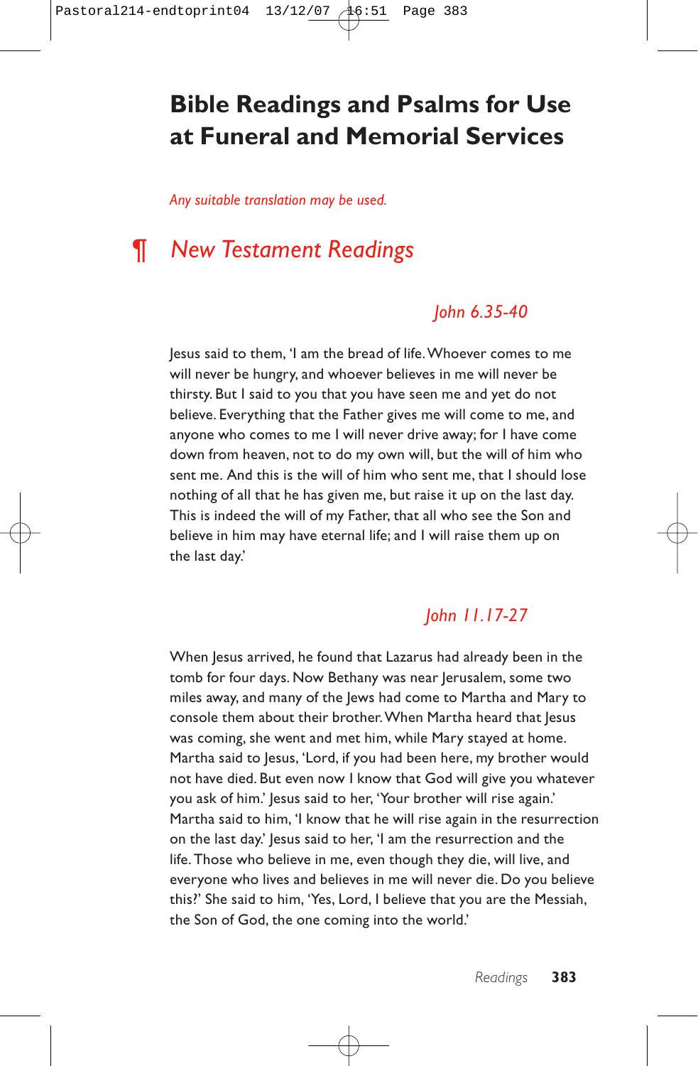# Bible Readings and Psalms for Use at Funeral and Memorial Services

*Any suitable translation may be used.*

## ¶ *New Testament Readings*

### *John 6.35-40*

Jesus said to them, 'I am the bread of life. Whoever comes to me will never be hungry, and whoever believes in me will never be thirsty. But I said to you that you have seen me and yet do not believe. Everything that the Father gives me will come to me, and anyone who comes to me I will never drive away; for I have come down from heaven, not to do my own will, but the will of him who sent me. And this is the will of him who sent me, that I should lose nothing of all that he has given me, but raise it up on the last day. This is indeed the will of my Father, that all who see the Son and believe in him may have eternal life; and I will raise them up on the last day.'

### *John 11.17-27*

When Jesus arrived, he found that Lazarus had already been in the tomb for four days. Now Bethany was near Jerusalem, some two miles away, and many of the Jews had come to Martha and Mary to console them about their brother. When Martha heard that Jesus was coming, she went and met him, while Mary stayed at home. Martha said to Jesus, 'Lord, if you had been here, my brother would not have died. But even now I know that God will give you whatever you ask of him.' Jesus said to her, 'Your brother will rise again.' Martha said to him, 'I know that he will rise again in the resurrection on the last day.' Jesus said to her, 'I am the resurrection and the life. Those who believe in me, even though they die, will live, and everyone who lives and believes in me will never die. Do you believe this?' She said to him, 'Yes, Lord, I believe that you are the Messiah, the Son of God, the one coming into the world.'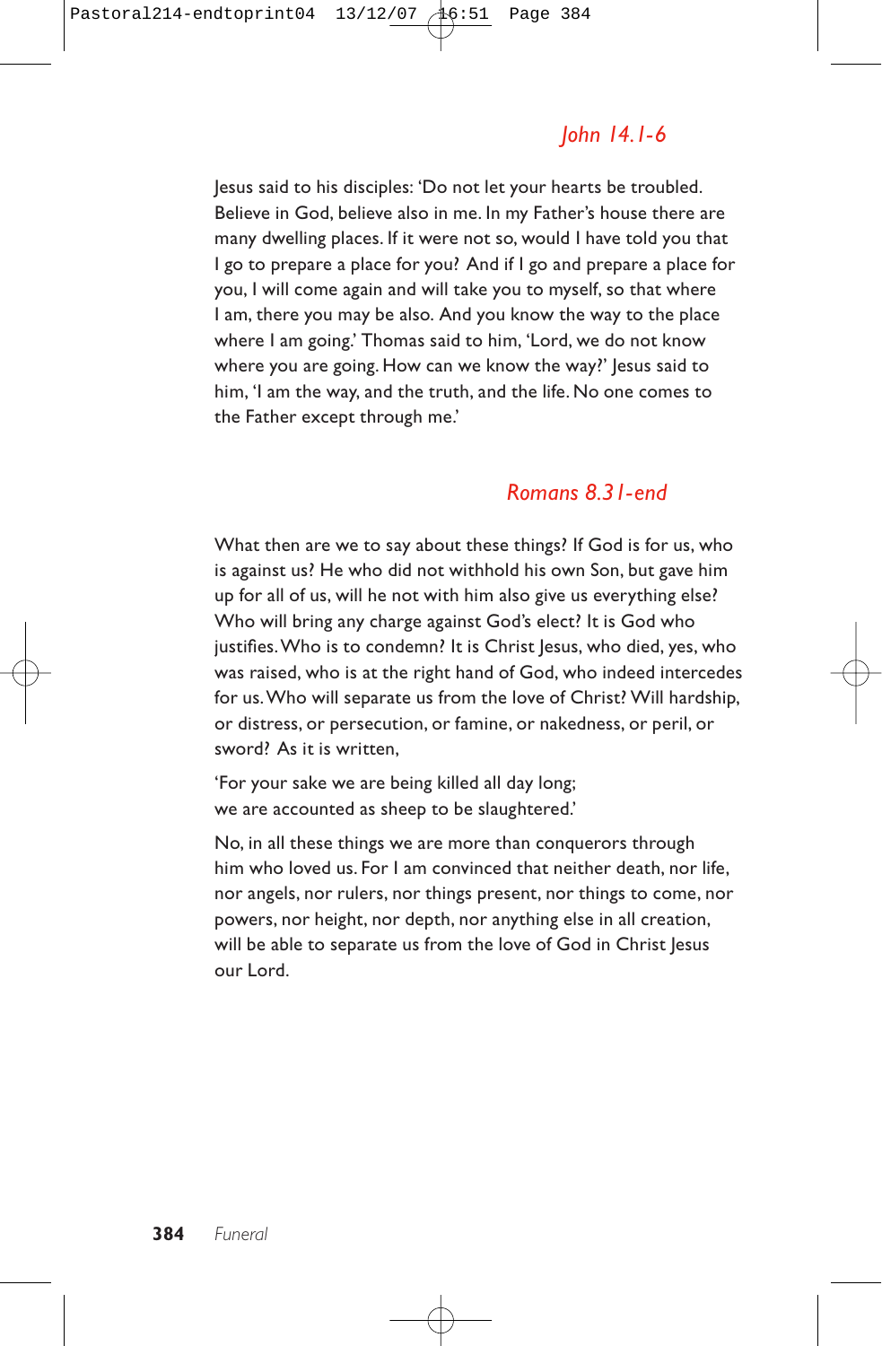## *John 14.1-6*

Jesus said to his disciples: 'Do not let your hearts be troubled. Believe in God, believe also in me. In my Father's house there are many dwelling places. If it were not so, would I have told you that I go to prepare a place for you? And if I go and prepare a place for you, I will come again and will take you to myself, so that where I am, there you may be also. And you know the way to the place where I am going.' Thomas said to him, 'Lord, we do not know where you are going. How can we know the way?' Jesus said to him, 'I am the way, and the truth, and the life. No one comes to the Father except through me.'

## *Romans 8.31-end*

What then are we to say about these things? If God is for us, who is against us? He who did not withhold his own Son, but gave him up for all of us, will he not with him also give us everything else? Who will bring any charge against God's elect? It is God who justifies. Who is to condemn? It is Christ Jesus, who died, yes, who was raised, who is at the right hand of God, who indeed intercedes for us. Who will separate us from the love of Christ? Will hardship, or distress, or persecution, or famine, or nakedness, or peril, or sword? As it is written,

'For your sake we are being killed all day long;
we are accounted as sheep to be slaughtered.'

No, in all these things we are more than conquerors through him who loved us. For I am convinced that neither death, nor life, nor angels, nor rulers, nor things present, nor things to come, nor powers, nor height, nor depth, nor anything else in all creation, will be able to separate us from the love of God in Christ Jesus our Lord.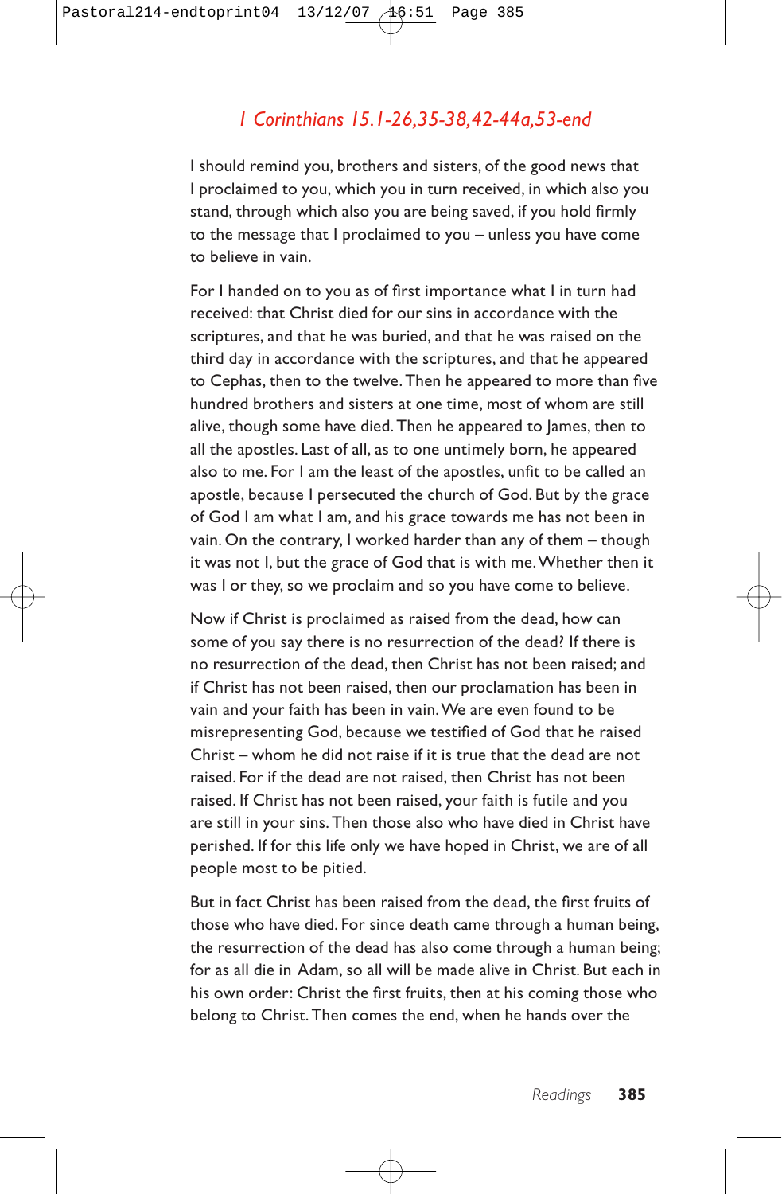## *1 Corinthians 15.1-26,35-38,42-44a,53-end*

I should remind you, brothers and sisters, of the good news that I proclaimed to you, which you in turn received, in which also you stand, through which also you are being saved, if you hold firmly to the message that I proclaimed to you – unless you have come to believe in vain.

For I handed on to you as of first importance what I in turn had received: that Christ died for our sins in accordance with the scriptures, and that he was buried, and that he was raised on the third day in accordance with the scriptures, and that he appeared to Cephas, then to the twelve. Then he appeared to more than five hundred brothers and sisters at one time, most of whom are still alive, though some have died. Then he appeared to James, then to all the apostles. Last of all, as to one untimely born, he appeared also to me. For I am the least of the apostles, unfit to be called an apostle, because I persecuted the church of God. But by the grace of God I am what I am, and his grace towards me has not been in vain. On the contrary, I worked harder than any of them – though it was not I, but the grace of God that is with me. Whether then it was I or they, so we proclaim and so you have come to believe.

Now if Christ is proclaimed as raised from the dead, how can some of you say there is no resurrection of the dead? If there is no resurrection of the dead, then Christ has not been raised; and if Christ has not been raised, then our proclamation has been in vain and your faith has been in vain. We are even found to be misrepresenting God, because we testified of God that he raised Christ – whom he did not raise if it is true that the dead are not raised. For if the dead are not raised, then Christ has not been raised. If Christ has not been raised, your faith is futile and you are still in your sins. Then those also who have died in Christ have perished. If for this life only we have hoped in Christ, we are of all people most to be pitied.

But in fact Christ has been raised from the dead, the first fruits of those who have died. For since death came through a human being, the resurrection of the dead has also come through a human being; for as all die in Adam, so all will be made alive in Christ. But each in his own order: Christ the first fruits, then at his coming those who belong to Christ. Then comes the end, when he hands over the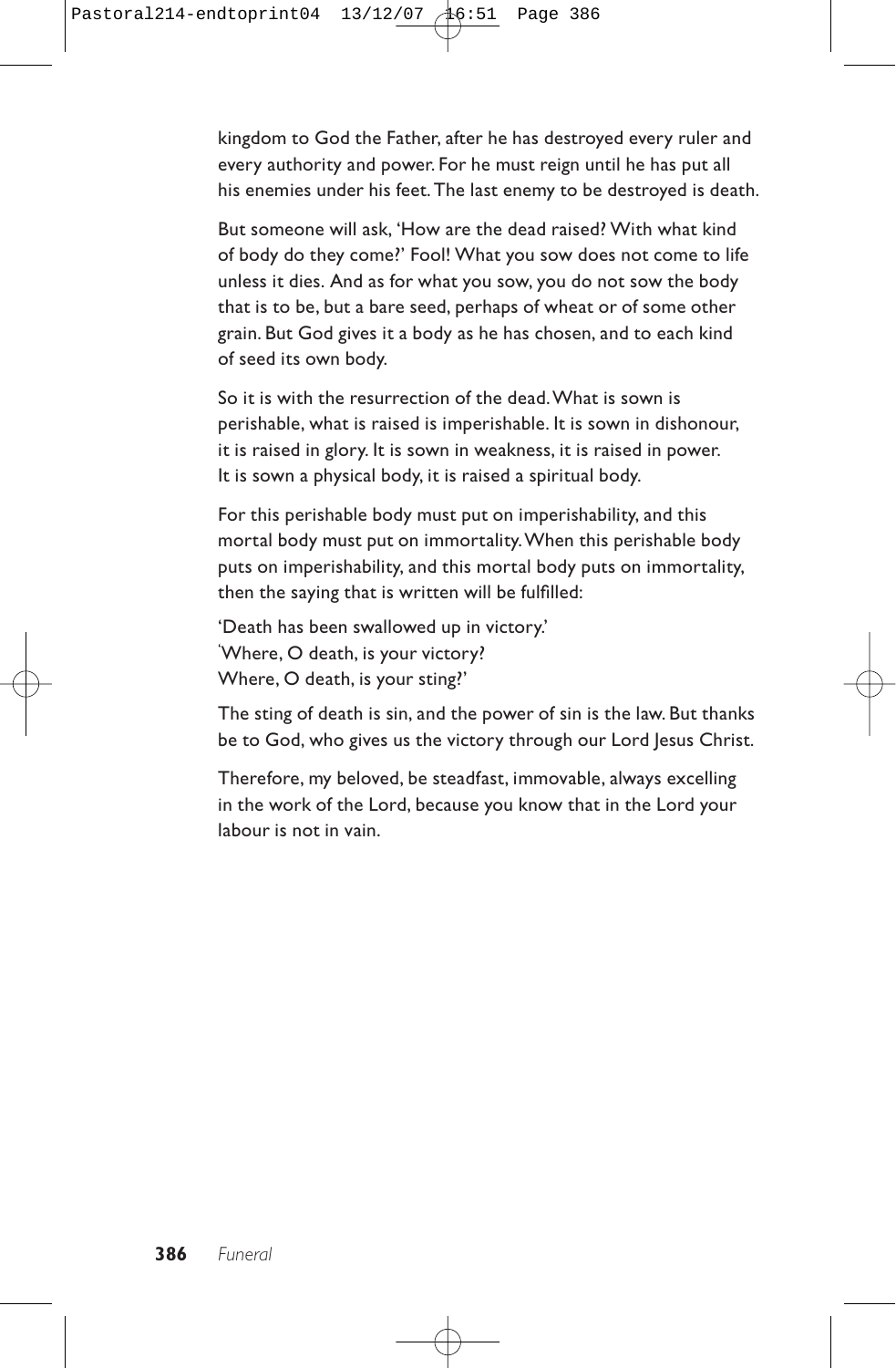kingdom to God the Father, after he has destroyed every ruler and every authority and power. For he must reign until he has put all his enemies under his feet. The last enemy to be destroyed is death.

But someone will ask, 'How are the dead raised? With what kind of body do they come?' Fool! What you sow does not come to life unless it dies. And as for what you sow, you do not sow the body that is to be, but a bare seed, perhaps of wheat or of some other grain. But God gives it a body as he has chosen, and to each kind of seed its own body.

So it is with the resurrection of the dead. What is sown is perishable, what is raised is imperishable. It is sown in dishonour, it is raised in glory. It is sown in weakness, it is raised in power. It is sown a physical body, it is raised a spiritual body.

For this perishable body must put on imperishability, and this mortal body must put on immortality. When this perishable body puts on imperishability, and this mortal body puts on immortality, then the saying that is written will be fulfilled:

'Death has been swallowed up in victory.'
'Where, O death, is your victory?
Where, O death, is your sting?'

The sting of death is sin, and the power of sin is the law. But thanks be to God, who gives us the victory through our Lord Jesus Christ.

Therefore, my beloved, be steadfast, immovable, always excelling in the work of the Lord, because you know that in the Lord your labour is not in vain.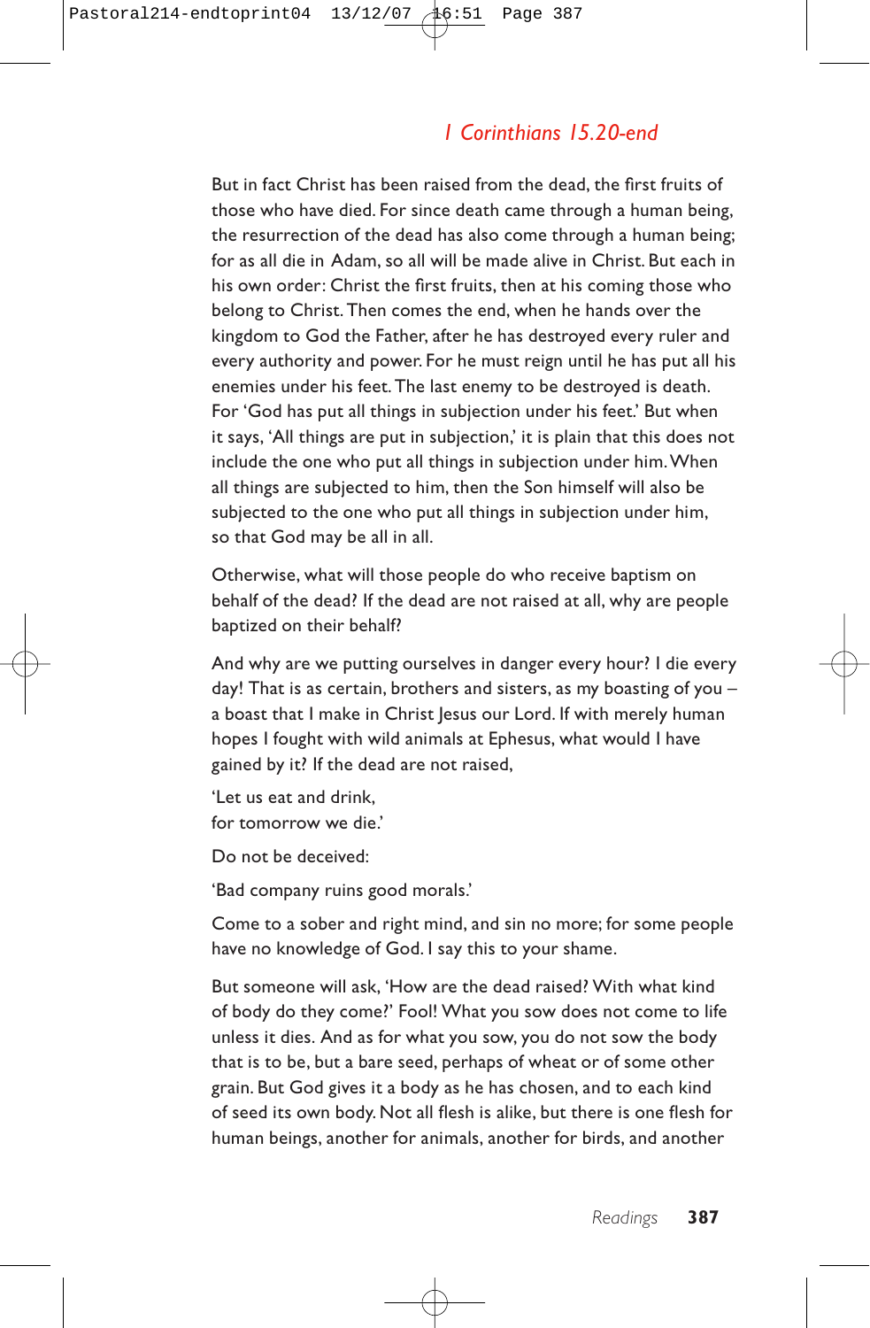## *1 Corinthians 15.20-end*

But in fact Christ has been raised from the dead, the first fruits of those who have died. For since death came through a human being, the resurrection of the dead has also come through a human being; for as all die in Adam, so all will be made alive in Christ. But each in his own order: Christ the first fruits, then at his coming those who belong to Christ. Then comes the end, when he hands over the kingdom to God the Father, after he has destroyed every ruler and every authority and power. For he must reign until he has put all his enemies under his feet. The last enemy to be destroyed is death. For 'God has put all things in subjection under his feet.' But when it says, 'All things are put in subjection,' it is plain that this does not include the one who put all things in subjection under him. When all things are subjected to him, then the Son himself will also be subjected to the one who put all things in subjection under him, so that God may be all in all.

Otherwise, what will those people do who receive baptism on behalf of the dead? If the dead are not raised at all, why are people baptized on their behalf?

And why are we putting ourselves in danger every hour? I die every day! That is as certain, brothers and sisters, as my boasting of you – a boast that I make in Christ Jesus our Lord. If with merely human hopes I fought with wild animals at Ephesus, what would I have gained by it? If the dead are not raised,

'Let us eat and drink,  
for tomorrow we die.'

Do not be deceived:

'Bad company ruins good morals.'

Come to a sober and right mind, and sin no more; for some people have no knowledge of God. I say this to your shame.

But someone will ask, 'How are the dead raised? With what kind of body do they come?' Fool! What you sow does not come to life unless it dies. And as for what you sow, you do not sow the body that is to be, but a bare seed, perhaps of wheat or of some other grain. But God gives it a body as he has chosen, and to each kind of seed its own body. Not all flesh is alike, but there is one flesh for human beings, another for animals, another for birds, and another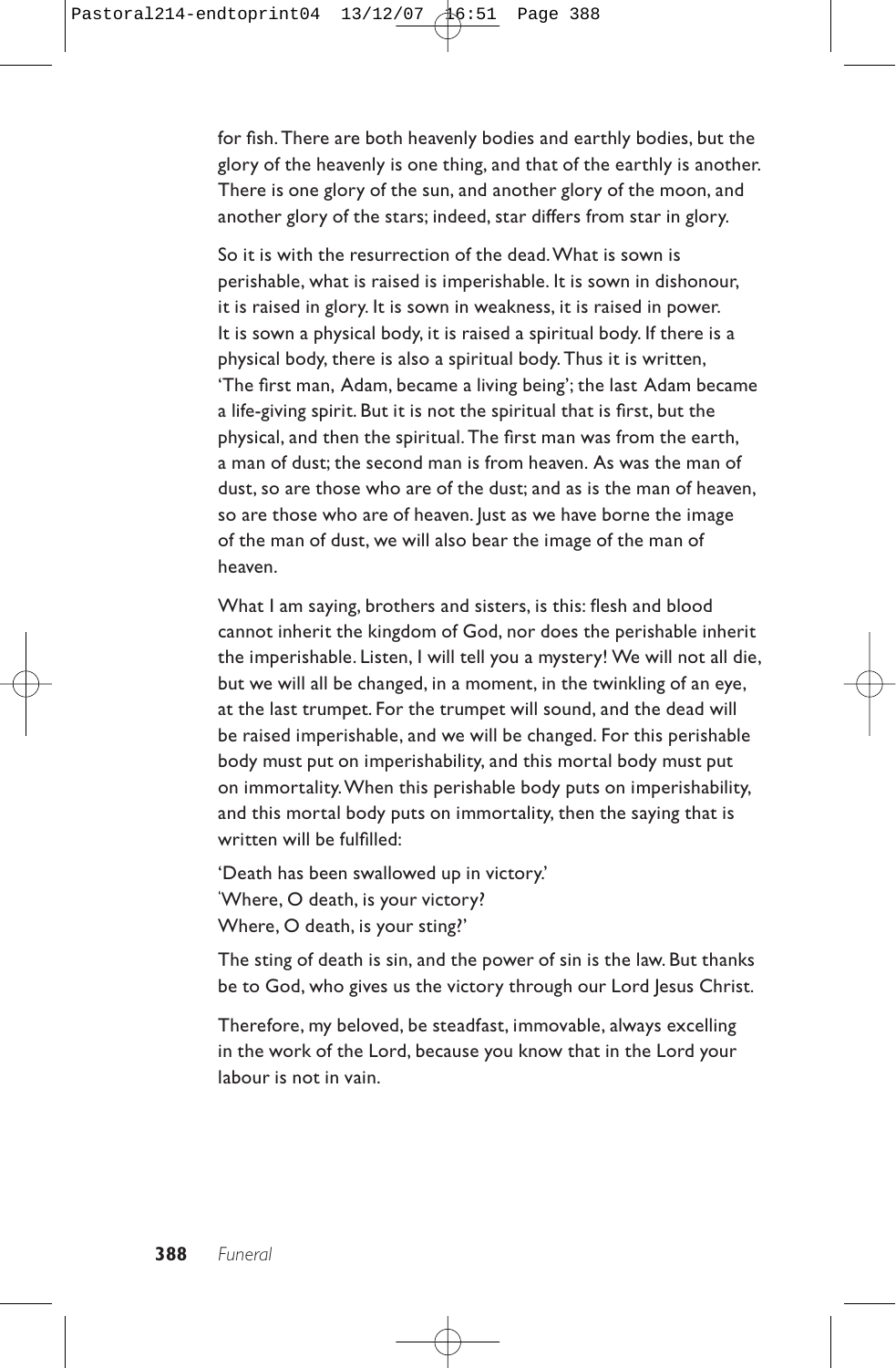for fish. There are both heavenly bodies and earthly bodies, but the glory of the heavenly is one thing, and that of the earthly is another. There is one glory of the sun, and another glory of the moon, and another glory of the stars; indeed, star differs from star in glory.

So it is with the resurrection of the dead. What is sown is perishable, what is raised is imperishable. It is sown in dishonour, it is raised in glory. It is sown in weakness, it is raised in power. It is sown a physical body, it is raised a spiritual body. If there is a physical body, there is also a spiritual body. Thus it is written, 'The first man, Adam, became a living being'; the last Adam became a life-giving spirit. But it is not the spiritual that is first, but the physical, and then the spiritual. The first man was from the earth, a man of dust; the second man is from heaven. As was the man of dust, so are those who are of the dust; and as is the man of heaven, so are those who are of heaven. Just as we have borne the image of the man of dust, we will also bear the image of the man of heaven.

What I am saying, brothers and sisters, is this: flesh and blood cannot inherit the kingdom of God, nor does the perishable inherit the imperishable. Listen, I will tell you a mystery! We will not all die, but we will all be changed, in a moment, in the twinkling of an eye, at the last trumpet. For the trumpet will sound, and the dead will be raised imperishable, and we will be changed. For this perishable body must put on imperishability, and this mortal body must put on immortality. When this perishable body puts on imperishability, and this mortal body puts on immortality, then the saying that is written will be fulfilled:

'Death has been swallowed up in victory.'
'Where, O death, is your victory?
Where, O death, is your sting?'

The sting of death is sin, and the power of sin is the law. But thanks be to God, who gives us the victory through our Lord Jesus Christ.

Therefore, my beloved, be steadfast, immovable, always excelling in the work of the Lord, because you know that in the Lord your labour is not in vain.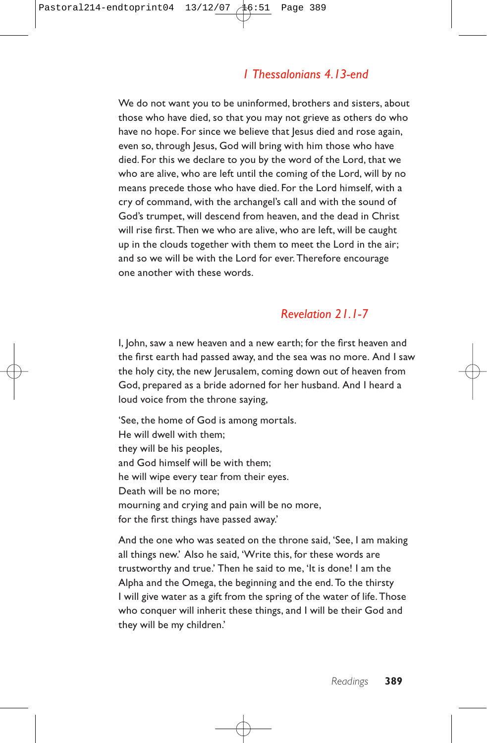## *1 Thessalonians 4.13-end*

We do not want you to be uninformed, brothers and sisters, about those who have died, so that you may not grieve as others do who have no hope. For since we believe that Jesus died and rose again, even so, through Jesus, God will bring with him those who have died. For this we declare to you by the word of the Lord, that we who are alive, who are left until the coming of the Lord, will by no means precede those who have died. For the Lord himself, with a cry of command, with the archangel's call and with the sound of God's trumpet, will descend from heaven, and the dead in Christ will rise first. Then we who are alive, who are left, will be caught up in the clouds together with them to meet the Lord in the air; and so we will be with the Lord for ever. Therefore encourage one another with these words.

## *Revelation 21.1-7*

I, John, saw a new heaven and a new earth; for the first heaven and the first earth had passed away, and the sea was no more. And I saw the holy city, the new Jerusalem, coming down out of heaven from God, prepared as a bride adorned for her husband. And I heard a loud voice from the throne saying,

'See, the home of God is among mortals.  
He will dwell with them;  
they will be his peoples,  
and God himself will be with them;  
he will wipe every tear from their eyes.  
Death will be no more;  
mourning and crying and pain will be no more,  
for the first things have passed away.'

And the one who was seated on the throne said, 'See, I am making all things new.' Also he said, 'Write this, for these words are trustworthy and true.' Then he said to me, 'It is done! I am the Alpha and the Omega, the beginning and the end. To the thirsty I will give water as a gift from the spring of the water of life. Those who conquer will inherit these things, and I will be their God and they will be my children.'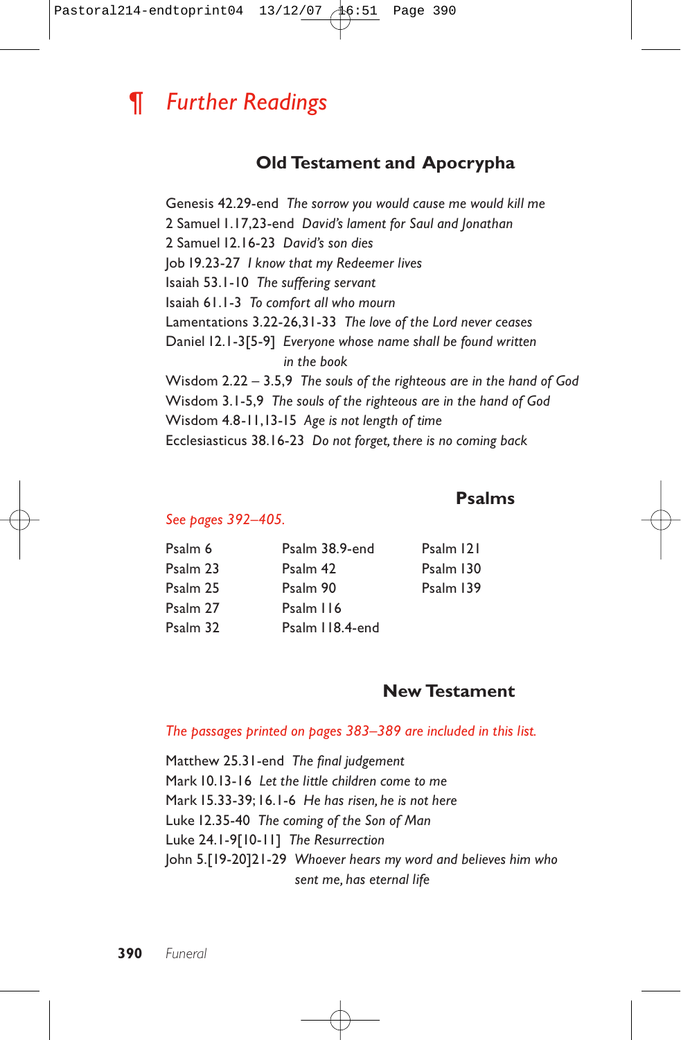# ¶ *Further Readings*

## Old Testament and Apocrypha

Genesis 42.29-end *The sorrow you would cause me would kill me*
2 Samuel 1.17,23-end *David's lament for Saul and Jonathan*
2 Samuel 12.16-23 *David's son dies*
Job 19.23-27 *I know that my Redeemer lives*
Isaiah 53.1-10 *The suffering servant*
Isaiah 61.1-3 *To comfort all who mourn*
Lamentations 3.22-26,31-33 *The love of the Lord never ceases*
Daniel 12.1-3[5-9] *Everyone whose name shall be found written in the book*
Wisdom 2.22 – 3.5,9 *The souls of the righteous are in the hand of God*
Wisdom 3.1-5,9 *The souls of the righteous are in the hand of God*
Wisdom 4.8-11,13-15 *Age is not length of time*
Ecclesiasticus 38.16-23 *Do not forget, there is no coming back*

## Psalms

*See pages 392–405.*

| | | |
|---|---|---|
| Psalm 6 | Psalm 38.9-end | Psalm 121 |
| Psalm 23 | Psalm 42 | Psalm 130 |
| Psalm 25 | Psalm 90 | Psalm 139 |
| Psalm 27 | Psalm 116 | |
| Psalm 32 | Psalm 118.4-end | |

## New Testament

*The passages printed on pages 383–389 are included in this list.*

Matthew 25.31-end *The final judgement*
Mark 10.13-16 *Let the little children come to me*
Mark 15.33-39; 16.1-6 *He has risen, he is not here*
Luke 12.35-40 *The coming of the Son of Man*
Luke 24.1-9[10-11] *The Resurrection*
John 5.[19-20]21-29 *Whoever hears my word and believes him who sent me, has eternal life*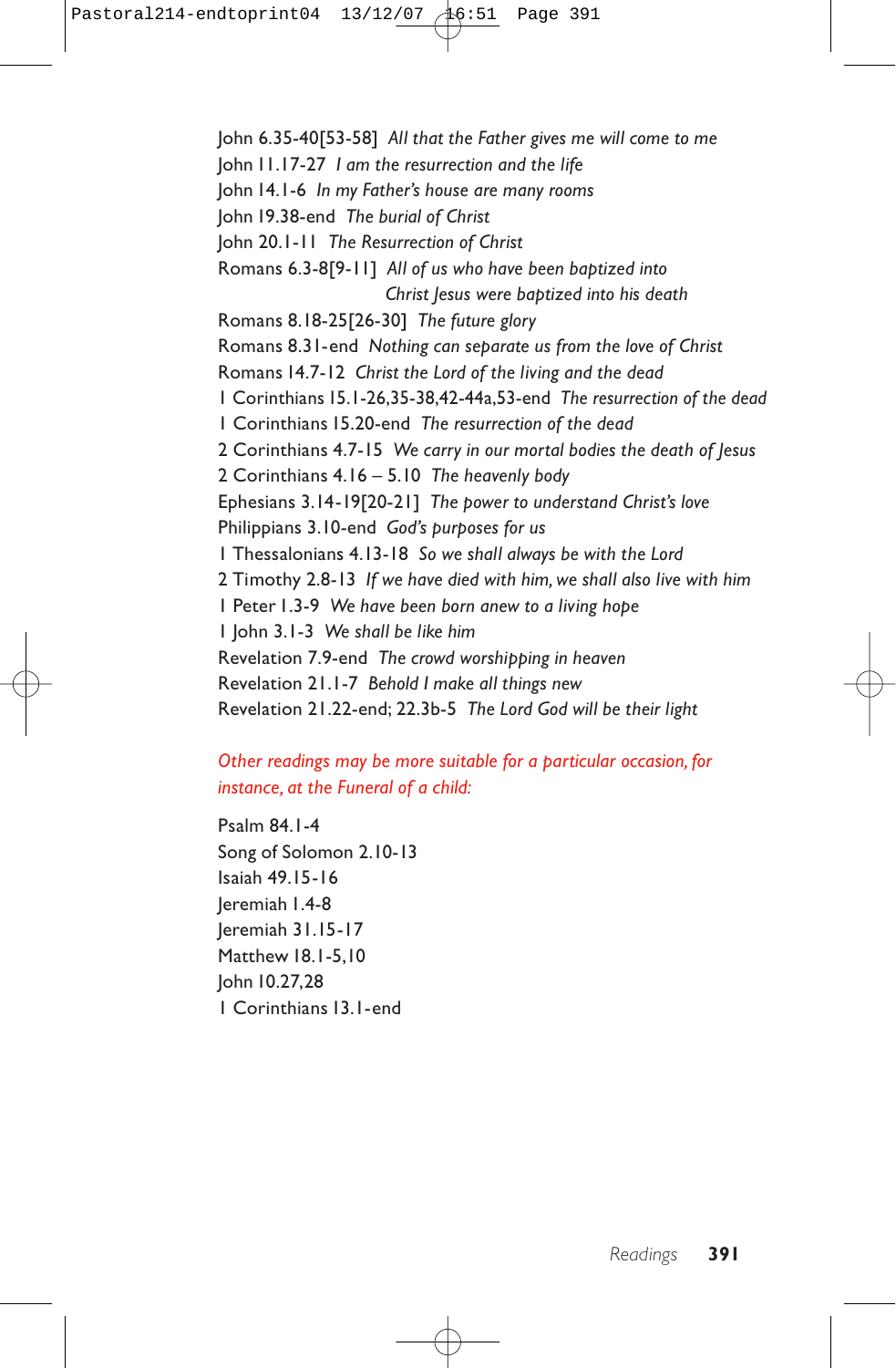John 6.35-40[53-58] *All that the Father gives me will come to me*
John 11.17-27 *I am the resurrection and the life*
John 14.1-6 *In my Father's house are many rooms*
John 19.38-end *The burial of Christ*
John 20.1-11 *The Resurrection of Christ*
Romans 6.3-8[9-11] *All of us who have been baptized into Christ Jesus were baptized into his death*
Romans 8.18-25[26-30] *The future glory*
Romans 8.31-end *Nothing can separate us from the love of Christ*
Romans 14.7-12 *Christ the Lord of the living and the dead*
1 Corinthians 15.1-26,35-38,42-44a,53-end *The resurrection of the dead*
1 Corinthians 15.20-end *The resurrection of the dead*
2 Corinthians 4.7-15 *We carry in our mortal bodies the death of Jesus*
2 Corinthians 4.16 – 5.10 *The heavenly body*
Ephesians 3.14-19[20-21] *The power to understand Christ's love*
Philippians 3.10-end *God's purposes for us*
1 Thessalonians 4.13-18 *So we shall always be with the Lord*
2 Timothy 2.8-13 *If we have died with him, we shall also live with him*
1 Peter 1.3-9 *We have been born anew to a living hope*
1 John 3.1-3 *We shall be like him*
Revelation 7.9-end *The crowd worshipping in heaven*
Revelation 21.1-7 *Behold I make all things new*
Revelation 21.22-end; 22.3b-5 *The Lord God will be their light*

*Other readings may be more suitable for a particular occasion, for instance, at the Funeral of a child:*

Psalm 84.1-4
Song of Solomon 2.10-13
Isaiah 49.15-16
Jeremiah 1.4-8
Jeremiah 31.15-17
Matthew 18.1-5,10
John 10.27,28
1 Corinthians 13.1-end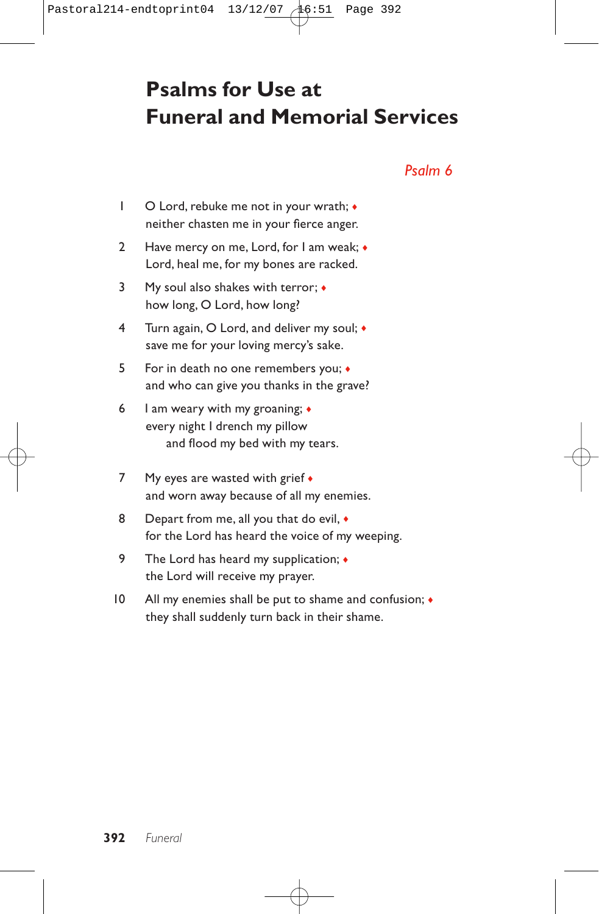# Psalms for Use at Funeral and Memorial Services

## *Psalm 6*

1 O Lord, rebuke me not in your wrath; ♦
neither chasten me in your fierce anger.

2 Have mercy on me, Lord, for I am weak; ♦
Lord, heal me, for my bones are racked.

3 My soul also shakes with terror; ♦
how long, O Lord, how long?

4 Turn again, O Lord, and deliver my soul; ♦
save me for your loving mercy's sake.

5 For in death no one remembers you; ♦
and who can give you thanks in the grave?

6 I am weary with my groaning; ♦
every night I drench my pillow
and flood my bed with my tears.

7 My eyes are wasted with grief ♦
and worn away because of all my enemies.

8 Depart from me, all you that do evil, ♦
for the Lord has heard the voice of my weeping.

9 The Lord has heard my supplication; ♦
the Lord will receive my prayer.

10 All my enemies shall be put to shame and confusion; ♦
they shall suddenly turn back in their shame.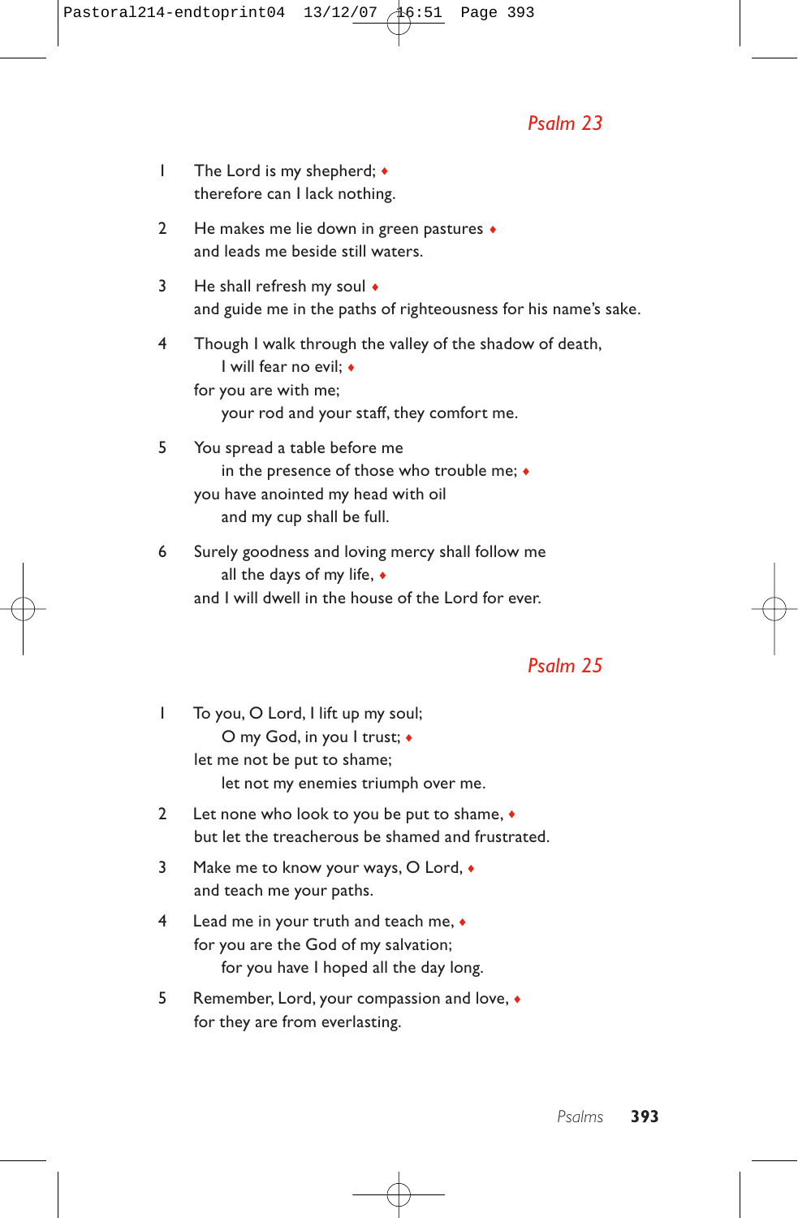## *Psalm 23*

1 The Lord is my shepherd; ♦
therefore can I lack nothing.

2 He makes me lie down in green pastures ♦
and leads me beside still waters.

3 He shall refresh my soul ♦
and guide me in the paths of righteousness for his name's sake.

4 Though I walk through the valley of the shadow of death,
  I will fear no evil; ♦
for you are with me;
  your rod and your staff, they comfort me.

5 You spread a table before me
  in the presence of those who trouble me; ♦
you have anointed my head with oil
  and my cup shall be full.

6 Surely goodness and loving mercy shall follow me
  all the days of my life, ♦
and I will dwell in the house of the Lord for ever.

## *Psalm 25*

1 To you, O Lord, I lift up my soul;
  O my God, in you I trust; ♦
let me not be put to shame;
  let not my enemies triumph over me.

2 Let none who look to you be put to shame, ♦
but let the treacherous be shamed and frustrated.

3 Make me to know your ways, O Lord, ♦
and teach me your paths.

4 Lead me in your truth and teach me, ♦
for you are the God of my salvation;
  for you have I hoped all the day long.

5 Remember, Lord, your compassion and love, ♦
for they are from everlasting.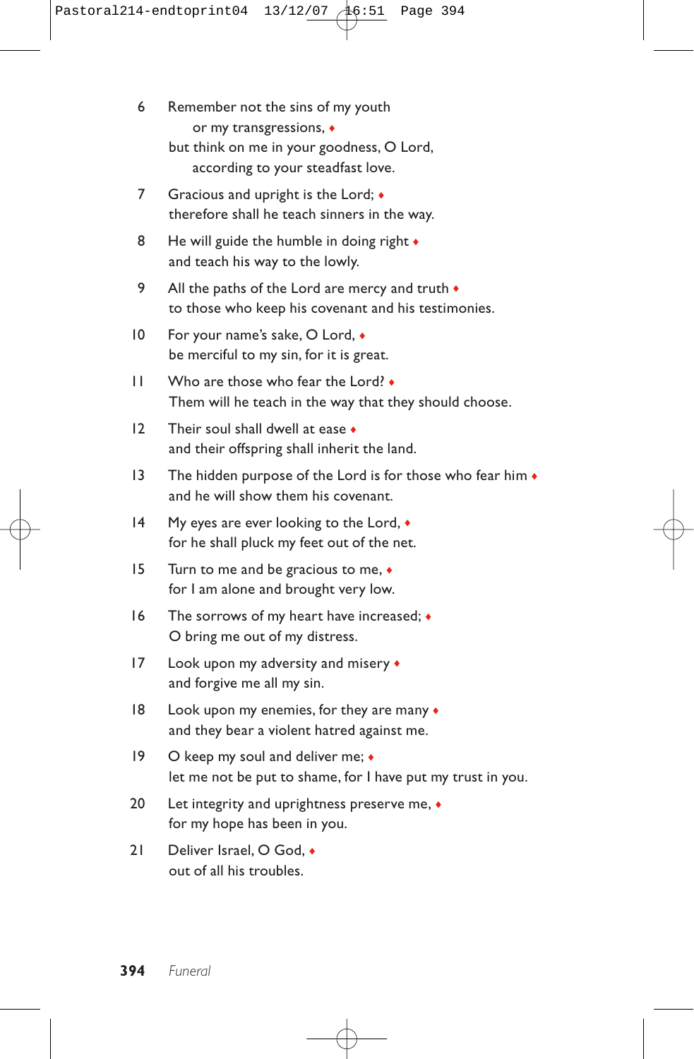6 Remember not the sins of my youth
  or my transgressions, ♦
but think on me in your goodness, O Lord,
  according to your steadfast love.

7 Gracious and upright is the Lord; ♦
therefore shall he teach sinners in the way.

8 He will guide the humble in doing right ♦
and teach his way to the lowly.

9 All the paths of the Lord are mercy and truth ♦
to those who keep his covenant and his testimonies.

10 For your name's sake, O Lord, ♦
be merciful to my sin, for it is great.

11 Who are those who fear the Lord? ♦
Them will he teach in the way that they should choose.

12 Their soul shall dwell at ease ♦
and their offspring shall inherit the land.

13 The hidden purpose of the Lord is for those who fear him ♦
and he will show them his covenant.

14 My eyes are ever looking to the Lord, ♦
for he shall pluck my feet out of the net.

15 Turn to me and be gracious to me, ♦
for I am alone and brought very low.

16 The sorrows of my heart have increased; ♦
O bring me out of my distress.

17 Look upon my adversity and misery ♦
and forgive me all my sin.

18 Look upon my enemies, for they are many ♦
and they bear a violent hatred against me.

19 O keep my soul and deliver me; ♦
let me not be put to shame, for I have put my trust in you.

20 Let integrity and uprightness preserve me, ♦
for my hope has been in you.

21 Deliver Israel, O God, ♦
out of all his troubles.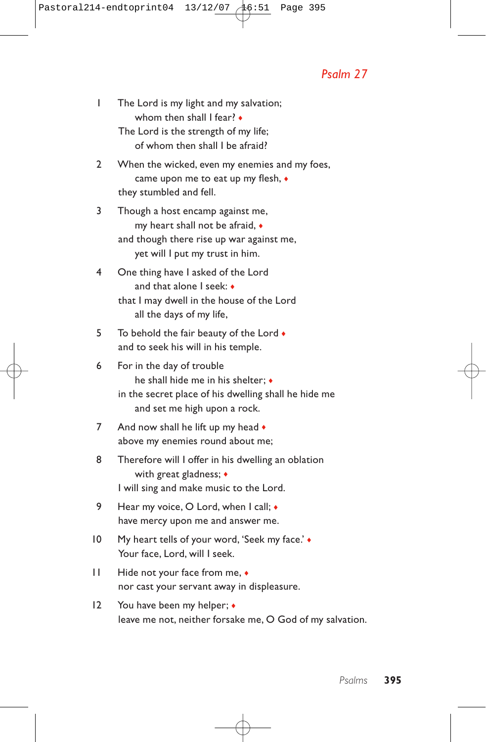## *Psalm 27*

1. The Lord is my light and my salvation;  
   whom then shall I fear? ♦  
   The Lord is the strength of my life;  
   of whom then shall I be afraid?

2. When the wicked, even my enemies and my foes,  
   came upon me to eat up my flesh, ♦  
   they stumbled and fell.

3. Though a host encamp against me,  
   my heart shall not be afraid, ♦  
   and though there rise up war against me,  
   yet will I put my trust in him.

4. One thing have I asked of the Lord  
   and that alone I seek: ♦  
   that I may dwell in the house of the Lord  
   all the days of my life,

5. To behold the fair beauty of the Lord ♦  
   and to seek his will in his temple.

6. For in the day of trouble  
   he shall hide me in his shelter; ♦  
   in the secret place of his dwelling shall he hide me  
   and set me high upon a rock.

7. And now shall he lift up my head ♦  
   above my enemies round about me;

8. Therefore will I offer in his dwelling an oblation  
   with great gladness; ♦  
   I will sing and make music to the Lord.

9. Hear my voice, O Lord, when I call; ♦  
   have mercy upon me and answer me.

10. My heart tells of your word, 'Seek my face.' ♦  
    Your face, Lord, will I seek.

11. Hide not your face from me, ♦  
    nor cast your servant away in displeasure.

12. You have been my helper; ♦  
    leave me not, neither forsake me, O God of my salvation.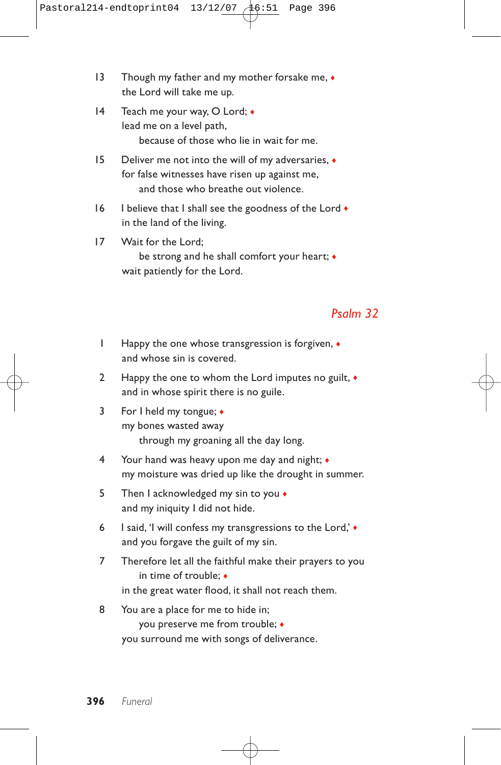13 Though my father and my mother forsake me, ♦
the Lord will take me up.

14 Teach me your way, O Lord; ♦
lead me on a level path,
  because of those who lie in wait for me.

15 Deliver me not into the will of my adversaries, ♦
for false witnesses have risen up against me,
  and those who breathe out violence.

16 I believe that I shall see the goodness of the Lord ♦
in the land of the living.

17 Wait for the Lord;
  be strong and he shall comfort your heart; ♦
wait patiently for the Lord.

## *Psalm 32*

1 Happy the one whose transgression is forgiven, ♦
and whose sin is covered.

2 Happy the one to whom the Lord imputes no guilt, ♦
and in whose spirit there is no guile.

3 For I held my tongue; ♦
my bones wasted away
  through my groaning all the day long.

4 Your hand was heavy upon me day and night; ♦
my moisture was dried up like the drought in summer.

5 Then I acknowledged my sin to you ♦
and my iniquity I did not hide.

6 I said, 'I will confess my transgressions to the Lord,' ♦
and you forgave the guilt of my sin.

7 Therefore let all the faithful make their prayers to you
  in time of trouble; ♦
in the great water flood, it shall not reach them.

8 You are a place for me to hide in;
  you preserve me from trouble; ♦
you surround me with songs of deliverance.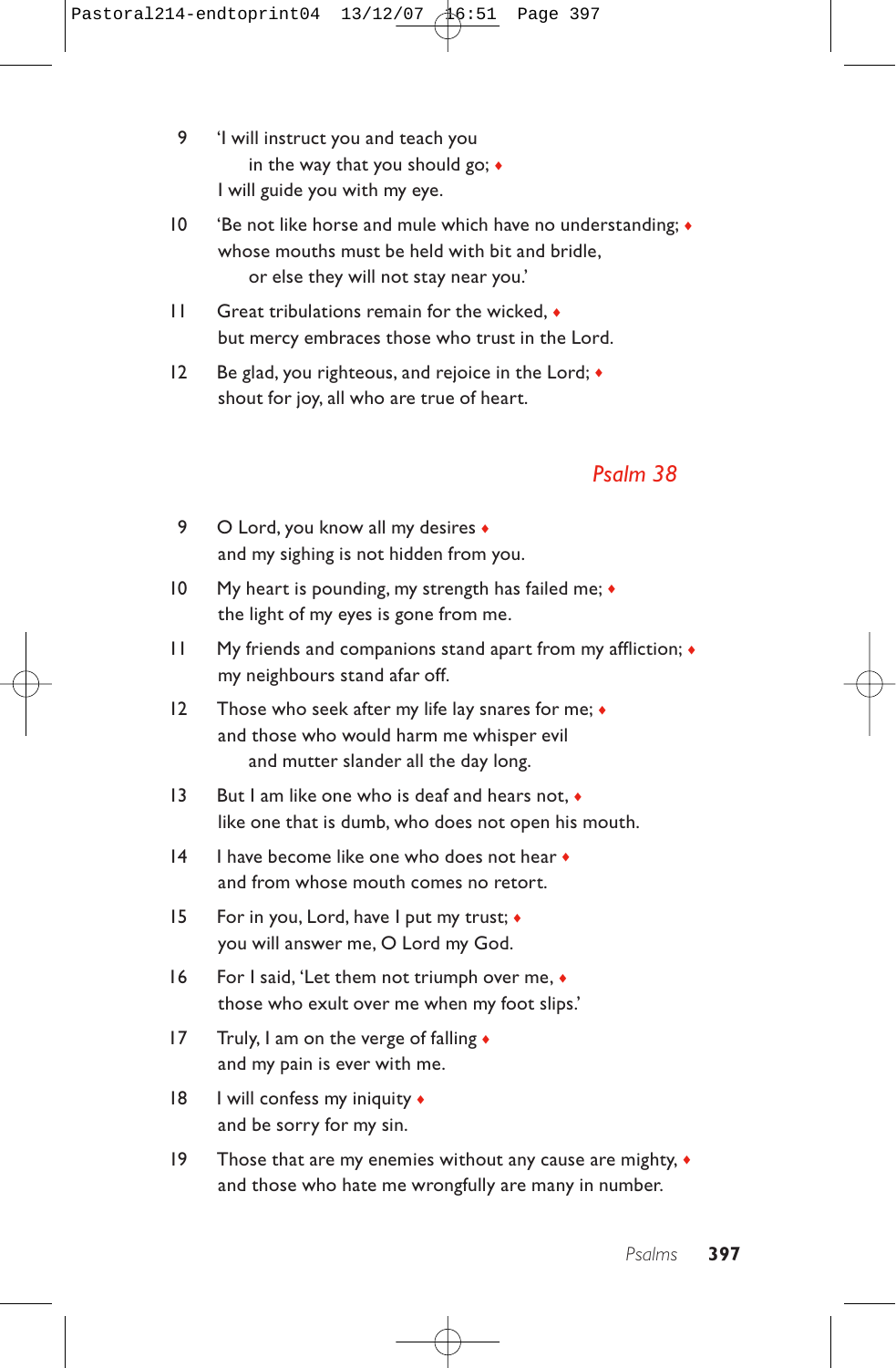9 ‘I will instruct you and teach you
  in the way that you should go; ♦
I will guide you with my eye.

10 ‘Be not like horse and mule which have no understanding; ♦
whose mouths must be held with bit and bridle,
  or else they will not stay near you.’

11 Great tribulations remain for the wicked, ♦
but mercy embraces those who trust in the Lord.

12 Be glad, you righteous, and rejoice in the Lord; ♦
shout for joy, all who are true of heart.

## *Psalm 38*

9 O Lord, you know all my desires ♦
and my sighing is not hidden from you.

10 My heart is pounding, my strength has failed me; ♦
the light of my eyes is gone from me.

11 My friends and companions stand apart from my affliction; ♦
my neighbours stand afar off.

12 Those who seek after my life lay snares for me; ♦
and those who would harm me whisper evil
  and mutter slander all the day long.

13 But I am like one who is deaf and hears not, ♦
like one that is dumb, who does not open his mouth.

14 I have become like one who does not hear ♦
and from whose mouth comes no retort.

15 For in you, Lord, have I put my trust; ♦
you will answer me, O Lord my God.

16 For I said, ‘Let them not triumph over me, ♦
those who exult over me when my foot slips.’

17 Truly, I am on the verge of falling ♦
and my pain is ever with me.

18 I will confess my iniquity ♦
and be sorry for my sin.

19 Those that are my enemies without any cause are mighty, ♦
and those who hate me wrongfully are many in number.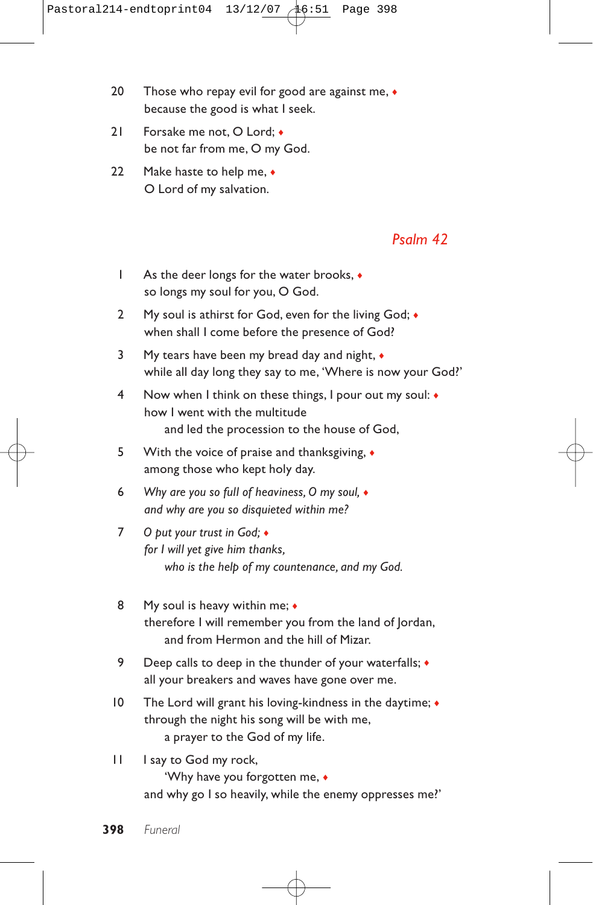20 Those who repay evil for good are against me, ♦
because the good is what I seek.

21 Forsake me not, O Lord; ♦
be not far from me, O my God.

22 Make haste to help me, ♦
O Lord of my salvation.

## *Psalm 42*

1 As the deer longs for the water brooks, ♦
so longs my soul for you, O God.

2 My soul is athirst for God, even for the living God; ♦
when shall I come before the presence of God?

3 My tears have been my bread day and night, ♦
while all day long they say to me, 'Where is now your God?'

4 Now when I think on these things, I pour out my soul: ♦
how I went with the multitude
and led the procession to the house of God,

5 With the voice of praise and thanksgiving, ♦
among those who kept holy day.

6 *Why are you so full of heaviness, O my soul,* ♦
*and why are you so disquieted within me?*

7 *O put your trust in God;* ♦
*for I will yet give him thanks,*
*who is the help of my countenance, and my God.*

8 My soul is heavy within me; ♦
therefore I will remember you from the land of Jordan,
and from Hermon and the hill of Mizar.

9 Deep calls to deep in the thunder of your waterfalls; ♦
all your breakers and waves have gone over me.

10 The Lord will grant his loving-kindness in the daytime; ♦
through the night his song will be with me,
a prayer to the God of my life.

11 I say to God my rock,
'Why have you forgotten me, ♦
and why go I so heavily, while the enemy oppresses me?'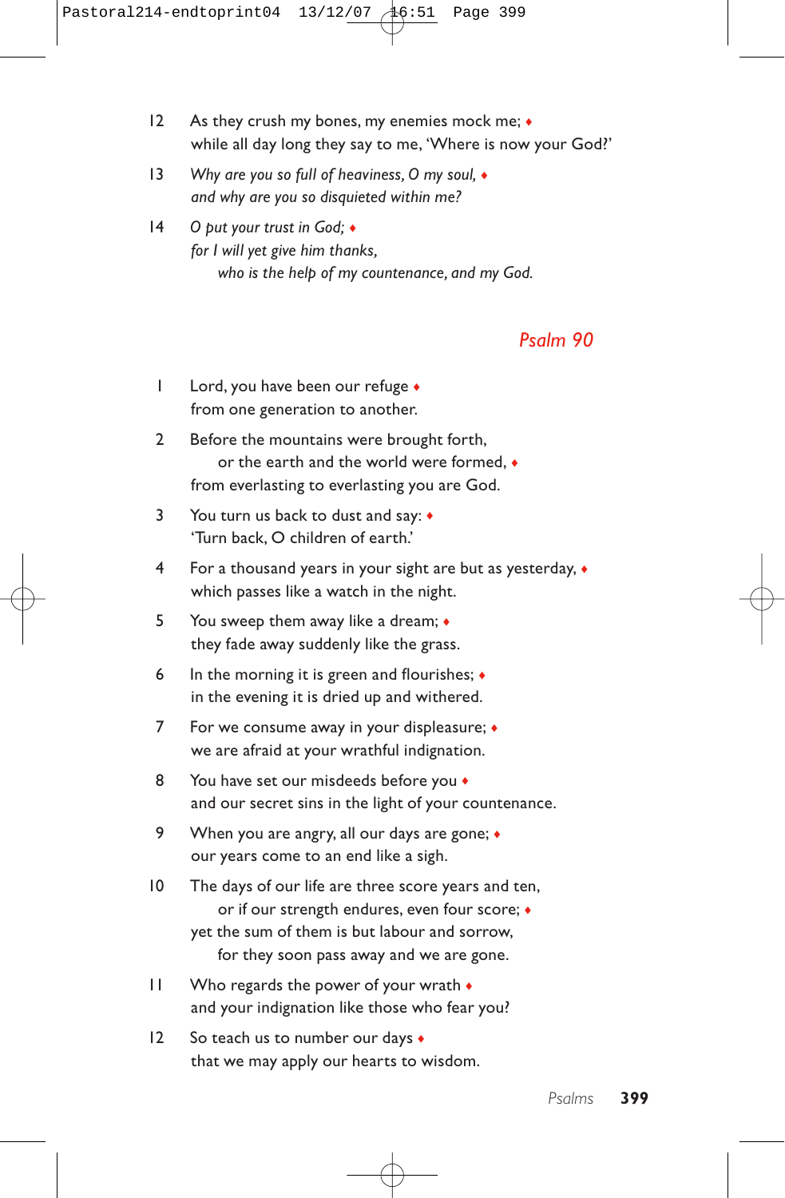12 As they crush my bones, my enemies mock me; ♦
while all day long they say to me, 'Where is now your God?'

13 *Why are you so full of heaviness, O my soul,* ♦
*and why are you so disquieted within me?*

14 *O put your trust in God;* ♦
*for I will yet give him thanks,*
*who is the help of my countenance, and my God.*

## Psalm 90

1 Lord, you have been our refuge ♦
from one generation to another.

2 Before the mountains were brought forth,
or the earth and the world were formed, ♦
from everlasting to everlasting you are God.

3 You turn us back to dust and say: ♦
'Turn back, O children of earth.'

4 For a thousand years in your sight are but as yesterday, ♦
which passes like a watch in the night.

5 You sweep them away like a dream; ♦
they fade away suddenly like the grass.

6 In the morning it is green and flourishes; ♦
in the evening it is dried up and withered.

7 For we consume away in your displeasure; ♦
we are afraid at your wrathful indignation.

8 You have set our misdeeds before you ♦
and our secret sins in the light of your countenance.

9 When you are angry, all our days are gone; ♦
our years come to an end like a sigh.

10 The days of our life are three score years and ten,
or if our strength endures, even four score; ♦
yet the sum of them is but labour and sorrow,
for they soon pass away and we are gone.

11 Who regards the power of your wrath ♦
and your indignation like those who fear you?

12 So teach us to number our days ♦
that we may apply our hearts to wisdom.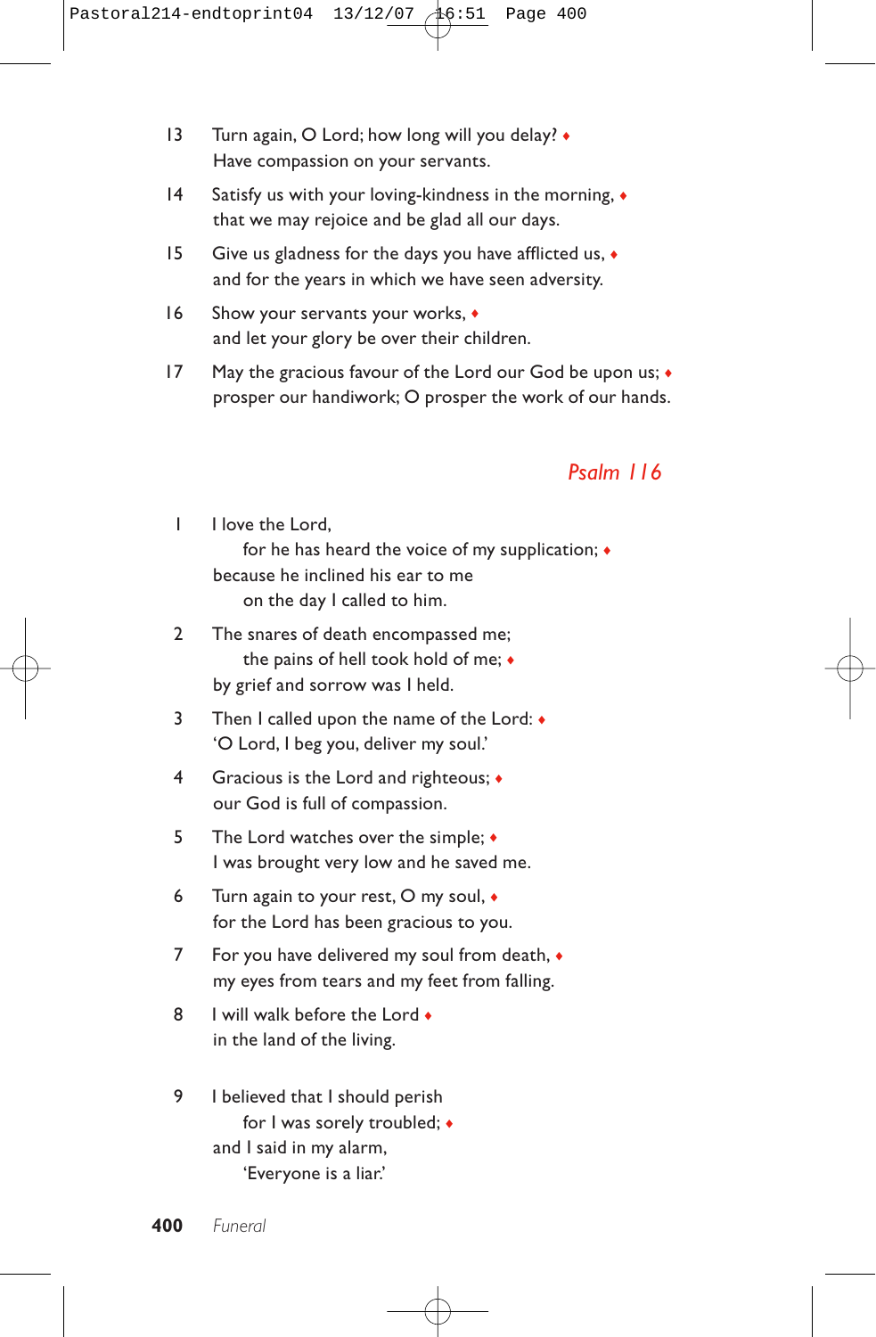13 Turn again, O Lord; how long will you delay? ♦
Have compassion on your servants.

14 Satisfy us with your loving-kindness in the morning, ♦
that we may rejoice and be glad all our days.

15 Give us gladness for the days you have afflicted us, ♦
and for the years in which we have seen adversity.

16 Show your servants your works, ♦
and let your glory be over their children.

17 May the gracious favour of the Lord our God be upon us; ♦
prosper our handiwork; O prosper the work of our hands.

## *Psalm 116*

1 I love the Lord,
  for he has heard the voice of my supplication; ♦
because he inclined his ear to me
  on the day I called to him.

2 The snares of death encompassed me;
  the pains of hell took hold of me; ♦
by grief and sorrow was I held.

3 Then I called upon the name of the Lord: ♦
'O Lord, I beg you, deliver my soul.'

4 Gracious is the Lord and righteous; ♦
our God is full of compassion.

5 The Lord watches over the simple; ♦
I was brought very low and he saved me.

6 Turn again to your rest, O my soul, ♦
for the Lord has been gracious to you.

7 For you have delivered my soul from death, ♦
my eyes from tears and my feet from falling.

8 I will walk before the Lord ♦
in the land of the living.

9 I believed that I should perish
  for I was sorely troubled; ♦
and I said in my alarm,
  'Everyone is a liar.'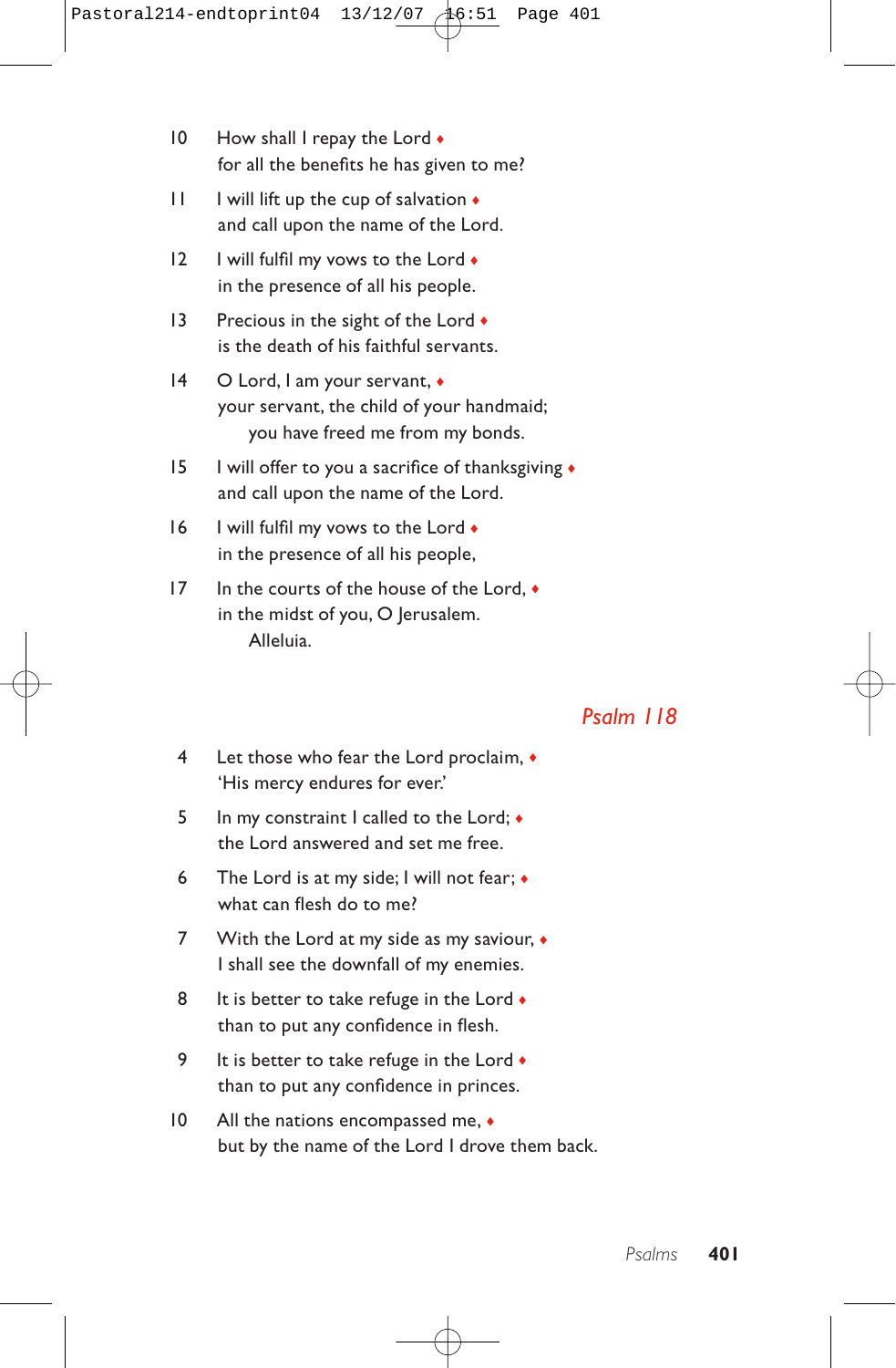10 How shall I repay the Lord ♦
for all the benefits he has given to me?

11 I will lift up the cup of salvation ♦
and call upon the name of the Lord.

12 I will fulfil my vows to the Lord ♦
in the presence of all his people.

13 Precious in the sight of the Lord ♦
is the death of his faithful servants.

14 O Lord, I am your servant, ♦
your servant, the child of your handmaid;
you have freed me from my bonds.

15 I will offer to you a sacrifice of thanksgiving ♦
and call upon the name of the Lord.

16 I will fulfil my vows to the Lord ♦
in the presence of all his people,

17 In the courts of the house of the Lord, ♦
in the midst of you, O Jerusalem.
Alleluia.

## *Psalm 118*

4 Let those who fear the Lord proclaim, ♦
'His mercy endures for ever.'

5 In my constraint I called to the Lord; ♦
the Lord answered and set me free.

6 The Lord is at my side; I will not fear; ♦
what can flesh do to me?

7 With the Lord at my side as my saviour, ♦
I shall see the downfall of my enemies.

8 It is better to take refuge in the Lord ♦
than to put any confidence in flesh.

9 It is better to take refuge in the Lord ♦
than to put any confidence in princes.

10 All the nations encompassed me, ♦
but by the name of the Lord I drove them back.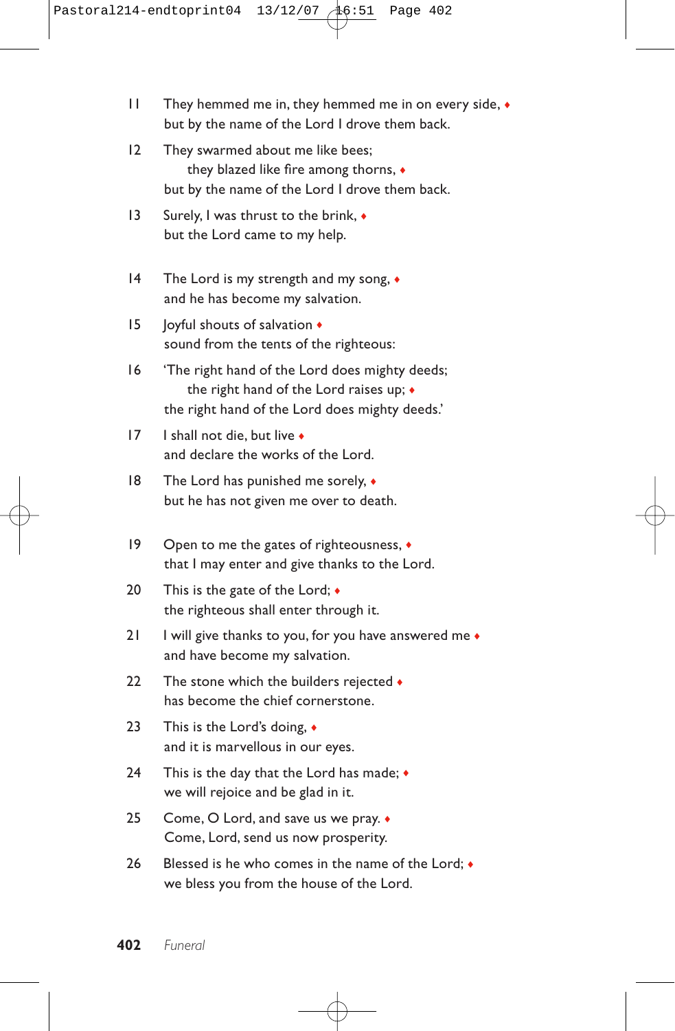11 They hemmed me in, they hemmed me in on every side, ♦
but by the name of the Lord I drove them back.

12 They swarmed about me like bees;
they blazed like fire among thorns, ♦
but by the name of the Lord I drove them back.

13 Surely, I was thrust to the brink, ♦
but the Lord came to my help.

14 The Lord is my strength and my song, ♦
and he has become my salvation.

15 Joyful shouts of salvation ♦
sound from the tents of the righteous:

16 'The right hand of the Lord does mighty deeds;
the right hand of the Lord raises up; ♦
the right hand of the Lord does mighty deeds.'

17 I shall not die, but live ♦
and declare the works of the Lord.

18 The Lord has punished me sorely, ♦
but he has not given me over to death.

19 Open to me the gates of righteousness, ♦
that I may enter and give thanks to the Lord.

20 This is the gate of the Lord; ♦
the righteous shall enter through it.

21 I will give thanks to you, for you have answered me ♦
and have become my salvation.

22 The stone which the builders rejected ♦
has become the chief cornerstone.

23 This is the Lord's doing, ♦
and it is marvellous in our eyes.

24 This is the day that the Lord has made; ♦
we will rejoice and be glad in it.

25 Come, O Lord, and save us we pray. ♦
Come, Lord, send us now prosperity.

26 Blessed is he who comes in the name of the Lord; ♦
we bless you from the house of the Lord.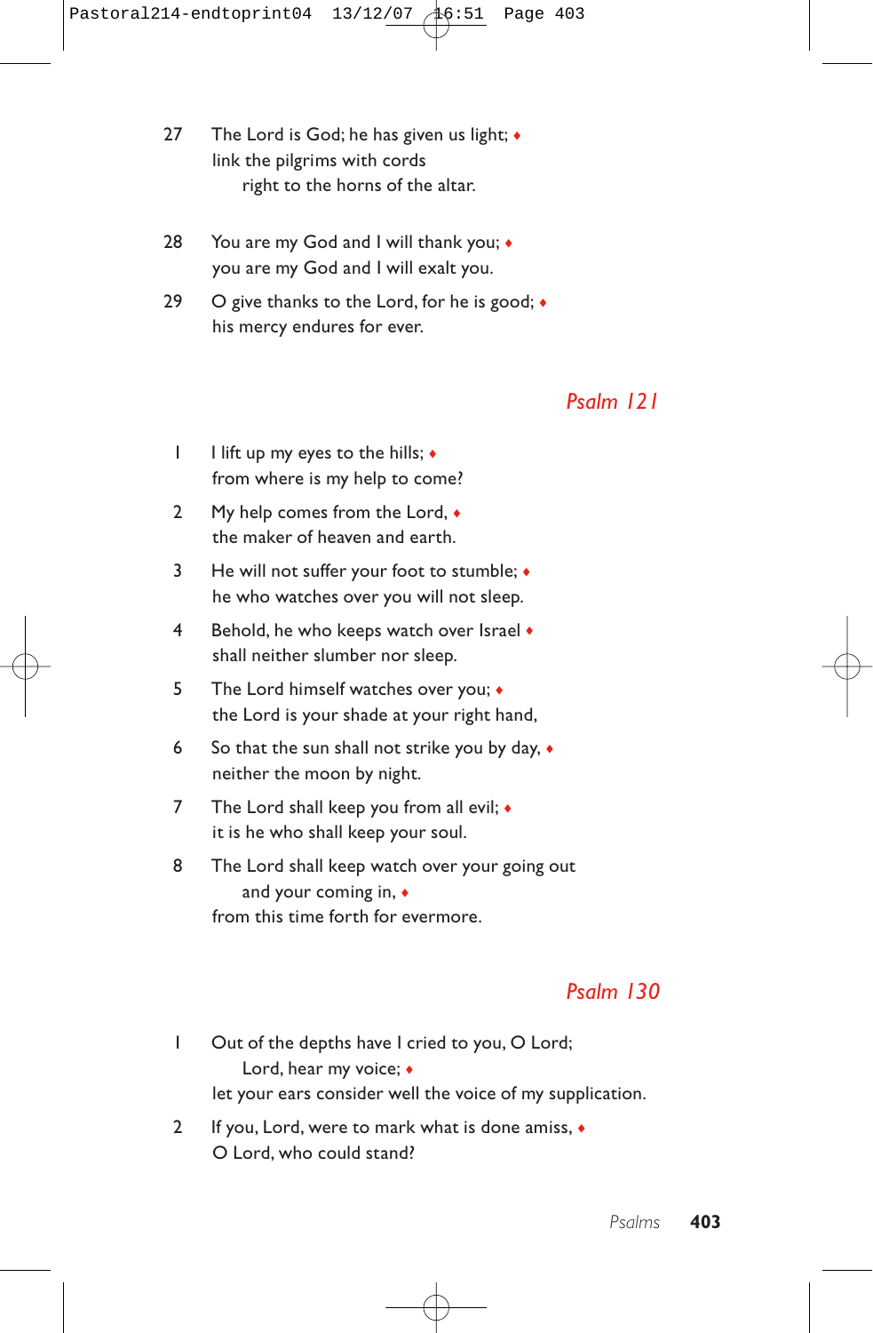27 The Lord is God; he has given us light; ♦
link the pilgrims with cords
    right to the horns of the altar.

28 You are my God and I will thank you; ♦
you are my God and I will exalt you.

29 O give thanks to the Lord, for he is good; ♦
his mercy endures for ever.

## *Psalm 121*

1 I lift up my eyes to the hills; ♦
from where is my help to come?

2 My help comes from the Lord, ♦
the maker of heaven and earth.

3 He will not suffer your foot to stumble; ♦
he who watches over you will not sleep.

4 Behold, he who keeps watch over Israel ♦
shall neither slumber nor sleep.

5 The Lord himself watches over you; ♦
the Lord is your shade at your right hand,

6 So that the sun shall not strike you by day, ♦
neither the moon by night.

7 The Lord shall keep you from all evil; ♦
it is he who shall keep your soul.

8 The Lord shall keep watch over your going out
    and your coming in, ♦
from this time forth for evermore.

## *Psalm 130*

1 Out of the depths have I cried to you, O Lord;
    Lord, hear my voice; ♦
let your ears consider well the voice of my supplication.

2 If you, Lord, were to mark what is done amiss, ♦
O Lord, who could stand?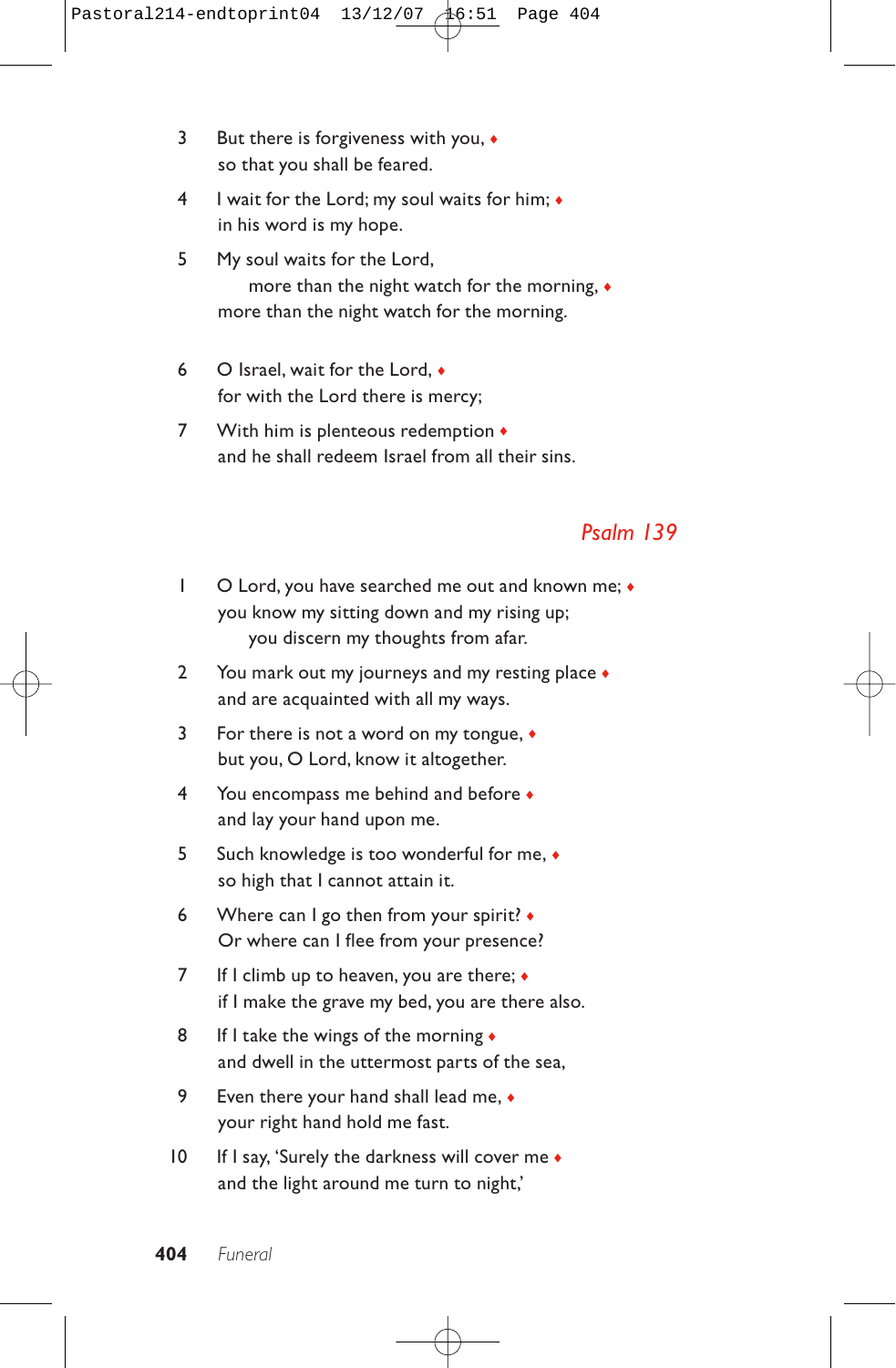3 But there is forgiveness with you, ♦
so that you shall be feared.

4 I wait for the Lord; my soul waits for him; ♦
in his word is my hope.

5 My soul waits for the Lord,
more than the night watch for the morning, ♦
more than the night watch for the morning.

6 O Israel, wait for the Lord, ♦
for with the Lord there is mercy;

7 With him is plenteous redemption ♦
and he shall redeem Israel from all their sins.

## *Psalm 139*

1 O Lord, you have searched me out and known me; ♦
you know my sitting down and my rising up;
you discern my thoughts from afar.

2 You mark out my journeys and my resting place ♦
and are acquainted with all my ways.

3 For there is not a word on my tongue, ♦
but you, O Lord, know it altogether.

4 You encompass me behind and before ♦
and lay your hand upon me.

5 Such knowledge is too wonderful for me, ♦
so high that I cannot attain it.

6 Where can I go then from your spirit? ♦
Or where can I flee from your presence?

7 If I climb up to heaven, you are there; ♦
if I make the grave my bed, you are there also.

8 If I take the wings of the morning ♦
and dwell in the uttermost parts of the sea,

9 Even there your hand shall lead me, ♦
your right hand hold me fast.

10 If I say, 'Surely the darkness will cover me ♦
and the light around me turn to night,'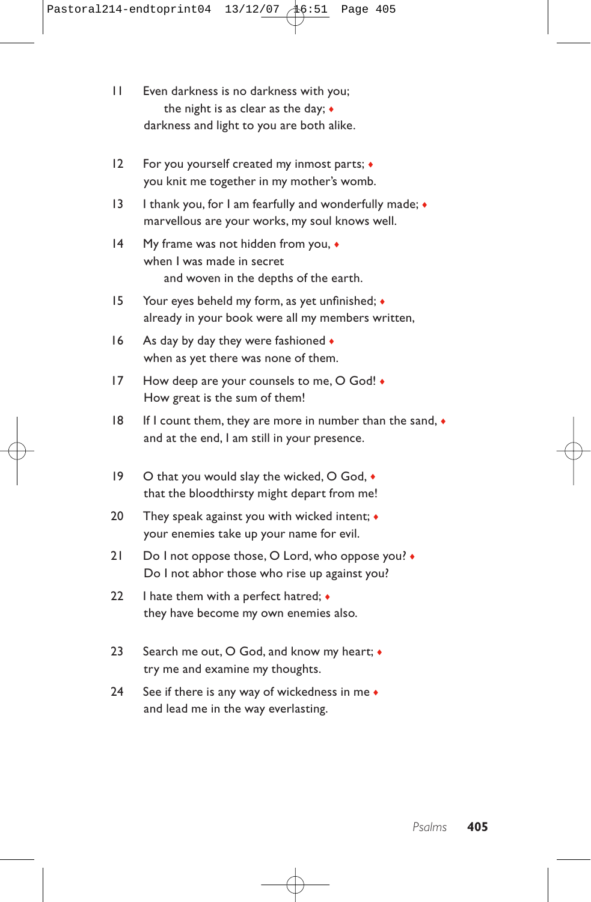11 Even darkness is no darkness with you;
  the night is as clear as the day; ♦
darkness and light to you are both alike.

12 For you yourself created my inmost parts; ♦
you knit me together in my mother's womb.

13 I thank you, for I am fearfully and wonderfully made; ♦
marvellous are your works, my soul knows well.

14 My frame was not hidden from you, ♦
when I was made in secret
  and woven in the depths of the earth.

15 Your eyes beheld my form, as yet unfinished; ♦
already in your book were all my members written,

16 As day by day they were fashioned ♦
when as yet there was none of them.

17 How deep are your counsels to me, O God! ♦
How great is the sum of them!

18 If I count them, they are more in number than the sand, ♦
and at the end, I am still in your presence.

19 O that you would slay the wicked, O God, ♦
that the bloodthirsty might depart from me!

20 They speak against you with wicked intent; ♦
your enemies take up your name for evil.

21 Do I not oppose those, O Lord, who oppose you? ♦
Do I not abhor those who rise up against you?

22 I hate them with a perfect hatred; ♦
they have become my own enemies also.

23 Search me out, O God, and know my heart; ♦
try me and examine my thoughts.

24 See if there is any way of wickedness in me ♦
and lead me in the way everlasting.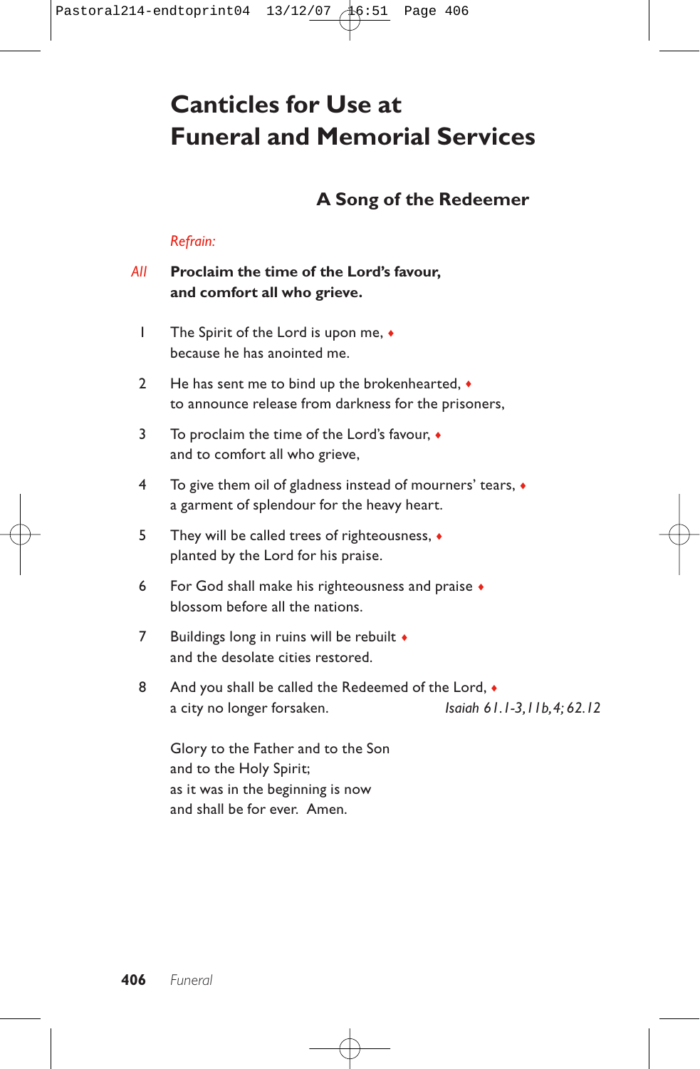# Canticles for Use at Funeral and Memorial Services

## A Song of the Redeemer

*Refrain:*

*All* **Proclaim the time of the Lord's favour,
and comfort all who grieve.**

1 The Spirit of the Lord is upon me, ♦
because he has anointed me.

2 He has sent me to bind up the brokenhearted, ♦
to announce release from darkness for the prisoners,

3 To proclaim the time of the Lord's favour, ♦
and to comfort all who grieve,

4 To give them oil of gladness instead of mourners' tears, ♦
a garment of splendour for the heavy heart.

5 They will be called trees of righteousness, ♦
planted by the Lord for his praise.

6 For God shall make his righteousness and praise ♦
blossom before all the nations.

7 Buildings long in ruins will be rebuilt ♦
and the desolate cities restored.

8 And you shall be called the Redeemed of the Lord, ♦
a city no longer forsaken. *Isaiah 61.1-3,11b,4; 62.12*

Glory to the Father and to the Son
and to the Holy Spirit;
as it was in the beginning is now
and shall be for ever. Amen.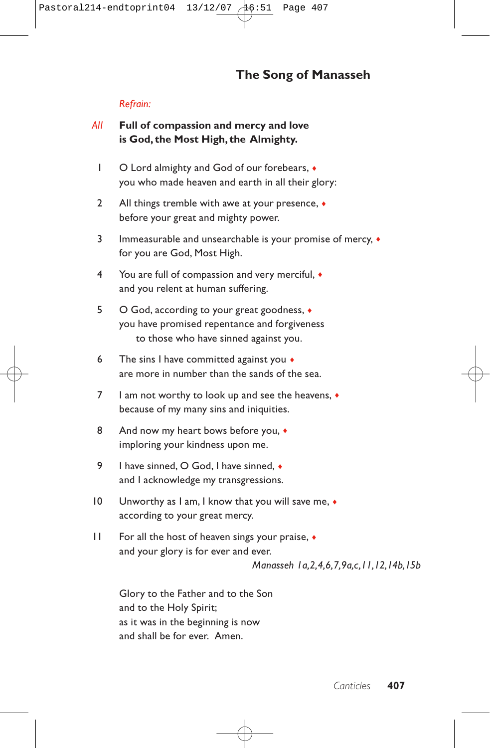## The Song of Manasseh

*Refrain:*

*All* **Full of compassion and mercy and love**
**is God, the Most High, the Almighty.**

1 O Lord almighty and God of our forebears, ♦
you who made heaven and earth in all their glory:

2 All things tremble with awe at your presence, ♦
before your great and mighty power.

3 Immeasurable and unsearchable is your promise of mercy, ♦
for you are God, Most High.

4 You are full of compassion and very merciful, ♦
and you relent at human suffering.

5 O God, according to your great goodness, ♦
you have promised repentance and forgiveness
to those who have sinned against you.

6 The sins I have committed against you ♦
are more in number than the sands of the sea.

7 I am not worthy to look up and see the heavens, ♦
because of my many sins and iniquities.

8 And now my heart bows before you, ♦
imploring your kindness upon me.

9 I have sinned, O God, I have sinned, ♦
and I acknowledge my transgressions.

10 Unworthy as I am, I know that you will save me, ♦
according to your great mercy.

11 For all the host of heaven sings your praise, ♦
and your glory is for ever and ever.

*Manasseh 1a,2,4,6,7,9a,c,11,12,14b,15b*

Glory to the Father and to the Son
and to the Holy Spirit;
as it was in the beginning is now
and shall be for ever. Amen.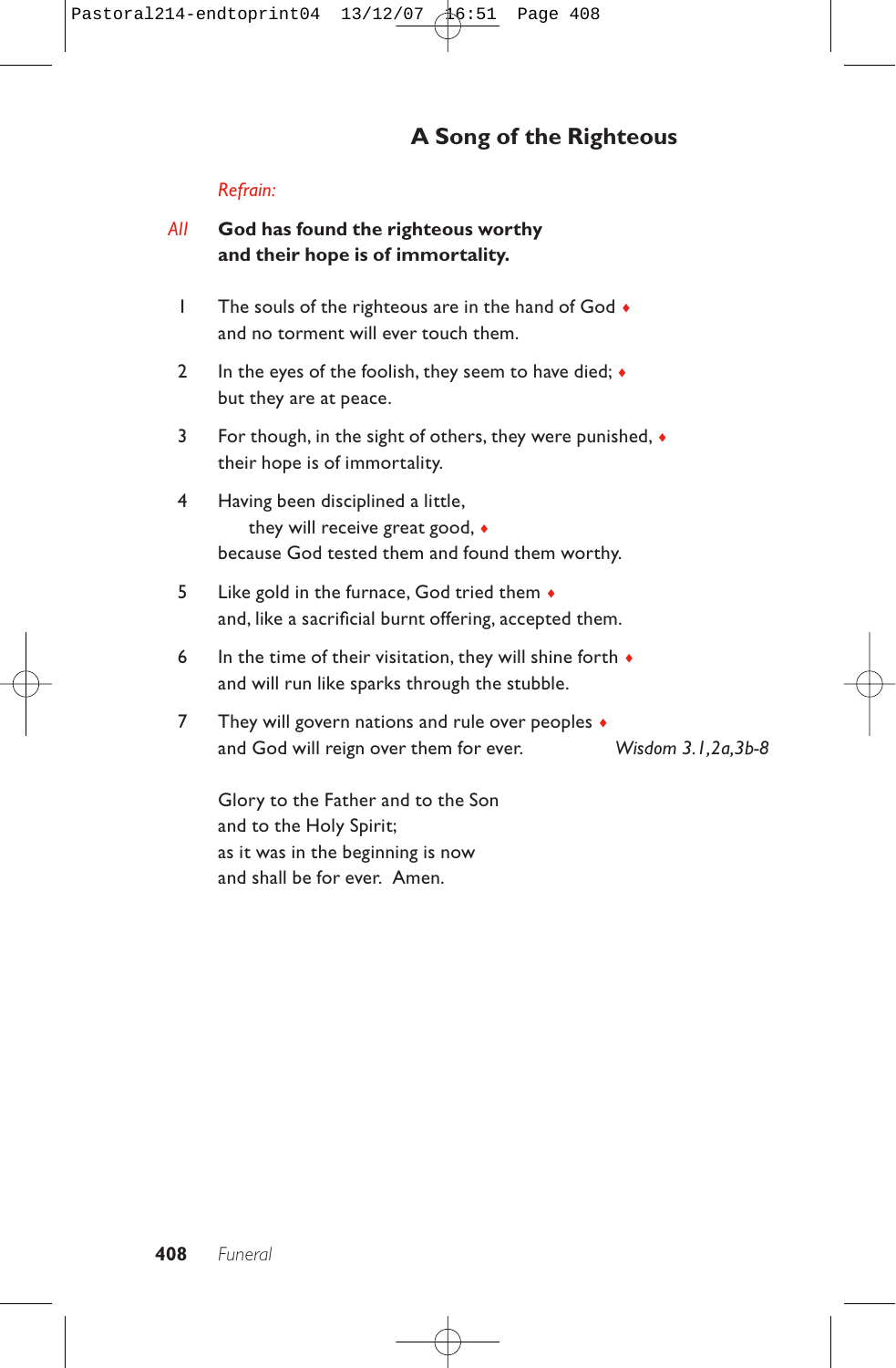## A Song of the Righteous

*Refrain:*

*All* **God has found the righteous worthy**
**and their hope is of immortality.**

1 The souls of the righteous are in the hand of God ♦
and no torment will ever touch them.

2 In the eyes of the foolish, they seem to have died; ♦
but they are at peace.

3 For though, in the sight of others, they were punished, ♦
their hope is of immortality.

4 Having been disciplined a little,
they will receive great good, ♦
because God tested them and found them worthy.

5 Like gold in the furnace, God tried them ♦
and, like a sacrificial burnt offering, accepted them.

6 In the time of their visitation, they will shine forth ♦
and will run like sparks through the stubble.

7 They will govern nations and rule over peoples ♦
and God will reign over them for ever. *Wisdom 3.1,2a,3b-8*

Glory to the Father and to the Son
and to the Holy Spirit;
as it was in the beginning is now
and shall be for ever. Amen.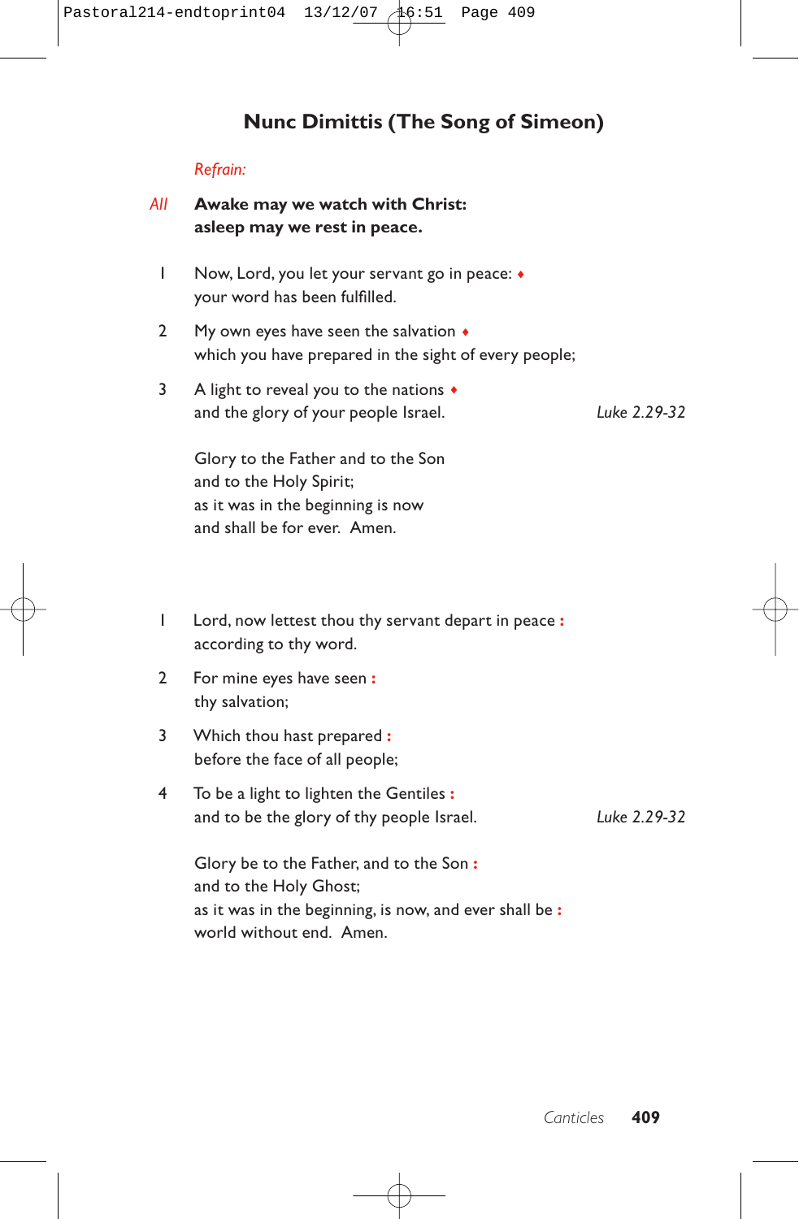## Nunc Dimittis (The Song of Simeon)

*Refrain:*

*All* **Awake may we watch with Christ:**
**asleep may we rest in peace.**

1 Now, Lord, you let your servant go in peace: ♦
your word has been fulfilled.

2 My own eyes have seen the salvation ♦
which you have prepared in the sight of every people;

3 A light to reveal you to the nations ♦
and the glory of your people Israel. *Luke 2.29-32*

Glory to the Father and to the Son
and to the Holy Spirit;
as it was in the beginning is now
and shall be for ever. Amen.

1 Lord, now lettest thou thy servant depart in peace :
according to thy word.

2 For mine eyes have seen :
thy salvation;

3 Which thou hast prepared :
before the face of all people;

4 To be a light to lighten the Gentiles :
and to be the glory of thy people Israel. *Luke 2.29-32*

Glory be to the Father, and to the Son :
and to the Holy Ghost;
as it was in the beginning, is now, and ever shall be :
world without end. Amen.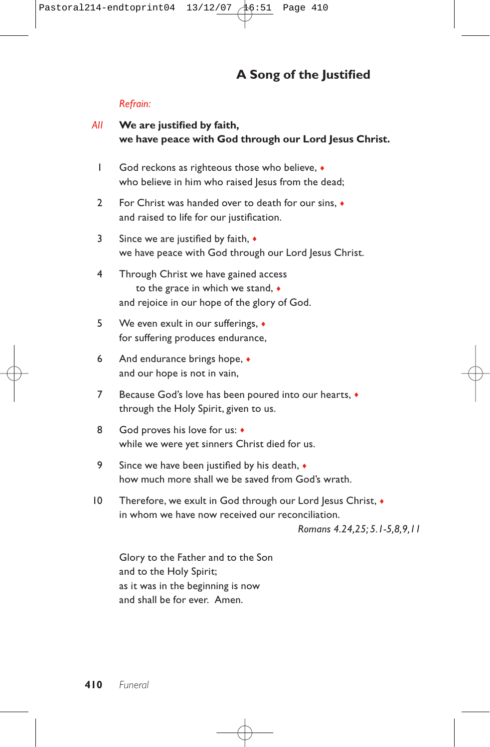## A Song of the Justified

*Refrain:*

*All* **We are justified by faith,
we have peace with God through our Lord Jesus Christ.**

1 God reckons as righteous those who believe, ♦
who believe in him who raised Jesus from the dead;

2 For Christ was handed over to death for our sins, ♦
and raised to life for our justification.

3 Since we are justified by faith, ♦
we have peace with God through our Lord Jesus Christ.

4 Through Christ we have gained access
to the grace in which we stand, ♦
and rejoice in our hope of the glory of God.

5 We even exult in our sufferings, ♦
for suffering produces endurance,

6 And endurance brings hope, ♦
and our hope is not in vain,

7 Because God's love has been poured into our hearts, ♦
through the Holy Spirit, given to us.

8 God proves his love for us: ♦
while we were yet sinners Christ died for us.

9 Since we have been justified by his death, ♦
how much more shall we be saved from God's wrath.

10 Therefore, we exult in God through our Lord Jesus Christ, ♦
in whom we have now received our reconciliation.

*Romans 4.24,25; 5.1-5,8,9,11*

Glory to the Father and to the Son
and to the Holy Spirit;
as it was in the beginning is now
and shall be for ever. Amen.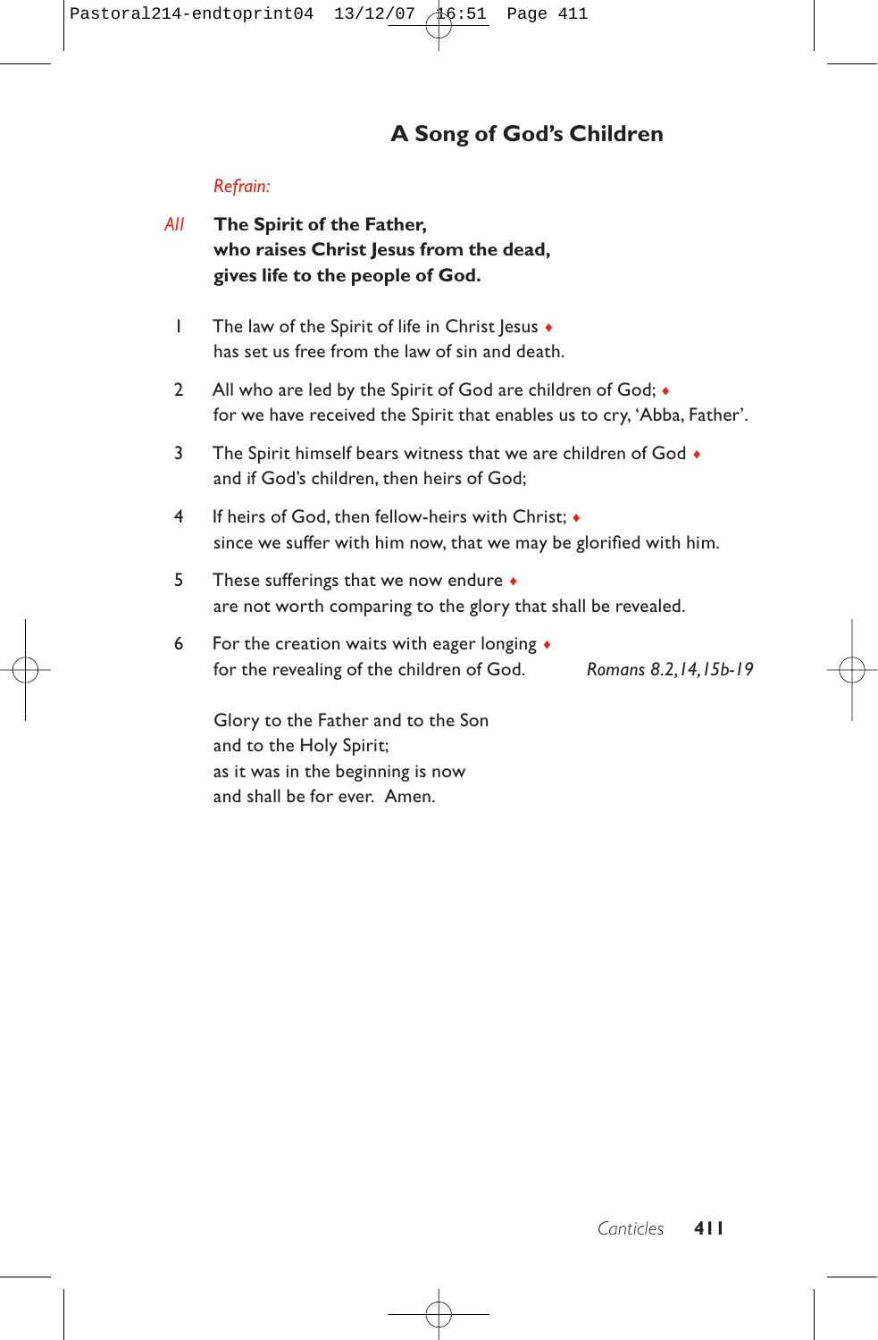## A Song of God's Children

*Refrain:*

*All* **The Spirit of the Father,**
**who raises Christ Jesus from the dead,**
**gives life to the people of God.**

1 The law of the Spirit of life in Christ Jesus ♦
has set us free from the law of sin and death.

2 All who are led by the Spirit of God are children of God; ♦
for we have received the Spirit that enables us to cry, 'Abba, Father'.

3 The Spirit himself bears witness that we are children of God ♦
and if God's children, then heirs of God;

4 If heirs of God, then fellow-heirs with Christ; ♦
since we suffer with him now, that we may be glorified with him.

5 These sufferings that we now endure ♦
are not worth comparing to the glory that shall be revealed.

6 For the creation waits with eager longing ♦
for the revealing of the children of God. *Romans 8.2,14,15b-19*

Glory to the Father and to the Son
and to the Holy Spirit;
as it was in the beginning is now
and shall be for ever. Amen.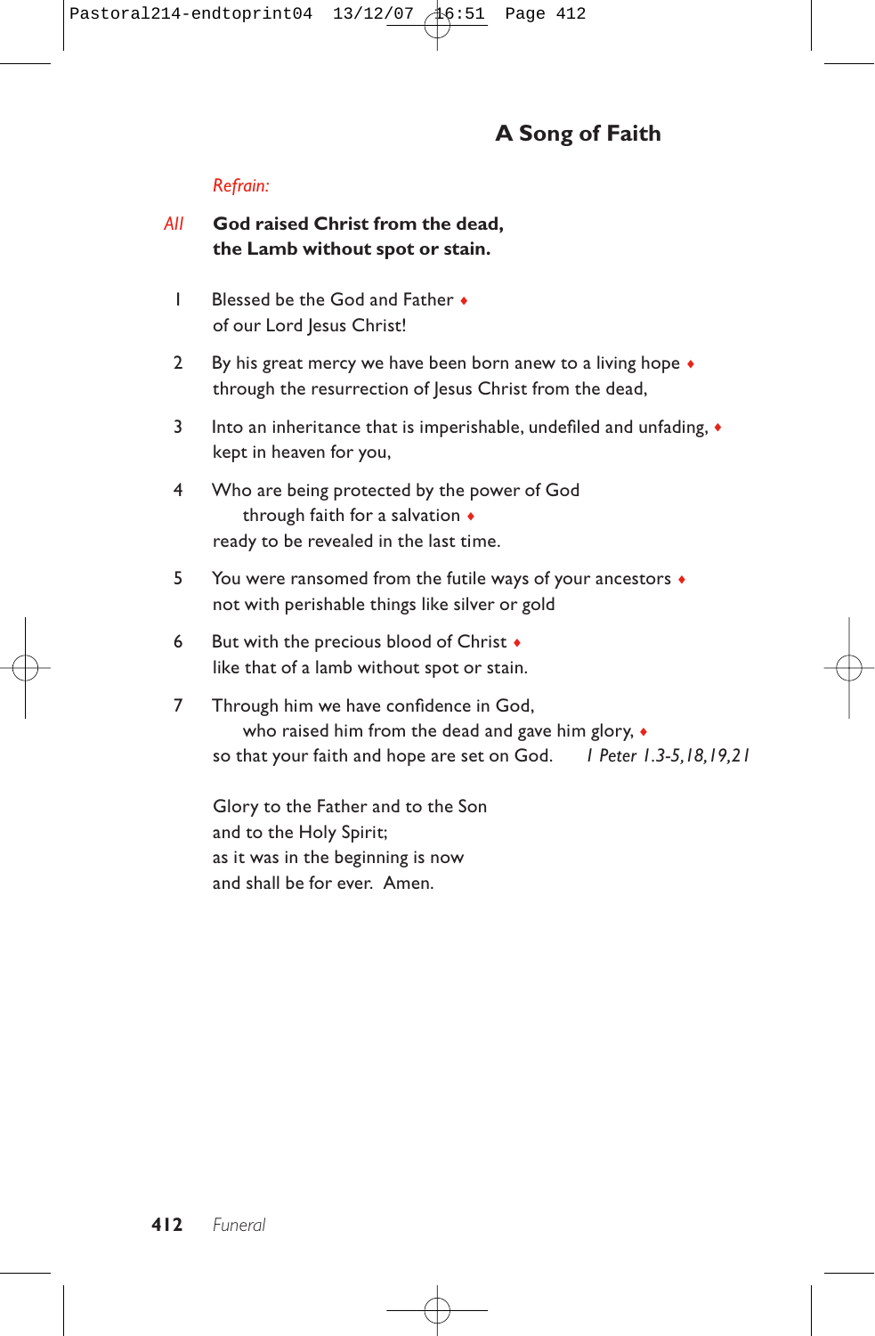## A Song of Faith

*Refrain:*

*All* **God raised Christ from the dead,**
**the Lamb without spot or stain.**

1 Blessed be the God and Father ♦
of our Lord Jesus Christ!

2 By his great mercy we have been born anew to a living hope ♦
through the resurrection of Jesus Christ from the dead,

3 Into an inheritance that is imperishable, undefiled and unfading, ♦
kept in heaven for you,

4 Who are being protected by the power of God
    through faith for a salvation ♦
ready to be revealed in the last time.

5 You were ransomed from the futile ways of your ancestors ♦
not with perishable things like silver or gold

6 But with the precious blood of Christ ♦
like that of a lamb without spot or stain.

7 Through him we have confidence in God,
    who raised him from the dead and gave him glory, ♦
so that your faith and hope are set on God. *1 Peter 1.3-5,18,19,21*

Glory to the Father and to the Son
and to the Holy Spirit;
as it was in the beginning is now
and shall be for ever. Amen.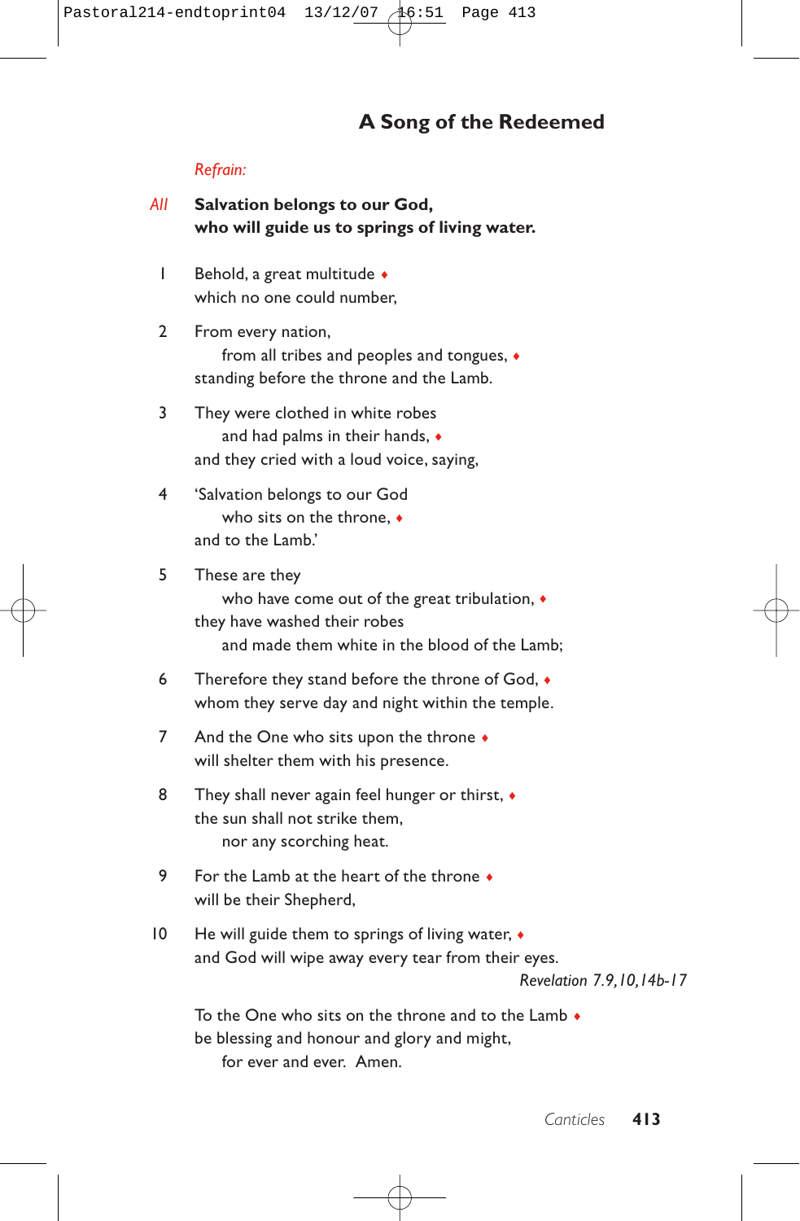## A Song of the Redeemed

*Refrain:*

*All* **Salvation belongs to our God,**
**who will guide us to springs of living water.**

1 Behold, a great multitude ♦
which no one could number,

2 From every nation,
from all tribes and peoples and tongues, ♦
standing before the throne and the Lamb.

3 They were clothed in white robes
and had palms in their hands, ♦
and they cried with a loud voice, saying,

4 'Salvation belongs to our God
who sits on the throne, ♦
and to the Lamb.'

5 These are they
who have come out of the great tribulation, ♦
they have washed their robes
and made them white in the blood of the Lamb;

6 Therefore they stand before the throne of God, ♦
whom they serve day and night within the temple.

7 And the One who sits upon the throne ♦
will shelter them with his presence.

8 They shall never again feel hunger or thirst, ♦
the sun shall not strike them,
nor any scorching heat.

9 For the Lamb at the heart of the throne ♦
will be their Shepherd,

10 He will guide them to springs of living water, ♦
and God will wipe away every tear from their eyes.

*Revelation 7.9,10,14b-17*

To the One who sits on the throne and to the Lamb ♦
be blessing and honour and glory and might,
for ever and ever. Amen.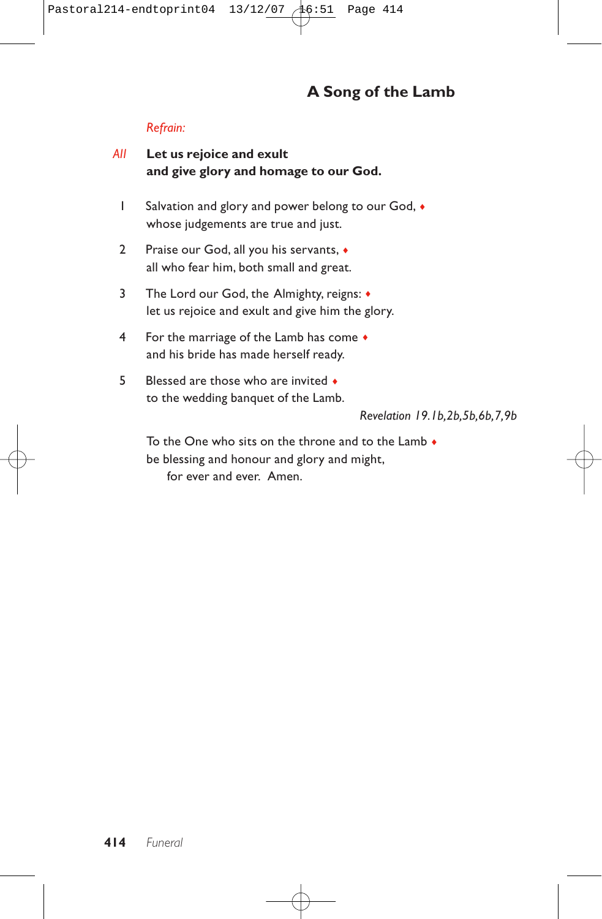## A Song of the Lamb

*Refrain:*

*All* **Let us rejoice and exult**
**and give glory and homage to our God.**

1 Salvation and glory and power belong to our God, ♦
whose judgements are true and just.

2 Praise our God, all you his servants, ♦
all who fear him, both small and great.

3 The Lord our God, the Almighty, reigns: ♦
let us rejoice and exult and give him the glory.

4 For the marriage of the Lamb has come ♦
and his bride has made herself ready.

5 Blessed are those who are invited ♦
to the wedding banquet of the Lamb.

*Revelation 19.1b,2b,5b,6b,7,9b*

To the One who sits on the throne and to the Lamb ♦
be blessing and honour and glory and might,
for ever and ever. Amen.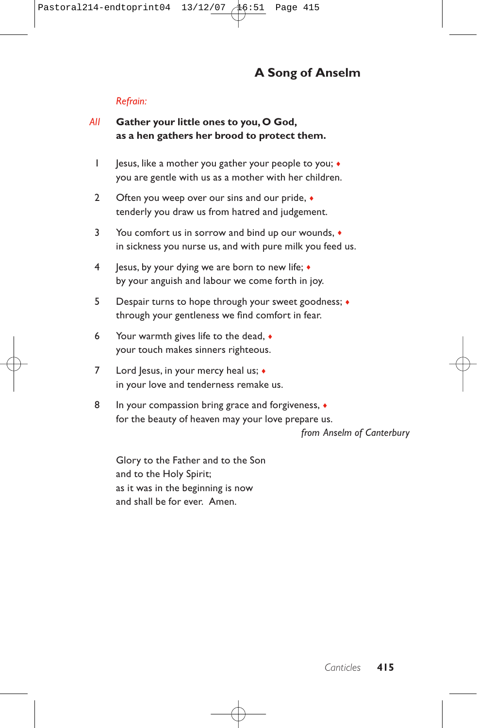## A Song of Anselm

*Refrain:*

*All* **Gather your little ones to you, O God,
as a hen gathers her brood to protect them.**

1 Jesus, like a mother you gather your people to you; ♦
you are gentle with us as a mother with her children.

2 Often you weep over our sins and our pride, ♦
tenderly you draw us from hatred and judgement.

3 You comfort us in sorrow and bind up our wounds, ♦
in sickness you nurse us, and with pure milk you feed us.

4 Jesus, by your dying we are born to new life; ♦
by your anguish and labour we come forth in joy.

5 Despair turns to hope through your sweet goodness; ♦
through your gentleness we find comfort in fear.

6 Your warmth gives life to the dead, ♦
your touch makes sinners righteous.

7 Lord Jesus, in your mercy heal us; ♦
in your love and tenderness remake us.

8 In your compassion bring grace and forgiveness, ♦
for the beauty of heaven may your love prepare us.

*from Anselm of Canterbury*

Glory to the Father and to the Son
and to the Holy Spirit;
as it was in the beginning is now
and shall be for ever. Amen.